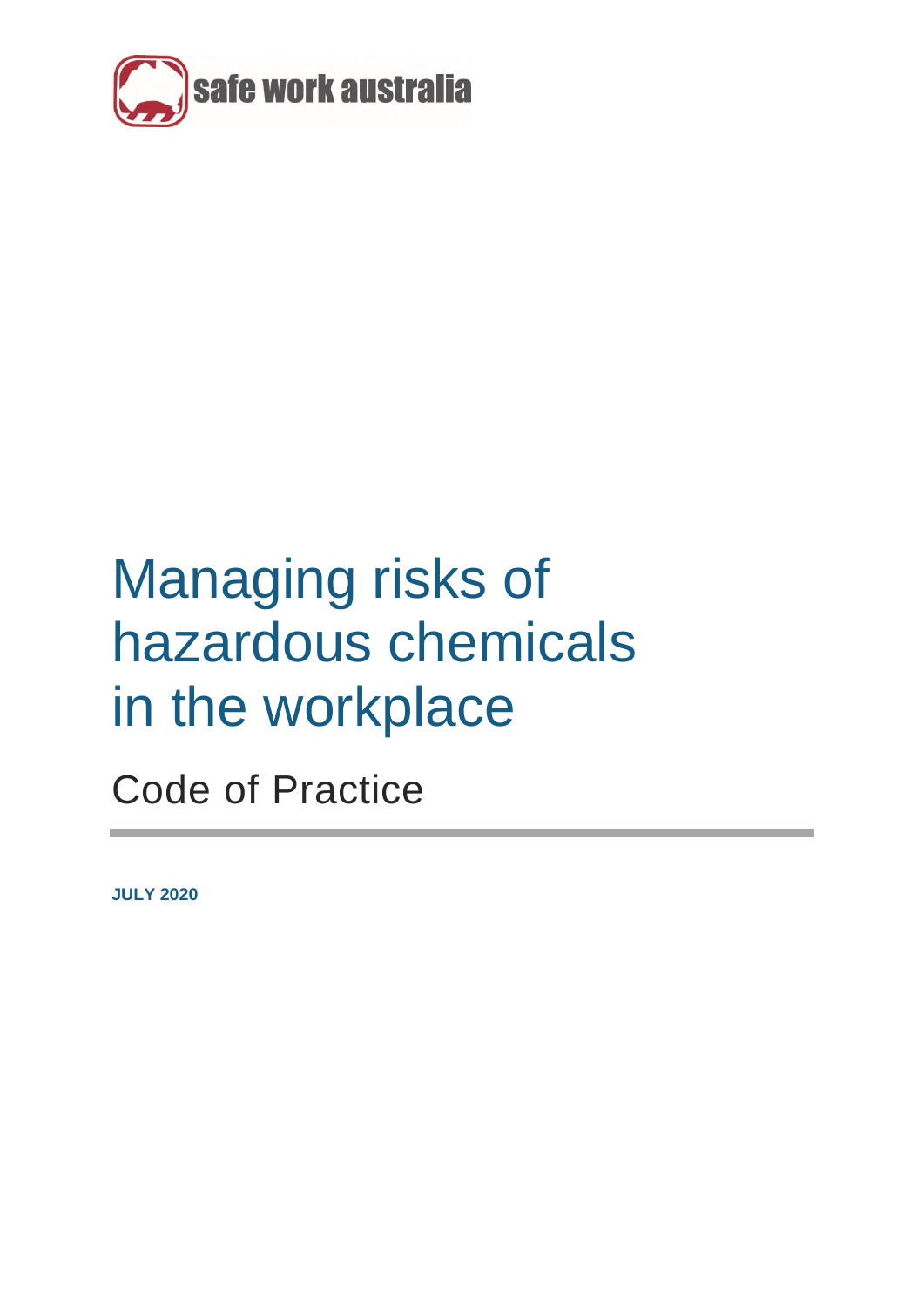safe work australia

# Managing risks of hazardous chemicals in the workplace

## Code of Practice

**JULY 2020**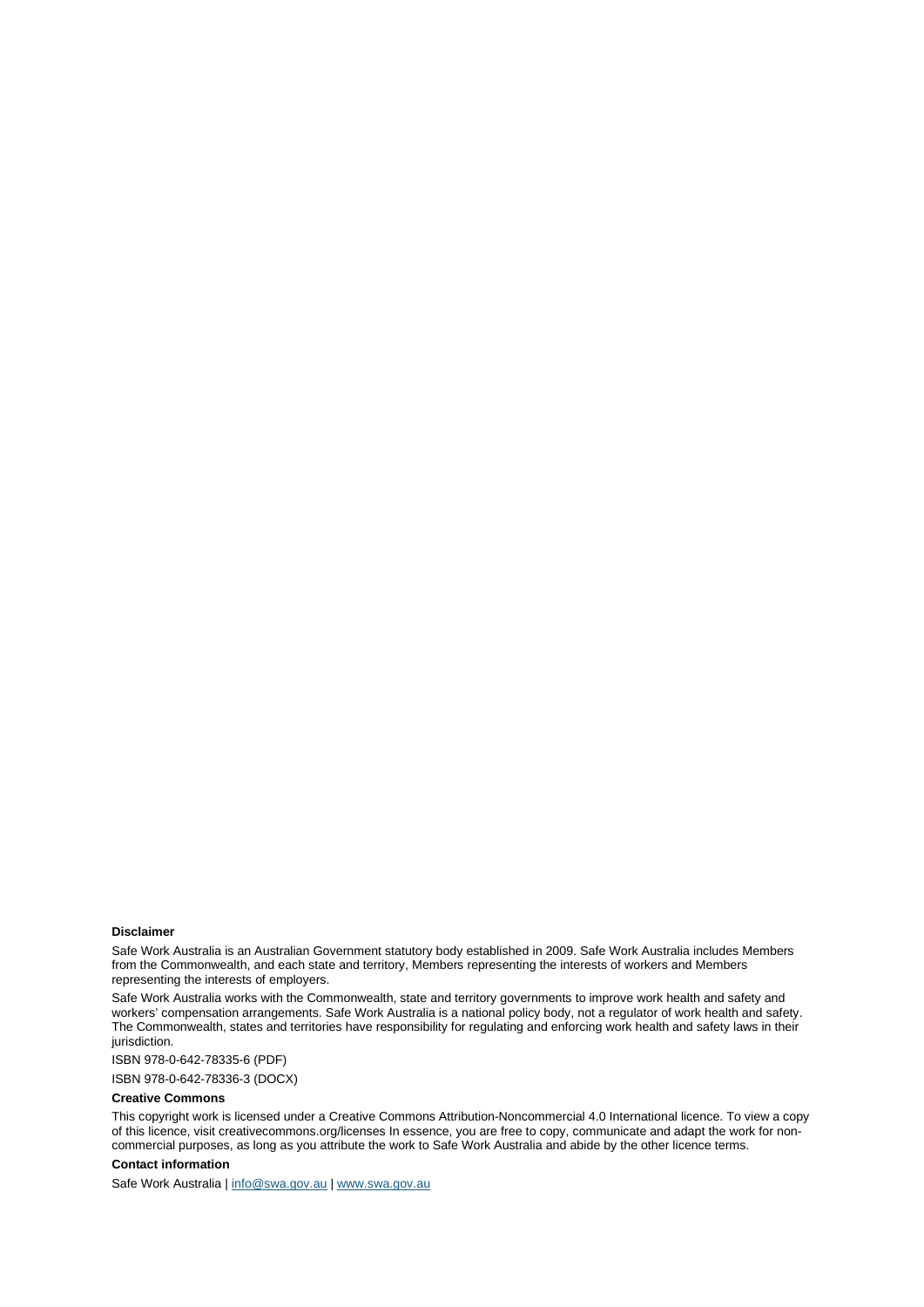**Disclaimer**

Safe Work Australia is an Australian Government statutory body established in 2009. Safe Work Australia includes Members from the Commonwealth, and each state and territory, Members representing the interests of workers and Members representing the interests of employers.

Safe Work Australia works with the Commonwealth, state and territory governments to improve work health and safety and workers' compensation arrangements. Safe Work Australia is a national policy body, not a regulator of work health and safety. The Commonwealth, states and territories have responsibility for regulating and enforcing work health and safety laws in their jurisdiction.

ISBN 978-0-642-78335-6 (PDF)

ISBN 978-0-642-78336-3 (DOCX)

**Creative Commons**

This copyright work is licensed under a Creative Commons Attribution-Noncommercial 4.0 International licence. To view a copy of this licence, visit creativecommons.org/licenses In essence, you are free to copy, communicate and adapt the work for non-commercial purposes, as long as you attribute the work to Safe Work Australia and abide by the other licence terms.

**Contact information**

Safe Work Australia | info@swa.gov.au | www.swa.gov.au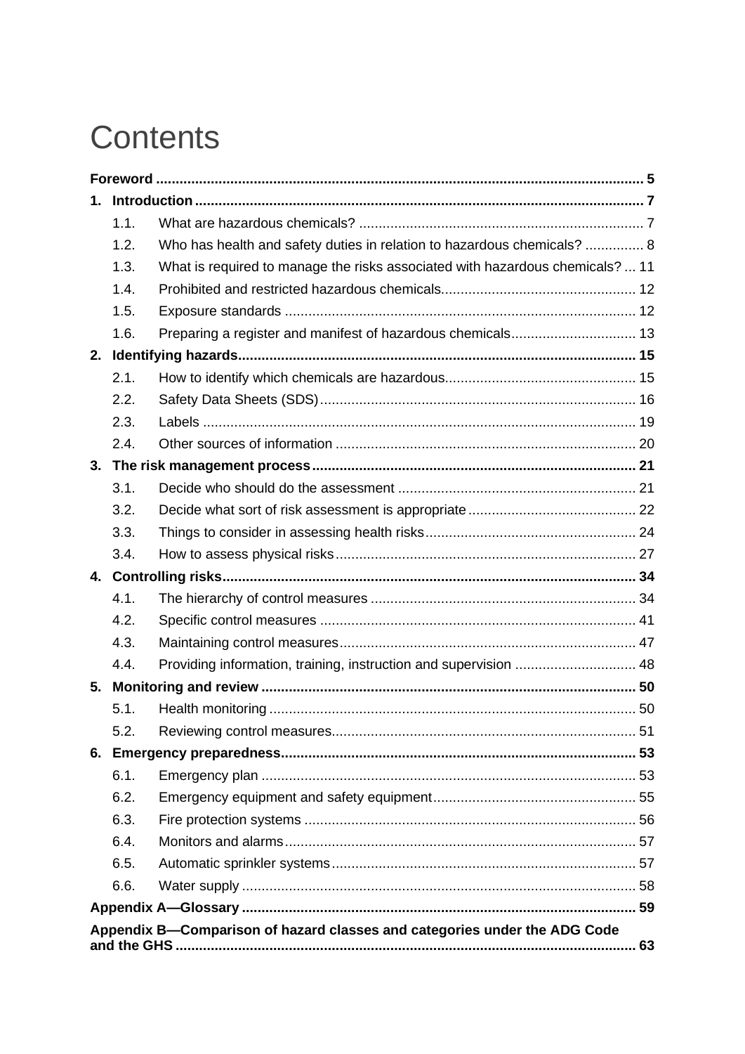# Contents

- **Foreword** 5
- **1. Introduction** 7
  - 1.1. What are hazardous chemicals? 7
  - 1.2. Who has health and safety duties in relation to hazardous chemicals? 8
  - 1.3. What is required to manage the risks associated with hazardous chemicals? 11
  - 1.4. Prohibited and restricted hazardous chemicals 12
  - 1.5. Exposure standards 12
  - 1.6. Preparing a register and manifest of hazardous chemicals 13
- **2. Identifying hazards** 15
  - 2.1. How to identify which chemicals are hazardous 15
  - 2.2. Safety Data Sheets (SDS) 16
  - 2.3. Labels 19
  - 2.4. Other sources of information 20
- **3. The risk management process** 21
  - 3.1. Decide who should do the assessment 21
  - 3.2. Decide what sort of risk assessment is appropriate 22
  - 3.3. Things to consider in assessing health risks 24
  - 3.4. How to assess physical risks 27
- **4. Controlling risks** 34
  - 4.1. The hierarchy of control measures 34
  - 4.2. Specific control measures 41
  - 4.3. Maintaining control measures 47
  - 4.4. Providing information, training, instruction and supervision 48
- **5. Monitoring and review** 50
  - 5.1. Health monitoring 50
  - 5.2. Reviewing control measures 51
- **6. Emergency preparedness** 53
  - 6.1. Emergency plan 53
  - 6.2. Emergency equipment and safety equipment 55
  - 6.3. Fire protection systems 56
  - 6.4. Monitors and alarms 57
  - 6.5. Automatic sprinkler systems 57
  - 6.6. Water supply 58
- **Appendix A—Glossary** 59
- **Appendix B—Comparison of hazard classes and categories under the ADG Code and the GHS** 63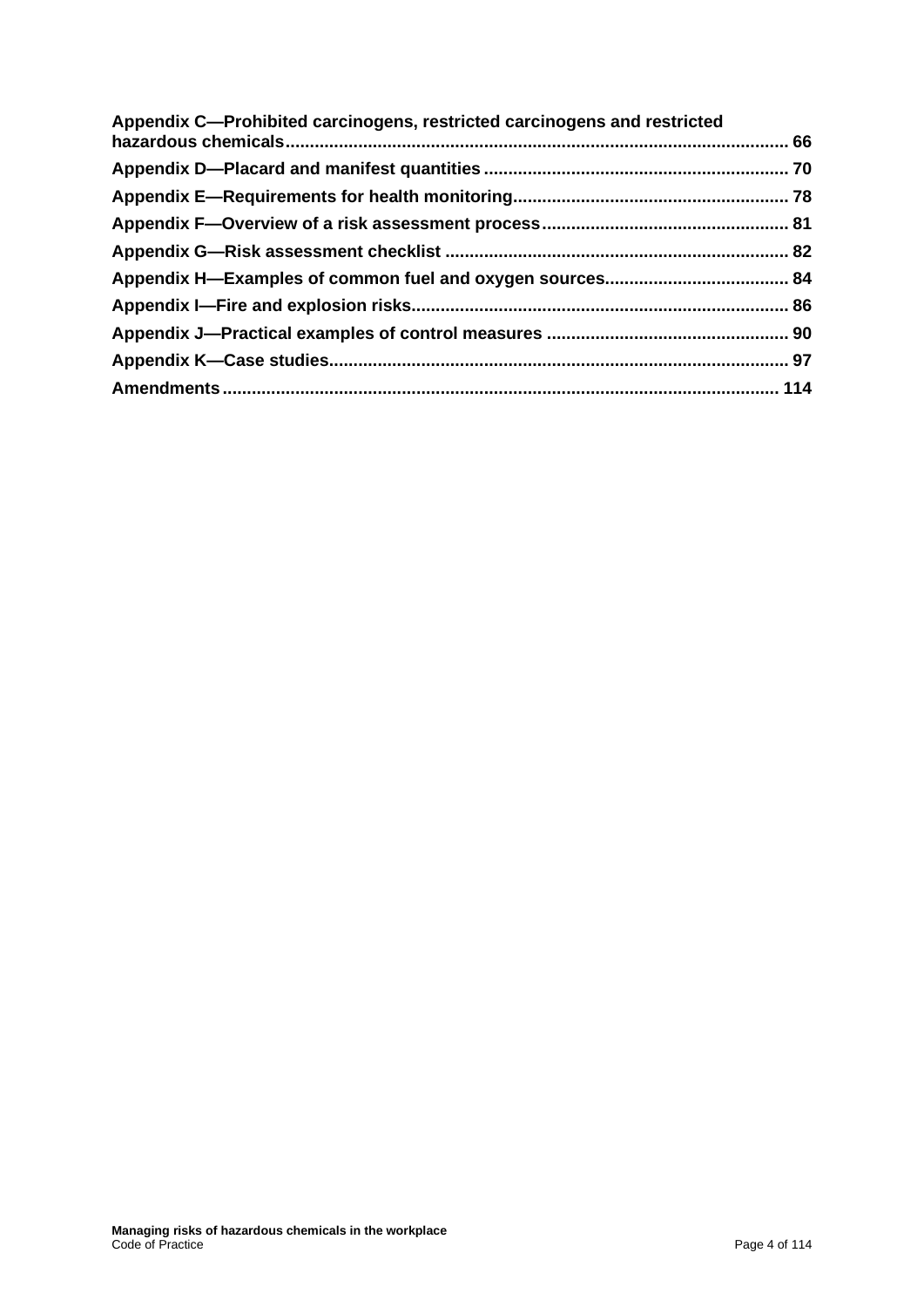**Appendix C—Prohibited carcinogens, restricted carcinogens and restricted hazardous chemicals ..... 66**

**Appendix D—Placard and manifest quantities ..... 70**

**Appendix E—Requirements for health monitoring ..... 78**

**Appendix F—Overview of a risk assessment process ..... 81**

**Appendix G—Risk assessment checklist ..... 82**

**Appendix H—Examples of common fuel and oxygen sources ..... 84**

**Appendix I—Fire and explosion risks ..... 86**

**Appendix J—Practical examples of control measures ..... 90**

**Appendix K—Case studies ..... 97**

**Amendments ..... 114**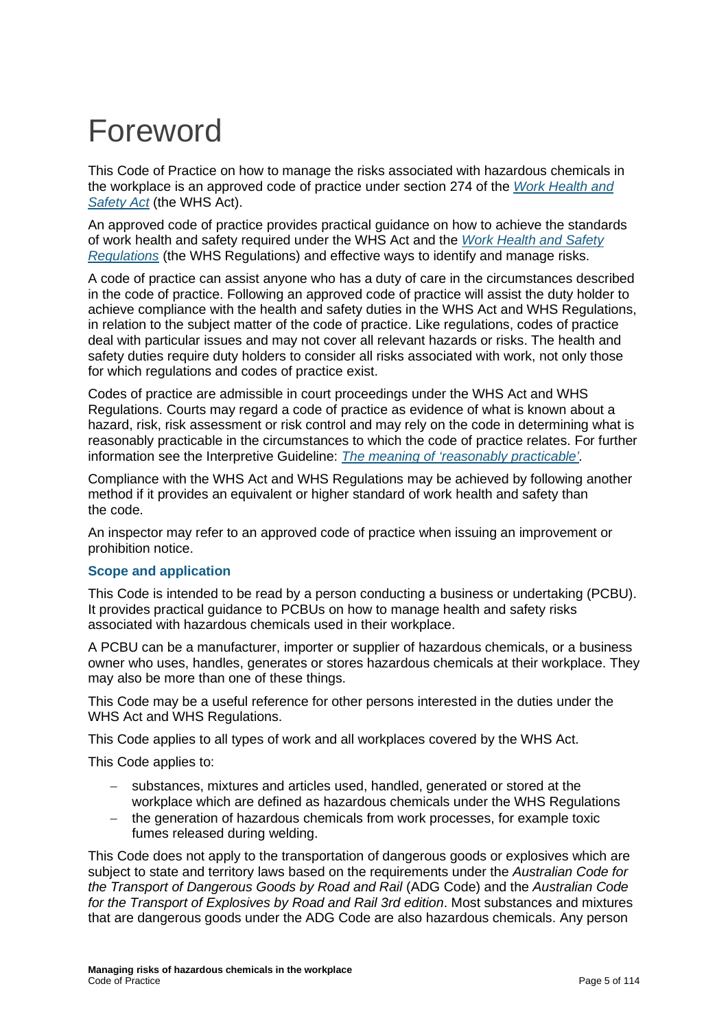# Foreword

This Code of Practice on how to manage the risks associated with hazardous chemicals in the workplace is an approved code of practice under section 274 of the [*Work Health and Safety Act*]() (the WHS Act).

An approved code of practice provides practical guidance on how to achieve the standards of work health and safety required under the WHS Act and the [*Work Health and Safety Regulations*]() (the WHS Regulations) and effective ways to identify and manage risks.

A code of practice can assist anyone who has a duty of care in the circumstances described in the code of practice. Following an approved code of practice will assist the duty holder to achieve compliance with the health and safety duties in the WHS Act and WHS Regulations, in relation to the subject matter of the code of practice. Like regulations, codes of practice deal with particular issues and may not cover all relevant hazards or risks. The health and safety duties require duty holders to consider all risks associated with work, not only those for which regulations and codes of practice exist.

Codes of practice are admissible in court proceedings under the WHS Act and WHS Regulations. Courts may regard a code of practice as evidence of what is known about a hazard, risk, risk assessment or risk control and may rely on the code in determining what is reasonably practicable in the circumstances to which the code of practice relates. For further information see the Interpretive Guideline: [*The meaning of 'reasonably practicable'*]().

Compliance with the WHS Act and WHS Regulations may be achieved by following another method if it provides an equivalent or higher standard of work health and safety than the code.

An inspector may refer to an approved code of practice when issuing an improvement or prohibition notice.

### Scope and application

This Code is intended to be read by a person conducting a business or undertaking (PCBU). It provides practical guidance to PCBUs on how to manage health and safety risks associated with hazardous chemicals used in their workplace.

A PCBU can be a manufacturer, importer or supplier of hazardous chemicals, or a business owner who uses, handles, generates or stores hazardous chemicals at their workplace. They may also be more than one of these things.

This Code may be a useful reference for other persons interested in the duties under the WHS Act and WHS Regulations.

This Code applies to all types of work and all workplaces covered by the WHS Act.

This Code applies to:

- substances, mixtures and articles used, handled, generated or stored at the workplace which are defined as hazardous chemicals under the WHS Regulations
- the generation of hazardous chemicals from work processes, for example toxic fumes released during welding.

This Code does not apply to the transportation of dangerous goods or explosives which are subject to state and territory laws based on the requirements under the *Australian Code for the Transport of Dangerous Goods by Road and Rail* (ADG Code) and the *Australian Code for the Transport of Explosives by Road and Rail 3rd edition*. Most substances and mixtures that are dangerous goods under the ADG Code are also hazardous chemicals. Any person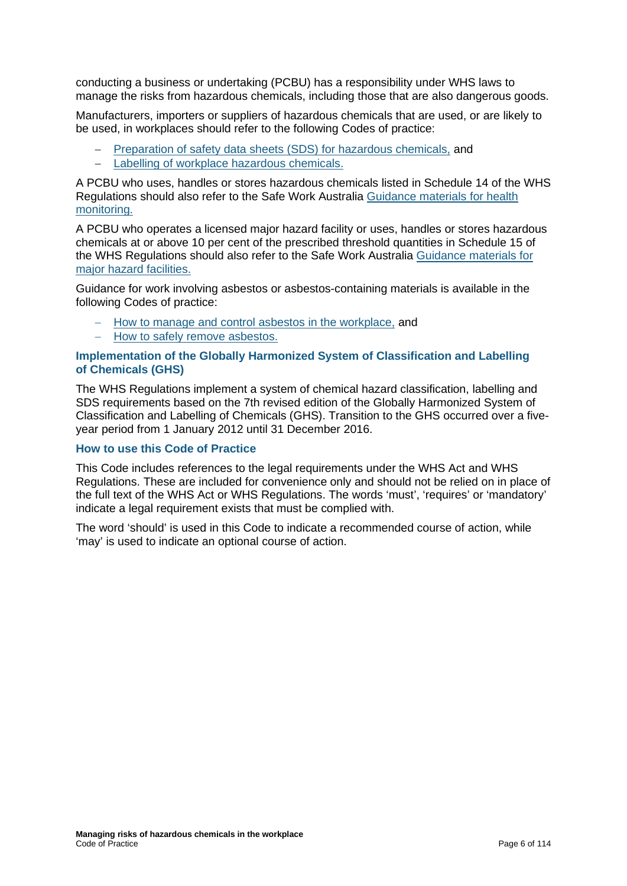conducting a business or undertaking (PCBU) has a responsibility under WHS laws to manage the risks from hazardous chemicals, including those that are also dangerous goods.

Manufacturers, importers or suppliers of hazardous chemicals that are used, or are likely to be used, in workplaces should refer to the following Codes of practice:

- Preparation of safety data sheets (SDS) for hazardous chemicals, and
- Labelling of workplace hazardous chemicals.

A PCBU who uses, handles or stores hazardous chemicals listed in Schedule 14 of the WHS Regulations should also refer to the Safe Work Australia Guidance materials for health monitoring.

A PCBU who operates a licensed major hazard facility or uses, handles or stores hazardous chemicals at or above 10 per cent of the prescribed threshold quantities in Schedule 15 of the WHS Regulations should also refer to the Safe Work Australia Guidance materials for major hazard facilities.

Guidance for work involving asbestos or asbestos-containing materials is available in the following Codes of practice:

- How to manage and control asbestos in the workplace, and
- How to safely remove asbestos.

### Implementation of the Globally Harmonized System of Classification and Labelling of Chemicals (GHS)

The WHS Regulations implement a system of chemical hazard classification, labelling and SDS requirements based on the 7th revised edition of the Globally Harmonized System of Classification and Labelling of Chemicals (GHS). Transition to the GHS occurred over a five-year period from 1 January 2012 until 31 December 2016.

### How to use this Code of Practice

This Code includes references to the legal requirements under the WHS Act and WHS Regulations. These are included for convenience only and should not be relied on in place of the full text of the WHS Act or WHS Regulations. The words 'must', 'requires' or 'mandatory' indicate a legal requirement exists that must be complied with.

The word 'should' is used in this Code to indicate a recommended course of action, while 'may' is used to indicate an optional course of action.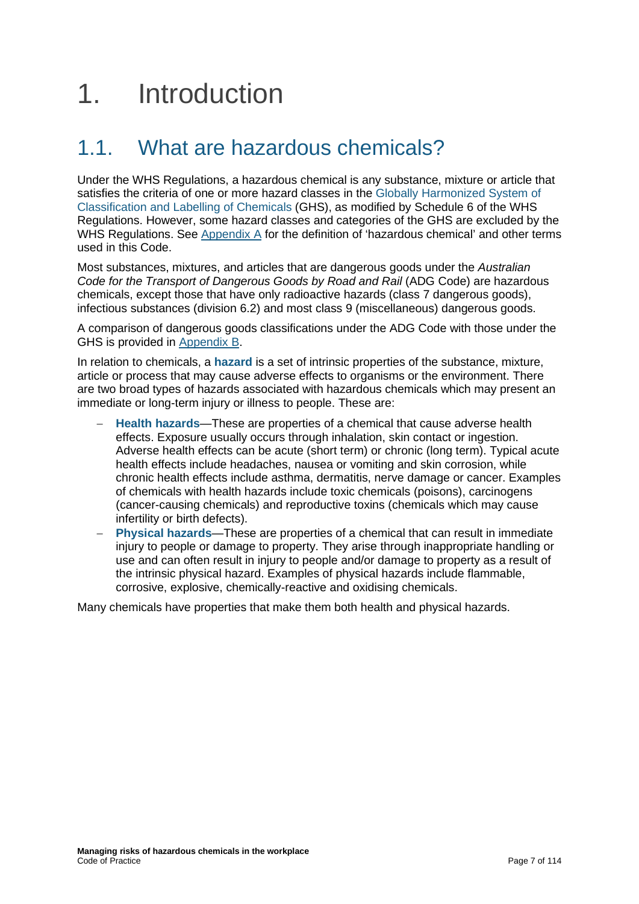# 1. Introduction

## 1.1. What are hazardous chemicals?

Under the WHS Regulations, a hazardous chemical is any substance, mixture or article that satisfies the criteria of one or more hazard classes in the Globally Harmonized System of Classification and Labelling of Chemicals (GHS), as modified by Schedule 6 of the WHS Regulations. However, some hazard classes and categories of the GHS are excluded by the WHS Regulations. See Appendix A for the definition of 'hazardous chemical' and other terms used in this Code.

Most substances, mixtures, and articles that are dangerous goods under the *Australian Code for the Transport of Dangerous Goods by Road and Rail* (ADG Code) are hazardous chemicals, except those that have only radioactive hazards (class 7 dangerous goods), infectious substances (division 6.2) and most class 9 (miscellaneous) dangerous goods.

A comparison of dangerous goods classifications under the ADG Code with those under the GHS is provided in Appendix B.

In relation to chemicals, a **hazard** is a set of intrinsic properties of the substance, mixture, article or process that may cause adverse effects to organisms or the environment. There are two broad types of hazards associated with hazardous chemicals which may present an immediate or long-term injury or illness to people. These are:

- **Health hazards**—These are properties of a chemical that cause adverse health effects. Exposure usually occurs through inhalation, skin contact or ingestion. Adverse health effects can be acute (short term) or chronic (long term). Typical acute health effects include headaches, nausea or vomiting and skin corrosion, while chronic health effects include asthma, dermatitis, nerve damage or cancer. Examples of chemicals with health hazards include toxic chemicals (poisons), carcinogens (cancer-causing chemicals) and reproductive toxins (chemicals which may cause infertility or birth defects).
- **Physical hazards**—These are properties of a chemical that can result in immediate injury to people or damage to property. They arise through inappropriate handling or use and can often result in injury to people and/or damage to property as a result of the intrinsic physical hazard. Examples of physical hazards include flammable, corrosive, explosive, chemically-reactive and oxidising chemicals.

Many chemicals have properties that make them both health and physical hazards.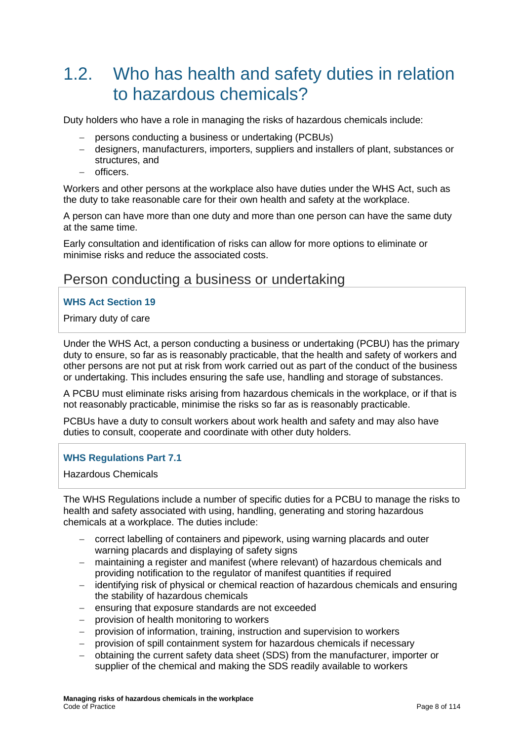## 1.2. Who has health and safety duties in relation to hazardous chemicals?

Duty holders who have a role in managing the risks of hazardous chemicals include:

- persons conducting a business or undertaking (PCBUs)
- designers, manufacturers, importers, suppliers and installers of plant, substances or structures, and
- officers.

Workers and other persons at the workplace also have duties under the WHS Act, such as the duty to take reasonable care for their own health and safety at the workplace.

A person can have more than one duty and more than one person can have the same duty at the same time.

Early consultation and identification of risks can allow for more options to eliminate or minimise risks and reduce the associated costs.

### Person conducting a business or undertaking

**WHS Act Section 19**

Primary duty of care

Under the WHS Act, a person conducting a business or undertaking (PCBU) has the primary duty to ensure, so far as is reasonably practicable, that the health and safety of workers and other persons are not put at risk from work carried out as part of the conduct of the business or undertaking. This includes ensuring the safe use, handling and storage of substances.

A PCBU must eliminate risks arising from hazardous chemicals in the workplace, or if that is not reasonably practicable, minimise the risks so far as is reasonably practicable.

PCBUs have a duty to consult workers about work health and safety and may also have duties to consult, cooperate and coordinate with other duty holders.

**WHS Regulations Part 7.1**

Hazardous Chemicals

The WHS Regulations include a number of specific duties for a PCBU to manage the risks to health and safety associated with using, handling, generating and storing hazardous chemicals at a workplace. The duties include:

- correct labelling of containers and pipework, using warning placards and outer warning placards and displaying of safety signs
- maintaining a register and manifest (where relevant) of hazardous chemicals and providing notification to the regulator of manifest quantities if required
- identifying risk of physical or chemical reaction of hazardous chemicals and ensuring the stability of hazardous chemicals
- ensuring that exposure standards are not exceeded
- provision of health monitoring to workers
- provision of information, training, instruction and supervision to workers
- provision of spill containment system for hazardous chemicals if necessary
- obtaining the current safety data sheet (SDS) from the manufacturer, importer or supplier of the chemical and making the SDS readily available to workers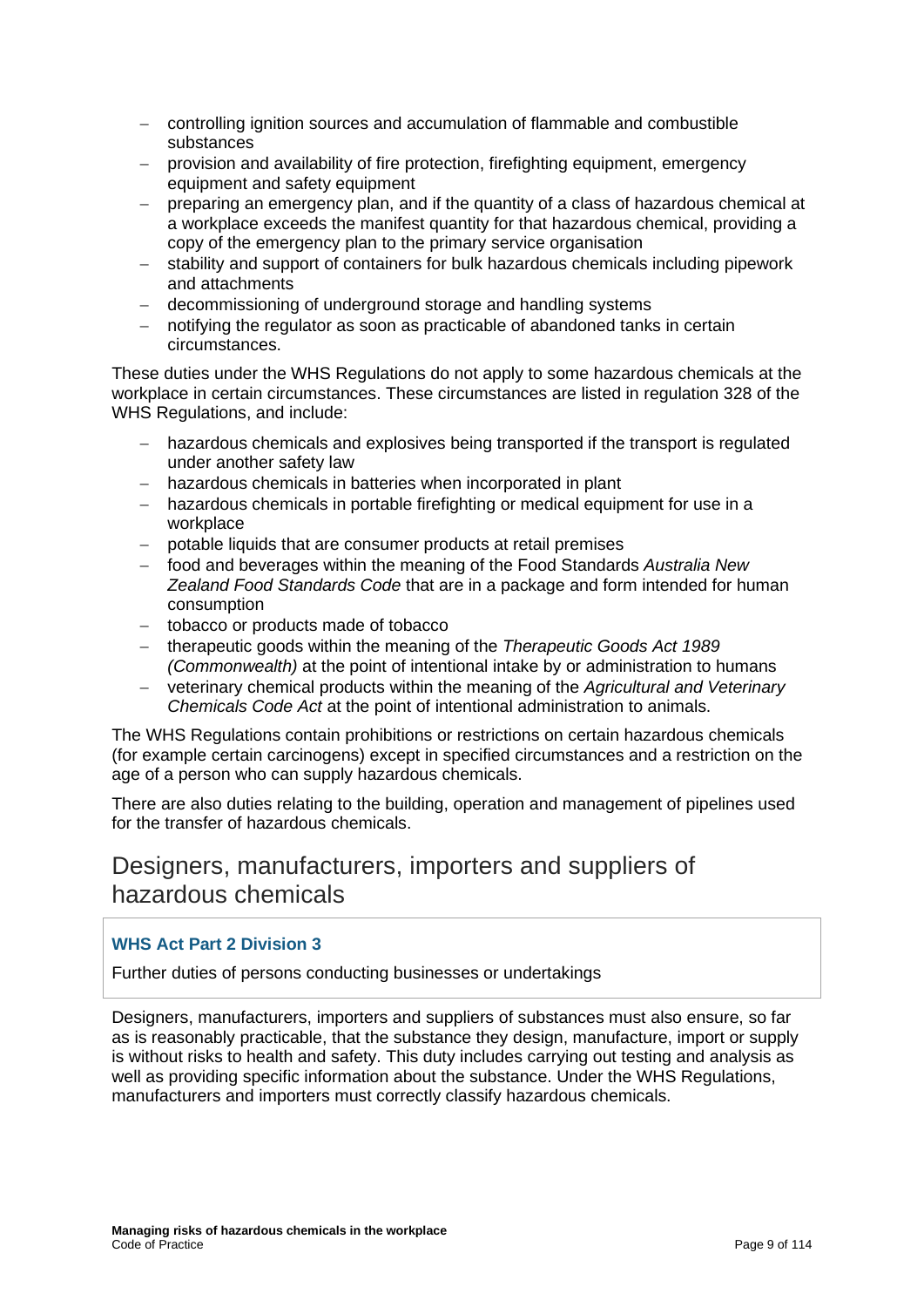- controlling ignition sources and accumulation of flammable and combustible substances
- provision and availability of fire protection, firefighting equipment, emergency equipment and safety equipment
- preparing an emergency plan, and if the quantity of a class of hazardous chemical at a workplace exceeds the manifest quantity for that hazardous chemical, providing a copy of the emergency plan to the primary service organisation
- stability and support of containers for bulk hazardous chemicals including pipework and attachments
- decommissioning of underground storage and handling systems
- notifying the regulator as soon as practicable of abandoned tanks in certain circumstances.

These duties under the WHS Regulations do not apply to some hazardous chemicals at the workplace in certain circumstances. These circumstances are listed in regulation 328 of the WHS Regulations, and include:

- hazardous chemicals and explosives being transported if the transport is regulated under another safety law
- hazardous chemicals in batteries when incorporated in plant
- hazardous chemicals in portable firefighting or medical equipment for use in a workplace
- potable liquids that are consumer products at retail premises
- food and beverages within the meaning of the Food Standards *Australia New Zealand Food Standards Code* that are in a package and form intended for human consumption
- tobacco or products made of tobacco
- therapeutic goods within the meaning of the *Therapeutic Goods Act 1989 (Commonwealth)* at the point of intentional intake by or administration to humans
- veterinary chemical products within the meaning of the *Agricultural and Veterinary Chemicals Code Act* at the point of intentional administration to animals.

The WHS Regulations contain prohibitions or restrictions on certain hazardous chemicals (for example certain carcinogens) except in specified circumstances and a restriction on the age of a person who can supply hazardous chemicals.

There are also duties relating to the building, operation and management of pipelines used for the transfer of hazardous chemicals.

## Designers, manufacturers, importers and suppliers of hazardous chemicals

**WHS Act Part 2 Division 3**

Further duties of persons conducting businesses or undertakings

Designers, manufacturers, importers and suppliers of substances must also ensure, so far as is reasonably practicable, that the substance they design, manufacture, import or supply is without risks to health and safety. This duty includes carrying out testing and analysis as well as providing specific information about the substance. Under the WHS Regulations, manufacturers and importers must correctly classify hazardous chemicals.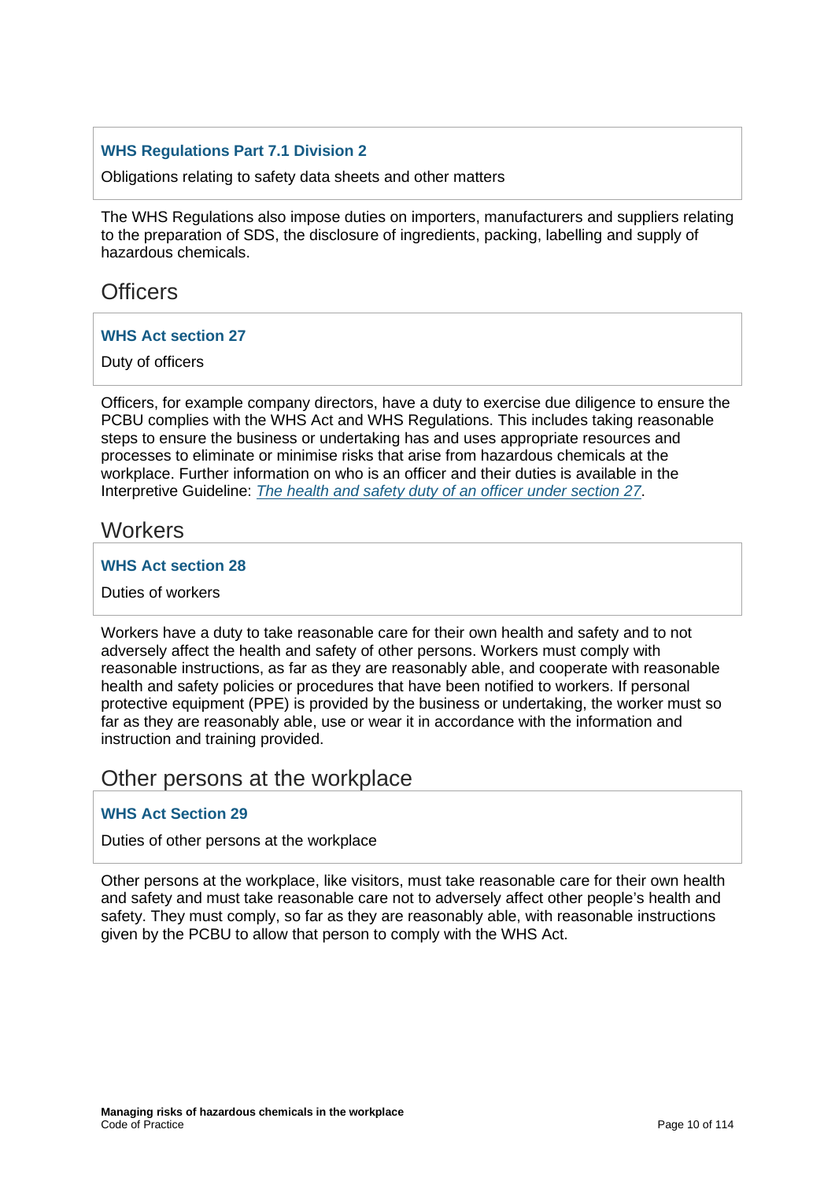**WHS Regulations Part 7.1 Division 2**

Obligations relating to safety data sheets and other matters

The WHS Regulations also impose duties on importers, manufacturers and suppliers relating to the preparation of SDS, the disclosure of ingredients, packing, labelling and supply of hazardous chemicals.

## Officers

**WHS Act section 27**

Duty of officers

Officers, for example company directors, have a duty to exercise due diligence to ensure the PCBU complies with the WHS Act and WHS Regulations. This includes taking reasonable steps to ensure the business or undertaking has and uses appropriate resources and processes to eliminate or minimise risks that arise from hazardous chemicals at the workplace. Further information on who is an officer and their duties is available in the Interpretive Guideline: *The health and safety duty of an officer under section 27*.

## Workers

**WHS Act section 28**

Duties of workers

Workers have a duty to take reasonable care for their own health and safety and to not adversely affect the health and safety of other persons. Workers must comply with reasonable instructions, as far as they are reasonably able, and cooperate with reasonable health and safety policies or procedures that have been notified to workers. If personal protective equipment (PPE) is provided by the business or undertaking, the worker must so far as they are reasonably able, use or wear it in accordance with the information and instruction and training provided.

## Other persons at the workplace

**WHS Act Section 29**

Duties of other persons at the workplace

Other persons at the workplace, like visitors, must take reasonable care for their own health and safety and must take reasonable care not to adversely affect other people's health and safety. They must comply, so far as they are reasonably able, with reasonable instructions given by the PCBU to allow that person to comply with the WHS Act.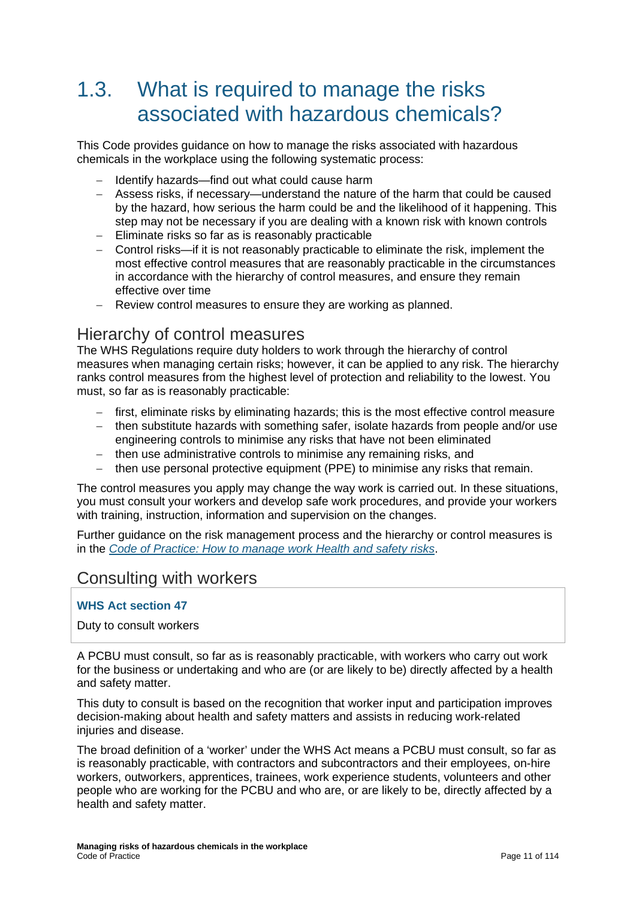## 1.3. What is required to manage the risks associated with hazardous chemicals?

This Code provides guidance on how to manage the risks associated with hazardous chemicals in the workplace using the following systematic process:

- Identify hazards—find out what could cause harm
- Assess risks, if necessary—understand the nature of the harm that could be caused by the hazard, how serious the harm could be and the likelihood of it happening. This step may not be necessary if you are dealing with a known risk with known controls
- Eliminate risks so far as is reasonably practicable
- Control risks—if it is not reasonably practicable to eliminate the risk, implement the most effective control measures that are reasonably practicable in the circumstances in accordance with the hierarchy of control measures, and ensure they remain effective over time
- Review control measures to ensure they are working as planned.

### Hierarchy of control measures

The WHS Regulations require duty holders to work through the hierarchy of control measures when managing certain risks; however, it can be applied to any risk. The hierarchy ranks control measures from the highest level of protection and reliability to the lowest. You must, so far as is reasonably practicable:

- first, eliminate risks by eliminating hazards; this is the most effective control measure
- then substitute hazards with something safer, isolate hazards from people and/or use engineering controls to minimise any risks that have not been eliminated
- then use administrative controls to minimise any remaining risks, and
- then use personal protective equipment (PPE) to minimise any risks that remain.

The control measures you apply may change the way work is carried out. In these situations, you must consult your workers and develop safe work procedures, and provide your workers with training, instruction, information and supervision on the changes.

Further guidance on the risk management process and the hierarchy or control measures is in the *Code of Practice: How to manage work Health and safety risks*.

### Consulting with workers

**WHS Act section 47**

Duty to consult workers

A PCBU must consult, so far as is reasonably practicable, with workers who carry out work for the business or undertaking and who are (or are likely to be) directly affected by a health and safety matter.

This duty to consult is based on the recognition that worker input and participation improves decision-making about health and safety matters and assists in reducing work-related injuries and disease.

The broad definition of a 'worker' under the WHS Act means a PCBU must consult, so far as is reasonably practicable, with contractors and subcontractors and their employees, on-hire workers, outworkers, apprentices, trainees, work experience students, volunteers and other people who are working for the PCBU and who are, or are likely to be, directly affected by a health and safety matter.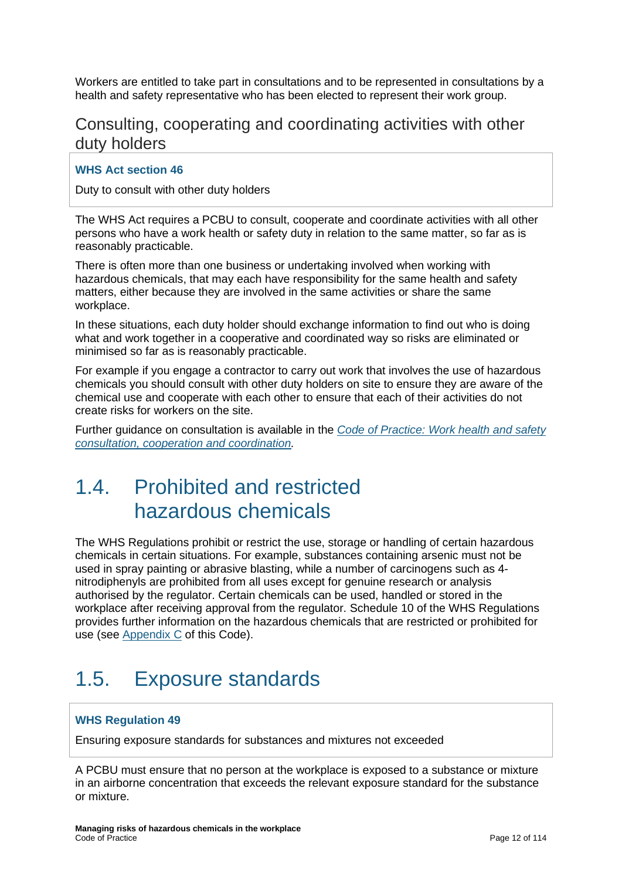Workers are entitled to take part in consultations and to be represented in consultations by a health and safety representative who has been elected to represent their work group.

### Consulting, cooperating and coordinating activities with other duty holders

**WHS Act section 46**

Duty to consult with other duty holders

The WHS Act requires a PCBU to consult, cooperate and coordinate activities with all other persons who have a work health or safety duty in relation to the same matter, so far as is reasonably practicable.

There is often more than one business or undertaking involved when working with hazardous chemicals, that may each have responsibility for the same health and safety matters, either because they are involved in the same activities or share the same workplace.

In these situations, each duty holder should exchange information to find out who is doing what and work together in a cooperative and coordinated way so risks are eliminated or minimised so far as is reasonably practicable.

For example if you engage a contractor to carry out work that involves the use of hazardous chemicals you should consult with other duty holders on site to ensure they are aware of the chemical use and cooperate with each other to ensure that each of their activities do not create risks for workers on the site.

Further guidance on consultation is available in the *Code of Practice: Work health and safety consultation, cooperation and coordination.*

## 1.4. Prohibited and restricted hazardous chemicals

The WHS Regulations prohibit or restrict the use, storage or handling of certain hazardous chemicals in certain situations. For example, substances containing arsenic must not be used in spray painting or abrasive blasting, while a number of carcinogens such as 4-nitrodiphenyls are prohibited from all uses except for genuine research or analysis authorised by the regulator. Certain chemicals can be used, handled or stored in the workplace after receiving approval from the regulator. Schedule 10 of the WHS Regulations provides further information on the hazardous chemicals that are restricted or prohibited for use (see Appendix C of this Code).

## 1.5. Exposure standards

**WHS Regulation 49**

Ensuring exposure standards for substances and mixtures not exceeded

A PCBU must ensure that no person at the workplace is exposed to a substance or mixture in an airborne concentration that exceeds the relevant exposure standard for the substance or mixture.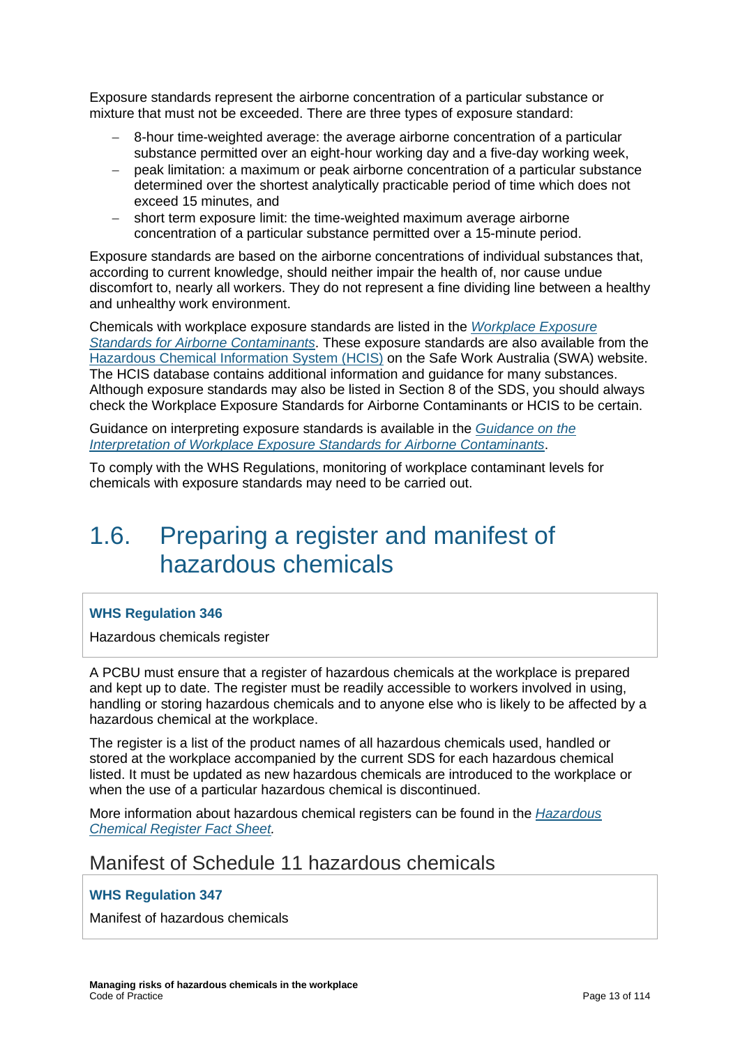Exposure standards represent the airborne concentration of a particular substance or mixture that must not be exceeded. There are three types of exposure standard:

- 8-hour time-weighted average: the average airborne concentration of a particular substance permitted over an eight-hour working day and a five-day working week,
- peak limitation: a maximum or peak airborne concentration of a particular substance determined over the shortest analytically practicable period of time which does not exceed 15 minutes, and
- short term exposure limit: the time-weighted maximum average airborne concentration of a particular substance permitted over a 15-minute period.

Exposure standards are based on the airborne concentrations of individual substances that, according to current knowledge, should neither impair the health of, nor cause undue discomfort to, nearly all workers. They do not represent a fine dividing line between a healthy and unhealthy work environment.

Chemicals with workplace exposure standards are listed in the *Workplace Exposure Standards for Airborne Contaminants*. These exposure standards are also available from the Hazardous Chemical Information System (HCIS) on the Safe Work Australia (SWA) website. The HCIS database contains additional information and guidance for many substances. Although exposure standards may also be listed in Section 8 of the SDS, you should always check the Workplace Exposure Standards for Airborne Contaminants or HCIS to be certain.

Guidance on interpreting exposure standards is available in the *Guidance on the Interpretation of Workplace Exposure Standards for Airborne Contaminants*.

To comply with the WHS Regulations, monitoring of workplace contaminant levels for chemicals with exposure standards may need to be carried out.

# 1.6. Preparing a register and manifest of hazardous chemicals

**WHS Regulation 346**

Hazardous chemicals register

A PCBU must ensure that a register of hazardous chemicals at the workplace is prepared and kept up to date. The register must be readily accessible to workers involved in using, handling or storing hazardous chemicals and to anyone else who is likely to be affected by a hazardous chemical at the workplace.

The register is a list of the product names of all hazardous chemicals used, handled or stored at the workplace accompanied by the current SDS for each hazardous chemical listed. It must be updated as new hazardous chemicals are introduced to the workplace or when the use of a particular hazardous chemical is discontinued.

More information about hazardous chemical registers can be found in the *Hazardous Chemical Register Fact Sheet.*

## Manifest of Schedule 11 hazardous chemicals

**WHS Regulation 347**

Manifest of hazardous chemicals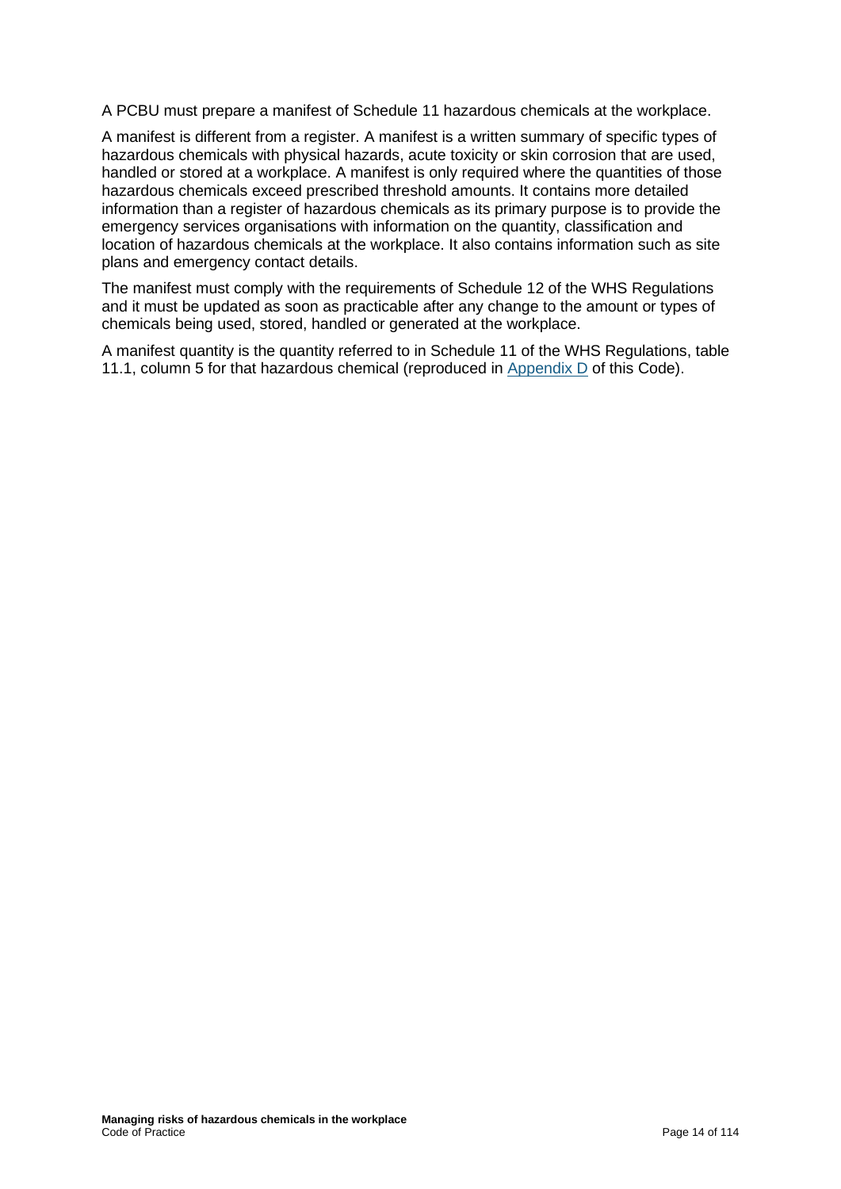A PCBU must prepare a manifest of Schedule 11 hazardous chemicals at the workplace.

A manifest is different from a register. A manifest is a written summary of specific types of hazardous chemicals with physical hazards, acute toxicity or skin corrosion that are used, handled or stored at a workplace. A manifest is only required where the quantities of those hazardous chemicals exceed prescribed threshold amounts. It contains more detailed information than a register of hazardous chemicals as its primary purpose is to provide the emergency services organisations with information on the quantity, classification and location of hazardous chemicals at the workplace. It also contains information such as site plans and emergency contact details.

The manifest must comply with the requirements of Schedule 12 of the WHS Regulations and it must be updated as soon as practicable after any change to the amount or types of chemicals being used, stored, handled or generated at the workplace.

A manifest quantity is the quantity referred to in Schedule 11 of the WHS Regulations, table 11.1, column 5 for that hazardous chemical (reproduced in Appendix D of this Code).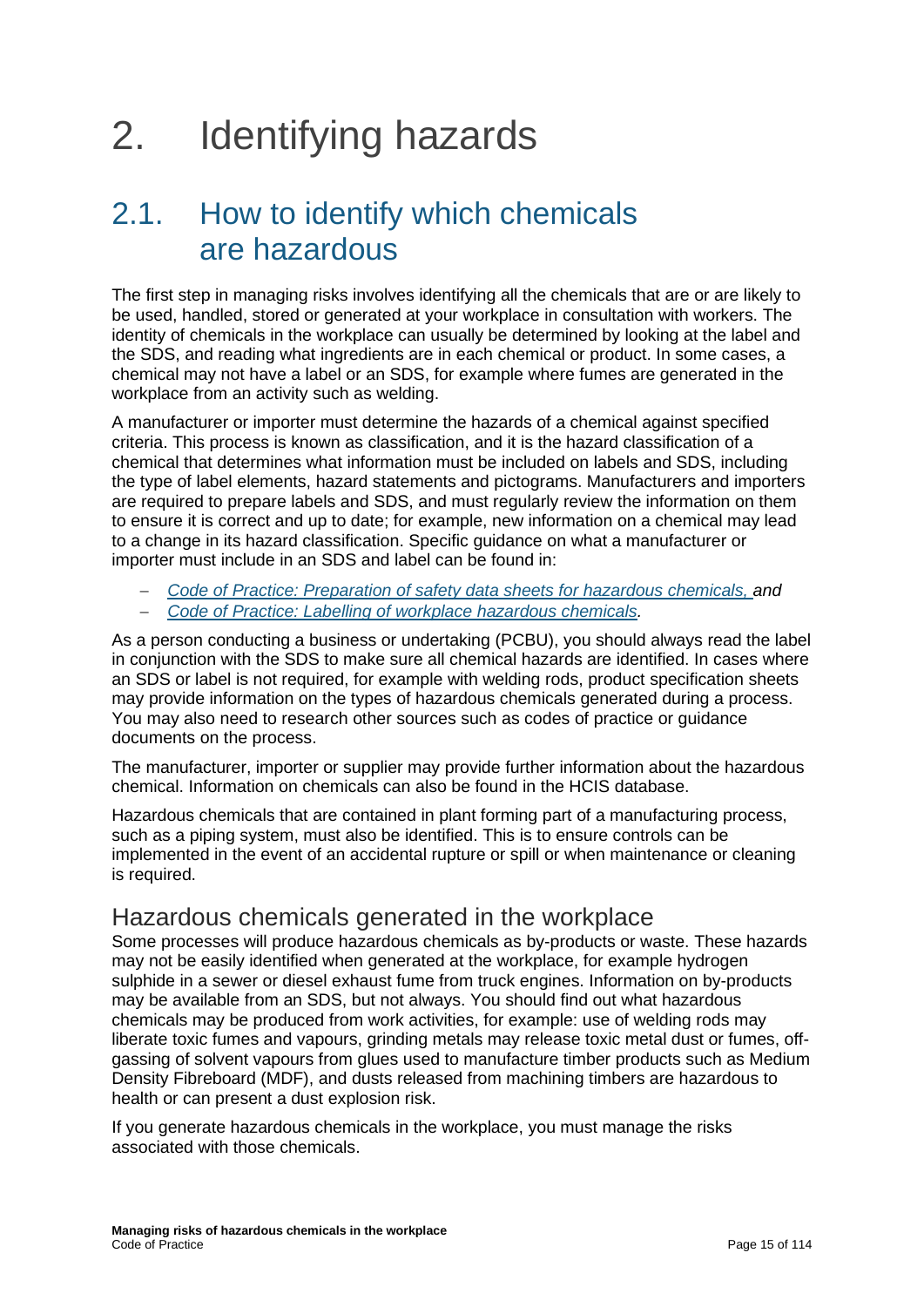# 2. Identifying hazards

## 2.1. How to identify which chemicals are hazardous

The first step in managing risks involves identifying all the chemicals that are or are likely to be used, handled, stored or generated at your workplace in consultation with workers. The identity of chemicals in the workplace can usually be determined by looking at the label and the SDS, and reading what ingredients are in each chemical or product. In some cases, a chemical may not have a label or an SDS, for example where fumes are generated in the workplace from an activity such as welding.

A manufacturer or importer must determine the hazards of a chemical against specified criteria. This process is known as classification, and it is the hazard classification of a chemical that determines what information must be included on labels and SDS, including the type of label elements, hazard statements and pictograms. Manufacturers and importers are required to prepare labels and SDS, and must regularly review the information on them to ensure it is correct and up to date; for example, new information on a chemical may lead to a change in its hazard classification. Specific guidance on what a manufacturer or importer must include in an SDS and label can be found in:

- *Code of Practice: Preparation of safety data sheets for hazardous chemicals, and*
- *Code of Practice: Labelling of workplace hazardous chemicals.*

As a person conducting a business or undertaking (PCBU), you should always read the label in conjunction with the SDS to make sure all chemical hazards are identified. In cases where an SDS or label is not required, for example with welding rods, product specification sheets may provide information on the types of hazardous chemicals generated during a process. You may also need to research other sources such as codes of practice or guidance documents on the process.

The manufacturer, importer or supplier may provide further information about the hazardous chemical. Information on chemicals can also be found in the HCIS database.

Hazardous chemicals that are contained in plant forming part of a manufacturing process, such as a piping system, must also be identified. This is to ensure controls can be implemented in the event of an accidental rupture or spill or when maintenance or cleaning is required.

### Hazardous chemicals generated in the workplace

Some processes will produce hazardous chemicals as by-products or waste. These hazards may not be easily identified when generated at the workplace, for example hydrogen sulphide in a sewer or diesel exhaust fume from truck engines. Information on by-products may be available from an SDS, but not always. You should find out what hazardous chemicals may be produced from work activities, for example: use of welding rods may liberate toxic fumes and vapours, grinding metals may release toxic metal dust or fumes, off-gassing of solvent vapours from glues used to manufacture timber products such as Medium Density Fibreboard (MDF), and dusts released from machining timbers are hazardous to health or can present a dust explosion risk.

If you generate hazardous chemicals in the workplace, you must manage the risks associated with those chemicals.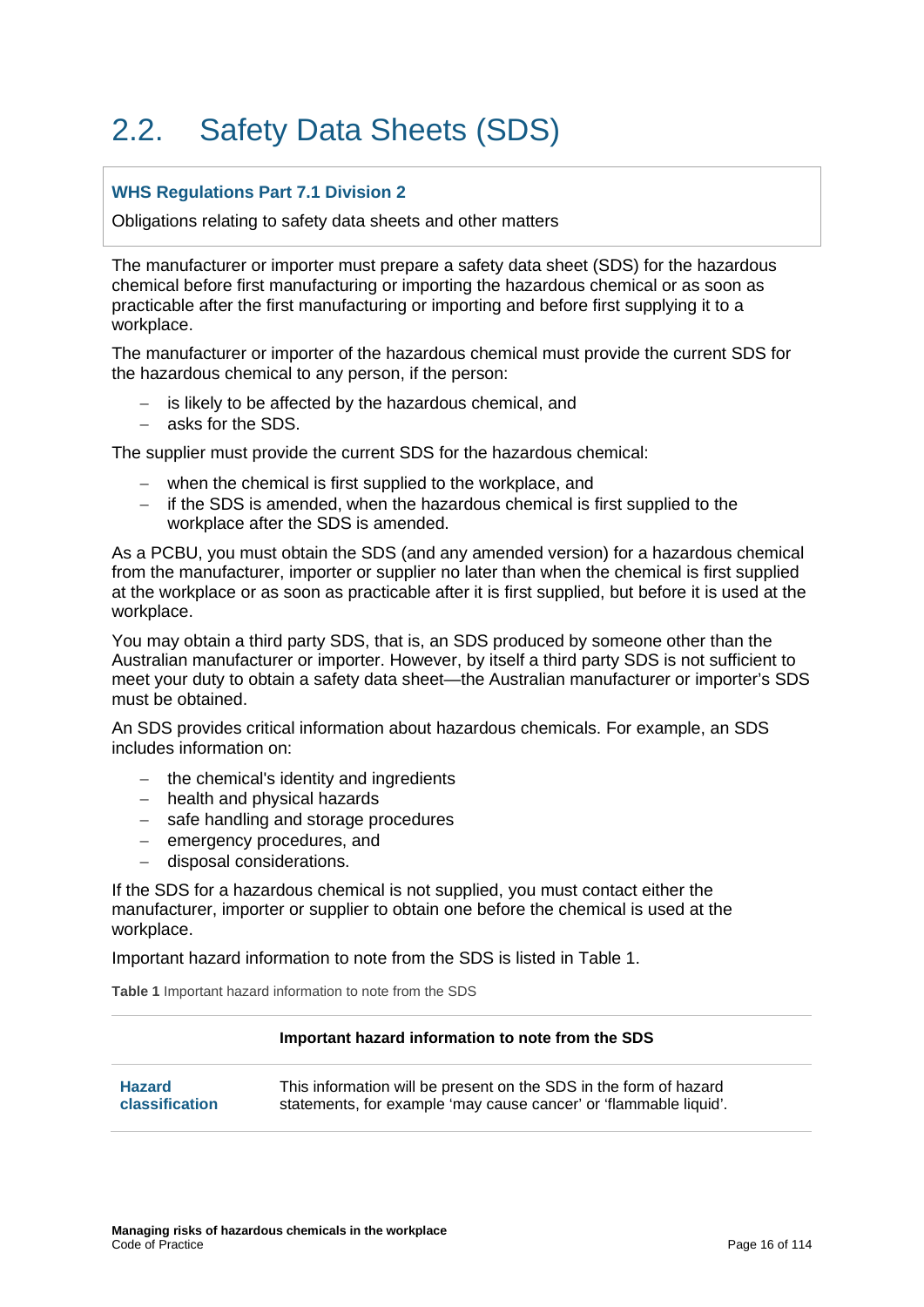## 2.2. Safety Data Sheets (SDS)

**WHS Regulations Part 7.1 Division 2**

Obligations relating to safety data sheets and other matters

The manufacturer or importer must prepare a safety data sheet (SDS) for the hazardous chemical before first manufacturing or importing the hazardous chemical or as soon as practicable after the first manufacturing or importing and before first supplying it to a workplace.

The manufacturer or importer of the hazardous chemical must provide the current SDS for the hazardous chemical to any person, if the person:

- is likely to be affected by the hazardous chemical, and
- asks for the SDS.

The supplier must provide the current SDS for the hazardous chemical:

- when the chemical is first supplied to the workplace, and
- if the SDS is amended, when the hazardous chemical is first supplied to the workplace after the SDS is amended.

As a PCBU, you must obtain the SDS (and any amended version) for a hazardous chemical from the manufacturer, importer or supplier no later than when the chemical is first supplied at the workplace or as soon as practicable after it is first supplied, but before it is used at the workplace.

You may obtain a third party SDS, that is, an SDS produced by someone other than the Australian manufacturer or importer. However, by itself a third party SDS is not sufficient to meet your duty to obtain a safety data sheet—the Australian manufacturer or importer's SDS must be obtained.

An SDS provides critical information about hazardous chemicals. For example, an SDS includes information on:

- the chemical's identity and ingredients
- health and physical hazards
- safe handling and storage procedures
- emergency procedures, and
- disposal considerations.

If the SDS for a hazardous chemical is not supplied, you must contact either the manufacturer, importer or supplier to obtain one before the chemical is used at the workplace.

Important hazard information to note from the SDS is listed in Table 1.

**Table 1** Important hazard information to note from the SDS

| | Important hazard information to note from the SDS |
|---|---|
| **Hazard classification** | This information will be present on the SDS in the form of hazard statements, for example 'may cause cancer' or 'flammable liquid'. |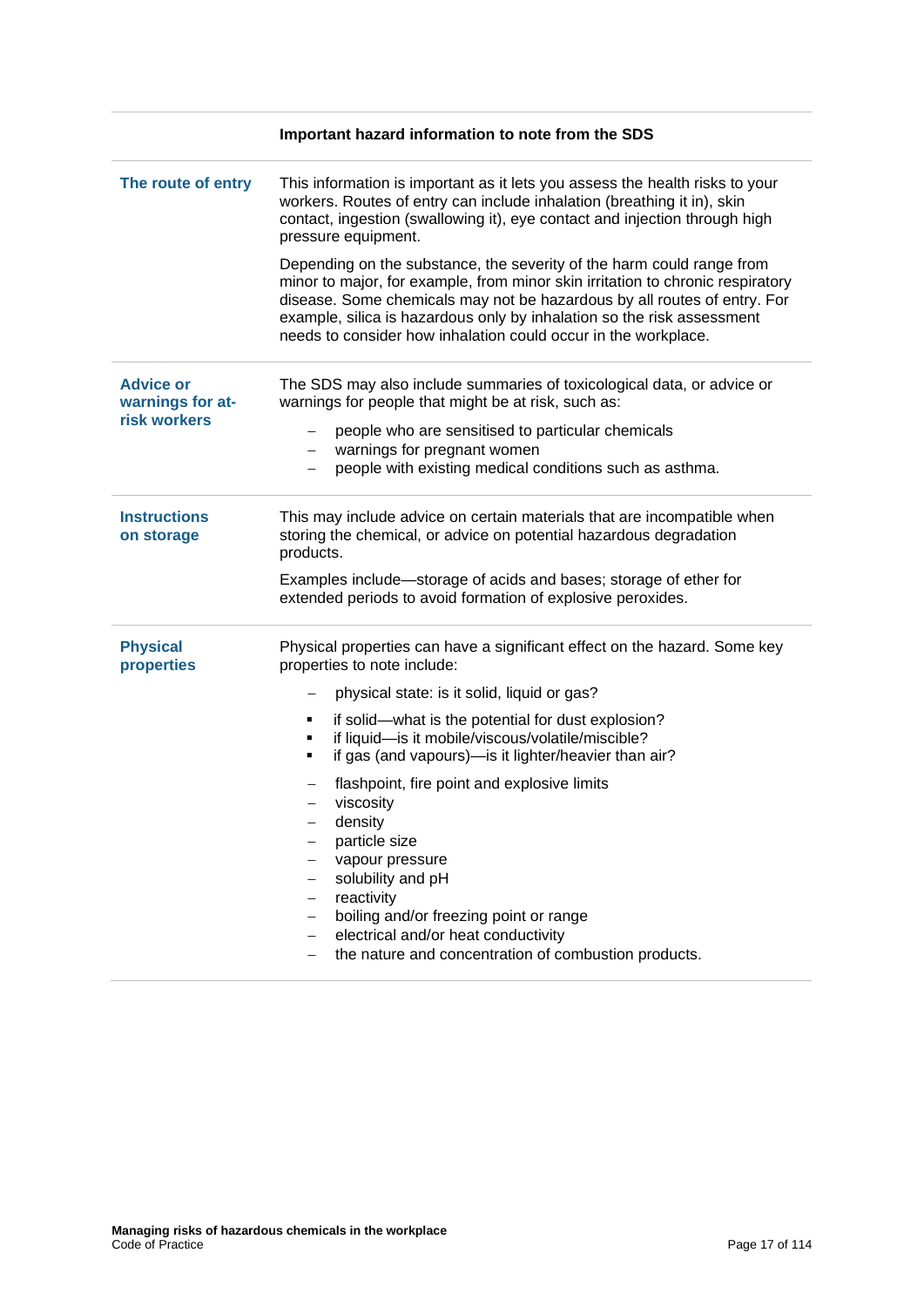| | Important hazard information to note from the SDS |
|---|---|
| **The route of entry** | This information is important as it lets you assess the health risks to your workers. Routes of entry can include inhalation (breathing it in), skin contact, ingestion (swallowing it), eye contact and injection through high pressure equipment.<br><br>Depending on the substance, the severity of the harm could range from minor to major, for example, from minor skin irritation to chronic respiratory disease. Some chemicals may not be hazardous by all routes of entry. For example, silica is hazardous only by inhalation so the risk assessment needs to consider how inhalation could occur in the workplace. |
| **Advice or warnings for at-risk workers** | The SDS may also include summaries of toxicological data, or advice or warnings for people that might be at risk, such as:<br>– people who are sensitised to particular chemicals<br>– warnings for pregnant women<br>– people with existing medical conditions such as asthma. |
| **Instructions on storage** | This may include advice on certain materials that are incompatible when storing the chemical, or advice on potential hazardous degradation products.<br><br>Examples include—storage of acids and bases; storage of ether for extended periods to avoid formation of explosive peroxides. |
| **Physical properties** | Physical properties can have a significant effect on the hazard. Some key properties to note include:<br>– physical state: is it solid, liquid or gas?<br>▪ if solid—what is the potential for dust explosion?<br>▪ if liquid—is it mobile/viscous/volatile/miscible?<br>▪ if gas (and vapours)—is it lighter/heavier than air?<br>– flashpoint, fire point and explosive limits<br>– viscosity<br>– density<br>– particle size<br>– vapour pressure<br>– solubility and pH<br>– reactivity<br>– boiling and/or freezing point or range<br>– electrical and/or heat conductivity<br>– the nature and concentration of combustion products. |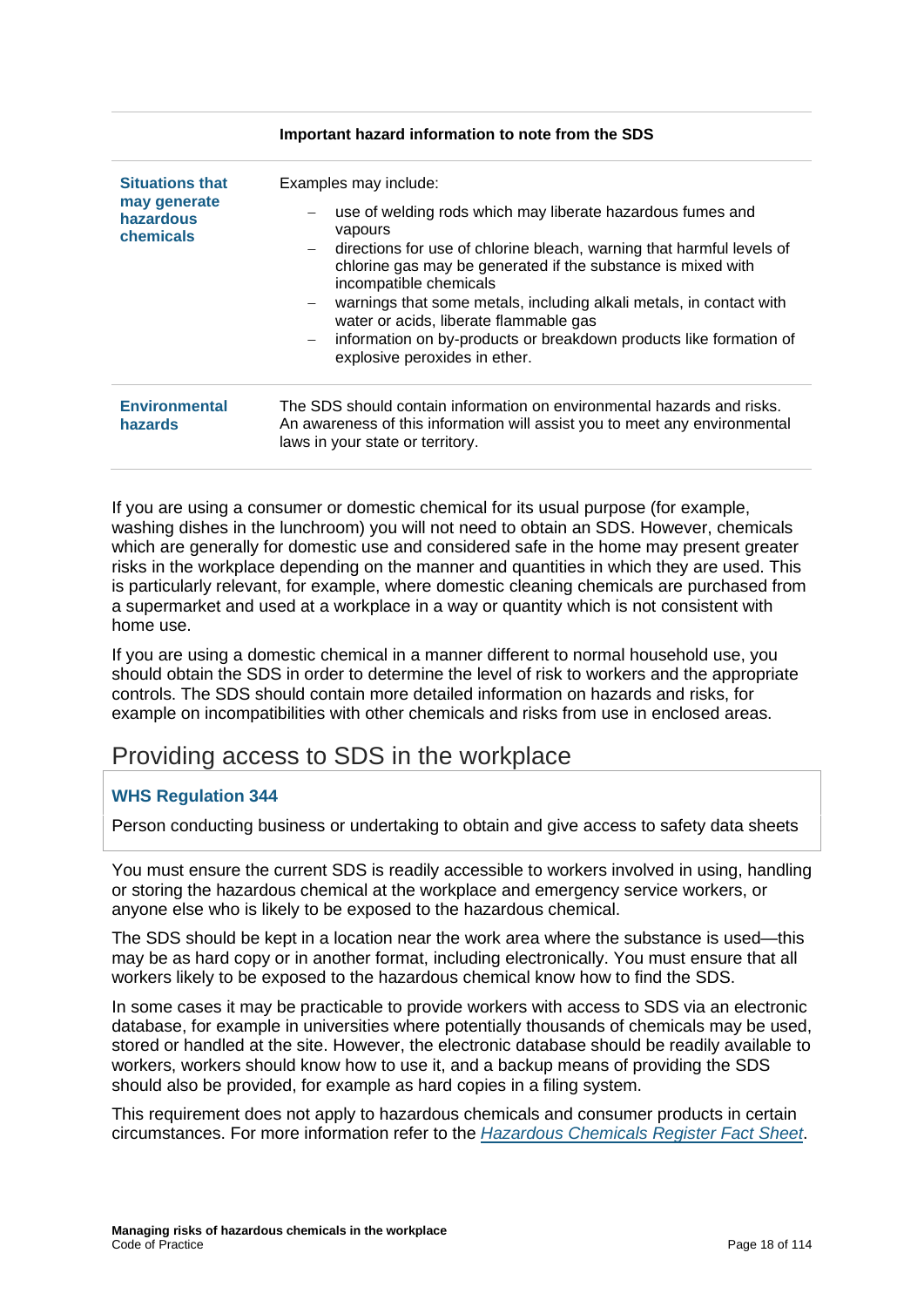| | Important hazard information to note from the SDS |
|---|---|
| **Situations that may generate hazardous chemicals** | Examples may include: <br>– use of welding rods which may liberate hazardous fumes and vapours <br>– directions for use of chlorine bleach, warning that harmful levels of chlorine gas may be generated if the substance is mixed with incompatible chemicals <br>– warnings that some metals, including alkali metals, in contact with water or acids, liberate flammable gas <br>– information on by-products or breakdown products like formation of explosive peroxides in ether. |
| **Environmental hazards** | The SDS should contain information on environmental hazards and risks. An awareness of this information will assist you to meet any environmental laws in your state or territory. |

If you are using a consumer or domestic chemical for its usual purpose (for example, washing dishes in the lunchroom) you will not need to obtain an SDS. However, chemicals which are generally for domestic use and considered safe in the home may present greater risks in the workplace depending on the manner and quantities in which they are used. This is particularly relevant, for example, where domestic cleaning chemicals are purchased from a supermarket and used at a workplace in a way or quantity which is not consistent with home use.

If you are using a domestic chemical in a manner different to normal household use, you should obtain the SDS in order to determine the level of risk to workers and the appropriate controls. The SDS should contain more detailed information on hazards and risks, for example on incompatibilities with other chemicals and risks from use in enclosed areas.

## Providing access to SDS in the workplace

**WHS Regulation 344**

Person conducting business or undertaking to obtain and give access to safety data sheets

You must ensure the current SDS is readily accessible to workers involved in using, handling or storing the hazardous chemical at the workplace and emergency service workers, or anyone else who is likely to be exposed to the hazardous chemical.

The SDS should be kept in a location near the work area where the substance is used—this may be as hard copy or in another format, including electronically. You must ensure that all workers likely to be exposed to the hazardous chemical know how to find the SDS.

In some cases it may be practicable to provide workers with access to SDS via an electronic database, for example in universities where potentially thousands of chemicals may be used, stored or handled at the site. However, the electronic database should be readily available to workers, workers should know how to use it, and a backup means of providing the SDS should also be provided, for example as hard copies in a filing system.

This requirement does not apply to hazardous chemicals and consumer products in certain circumstances. For more information refer to the *Hazardous Chemicals Register Fact Sheet*.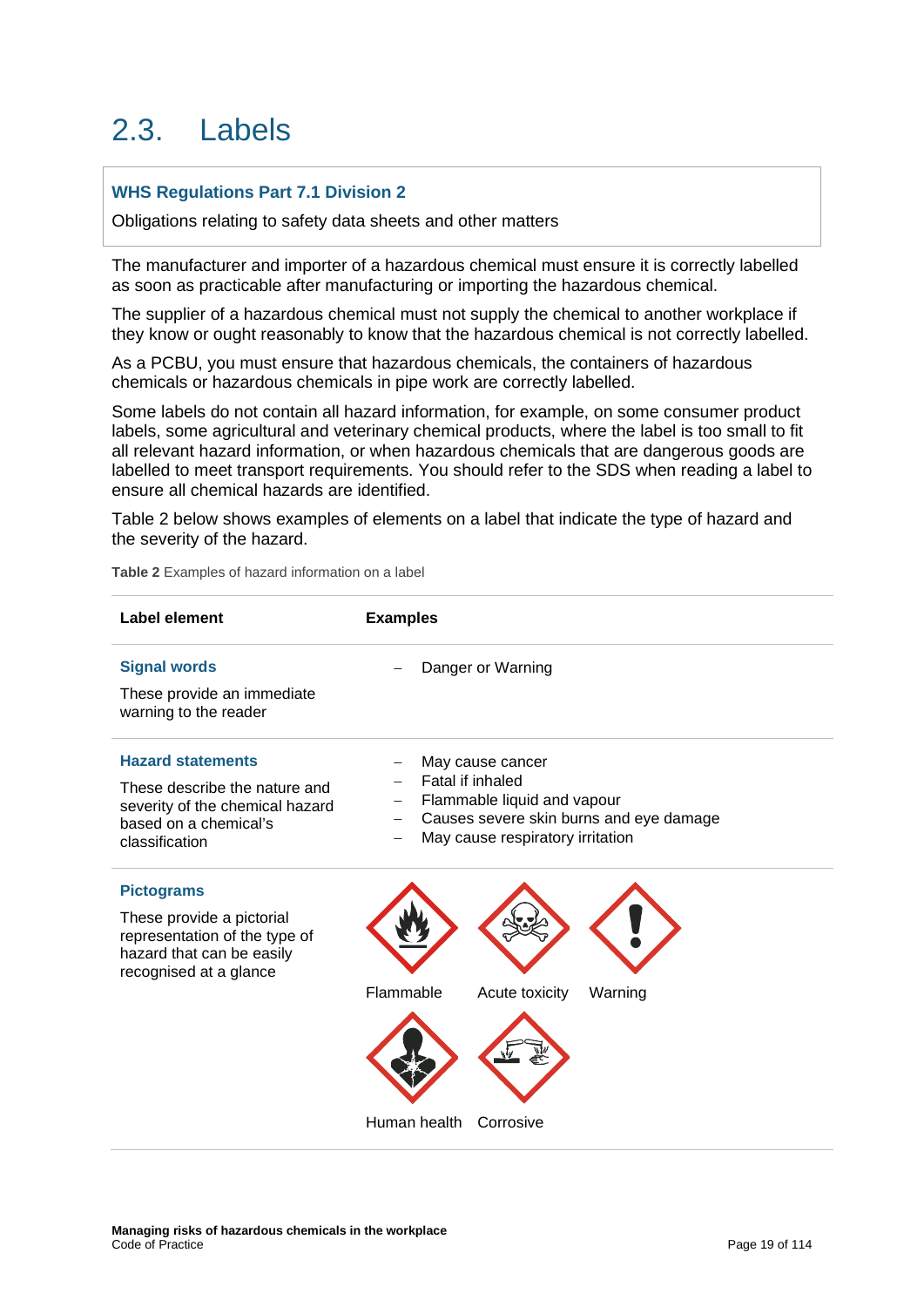## 2.3. Labels

**WHS Regulations Part 7.1 Division 2**

Obligations relating to safety data sheets and other matters

The manufacturer and importer of a hazardous chemical must ensure it is correctly labelled as soon as practicable after manufacturing or importing the hazardous chemical.

The supplier of a hazardous chemical must not supply the chemical to another workplace if they know or ought reasonably to know that the hazardous chemical is not correctly labelled.

As a PCBU, you must ensure that hazardous chemicals, the containers of hazardous chemicals or hazardous chemicals in pipe work are correctly labelled.

Some labels do not contain all hazard information, for example, on some consumer product labels, some agricultural and veterinary chemical products, where the label is too small to fit all relevant hazard information, or when hazardous chemicals that are dangerous goods are labelled to meet transport requirements. You should refer to the SDS when reading a label to ensure all chemical hazards are identified.

Table 2 below shows examples of elements on a label that indicate the type of hazard and the severity of the hazard.

**Table 2** Examples of hazard information on a label

| Label element | Examples |
|---|---|
| **Signal words**<br>These provide an immediate warning to the reader | – Danger or Warning |
| **Hazard statements**<br>These describe the nature and severity of the chemical hazard based on a chemical's classification | – May cause cancer<br>– Fatal if inhaled<br>– Flammable liquid and vapour<br>– Causes severe skin burns and eye damage<br>– May cause respiratory irritation |
| **Pictograms**<br>These provide a pictorial representation of the type of hazard that can be easily recognised at a glance | Flammable<br>Acute toxicity<br>Warning<br>Human health<br>Corrosive |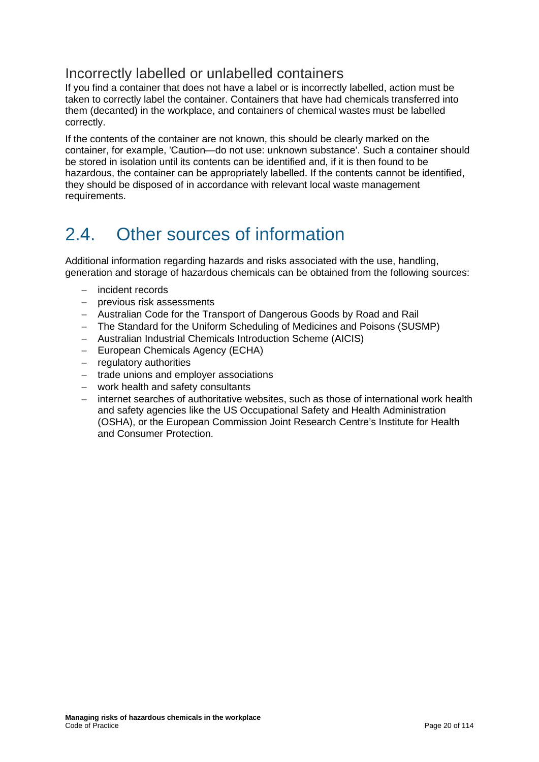### Incorrectly labelled or unlabelled containers

If you find a container that does not have a label or is incorrectly labelled, action must be taken to correctly label the container. Containers that have had chemicals transferred into them (decanted) in the workplace, and containers of chemical wastes must be labelled correctly.

If the contents of the container are not known, this should be clearly marked on the container, for example, 'Caution—do not use: unknown substance'. Such a container should be stored in isolation until its contents can be identified and, if it is then found to be hazardous, the container can be appropriately labelled. If the contents cannot be identified, they should be disposed of in accordance with relevant local waste management requirements.

## 2.4. Other sources of information

Additional information regarding hazards and risks associated with the use, handling, generation and storage of hazardous chemicals can be obtained from the following sources:

- incident records
- previous risk assessments
- Australian Code for the Transport of Dangerous Goods by Road and Rail
- The Standard for the Uniform Scheduling of Medicines and Poisons (SUSMP)
- Australian Industrial Chemicals Introduction Scheme (AICIS)
- European Chemicals Agency (ECHA)
- regulatory authorities
- trade unions and employer associations
- work health and safety consultants
- internet searches of authoritative websites, such as those of international work health and safety agencies like the US Occupational Safety and Health Administration (OSHA), or the European Commission Joint Research Centre's Institute for Health and Consumer Protection.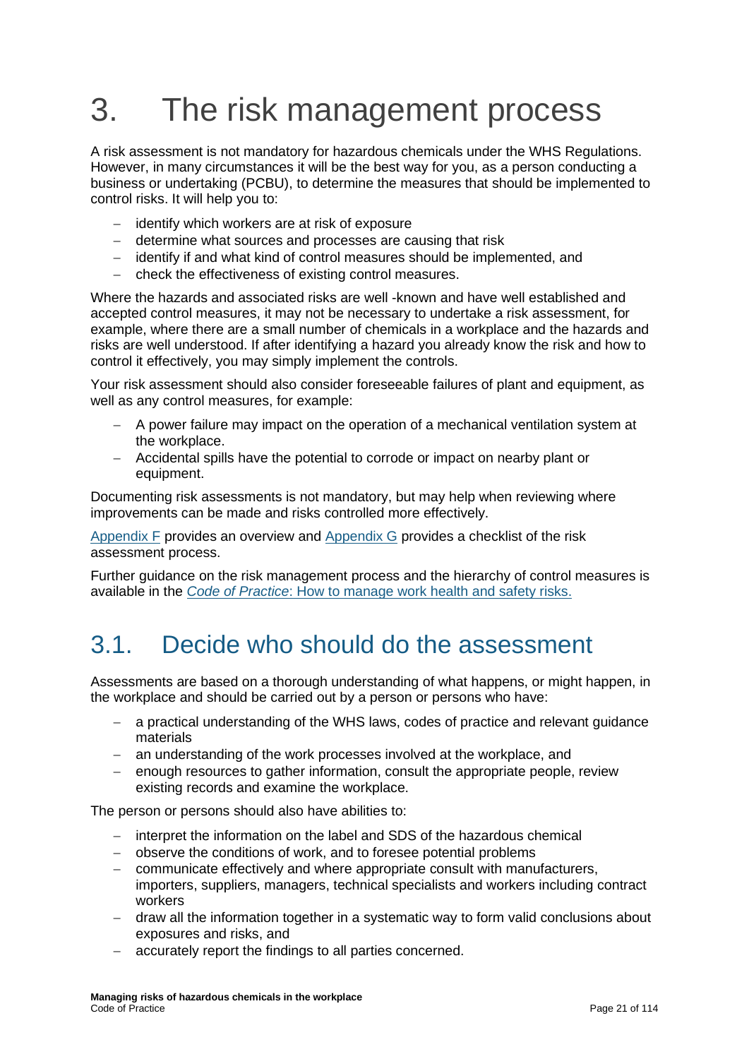# 3. The risk management process

A risk assessment is not mandatory for hazardous chemicals under the WHS Regulations. However, in many circumstances it will be the best way for you, as a person conducting a business or undertaking (PCBU), to determine the measures that should be implemented to control risks. It will help you to:

- identify which workers are at risk of exposure
- determine what sources and processes are causing that risk
- identify if and what kind of control measures should be implemented, and
- check the effectiveness of existing control measures.

Where the hazards and associated risks are well -known and have well established and accepted control measures, it may not be necessary to undertake a risk assessment, for example, where there are a small number of chemicals in a workplace and the hazards and risks are well understood. If after identifying a hazard you already know the risk and how to control it effectively, you may simply implement the controls.

Your risk assessment should also consider foreseeable failures of plant and equipment, as well as any control measures, for example:

- A power failure may impact on the operation of a mechanical ventilation system at the workplace.
- Accidental spills have the potential to corrode or impact on nearby plant or equipment.

Documenting risk assessments is not mandatory, but may help when reviewing where improvements can be made and risks controlled more effectively.

Appendix F provides an overview and Appendix G provides a checklist of the risk assessment process.

Further guidance on the risk management process and the hierarchy of control measures is available in the *Code of Practice*: How to manage work health and safety risks.

## 3.1. Decide who should do the assessment

Assessments are based on a thorough understanding of what happens, or might happen, in the workplace and should be carried out by a person or persons who have:

- a practical understanding of the WHS laws, codes of practice and relevant guidance materials
- an understanding of the work processes involved at the workplace, and
- enough resources to gather information, consult the appropriate people, review existing records and examine the workplace.

The person or persons should also have abilities to:

- interpret the information on the label and SDS of the hazardous chemical
- observe the conditions of work, and to foresee potential problems
- communicate effectively and where appropriate consult with manufacturers, importers, suppliers, managers, technical specialists and workers including contract workers
- draw all the information together in a systematic way to form valid conclusions about exposures and risks, and
- accurately report the findings to all parties concerned.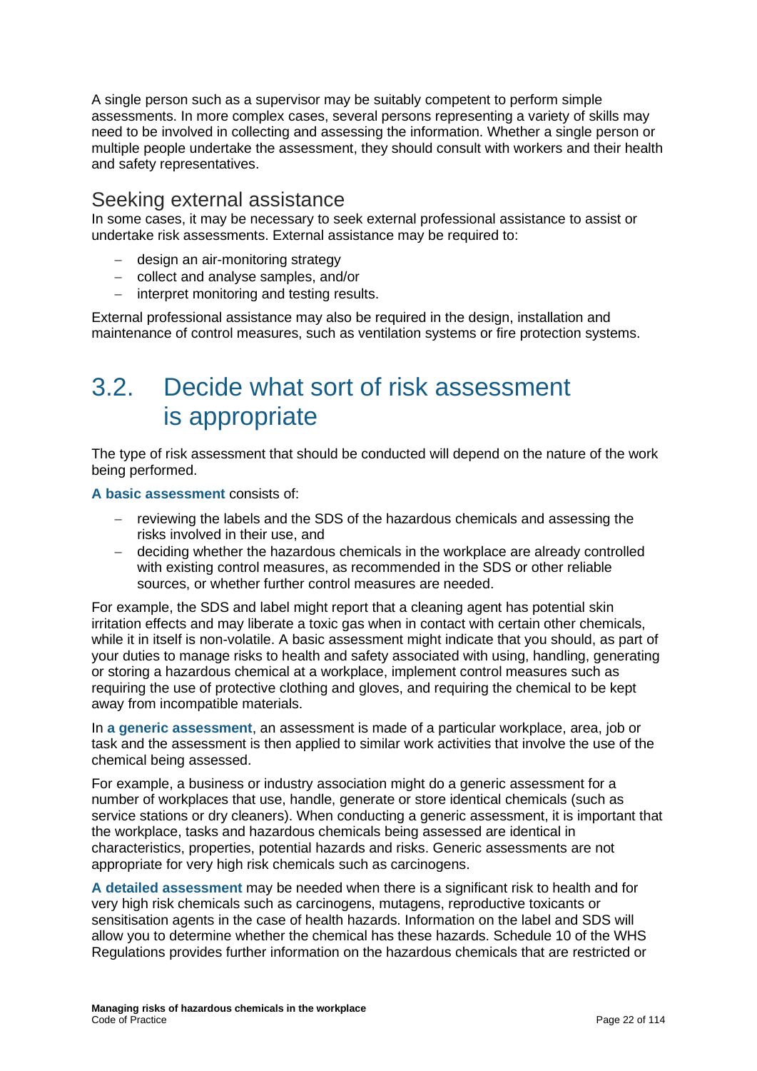A single person such as a supervisor may be suitably competent to perform simple assessments. In more complex cases, several persons representing a variety of skills may need to be involved in collecting and assessing the information. Whether a single person or multiple people undertake the assessment, they should consult with workers and their health and safety representatives.

### Seeking external assistance

In some cases, it may be necessary to seek external professional assistance to assist or undertake risk assessments. External assistance may be required to:

- design an air-monitoring strategy
- collect and analyse samples, and/or
- interpret monitoring and testing results.

External professional assistance may also be required in the design, installation and maintenance of control measures, such as ventilation systems or fire protection systems.

## 3.2. Decide what sort of risk assessment is appropriate

The type of risk assessment that should be conducted will depend on the nature of the work being performed.

**A basic assessment** consists of:

- reviewing the labels and the SDS of the hazardous chemicals and assessing the risks involved in their use, and
- deciding whether the hazardous chemicals in the workplace are already controlled with existing control measures, as recommended in the SDS or other reliable sources, or whether further control measures are needed.

For example, the SDS and label might report that a cleaning agent has potential skin irritation effects and may liberate a toxic gas when in contact with certain other chemicals, while it in itself is non-volatile. A basic assessment might indicate that you should, as part of your duties to manage risks to health and safety associated with using, handling, generating or storing a hazardous chemical at a workplace, implement control measures such as requiring the use of protective clothing and gloves, and requiring the chemical to be kept away from incompatible materials.

In **a generic assessment**, an assessment is made of a particular workplace, area, job or task and the assessment is then applied to similar work activities that involve the use of the chemical being assessed.

For example, a business or industry association might do a generic assessment for a number of workplaces that use, handle, generate or store identical chemicals (such as service stations or dry cleaners). When conducting a generic assessment, it is important that the workplace, tasks and hazardous chemicals being assessed are identical in characteristics, properties, potential hazards and risks. Generic assessments are not appropriate for very high risk chemicals such as carcinogens.

**A detailed assessment** may be needed when there is a significant risk to health and for very high risk chemicals such as carcinogens, mutagens, reproductive toxicants or sensitisation agents in the case of health hazards. Information on the label and SDS will allow you to determine whether the chemical has these hazards. Schedule 10 of the WHS Regulations provides further information on the hazardous chemicals that are restricted or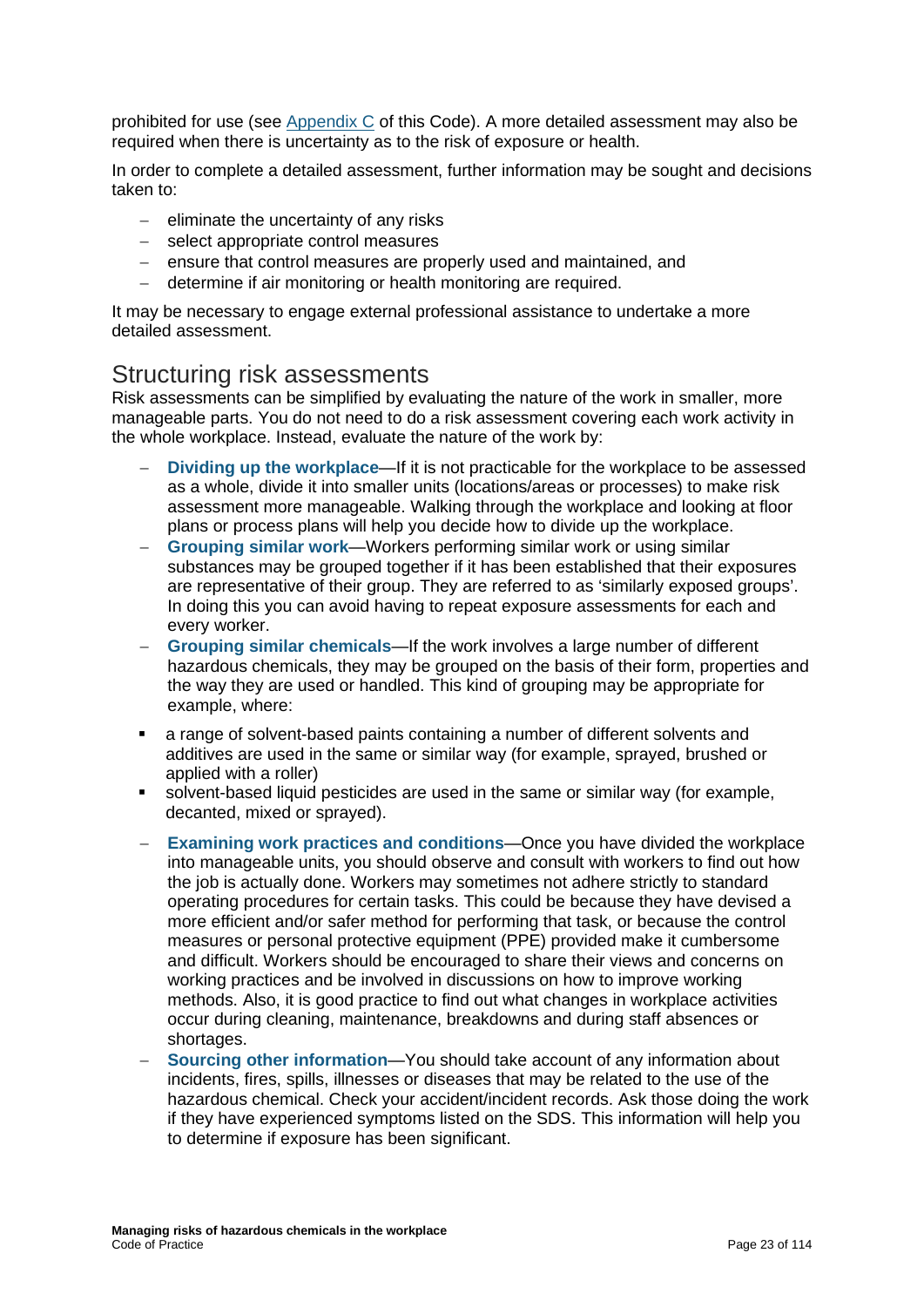prohibited for use (see Appendix C of this Code). A more detailed assessment may also be required when there is uncertainty as to the risk of exposure or health.

In order to complete a detailed assessment, further information may be sought and decisions taken to:

- eliminate the uncertainty of any risks
- select appropriate control measures
- ensure that control measures are properly used and maintained, and
- determine if air monitoring or health monitoring are required.

It may be necessary to engage external professional assistance to undertake a more detailed assessment.

## Structuring risk assessments

Risk assessments can be simplified by evaluating the nature of the work in smaller, more manageable parts. You do not need to do a risk assessment covering each work activity in the whole workplace. Instead, evaluate the nature of the work by:

- **Dividing up the workplace**—If it is not practicable for the workplace to be assessed as a whole, divide it into smaller units (locations/areas or processes) to make risk assessment more manageable. Walking through the workplace and looking at floor plans or process plans will help you decide how to divide up the workplace.
- **Grouping similar work**—Workers performing similar work or using similar substances may be grouped together if it has been established that their exposures are representative of their group. They are referred to as 'similarly exposed groups'. In doing this you can avoid having to repeat exposure assessments for each and every worker.
- **Grouping similar chemicals**—If the work involves a large number of different hazardous chemicals, they may be grouped on the basis of their form, properties and the way they are used or handled. This kind of grouping may be appropriate for example, where:
  - a range of solvent-based paints containing a number of different solvents and additives are used in the same or similar way (for example, sprayed, brushed or applied with a roller)
  - solvent-based liquid pesticides are used in the same or similar way (for example, decanted, mixed or sprayed).
- **Examining work practices and conditions**—Once you have divided the workplace into manageable units, you should observe and consult with workers to find out how the job is actually done. Workers may sometimes not adhere strictly to standard operating procedures for certain tasks. This could be because they have devised a more efficient and/or safer method for performing that task, or because the control measures or personal protective equipment (PPE) provided make it cumbersome and difficult. Workers should be encouraged to share their views and concerns on working practices and be involved in discussions on how to improve working methods. Also, it is good practice to find out what changes in workplace activities occur during cleaning, maintenance, breakdowns and during staff absences or shortages.
- **Sourcing other information**—You should take account of any information about incidents, fires, spills, illnesses or diseases that may be related to the use of the hazardous chemical. Check your accident/incident records. Ask those doing the work if they have experienced symptoms listed on the SDS. This information will help you to determine if exposure has been significant.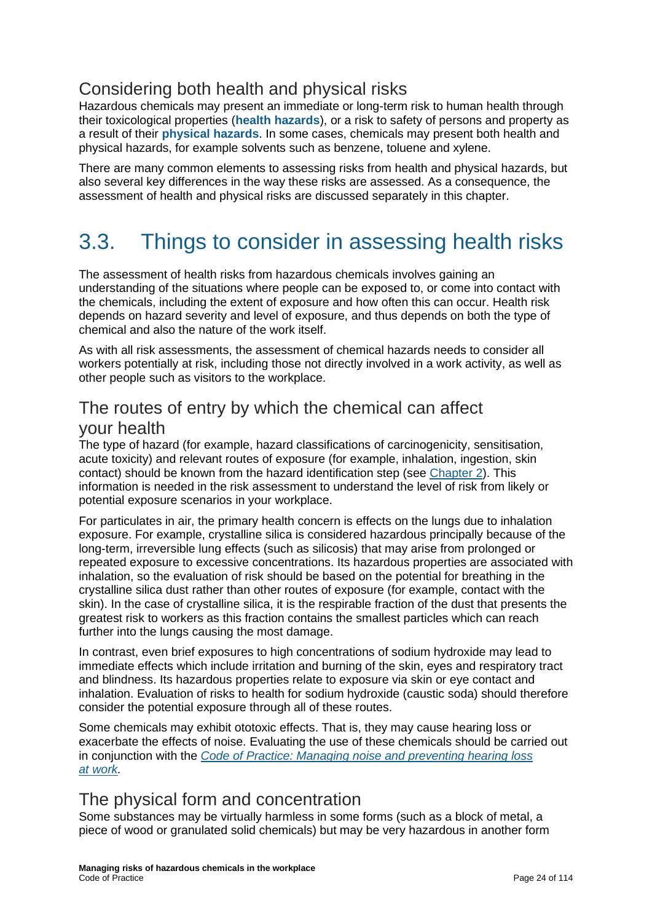### Considering both health and physical risks

Hazardous chemicals may present an immediate or long-term risk to human health through their toxicological properties (**health hazards**), or a risk to safety of persons and property as a result of their **physical hazards**. In some cases, chemicals may present both health and physical hazards, for example solvents such as benzene, toluene and xylene.

There are many common elements to assessing risks from health and physical hazards, but also several key differences in the way these risks are assessed. As a consequence, the assessment of health and physical risks are discussed separately in this chapter.

## 3.3. Things to consider in assessing health risks

The assessment of health risks from hazardous chemicals involves gaining an understanding of the situations where people can be exposed to, or come into contact with the chemicals, including the extent of exposure and how often this can occur. Health risk depends on hazard severity and level of exposure, and thus depends on both the type of chemical and also the nature of the work itself.

As with all risk assessments, the assessment of chemical hazards needs to consider all workers potentially at risk, including those not directly involved in a work activity, as well as other people such as visitors to the workplace.

### The routes of entry by which the chemical can affect your health

The type of hazard (for example, hazard classifications of carcinogenicity, sensitisation, acute toxicity) and relevant routes of exposure (for example, inhalation, ingestion, skin contact) should be known from the hazard identification step (see Chapter 2). This information is needed in the risk assessment to understand the level of risk from likely or potential exposure scenarios in your workplace.

For particulates in air, the primary health concern is effects on the lungs due to inhalation exposure. For example, crystalline silica is considered hazardous principally because of the long-term, irreversible lung effects (such as silicosis) that may arise from prolonged or repeated exposure to excessive concentrations. Its hazardous properties are associated with inhalation, so the evaluation of risk should be based on the potential for breathing in the crystalline silica dust rather than other routes of exposure (for example, contact with the skin). In the case of crystalline silica, it is the respirable fraction of the dust that presents the greatest risk to workers as this fraction contains the smallest particles which can reach further into the lungs causing the most damage.

In contrast, even brief exposures to high concentrations of sodium hydroxide may lead to immediate effects which include irritation and burning of the skin, eyes and respiratory tract and blindness. Its hazardous properties relate to exposure via skin or eye contact and inhalation. Evaluation of risks to health for sodium hydroxide (caustic soda) should therefore consider the potential exposure through all of these routes.

Some chemicals may exhibit ototoxic effects. That is, they may cause hearing loss or exacerbate the effects of noise. Evaluating the use of these chemicals should be carried out in conjunction with the *Code of Practice: Managing noise and preventing hearing loss at work.*

### The physical form and concentration

Some substances may be virtually harmless in some forms (such as a block of metal, a piece of wood or granulated solid chemicals) but may be very hazardous in another form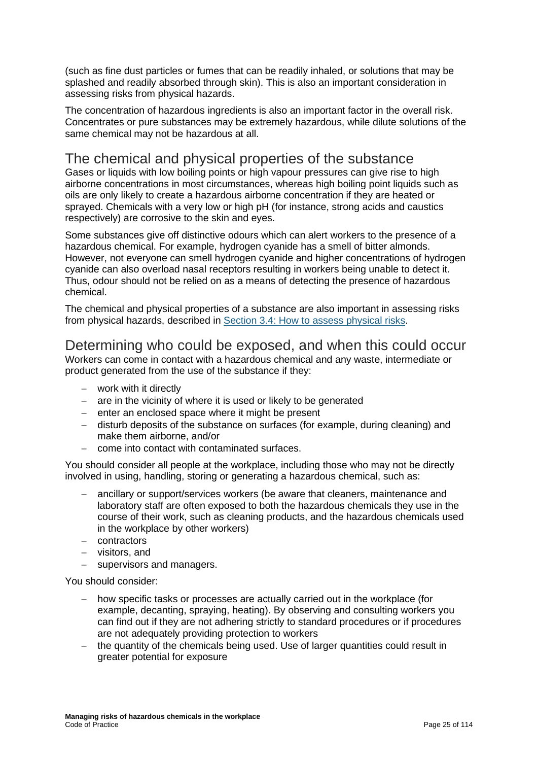(such as fine dust particles or fumes that can be readily inhaled, or solutions that may be splashed and readily absorbed through skin). This is also an important consideration in assessing risks from physical hazards.

The concentration of hazardous ingredients is also an important factor in the overall risk. Concentrates or pure substances may be extremely hazardous, while dilute solutions of the same chemical may not be hazardous at all.

## The chemical and physical properties of the substance

Gases or liquids with low boiling points or high vapour pressures can give rise to high airborne concentrations in most circumstances, whereas high boiling point liquids such as oils are only likely to create a hazardous airborne concentration if they are heated or sprayed. Chemicals with a very low or high pH (for instance, strong acids and caustics respectively) are corrosive to the skin and eyes.

Some substances give off distinctive odours which can alert workers to the presence of a hazardous chemical. For example, hydrogen cyanide has a smell of bitter almonds. However, not everyone can smell hydrogen cyanide and higher concentrations of hydrogen cyanide can also overload nasal receptors resulting in workers being unable to detect it. Thus, odour should not be relied on as a means of detecting the presence of hazardous chemical.

The chemical and physical properties of a substance are also important in assessing risks from physical hazards, described in [Section 3.4: How to assess physical risks](#).

## Determining who could be exposed, and when this could occur

Workers can come in contact with a hazardous chemical and any waste, intermediate or product generated from the use of the substance if they:

- work with it directly
- are in the vicinity of where it is used or likely to be generated
- enter an enclosed space where it might be present
- disturb deposits of the substance on surfaces (for example, during cleaning) and make them airborne, and/or
- come into contact with contaminated surfaces.

You should consider all people at the workplace, including those who may not be directly involved in using, handling, storing or generating a hazardous chemical, such as:

- ancillary or support/services workers (be aware that cleaners, maintenance and laboratory staff are often exposed to both the hazardous chemicals they use in the course of their work, such as cleaning products, and the hazardous chemicals used in the workplace by other workers)
- contractors
- visitors, and
- supervisors and managers.

You should consider:

- how specific tasks or processes are actually carried out in the workplace (for example, decanting, spraying, heating). By observing and consulting workers you can find out if they are not adhering strictly to standard procedures or if procedures are not adequately providing protection to workers
- the quantity of the chemicals being used. Use of larger quantities could result in greater potential for exposure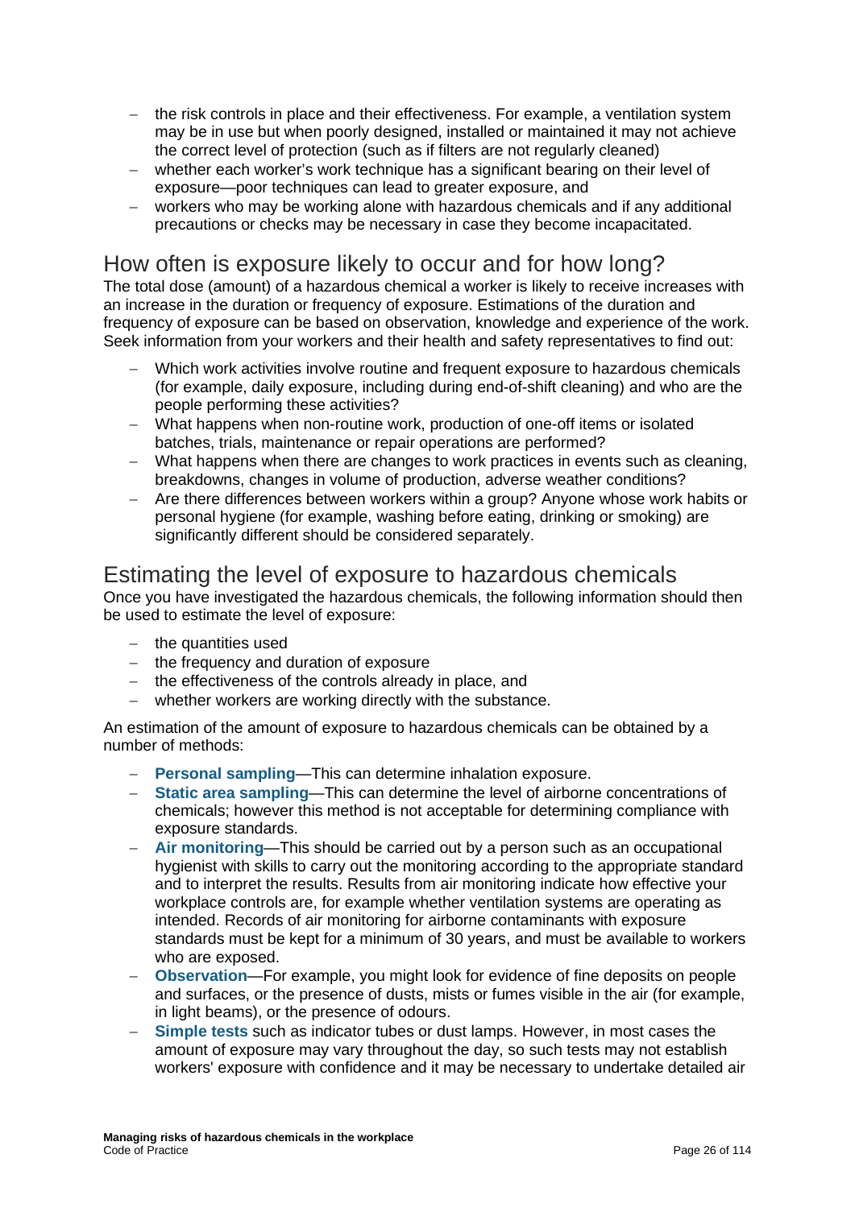- the risk controls in place and their effectiveness. For example, a ventilation system may be in use but when poorly designed, installed or maintained it may not achieve the correct level of protection (such as if filters are not regularly cleaned)
- whether each worker's work technique has a significant bearing on their level of exposure—poor techniques can lead to greater exposure, and
- workers who may be working alone with hazardous chemicals and if any additional precautions or checks may be necessary in case they become incapacitated.

## How often is exposure likely to occur and for how long?

The total dose (amount) of a hazardous chemical a worker is likely to receive increases with an increase in the duration or frequency of exposure. Estimations of the duration and frequency of exposure can be based on observation, knowledge and experience of the work. Seek information from your workers and their health and safety representatives to find out:

- Which work activities involve routine and frequent exposure to hazardous chemicals (for example, daily exposure, including during end-of-shift cleaning) and who are the people performing these activities?
- What happens when non-routine work, production of one-off items or isolated batches, trials, maintenance or repair operations are performed?
- What happens when there are changes to work practices in events such as cleaning, breakdowns, changes in volume of production, adverse weather conditions?
- Are there differences between workers within a group? Anyone whose work habits or personal hygiene (for example, washing before eating, drinking or smoking) are significantly different should be considered separately.

## Estimating the level of exposure to hazardous chemicals

Once you have investigated the hazardous chemicals, the following information should then be used to estimate the level of exposure:

- the quantities used
- the frequency and duration of exposure
- the effectiveness of the controls already in place, and
- whether workers are working directly with the substance.

An estimation of the amount of exposure to hazardous chemicals can be obtained by a number of methods:

- **Personal sampling**—This can determine inhalation exposure.
- **Static area sampling**—This can determine the level of airborne concentrations of chemicals; however this method is not acceptable for determining compliance with exposure standards.
- **Air monitoring**—This should be carried out by a person such as an occupational hygienist with skills to carry out the monitoring according to the appropriate standard and to interpret the results. Results from air monitoring indicate how effective your workplace controls are, for example whether ventilation systems are operating as intended. Records of air monitoring for airborne contaminants with exposure standards must be kept for a minimum of 30 years, and must be available to workers who are exposed.
- **Observation**—For example, you might look for evidence of fine deposits on people and surfaces, or the presence of dusts, mists or fumes visible in the air (for example, in light beams), or the presence of odours.
- **Simple tests** such as indicator tubes or dust lamps. However, in most cases the amount of exposure may vary throughout the day, so such tests may not establish workers' exposure with confidence and it may be necessary to undertake detailed air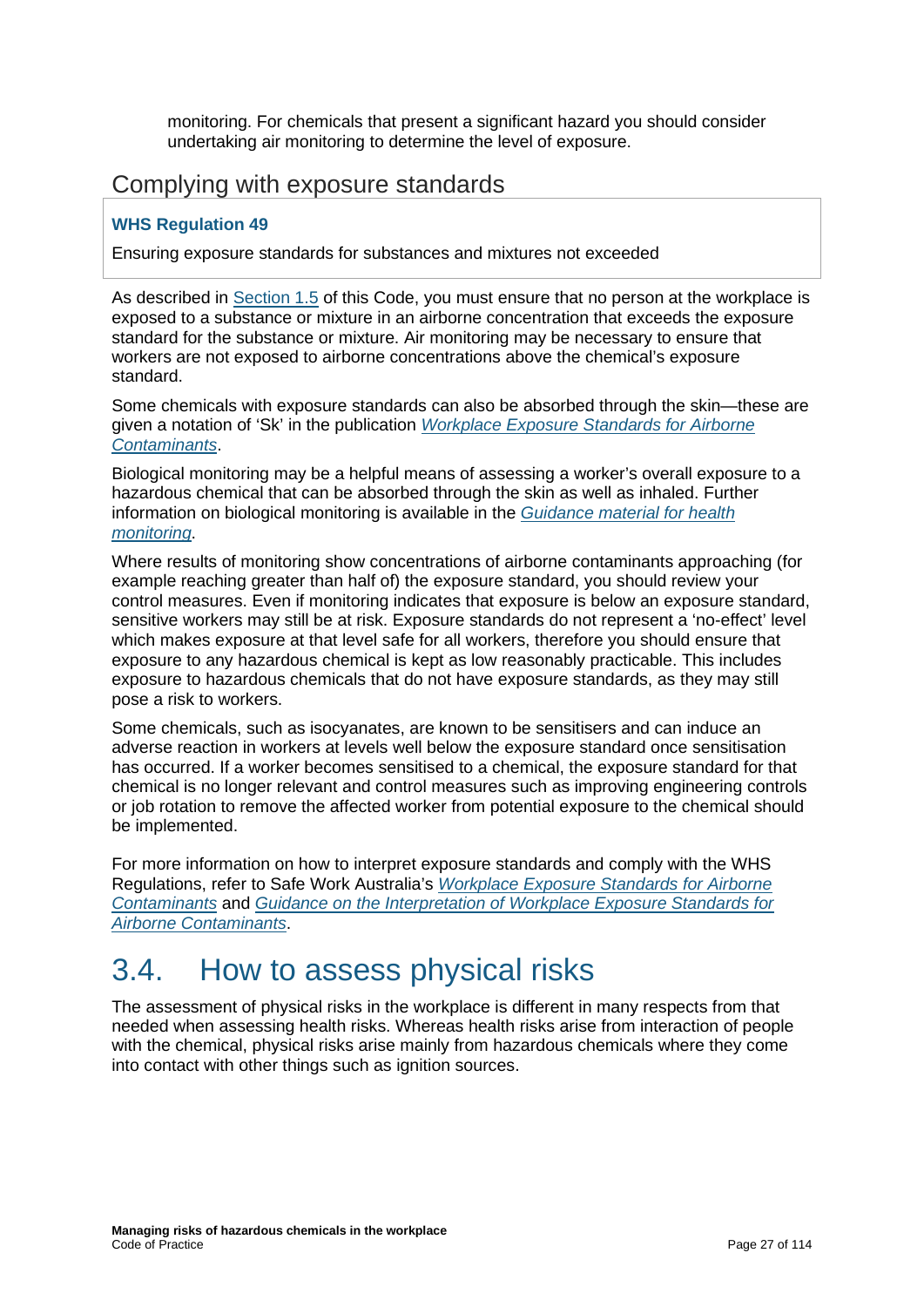monitoring. For chemicals that present a significant hazard you should consider undertaking air monitoring to determine the level of exposure.

## Complying with exposure standards

> **WHS Regulation 49**
>
> Ensuring exposure standards for substances and mixtures not exceeded

As described in Section 1.5 of this Code, you must ensure that no person at the workplace is exposed to a substance or mixture in an airborne concentration that exceeds the exposure standard for the substance or mixture. Air monitoring may be necessary to ensure that workers are not exposed to airborne concentrations above the chemical's exposure standard.

Some chemicals with exposure standards can also be absorbed through the skin—these are given a notation of 'Sk' in the publication *Workplace Exposure Standards for Airborne Contaminants*.

Biological monitoring may be a helpful means of assessing a worker's overall exposure to a hazardous chemical that can be absorbed through the skin as well as inhaled. Further information on biological monitoring is available in the *Guidance material for health monitoring*.

Where results of monitoring show concentrations of airborne contaminants approaching (for example reaching greater than half of) the exposure standard, you should review your control measures. Even if monitoring indicates that exposure is below an exposure standard, sensitive workers may still be at risk. Exposure standards do not represent a 'no-effect' level which makes exposure at that level safe for all workers, therefore you should ensure that exposure to any hazardous chemical is kept as low reasonably practicable. This includes exposure to hazardous chemicals that do not have exposure standards, as they may still pose a risk to workers.

Some chemicals, such as isocyanates, are known to be sensitisers and can induce an adverse reaction in workers at levels well below the exposure standard once sensitisation has occurred. If a worker becomes sensitised to a chemical, the exposure standard for that chemical is no longer relevant and control measures such as improving engineering controls or job rotation to remove the affected worker from potential exposure to the chemical should be implemented.

For more information on how to interpret exposure standards and comply with the WHS Regulations, refer to Safe Work Australia's *Workplace Exposure Standards for Airborne Contaminants* and *Guidance on the Interpretation of Workplace Exposure Standards for Airborne Contaminants*.

# 3.4. How to assess physical risks

The assessment of physical risks in the workplace is different in many respects from that needed when assessing health risks. Whereas health risks arise from interaction of people with the chemical, physical risks arise mainly from hazardous chemicals where they come into contact with other things such as ignition sources.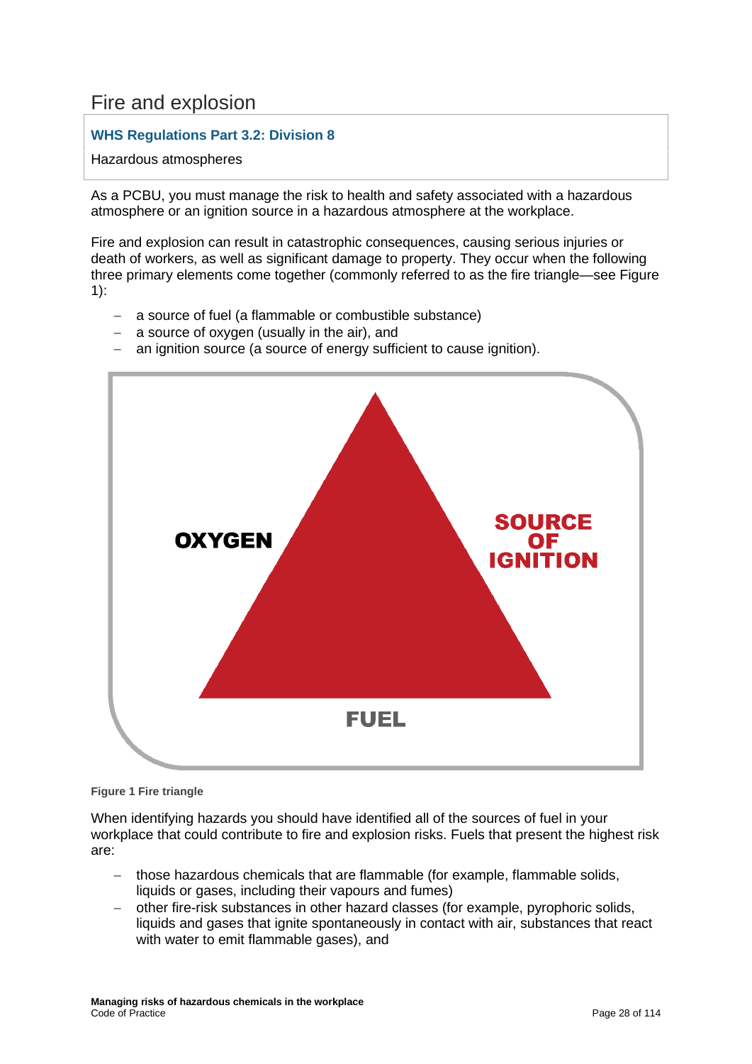## Fire and explosion

| **WHS Regulations Part 3.2: Division 8** |
| --- |
| Hazardous atmospheres |

As a PCBU, you must manage the risk to health and safety associated with a hazardous atmosphere or an ignition source in a hazardous atmosphere at the workplace.

Fire and explosion can result in catastrophic consequences, causing serious injuries or death of workers, as well as significant damage to property. They occur when the following three primary elements come together (commonly referred to as the fire triangle—see Figure 1):

- a source of fuel (a flammable or combustible substance)
- a source of oxygen (usually in the air), and
- an ignition source (a source of energy sufficient to cause ignition).

**Figure 1 Fire triangle**

When identifying hazards you should have identified all of the sources of fuel in your workplace that could contribute to fire and explosion risks. Fuels that present the highest risk are:

- those hazardous chemicals that are flammable (for example, flammable solids, liquids or gases, including their vapours and fumes)
- other fire-risk substances in other hazard classes (for example, pyrophoric solids, liquids and gases that ignite spontaneously in contact with air, substances that react with water to emit flammable gases), and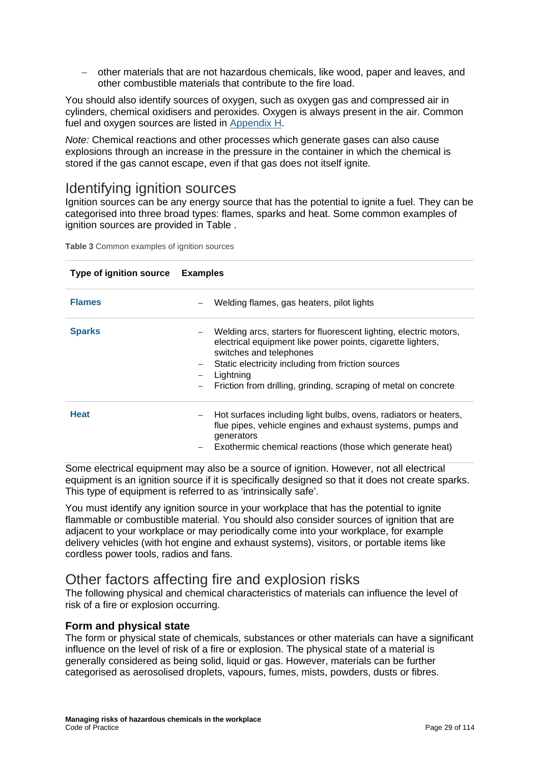- other materials that are not hazardous chemicals, like wood, paper and leaves, and other combustible materials that contribute to the fire load.

You should also identify sources of oxygen, such as oxygen gas and compressed air in cylinders, chemical oxidisers and peroxides. Oxygen is always present in the air. Common fuel and oxygen sources are listed in Appendix H.

*Note:* Chemical reactions and other processes which generate gases can also cause explosions through an increase in the pressure in the container in which the chemical is stored if the gas cannot escape, even if that gas does not itself ignite.

## Identifying ignition sources

Ignition sources can be any energy source that has the potential to ignite a fuel. They can be categorised into three broad types: flames, sparks and heat. Some common examples of ignition sources are provided in Table .

**Table 3** Common examples of ignition sources

| Type of ignition source | Examples |
|---|---|
| **Flames** | – Welding flames, gas heaters, pilot lights |
| **Sparks** | – Welding arcs, starters for fluorescent lighting, electric motors, electrical equipment like power points, cigarette lighters, switches and telephones<br>– Static electricity including from friction sources<br>– Lightning<br>– Friction from drilling, grinding, scraping of metal on concrete |
| **Heat** | – Hot surfaces including light bulbs, ovens, radiators or heaters, flue pipes, vehicle engines and exhaust systems, pumps and generators<br>– Exothermic chemical reactions (those which generate heat) |

Some electrical equipment may also be a source of ignition. However, not all electrical equipment is an ignition source if it is specifically designed so that it does not create sparks. This type of equipment is referred to as 'intrinsically safe'.

You must identify any ignition source in your workplace that has the potential to ignite flammable or combustible material. You should also consider sources of ignition that are adjacent to your workplace or may periodically come into your workplace, for example delivery vehicles (with hot engine and exhaust systems), visitors, or portable items like cordless power tools, radios and fans.

## Other factors affecting fire and explosion risks

The following physical and chemical characteristics of materials can influence the level of risk of a fire or explosion occurring.

### Form and physical state

The form or physical state of chemicals, substances or other materials can have a significant influence on the level of risk of a fire or explosion. The physical state of a material is generally considered as being solid, liquid or gas. However, materials can be further categorised as aerosolised droplets, vapours, fumes, mists, powders, dusts or fibres.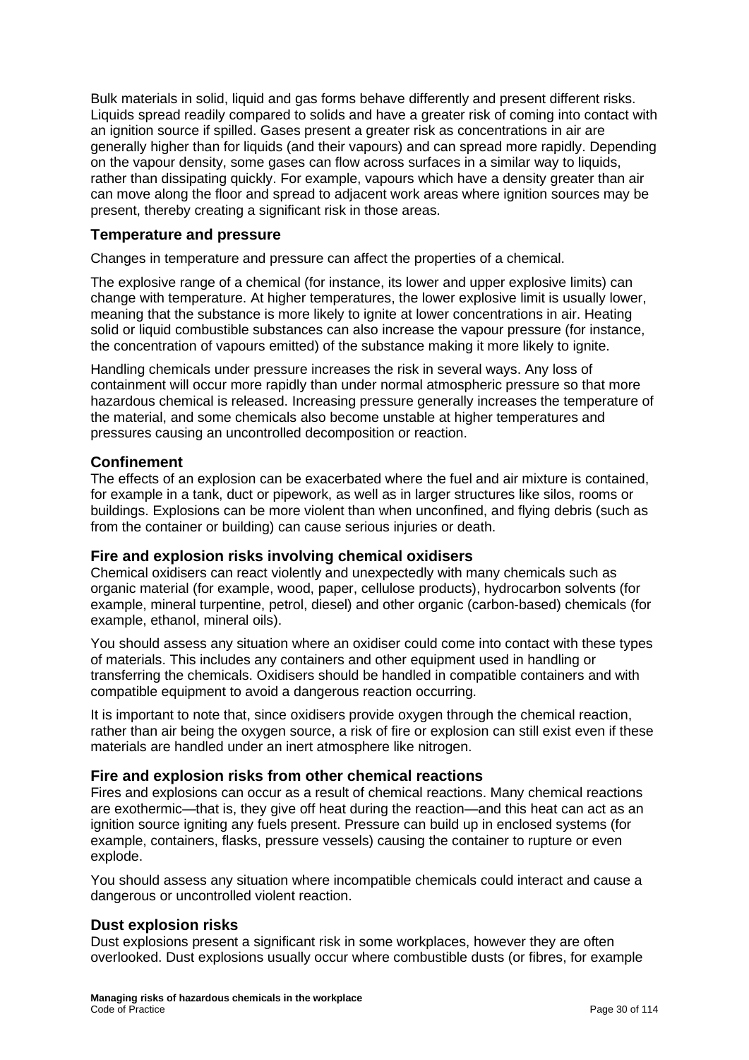Bulk materials in solid, liquid and gas forms behave differently and present different risks. Liquids spread readily compared to solids and have a greater risk of coming into contact with an ignition source if spilled. Gases present a greater risk as concentrations in air are generally higher than for liquids (and their vapours) and can spread more rapidly. Depending on the vapour density, some gases can flow across surfaces in a similar way to liquids, rather than dissipating quickly. For example, vapours which have a density greater than air can move along the floor and spread to adjacent work areas where ignition sources may be present, thereby creating a significant risk in those areas.

### Temperature and pressure

Changes in temperature and pressure can affect the properties of a chemical.

The explosive range of a chemical (for instance, its lower and upper explosive limits) can change with temperature. At higher temperatures, the lower explosive limit is usually lower, meaning that the substance is more likely to ignite at lower concentrations in air. Heating solid or liquid combustible substances can also increase the vapour pressure (for instance, the concentration of vapours emitted) of the substance making it more likely to ignite.

Handling chemicals under pressure increases the risk in several ways. Any loss of containment will occur more rapidly than under normal atmospheric pressure so that more hazardous chemical is released. Increasing pressure generally increases the temperature of the material, and some chemicals also become unstable at higher temperatures and pressures causing an uncontrolled decomposition or reaction.

### Confinement

The effects of an explosion can be exacerbated where the fuel and air mixture is contained, for example in a tank, duct or pipework, as well as in larger structures like silos, rooms or buildings. Explosions can be more violent than when unconfined, and flying debris (such as from the container or building) can cause serious injuries or death.

### Fire and explosion risks involving chemical oxidisers

Chemical oxidisers can react violently and unexpectedly with many chemicals such as organic material (for example, wood, paper, cellulose products), hydrocarbon solvents (for example, mineral turpentine, petrol, diesel) and other organic (carbon-based) chemicals (for example, ethanol, mineral oils).

You should assess any situation where an oxidiser could come into contact with these types of materials. This includes any containers and other equipment used in handling or transferring the chemicals. Oxidisers should be handled in compatible containers and with compatible equipment to avoid a dangerous reaction occurring.

It is important to note that, since oxidisers provide oxygen through the chemical reaction, rather than air being the oxygen source, a risk of fire or explosion can still exist even if these materials are handled under an inert atmosphere like nitrogen.

### Fire and explosion risks from other chemical reactions

Fires and explosions can occur as a result of chemical reactions. Many chemical reactions are exothermic—that is, they give off heat during the reaction—and this heat can act as an ignition source igniting any fuels present. Pressure can build up in enclosed systems (for example, containers, flasks, pressure vessels) causing the container to rupture or even explode.

You should assess any situation where incompatible chemicals could interact and cause a dangerous or uncontrolled violent reaction.

### Dust explosion risks

Dust explosions present a significant risk in some workplaces, however they are often overlooked. Dust explosions usually occur where combustible dusts (or fibres, for example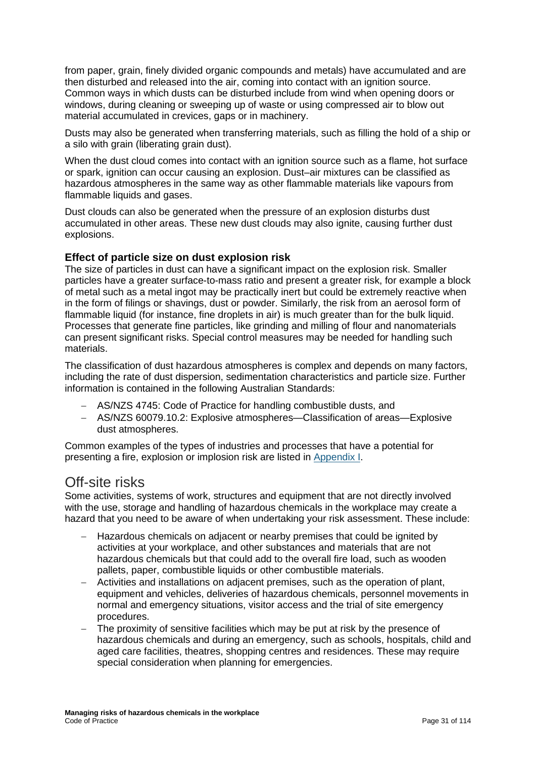from paper, grain, finely divided organic compounds and metals) have accumulated and are then disturbed and released into the air, coming into contact with an ignition source. Common ways in which dusts can be disturbed include from wind when opening doors or windows, during cleaning or sweeping up of waste or using compressed air to blow out material accumulated in crevices, gaps or in machinery.

Dusts may also be generated when transferring materials, such as filling the hold of a ship or a silo with grain (liberating grain dust).

When the dust cloud comes into contact with an ignition source such as a flame, hot surface or spark, ignition can occur causing an explosion. Dust–air mixtures can be classified as hazardous atmospheres in the same way as other flammable materials like vapours from flammable liquids and gases.

Dust clouds can also be generated when the pressure of an explosion disturbs dust accumulated in other areas. These new dust clouds may also ignite, causing further dust explosions.

### Effect of particle size on dust explosion risk

The size of particles in dust can have a significant impact on the explosion risk. Smaller particles have a greater surface-to-mass ratio and present a greater risk, for example a block of metal such as a metal ingot may be practically inert but could be extremely reactive when in the form of filings or shavings, dust or powder. Similarly, the risk from an aerosol form of flammable liquid (for instance, fine droplets in air) is much greater than for the bulk liquid. Processes that generate fine particles, like grinding and milling of flour and nanomaterials can present significant risks. Special control measures may be needed for handling such materials.

The classification of dust hazardous atmospheres is complex and depends on many factors, including the rate of dust dispersion, sedimentation characteristics and particle size. Further information is contained in the following Australian Standards:

- AS/NZS 4745: Code of Practice for handling combustible dusts, and
- AS/NZS 60079.10.2: Explosive atmospheres—Classification of areas—Explosive dust atmospheres.

Common examples of the types of industries and processes that have a potential for presenting a fire, explosion or implosion risk are listed in Appendix I.

## Off-site risks

Some activities, systems of work, structures and equipment that are not directly involved with the use, storage and handling of hazardous chemicals in the workplace may create a hazard that you need to be aware of when undertaking your risk assessment. These include:

- Hazardous chemicals on adjacent or nearby premises that could be ignited by activities at your workplace, and other substances and materials that are not hazardous chemicals but that could add to the overall fire load, such as wooden pallets, paper, combustible liquids or other combustible materials.
- Activities and installations on adjacent premises, such as the operation of plant, equipment and vehicles, deliveries of hazardous chemicals, personnel movements in normal and emergency situations, visitor access and the trial of site emergency procedures.
- The proximity of sensitive facilities which may be put at risk by the presence of hazardous chemicals and during an emergency, such as schools, hospitals, child and aged care facilities, theatres, shopping centres and residences. These may require special consideration when planning for emergencies.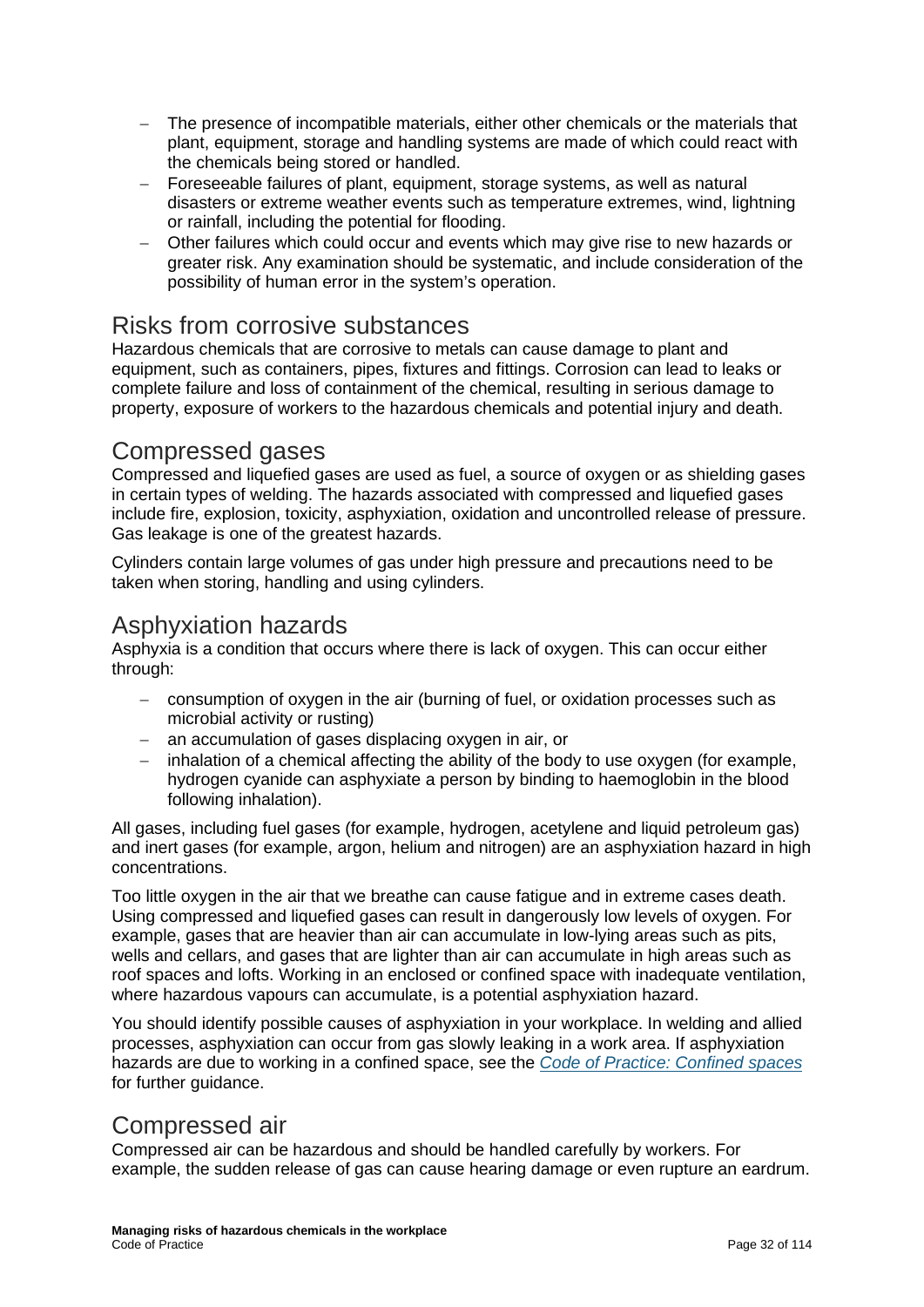- The presence of incompatible materials, either other chemicals or the materials that plant, equipment, storage and handling systems are made of which could react with the chemicals being stored or handled.
- Foreseeable failures of plant, equipment, storage systems, as well as natural disasters or extreme weather events such as temperature extremes, wind, lightning or rainfall, including the potential for flooding.
- Other failures which could occur and events which may give rise to new hazards or greater risk. Any examination should be systematic, and include consideration of the possibility of human error in the system's operation.

## Risks from corrosive substances

Hazardous chemicals that are corrosive to metals can cause damage to plant and equipment, such as containers, pipes, fixtures and fittings. Corrosion can lead to leaks or complete failure and loss of containment of the chemical, resulting in serious damage to property, exposure of workers to the hazardous chemicals and potential injury and death.

## Compressed gases

Compressed and liquefied gases are used as fuel, a source of oxygen or as shielding gases in certain types of welding. The hazards associated with compressed and liquefied gases include fire, explosion, toxicity, asphyxiation, oxidation and uncontrolled release of pressure. Gas leakage is one of the greatest hazards.

Cylinders contain large volumes of gas under high pressure and precautions need to be taken when storing, handling and using cylinders.

## Asphyxiation hazards

Asphyxia is a condition that occurs where there is lack of oxygen. This can occur either through:

- consumption of oxygen in the air (burning of fuel, or oxidation processes such as microbial activity or rusting)
- an accumulation of gases displacing oxygen in air, or
- inhalation of a chemical affecting the ability of the body to use oxygen (for example, hydrogen cyanide can asphyxiate a person by binding to haemoglobin in the blood following inhalation).

All gases, including fuel gases (for example, hydrogen, acetylene and liquid petroleum gas) and inert gases (for example, argon, helium and nitrogen) are an asphyxiation hazard in high concentrations.

Too little oxygen in the air that we breathe can cause fatigue and in extreme cases death. Using compressed and liquefied gases can result in dangerously low levels of oxygen. For example, gases that are heavier than air can accumulate in low-lying areas such as pits, wells and cellars, and gases that are lighter than air can accumulate in high areas such as roof spaces and lofts. Working in an enclosed or confined space with inadequate ventilation, where hazardous vapours can accumulate, is a potential asphyxiation hazard.

You should identify possible causes of asphyxiation in your workplace. In welding and allied processes, asphyxiation can occur from gas slowly leaking in a work area. If asphyxiation hazards are due to working in a confined space, see the *Code of Practice: Confined spaces* for further guidance.

## Compressed air

Compressed air can be hazardous and should be handled carefully by workers. For example, the sudden release of gas can cause hearing damage or even rupture an eardrum.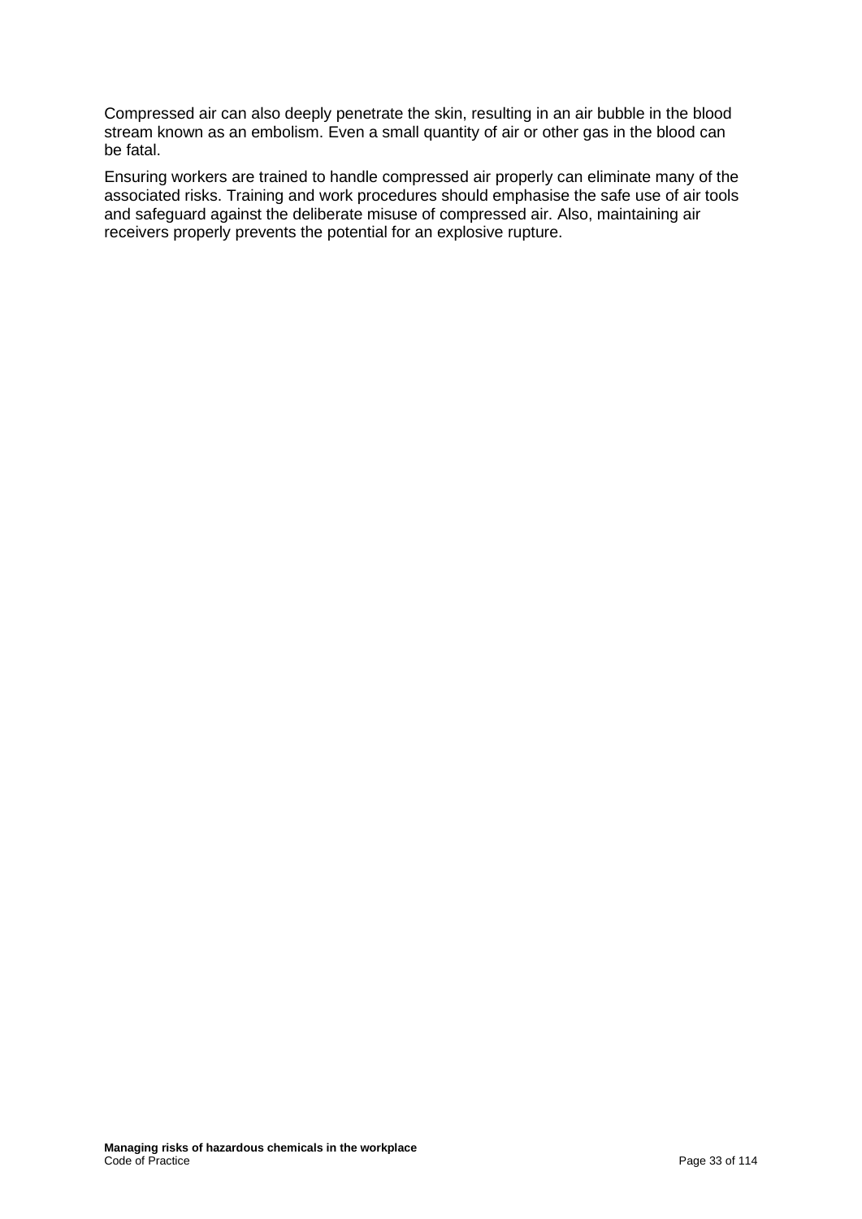Compressed air can also deeply penetrate the skin, resulting in an air bubble in the blood stream known as an embolism. Even a small quantity of air or other gas in the blood can be fatal.

Ensuring workers are trained to handle compressed air properly can eliminate many of the associated risks. Training and work procedures should emphasise the safe use of air tools and safeguard against the deliberate misuse of compressed air. Also, maintaining air receivers properly prevents the potential for an explosive rupture.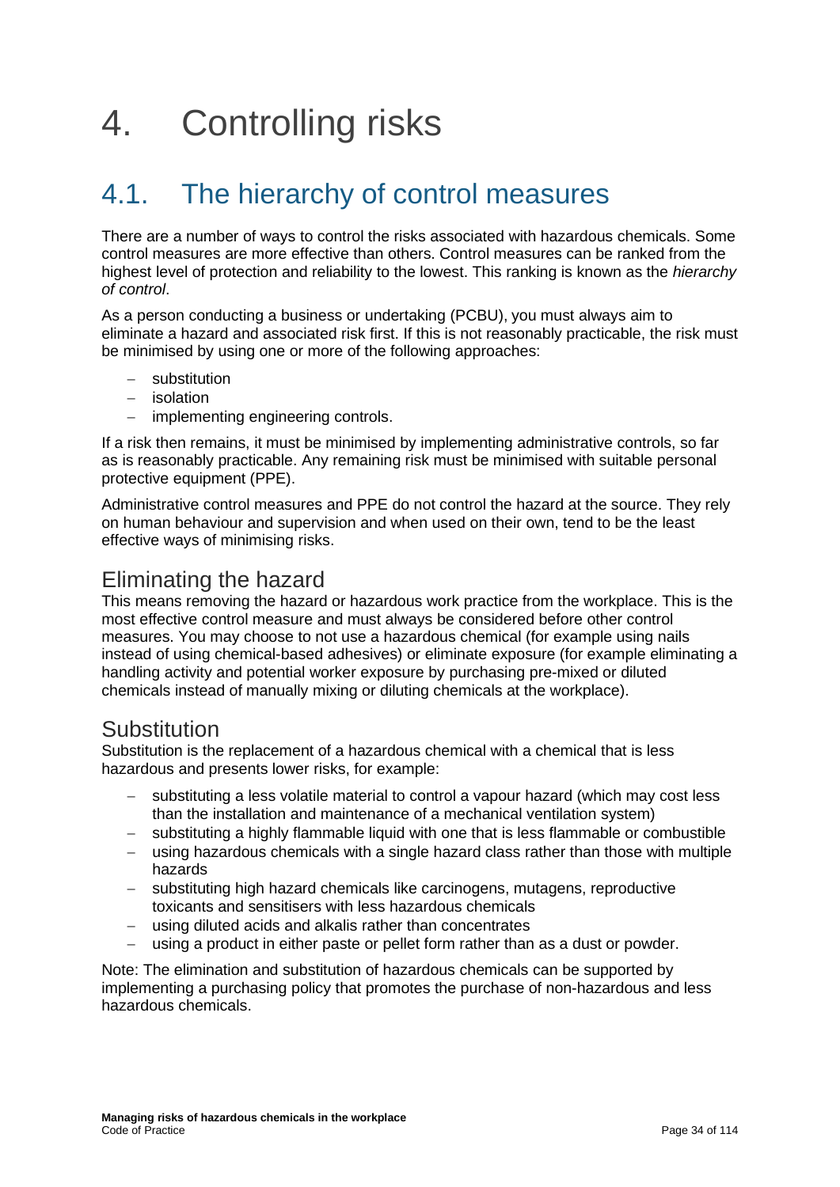# 4. Controlling risks

## 4.1. The hierarchy of control measures

There are a number of ways to control the risks associated with hazardous chemicals. Some control measures are more effective than others. Control measures can be ranked from the highest level of protection and reliability to the lowest. This ranking is known as the *hierarchy of control*.

As a person conducting a business or undertaking (PCBU), you must always aim to eliminate a hazard and associated risk first. If this is not reasonably practicable, the risk must be minimised by using one or more of the following approaches:

- substitution
- isolation
- implementing engineering controls.

If a risk then remains, it must be minimised by implementing administrative controls, so far as is reasonably practicable. Any remaining risk must be minimised with suitable personal protective equipment (PPE).

Administrative control measures and PPE do not control the hazard at the source. They rely on human behaviour and supervision and when used on their own, tend to be the least effective ways of minimising risks.

### Eliminating the hazard

This means removing the hazard or hazardous work practice from the workplace. This is the most effective control measure and must always be considered before other control measures. You may choose to not use a hazardous chemical (for example using nails instead of using chemical-based adhesives) or eliminate exposure (for example eliminating a handling activity and potential worker exposure by purchasing pre-mixed or diluted chemicals instead of manually mixing or diluting chemicals at the workplace).

### Substitution

Substitution is the replacement of a hazardous chemical with a chemical that is less hazardous and presents lower risks, for example:

- substituting a less volatile material to control a vapour hazard (which may cost less than the installation and maintenance of a mechanical ventilation system)
- substituting a highly flammable liquid with one that is less flammable or combustible
- using hazardous chemicals with a single hazard class rather than those with multiple hazards
- substituting high hazard chemicals like carcinogens, mutagens, reproductive toxicants and sensitisers with less hazardous chemicals
- using diluted acids and alkalis rather than concentrates
- using a product in either paste or pellet form rather than as a dust or powder.

Note: The elimination and substitution of hazardous chemicals can be supported by implementing a purchasing policy that promotes the purchase of non-hazardous and less hazardous chemicals.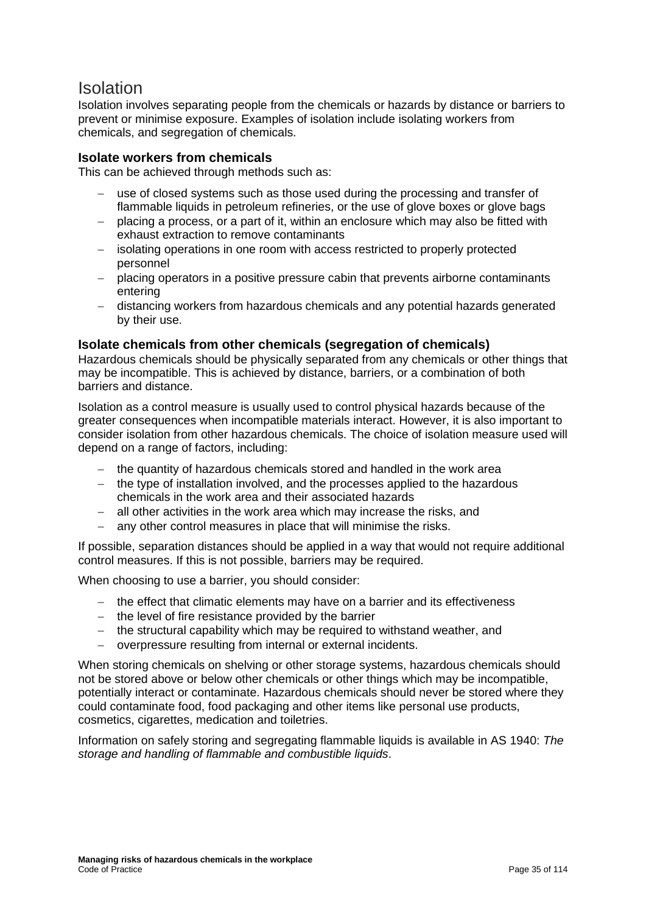## Isolation

Isolation involves separating people from the chemicals or hazards by distance or barriers to prevent or minimise exposure. Examples of isolation include isolating workers from chemicals, and segregation of chemicals.

### Isolate workers from chemicals

This can be achieved through methods such as:

- use of closed systems such as those used during the processing and transfer of flammable liquids in petroleum refineries, or the use of glove boxes or glove bags
- placing a process, or a part of it, within an enclosure which may also be fitted with exhaust extraction to remove contaminants
- isolating operations in one room with access restricted to properly protected personnel
- placing operators in a positive pressure cabin that prevents airborne contaminants entering
- distancing workers from hazardous chemicals and any potential hazards generated by their use.

### Isolate chemicals from other chemicals (segregation of chemicals)

Hazardous chemicals should be physically separated from any chemicals or other things that may be incompatible. This is achieved by distance, barriers, or a combination of both barriers and distance.

Isolation as a control measure is usually used to control physical hazards because of the greater consequences when incompatible materials interact. However, it is also important to consider isolation from other hazardous chemicals. The choice of isolation measure used will depend on a range of factors, including:

- the quantity of hazardous chemicals stored and handled in the work area
- the type of installation involved, and the processes applied to the hazardous chemicals in the work area and their associated hazards
- all other activities in the work area which may increase the risks, and
- any other control measures in place that will minimise the risks.

If possible, separation distances should be applied in a way that would not require additional control measures. If this is not possible, barriers may be required.

When choosing to use a barrier, you should consider:

- the effect that climatic elements may have on a barrier and its effectiveness
- the level of fire resistance provided by the barrier
- the structural capability which may be required to withstand weather, and
- overpressure resulting from internal or external incidents.

When storing chemicals on shelving or other storage systems, hazardous chemicals should not be stored above or below other chemicals or other things which may be incompatible, potentially interact or contaminate. Hazardous chemicals should never be stored where they could contaminate food, food packaging and other items like personal use products, cosmetics, cigarettes, medication and toiletries.

Information on safely storing and segregating flammable liquids is available in AS 1940: *The storage and handling of flammable and combustible liquids*.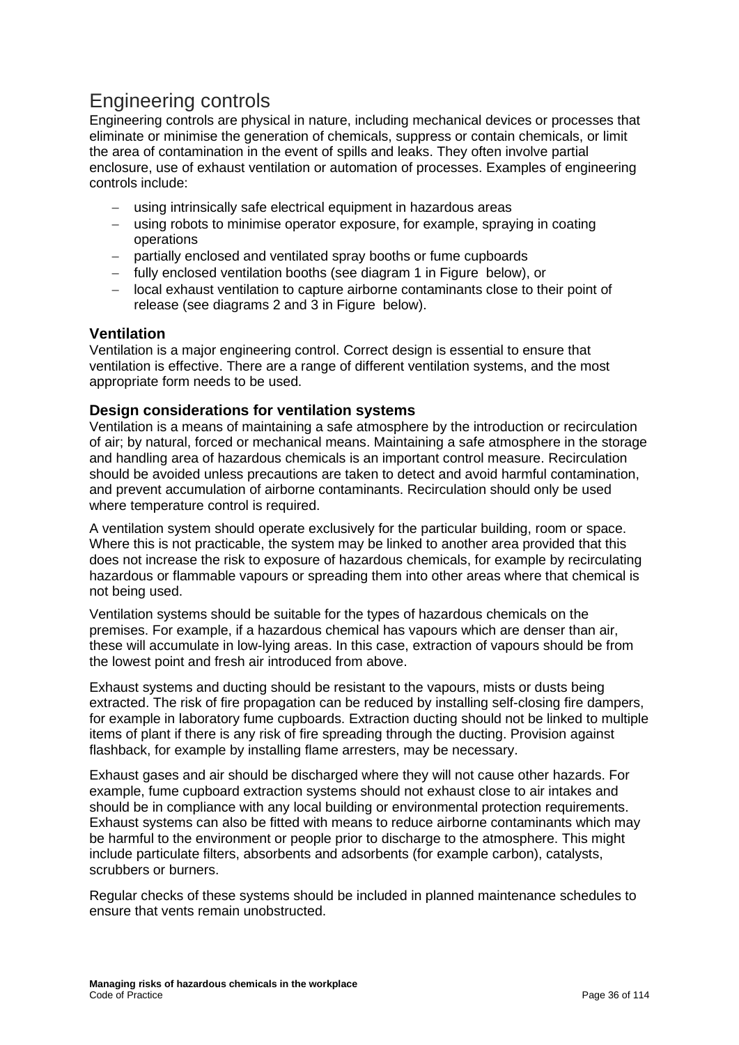## Engineering controls

Engineering controls are physical in nature, including mechanical devices or processes that eliminate or minimise the generation of chemicals, suppress or contain chemicals, or limit the area of contamination in the event of spills and leaks. They often involve partial enclosure, use of exhaust ventilation or automation of processes. Examples of engineering controls include:

- using intrinsically safe electrical equipment in hazardous areas
- using robots to minimise operator exposure, for example, spraying in coating operations
- partially enclosed and ventilated spray booths or fume cupboards
- fully enclosed ventilation booths (see diagram 1 in Figure  below), or
- local exhaust ventilation to capture airborne contaminants close to their point of release (see diagrams 2 and 3 in Figure  below).

### Ventilation

Ventilation is a major engineering control. Correct design is essential to ensure that ventilation is effective. There are a range of different ventilation systems, and the most appropriate form needs to be used.

### Design considerations for ventilation systems

Ventilation is a means of maintaining a safe atmosphere by the introduction or recirculation of air; by natural, forced or mechanical means. Maintaining a safe atmosphere in the storage and handling area of hazardous chemicals is an important control measure. Recirculation should be avoided unless precautions are taken to detect and avoid harmful contamination, and prevent accumulation of airborne contaminants. Recirculation should only be used where temperature control is required.

A ventilation system should operate exclusively for the particular building, room or space. Where this is not practicable, the system may be linked to another area provided that this does not increase the risk to exposure of hazardous chemicals, for example by recirculating hazardous or flammable vapours or spreading them into other areas where that chemical is not being used.

Ventilation systems should be suitable for the types of hazardous chemicals on the premises. For example, if a hazardous chemical has vapours which are denser than air, these will accumulate in low-lying areas. In this case, extraction of vapours should be from the lowest point and fresh air introduced from above.

Exhaust systems and ducting should be resistant to the vapours, mists or dusts being extracted. The risk of fire propagation can be reduced by installing self-closing fire dampers, for example in laboratory fume cupboards. Extraction ducting should not be linked to multiple items of plant if there is any risk of fire spreading through the ducting. Provision against flashback, for example by installing flame arresters, may be necessary.

Exhaust gases and air should be discharged where they will not cause other hazards. For example, fume cupboard extraction systems should not exhaust close to air intakes and should be in compliance with any local building or environmental protection requirements. Exhaust systems can also be fitted with means to reduce airborne contaminants which may be harmful to the environment or people prior to discharge to the atmosphere. This might include particulate filters, absorbents and adsorbents (for example carbon), catalysts, scrubbers or burners.

Regular checks of these systems should be included in planned maintenance schedules to ensure that vents remain unobstructed.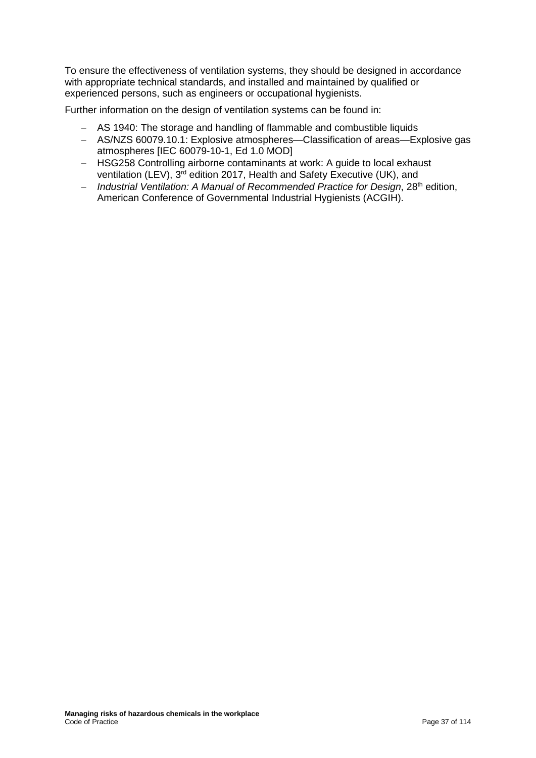To ensure the effectiveness of ventilation systems, they should be designed in accordance with appropriate technical standards, and installed and maintained by qualified or experienced persons, such as engineers or occupational hygienists.

Further information on the design of ventilation systems can be found in:

- AS 1940: The storage and handling of flammable and combustible liquids
- AS/NZS 60079.10.1: Explosive atmospheres—Classification of areas—Explosive gas atmospheres [IEC 60079-10-1, Ed 1.0 MOD]
- HSG258 Controlling airborne contaminants at work: A guide to local exhaust ventilation (LEV), 3rd edition 2017, Health and Safety Executive (UK), and
- *Industrial Ventilation: A Manual of Recommended Practice for Design*, 28th edition, American Conference of Governmental Industrial Hygienists (ACGIH).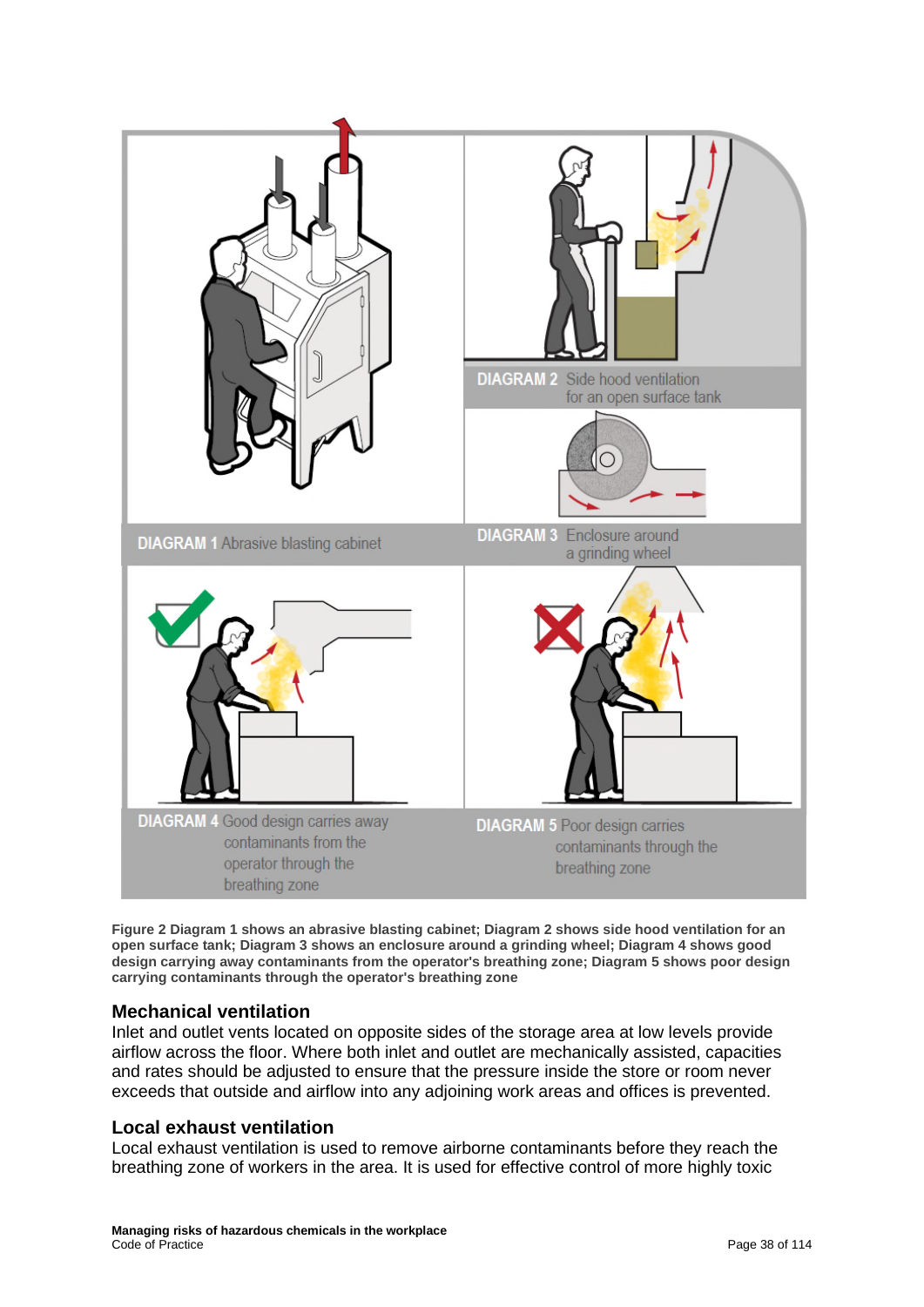DIAGRAM 1 Abrasive blasting cabinet

DIAGRAM 2 Side hood ventilation for an open surface tank

DIAGRAM 3 Enclosure around a grinding wheel

DIAGRAM 4 Good design carries away contaminants from the operator through the breathing zone

DIAGRAM 5 Poor design carries contaminants through the breathing zone

**Figure 2 Diagram 1 shows an abrasive blasting cabinet; Diagram 2 shows side hood ventilation for an open surface tank; Diagram 3 shows an enclosure around a grinding wheel; Diagram 4 shows good design carrying away contaminants from the operator's breathing zone; Diagram 5 shows poor design carrying contaminants through the operator's breathing zone**

## Mechanical ventilation

Inlet and outlet vents located on opposite sides of the storage area at low levels provide airflow across the floor. Where both inlet and outlet are mechanically assisted, capacities and rates should be adjusted to ensure that the pressure inside the store or room never exceeds that outside and airflow into any adjoining work areas and offices is prevented.

## Local exhaust ventilation

Local exhaust ventilation is used to remove airborne contaminants before they reach the breathing zone of workers in the area. It is used for effective control of more highly toxic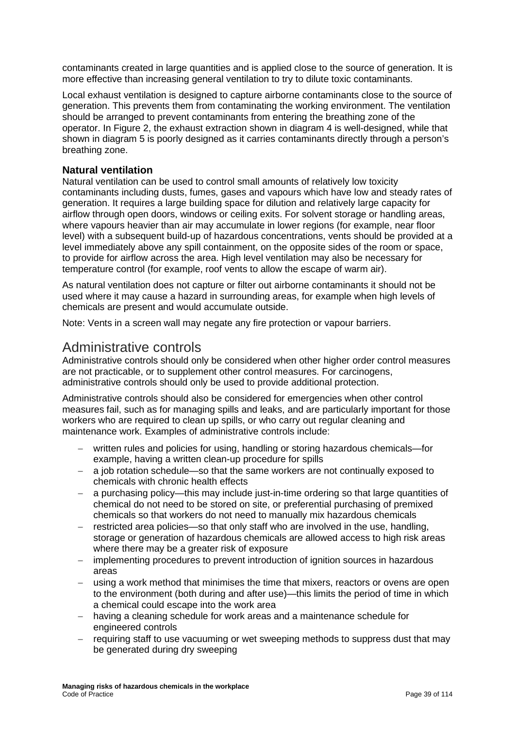contaminants created in large quantities and is applied close to the source of generation. It is more effective than increasing general ventilation to try to dilute toxic contaminants.

Local exhaust ventilation is designed to capture airborne contaminants close to the source of generation. This prevents them from contaminating the working environment. The ventilation should be arranged to prevent contaminants from entering the breathing zone of the operator. In Figure 2, the exhaust extraction shown in diagram 4 is well-designed, while that shown in diagram 5 is poorly designed as it carries contaminants directly through a person's breathing zone.

### Natural ventilation

Natural ventilation can be used to control small amounts of relatively low toxicity contaminants including dusts, fumes, gases and vapours which have low and steady rates of generation. It requires a large building space for dilution and relatively large capacity for airflow through open doors, windows or ceiling exits. For solvent storage or handling areas, where vapours heavier than air may accumulate in lower regions (for example, near floor level) with a subsequent build-up of hazardous concentrations, vents should be provided at a level immediately above any spill containment, on the opposite sides of the room or space, to provide for airflow across the area. High level ventilation may also be necessary for temperature control (for example, roof vents to allow the escape of warm air).

As natural ventilation does not capture or filter out airborne contaminants it should not be used where it may cause a hazard in surrounding areas, for example when high levels of chemicals are present and would accumulate outside.

Note: Vents in a screen wall may negate any fire protection or vapour barriers.

## Administrative controls

Administrative controls should only be considered when other higher order control measures are not practicable, or to supplement other control measures. For carcinogens, administrative controls should only be used to provide additional protection.

Administrative controls should also be considered for emergencies when other control measures fail, such as for managing spills and leaks, and are particularly important for those workers who are required to clean up spills, or who carry out regular cleaning and maintenance work. Examples of administrative controls include:

- written rules and policies for using, handling or storing hazardous chemicals—for example, having a written clean-up procedure for spills
- a job rotation schedule—so that the same workers are not continually exposed to chemicals with chronic health effects
- a purchasing policy—this may include just-in-time ordering so that large quantities of chemical do not need to be stored on site, or preferential purchasing of premixed chemicals so that workers do not need to manually mix hazardous chemicals
- restricted area policies—so that only staff who are involved in the use, handling, storage or generation of hazardous chemicals are allowed access to high risk areas where there may be a greater risk of exposure
- implementing procedures to prevent introduction of ignition sources in hazardous areas
- using a work method that minimises the time that mixers, reactors or ovens are open to the environment (both during and after use)—this limits the period of time in which a chemical could escape into the work area
- having a cleaning schedule for work areas and a maintenance schedule for engineered controls
- requiring staff to use vacuuming or wet sweeping methods to suppress dust that may be generated during dry sweeping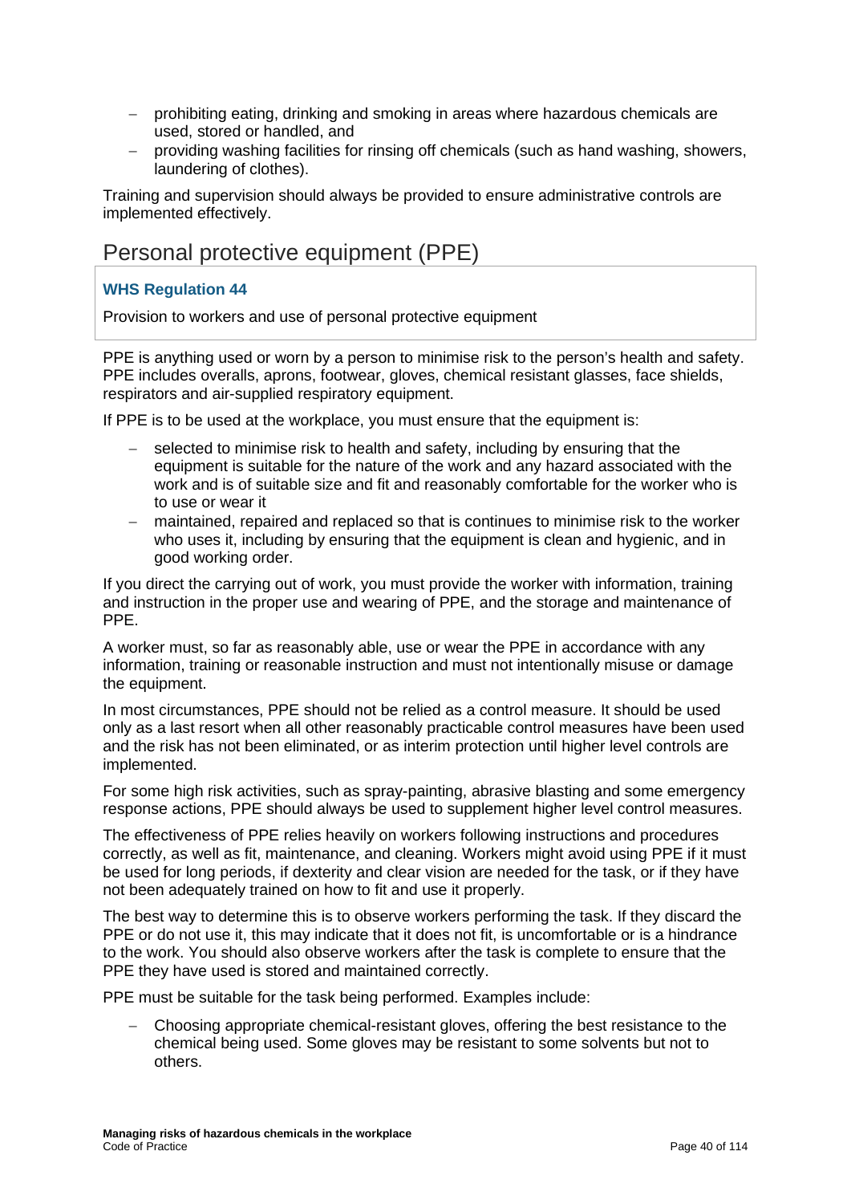- prohibiting eating, drinking and smoking in areas where hazardous chemicals are used, stored or handled, and
- providing washing facilities for rinsing off chemicals (such as hand washing, showers, laundering of clothes).

Training and supervision should always be provided to ensure administrative controls are implemented effectively.

## Personal protective equipment (PPE)

> **WHS Regulation 44**
>
> Provision to workers and use of personal protective equipment

PPE is anything used or worn by a person to minimise risk to the person's health and safety. PPE includes overalls, aprons, footwear, gloves, chemical resistant glasses, face shields, respirators and air-supplied respiratory equipment.

If PPE is to be used at the workplace, you must ensure that the equipment is:

- selected to minimise risk to health and safety, including by ensuring that the equipment is suitable for the nature of the work and any hazard associated with the work and is of suitable size and fit and reasonably comfortable for the worker who is to use or wear it
- maintained, repaired and replaced so that is continues to minimise risk to the worker who uses it, including by ensuring that the equipment is clean and hygienic, and in good working order.

If you direct the carrying out of work, you must provide the worker with information, training and instruction in the proper use and wearing of PPE, and the storage and maintenance of PPE.

A worker must, so far as reasonably able, use or wear the PPE in accordance with any information, training or reasonable instruction and must not intentionally misuse or damage the equipment.

In most circumstances, PPE should not be relied as a control measure. It should be used only as a last resort when all other reasonably practicable control measures have been used and the risk has not been eliminated, or as interim protection until higher level controls are implemented.

For some high risk activities, such as spray-painting, abrasive blasting and some emergency response actions, PPE should always be used to supplement higher level control measures.

The effectiveness of PPE relies heavily on workers following instructions and procedures correctly, as well as fit, maintenance, and cleaning. Workers might avoid using PPE if it must be used for long periods, if dexterity and clear vision are needed for the task, or if they have not been adequately trained on how to fit and use it properly.

The best way to determine this is to observe workers performing the task. If they discard the PPE or do not use it, this may indicate that it does not fit, is uncomfortable or is a hindrance to the work. You should also observe workers after the task is complete to ensure that the PPE they have used is stored and maintained correctly.

PPE must be suitable for the task being performed. Examples include:

- Choosing appropriate chemical-resistant gloves, offering the best resistance to the chemical being used. Some gloves may be resistant to some solvents but not to others.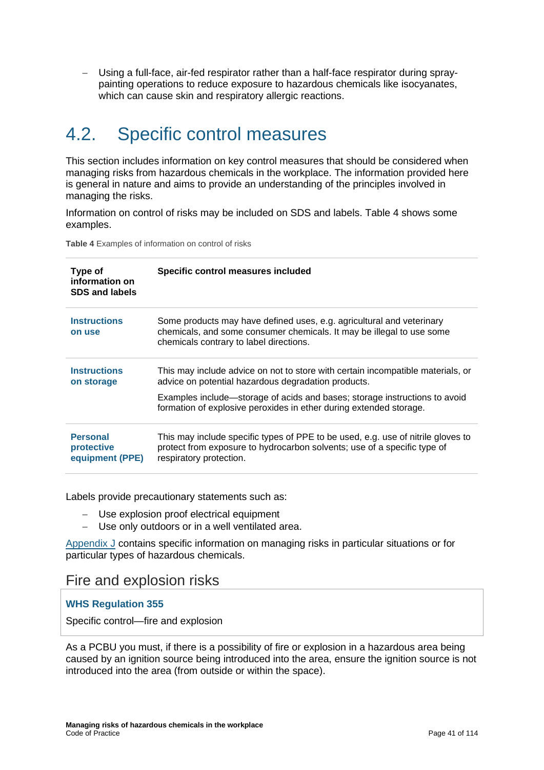- Using a full-face, air-fed respirator rather than a half-face respirator during spray-painting operations to reduce exposure to hazardous chemicals like isocyanates, which can cause skin and respiratory allergic reactions.

## 4.2. Specific control measures

This section includes information on key control measures that should be considered when managing risks from hazardous chemicals in the workplace. The information provided here is general in nature and aims to provide an understanding of the principles involved in managing the risks.

Information on control of risks may be included on SDS and labels. Table 4 shows some examples.

**Table 4** Examples of information on control of risks

| Type of information on SDS and labels | Specific control measures included |
|---|---|
| **Instructions on use** | Some products may have defined uses, e.g. agricultural and veterinary chemicals, and some consumer chemicals. It may be illegal to use some chemicals contrary to label directions. |
| **Instructions on storage** | This may include advice on not to store with certain incompatible materials, or advice on potential hazardous degradation products.<br><br>Examples include—storage of acids and bases; storage instructions to avoid formation of explosive peroxides in ether during extended storage. |
| **Personal protective equipment (PPE)** | This may include specific types of PPE to be used, e.g. use of nitrile gloves to protect from exposure to hydrocarbon solvents; use of a specific type of respiratory protection. |

Labels provide precautionary statements such as:

- Use explosion proof electrical equipment
- Use only outdoors or in a well ventilated area.

Appendix J contains specific information on managing risks in particular situations or for particular types of hazardous chemicals.

### Fire and explosion risks

**WHS Regulation 355**

Specific control—fire and explosion

As a PCBU you must, if there is a possibility of fire or explosion in a hazardous area being caused by an ignition source being introduced into the area, ensure the ignition source is not introduced into the area (from outside or within the space).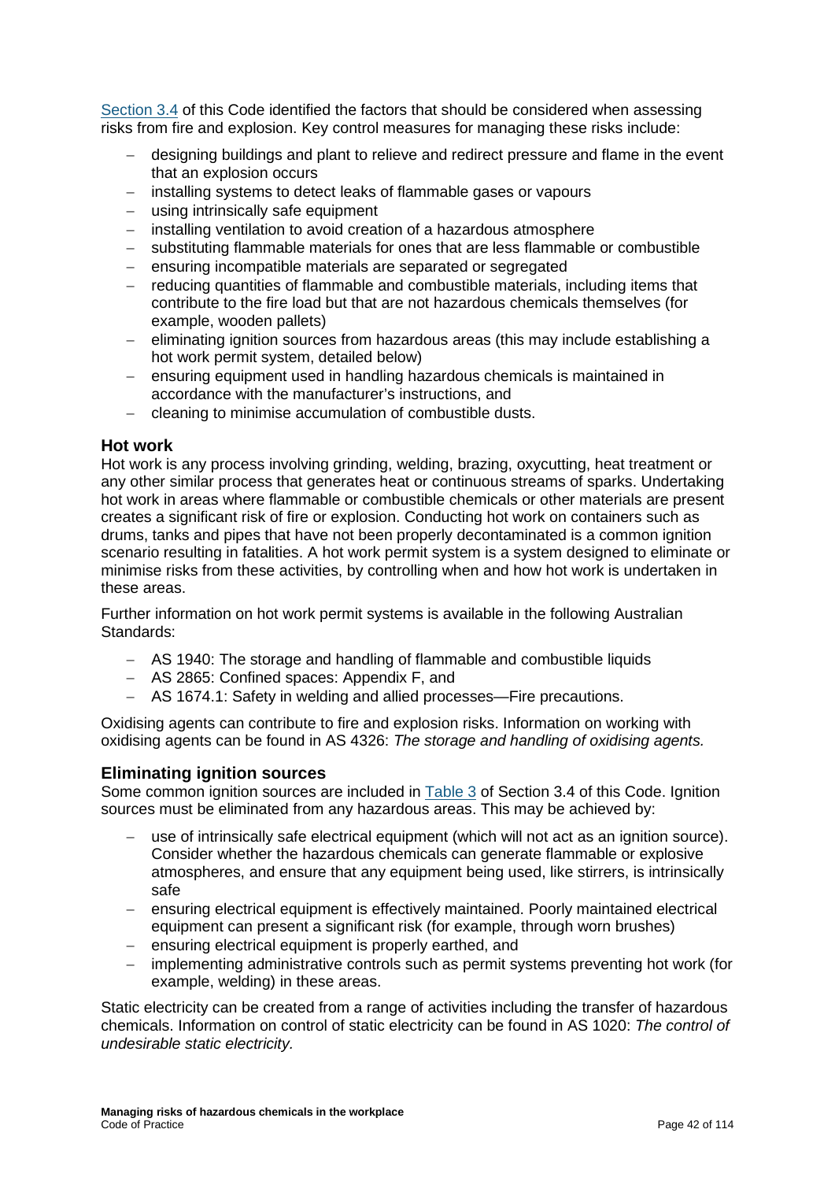Section 3.4 of this Code identified the factors that should be considered when assessing risks from fire and explosion. Key control measures for managing these risks include:

- designing buildings and plant to relieve and redirect pressure and flame in the event that an explosion occurs
- installing systems to detect leaks of flammable gases or vapours
- using intrinsically safe equipment
- installing ventilation to avoid creation of a hazardous atmosphere
- substituting flammable materials for ones that are less flammable or combustible
- ensuring incompatible materials are separated or segregated
- reducing quantities of flammable and combustible materials, including items that contribute to the fire load but that are not hazardous chemicals themselves (for example, wooden pallets)
- eliminating ignition sources from hazardous areas (this may include establishing a hot work permit system, detailed below)
- ensuring equipment used in handling hazardous chemicals is maintained in accordance with the manufacturer's instructions, and
- cleaning to minimise accumulation of combustible dusts.

### Hot work

Hot work is any process involving grinding, welding, brazing, oxycutting, heat treatment or any other similar process that generates heat or continuous streams of sparks. Undertaking hot work in areas where flammable or combustible chemicals or other materials are present creates a significant risk of fire or explosion. Conducting hot work on containers such as drums, tanks and pipes that have not been properly decontaminated is a common ignition scenario resulting in fatalities. A hot work permit system is a system designed to eliminate or minimise risks from these activities, by controlling when and how hot work is undertaken in these areas.

Further information on hot work permit systems is available in the following Australian Standards:

- AS 1940: The storage and handling of flammable and combustible liquids
- AS 2865: Confined spaces: Appendix F, and
- AS 1674.1: Safety in welding and allied processes—Fire precautions.

Oxidising agents can contribute to fire and explosion risks. Information on working with oxidising agents can be found in AS 4326: *The storage and handling of oxidising agents.*

### Eliminating ignition sources

Some common ignition sources are included in Table 3 of Section 3.4 of this Code. Ignition sources must be eliminated from any hazardous areas. This may be achieved by:

- use of intrinsically safe electrical equipment (which will not act as an ignition source). Consider whether the hazardous chemicals can generate flammable or explosive atmospheres, and ensure that any equipment being used, like stirrers, is intrinsically safe
- ensuring electrical equipment is effectively maintained. Poorly maintained electrical equipment can present a significant risk (for example, through worn brushes)
- ensuring electrical equipment is properly earthed, and
- implementing administrative controls such as permit systems preventing hot work (for example, welding) in these areas.

Static electricity can be created from a range of activities including the transfer of hazardous chemicals. Information on control of static electricity can be found in AS 1020: *The control of undesirable static electricity.*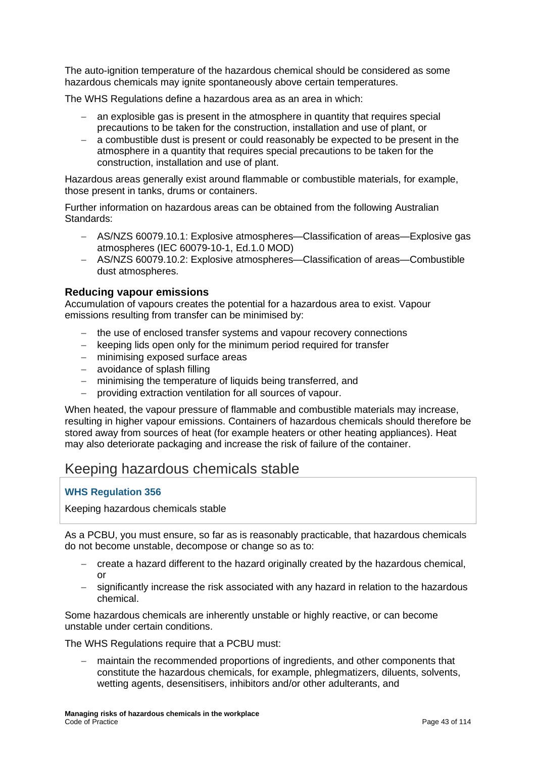The auto-ignition temperature of the hazardous chemical should be considered as some hazardous chemicals may ignite spontaneously above certain temperatures.

The WHS Regulations define a hazardous area as an area in which:

- an explosible gas is present in the atmosphere in quantity that requires special precautions to be taken for the construction, installation and use of plant, or
- a combustible dust is present or could reasonably be expected to be present in the atmosphere in a quantity that requires special precautions to be taken for the construction, installation and use of plant.

Hazardous areas generally exist around flammable or combustible materials, for example, those present in tanks, drums or containers.

Further information on hazardous areas can be obtained from the following Australian Standards:

- AS/NZS 60079.10.1: Explosive atmospheres—Classification of areas—Explosive gas atmospheres (IEC 60079-10-1, Ed.1.0 MOD)
- AS/NZS 60079.10.2: Explosive atmospheres—Classification of areas—Combustible dust atmospheres.

### Reducing vapour emissions

Accumulation of vapours creates the potential for a hazardous area to exist. Vapour emissions resulting from transfer can be minimised by:

- the use of enclosed transfer systems and vapour recovery connections
- keeping lids open only for the minimum period required for transfer
- minimising exposed surface areas
- avoidance of splash filling
- minimising the temperature of liquids being transferred, and
- providing extraction ventilation for all sources of vapour.

When heated, the vapour pressure of flammable and combustible materials may increase, resulting in higher vapour emissions. Containers of hazardous chemicals should therefore be stored away from sources of heat (for example heaters or other heating appliances). Heat may also deteriorate packaging and increase the risk of failure of the container.

## Keeping hazardous chemicals stable

**WHS Regulation 356**

Keeping hazardous chemicals stable

As a PCBU, you must ensure, so far as is reasonably practicable, that hazardous chemicals do not become unstable, decompose or change so as to:

- create a hazard different to the hazard originally created by the hazardous chemical, or
- significantly increase the risk associated with any hazard in relation to the hazardous chemical.

Some hazardous chemicals are inherently unstable or highly reactive, or can become unstable under certain conditions.

The WHS Regulations require that a PCBU must:

- maintain the recommended proportions of ingredients, and other components that constitute the hazardous chemicals, for example, phlegmatizers, diluents, solvents, wetting agents, desensitisers, inhibitors and/or other adulterants, and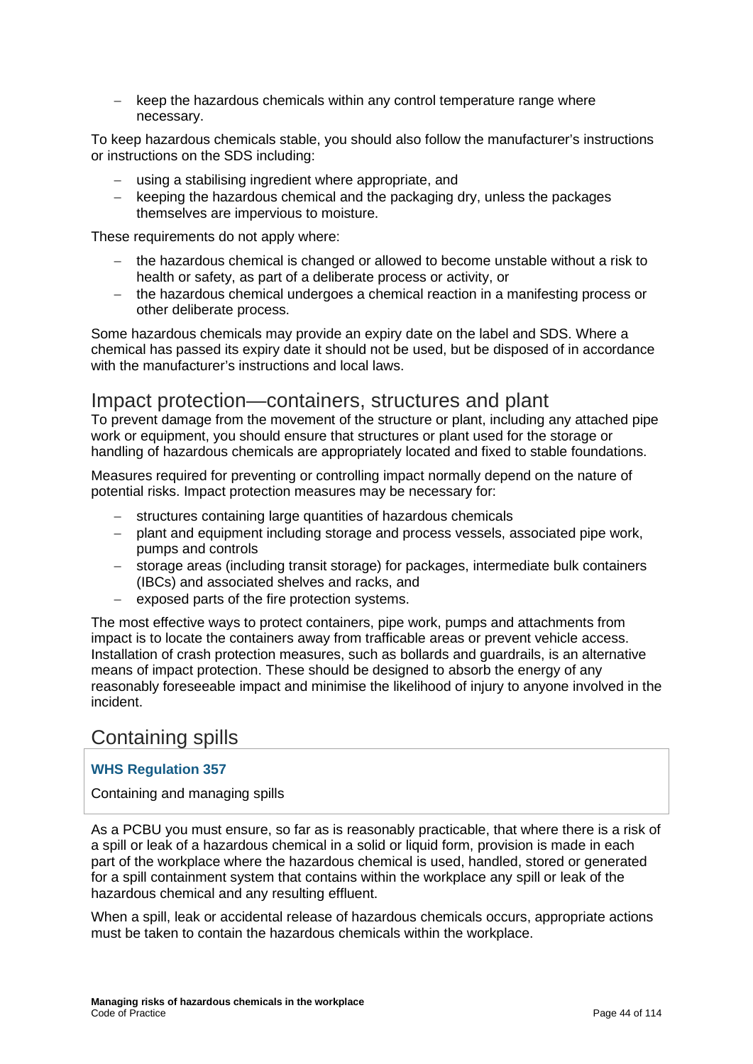- keep the hazardous chemicals within any control temperature range where necessary.

To keep hazardous chemicals stable, you should also follow the manufacturer's instructions or instructions on the SDS including:

- using a stabilising ingredient where appropriate, and
- keeping the hazardous chemical and the packaging dry, unless the packages themselves are impervious to moisture.

These requirements do not apply where:

- the hazardous chemical is changed or allowed to become unstable without a risk to health or safety, as part of a deliberate process or activity, or
- the hazardous chemical undergoes a chemical reaction in a manifesting process or other deliberate process.

Some hazardous chemicals may provide an expiry date on the label and SDS. Where a chemical has passed its expiry date it should not be used, but be disposed of in accordance with the manufacturer's instructions and local laws.

## Impact protection—containers, structures and plant

To prevent damage from the movement of the structure or plant, including any attached pipe work or equipment, you should ensure that structures or plant used for the storage or handling of hazardous chemicals are appropriately located and fixed to stable foundations.

Measures required for preventing or controlling impact normally depend on the nature of potential risks. Impact protection measures may be necessary for:

- structures containing large quantities of hazardous chemicals
- plant and equipment including storage and process vessels, associated pipe work, pumps and controls
- storage areas (including transit storage) for packages, intermediate bulk containers (IBCs) and associated shelves and racks, and
- exposed parts of the fire protection systems.

The most effective ways to protect containers, pipe work, pumps and attachments from impact is to locate the containers away from trafficable areas or prevent vehicle access. Installation of crash protection measures, such as bollards and guardrails, is an alternative means of impact protection. These should be designed to absorb the energy of any reasonably foreseeable impact and minimise the likelihood of injury to anyone involved in the incident.

## Containing spills

**WHS Regulation 357**

Containing and managing spills

As a PCBU you must ensure, so far as is reasonably practicable, that where there is a risk of a spill or leak of a hazardous chemical in a solid or liquid form, provision is made in each part of the workplace where the hazardous chemical is used, handled, stored or generated for a spill containment system that contains within the workplace any spill or leak of the hazardous chemical and any resulting effluent.

When a spill, leak or accidental release of hazardous chemicals occurs, appropriate actions must be taken to contain the hazardous chemicals within the workplace.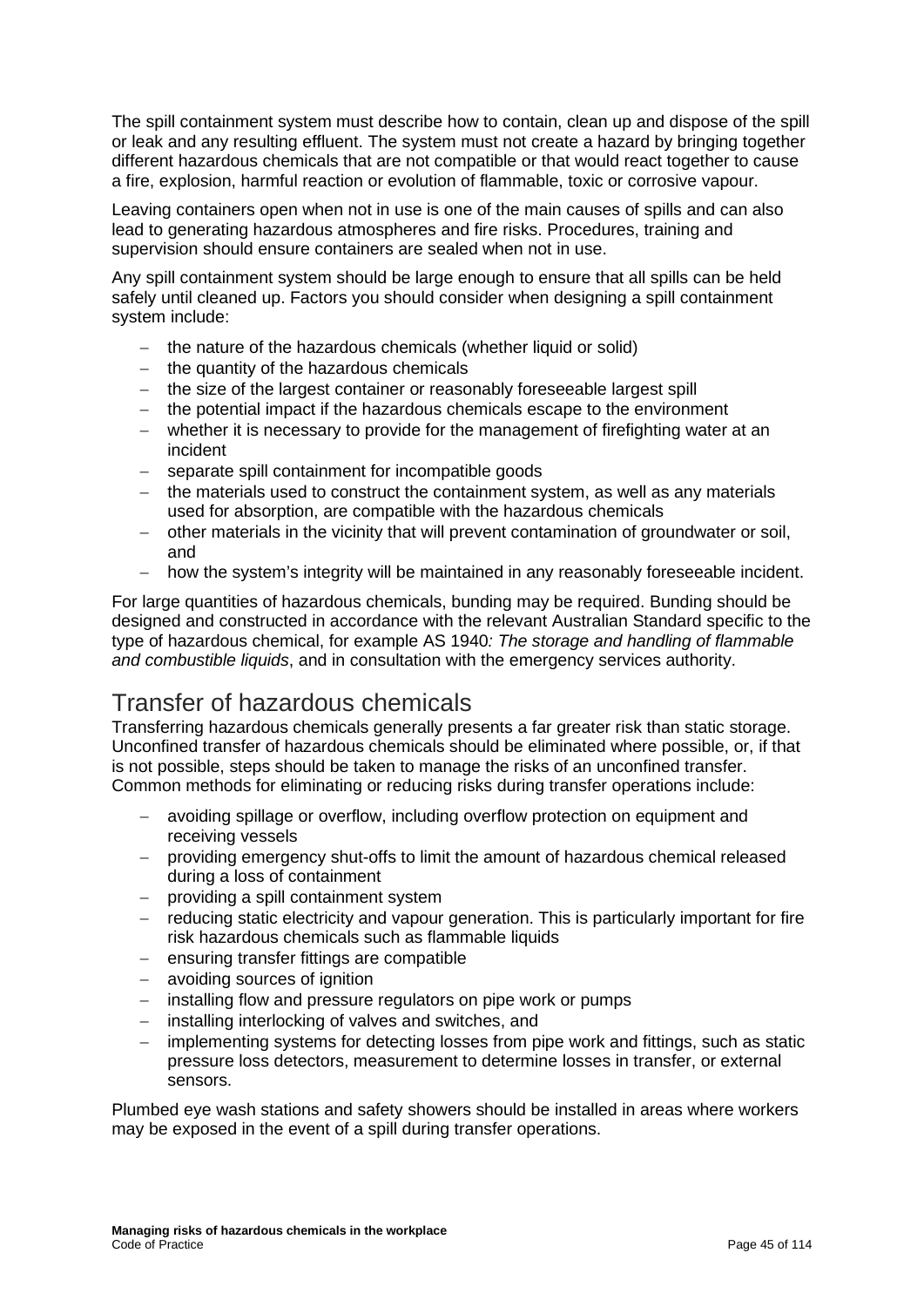The spill containment system must describe how to contain, clean up and dispose of the spill or leak and any resulting effluent. The system must not create a hazard by bringing together different hazardous chemicals that are not compatible or that would react together to cause a fire, explosion, harmful reaction or evolution of flammable, toxic or corrosive vapour.

Leaving containers open when not in use is one of the main causes of spills and can also lead to generating hazardous atmospheres and fire risks. Procedures, training and supervision should ensure containers are sealed when not in use.

Any spill containment system should be large enough to ensure that all spills can be held safely until cleaned up. Factors you should consider when designing a spill containment system include:

- the nature of the hazardous chemicals (whether liquid or solid)
- the quantity of the hazardous chemicals
- the size of the largest container or reasonably foreseeable largest spill
- the potential impact if the hazardous chemicals escape to the environment
- whether it is necessary to provide for the management of firefighting water at an incident
- separate spill containment for incompatible goods
- the materials used to construct the containment system, as well as any materials used for absorption, are compatible with the hazardous chemicals
- other materials in the vicinity that will prevent contamination of groundwater or soil, and
- how the system's integrity will be maintained in any reasonably foreseeable incident.

For large quantities of hazardous chemicals, bunding may be required. Bunding should be designed and constructed in accordance with the relevant Australian Standard specific to the type of hazardous chemical, for example AS 1940*: The storage and handling of flammable and combustible liquids*, and in consultation with the emergency services authority.

## Transfer of hazardous chemicals

Transferring hazardous chemicals generally presents a far greater risk than static storage. Unconfined transfer of hazardous chemicals should be eliminated where possible, or, if that is not possible, steps should be taken to manage the risks of an unconfined transfer. Common methods for eliminating or reducing risks during transfer operations include:

- avoiding spillage or overflow, including overflow protection on equipment and receiving vessels
- providing emergency shut-offs to limit the amount of hazardous chemical released during a loss of containment
- providing a spill containment system
- reducing static electricity and vapour generation. This is particularly important for fire risk hazardous chemicals such as flammable liquids
- ensuring transfer fittings are compatible
- avoiding sources of ignition
- installing flow and pressure regulators on pipe work or pumps
- installing interlocking of valves and switches, and
- implementing systems for detecting losses from pipe work and fittings, such as static pressure loss detectors, measurement to determine losses in transfer, or external sensors.

Plumbed eye wash stations and safety showers should be installed in areas where workers may be exposed in the event of a spill during transfer operations.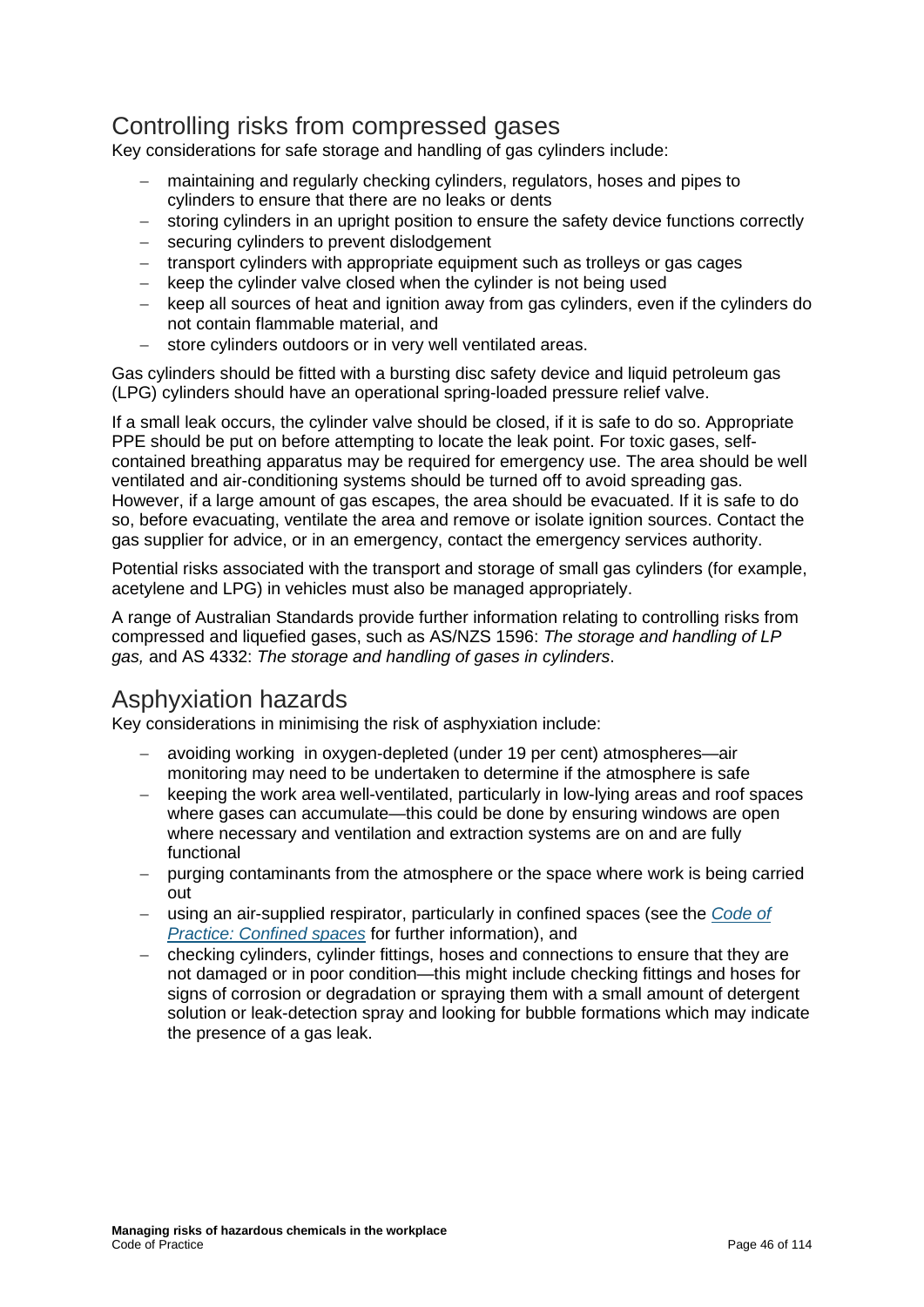## Controlling risks from compressed gases

Key considerations for safe storage and handling of gas cylinders include:

- maintaining and regularly checking cylinders, regulators, hoses and pipes to cylinders to ensure that there are no leaks or dents
- storing cylinders in an upright position to ensure the safety device functions correctly
- securing cylinders to prevent dislodgement
- transport cylinders with appropriate equipment such as trolleys or gas cages
- keep the cylinder valve closed when the cylinder is not being used
- keep all sources of heat and ignition away from gas cylinders, even if the cylinders do not contain flammable material, and
- store cylinders outdoors or in very well ventilated areas.

Gas cylinders should be fitted with a bursting disc safety device and liquid petroleum gas (LPG) cylinders should have an operational spring-loaded pressure relief valve.

If a small leak occurs, the cylinder valve should be closed, if it is safe to do so. Appropriate PPE should be put on before attempting to locate the leak point. For toxic gases, self-contained breathing apparatus may be required for emergency use. The area should be well ventilated and air-conditioning systems should be turned off to avoid spreading gas. However, if a large amount of gas escapes, the area should be evacuated. If it is safe to do so, before evacuating, ventilate the area and remove or isolate ignition sources. Contact the gas supplier for advice, or in an emergency, contact the emergency services authority.

Potential risks associated with the transport and storage of small gas cylinders (for example, acetylene and LPG) in vehicles must also be managed appropriately.

A range of Australian Standards provide further information relating to controlling risks from compressed and liquefied gases, such as AS/NZS 1596: *The storage and handling of LP gas,* and AS 4332: *The storage and handling of gases in cylinders*.

## Asphyxiation hazards

Key considerations in minimising the risk of asphyxiation include:

- avoiding working in oxygen-depleted (under 19 per cent) atmospheres—air monitoring may need to be undertaken to determine if the atmosphere is safe
- keeping the work area well-ventilated, particularly in low-lying areas and roof spaces where gases can accumulate—this could be done by ensuring windows are open where necessary and ventilation and extraction systems are on and are fully functional
- purging contaminants from the atmosphere or the space where work is being carried out
- using an air-supplied respirator, particularly in confined spaces (see the *Code of Practice: Confined spaces* for further information), and
- checking cylinders, cylinder fittings, hoses and connections to ensure that they are not damaged or in poor condition—this might include checking fittings and hoses for signs of corrosion or degradation or spraying them with a small amount of detergent solution or leak-detection spray and looking for bubble formations which may indicate the presence of a gas leak.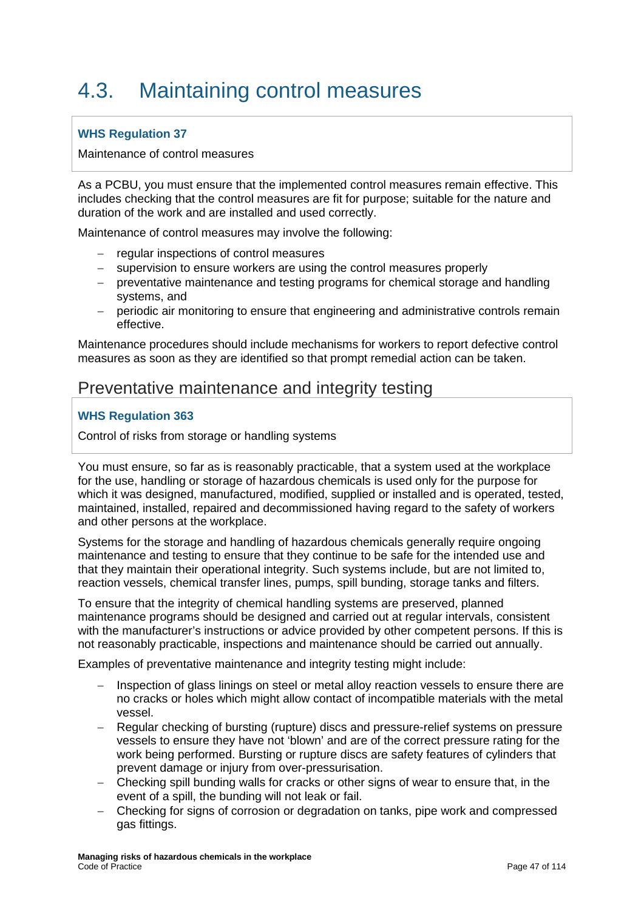## 4.3. Maintaining control measures

**WHS Regulation 37**

Maintenance of control measures

As a PCBU, you must ensure that the implemented control measures remain effective. This includes checking that the control measures are fit for purpose; suitable for the nature and duration of the work and are installed and used correctly.

Maintenance of control measures may involve the following:

- regular inspections of control measures
- supervision to ensure workers are using the control measures properly
- preventative maintenance and testing programs for chemical storage and handling systems, and
- periodic air monitoring to ensure that engineering and administrative controls remain effective.

Maintenance procedures should include mechanisms for workers to report defective control measures as soon as they are identified so that prompt remedial action can be taken.

### Preventative maintenance and integrity testing

**WHS Regulation 363**

Control of risks from storage or handling systems

You must ensure, so far as is reasonably practicable, that a system used at the workplace for the use, handling or storage of hazardous chemicals is used only for the purpose for which it was designed, manufactured, modified, supplied or installed and is operated, tested, maintained, installed, repaired and decommissioned having regard to the safety of workers and other persons at the workplace.

Systems for the storage and handling of hazardous chemicals generally require ongoing maintenance and testing to ensure that they continue to be safe for the intended use and that they maintain their operational integrity. Such systems include, but are not limited to, reaction vessels, chemical transfer lines, pumps, spill bunding, storage tanks and filters.

To ensure that the integrity of chemical handling systems are preserved, planned maintenance programs should be designed and carried out at regular intervals, consistent with the manufacturer's instructions or advice provided by other competent persons. If this is not reasonably practicable, inspections and maintenance should be carried out annually.

Examples of preventative maintenance and integrity testing might include:

- Inspection of glass linings on steel or metal alloy reaction vessels to ensure there are no cracks or holes which might allow contact of incompatible materials with the metal vessel.
- Regular checking of bursting (rupture) discs and pressure-relief systems on pressure vessels to ensure they have not 'blown' and are of the correct pressure rating for the work being performed. Bursting or rupture discs are safety features of cylinders that prevent damage or injury from over-pressurisation.
- Checking spill bunding walls for cracks or other signs of wear to ensure that, in the event of a spill, the bunding will not leak or fail.
- Checking for signs of corrosion or degradation on tanks, pipe work and compressed gas fittings.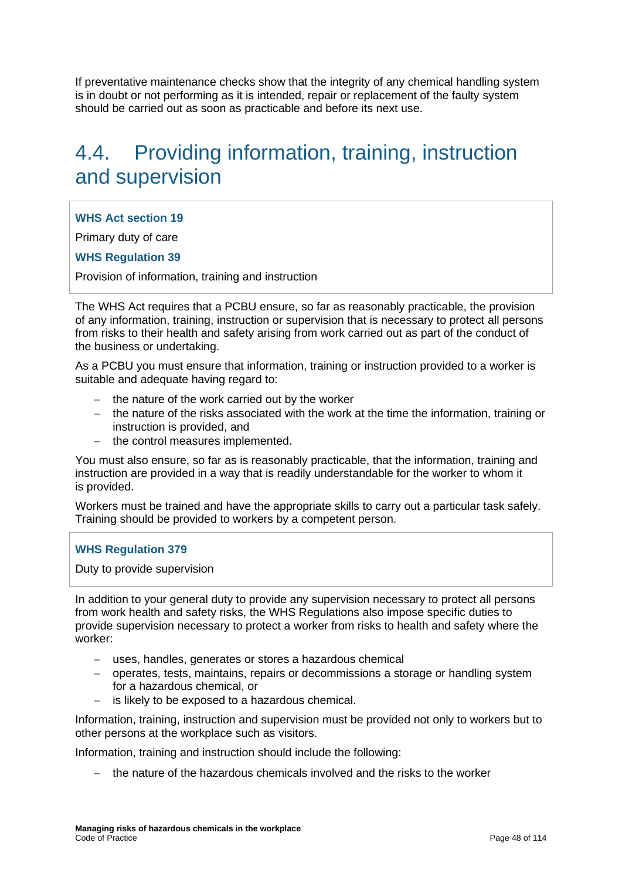If preventative maintenance checks show that the integrity of any chemical handling system is in doubt or not performing as it is intended, repair or replacement of the faulty system should be carried out as soon as practicable and before its next use.

## 4.4. Providing information, training, instruction and supervision

**WHS Act section 19**

Primary duty of care

**WHS Regulation 39**

Provision of information, training and instruction

The WHS Act requires that a PCBU ensure, so far as reasonably practicable, the provision of any information, training, instruction or supervision that is necessary to protect all persons from risks to their health and safety arising from work carried out as part of the conduct of the business or undertaking.

As a PCBU you must ensure that information, training or instruction provided to a worker is suitable and adequate having regard to:

- the nature of the work carried out by the worker
- the nature of the risks associated with the work at the time the information, training or instruction is provided, and
- the control measures implemented.

You must also ensure, so far as is reasonably practicable, that the information, training and instruction are provided in a way that is readily understandable for the worker to whom it is provided.

Workers must be trained and have the appropriate skills to carry out a particular task safely. Training should be provided to workers by a competent person.

**WHS Regulation 379**

Duty to provide supervision

In addition to your general duty to provide any supervision necessary to protect all persons from work health and safety risks, the WHS Regulations also impose specific duties to provide supervision necessary to protect a worker from risks to health and safety where the worker:

- uses, handles, generates or stores a hazardous chemical
- operates, tests, maintains, repairs or decommissions a storage or handling system for a hazardous chemical, or
- is likely to be exposed to a hazardous chemical.

Information, training, instruction and supervision must be provided not only to workers but to other persons at the workplace such as visitors.

Information, training and instruction should include the following:

- the nature of the hazardous chemicals involved and the risks to the worker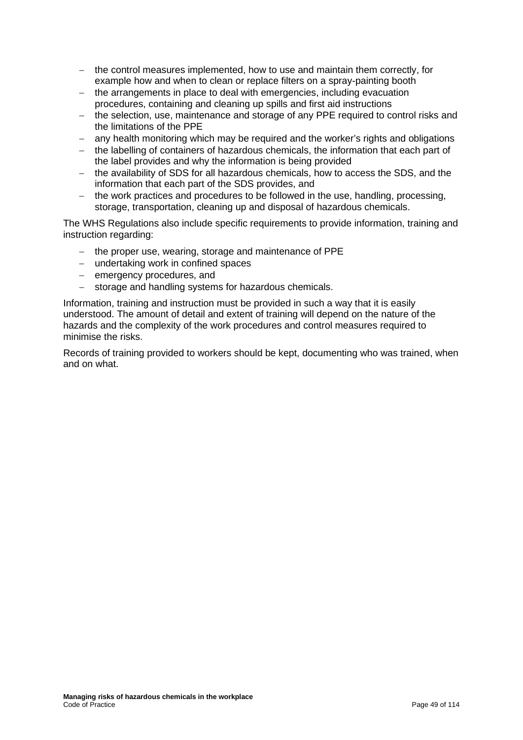- the control measures implemented, how to use and maintain them correctly, for example how and when to clean or replace filters on a spray-painting booth
- the arrangements in place to deal with emergencies, including evacuation procedures, containing and cleaning up spills and first aid instructions
- the selection, use, maintenance and storage of any PPE required to control risks and the limitations of the PPE
- any health monitoring which may be required and the worker's rights and obligations
- the labelling of containers of hazardous chemicals, the information that each part of the label provides and why the information is being provided
- the availability of SDS for all hazardous chemicals, how to access the SDS, and the information that each part of the SDS provides, and
- the work practices and procedures to be followed in the use, handling, processing, storage, transportation, cleaning up and disposal of hazardous chemicals.

The WHS Regulations also include specific requirements to provide information, training and instruction regarding:

- the proper use, wearing, storage and maintenance of PPE
- undertaking work in confined spaces
- emergency procedures, and
- storage and handling systems for hazardous chemicals.

Information, training and instruction must be provided in such a way that it is easily understood. The amount of detail and extent of training will depend on the nature of the hazards and the complexity of the work procedures and control measures required to minimise the risks.

Records of training provided to workers should be kept, documenting who was trained, when and on what.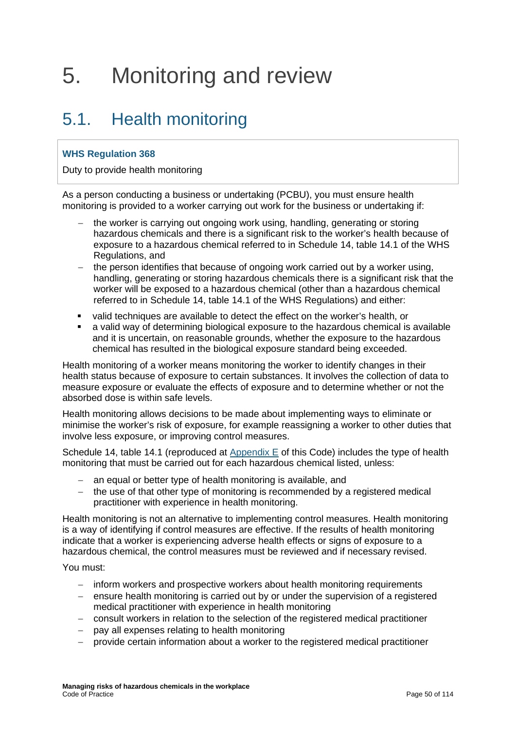# 5. Monitoring and review

## 5.1. Health monitoring

**WHS Regulation 368**

Duty to provide health monitoring

As a person conducting a business or undertaking (PCBU), you must ensure health monitoring is provided to a worker carrying out work for the business or undertaking if:

- the worker is carrying out ongoing work using, handling, generating or storing hazardous chemicals and there is a significant risk to the worker's health because of exposure to a hazardous chemical referred to in Schedule 14, table 14.1 of the WHS Regulations, and
- the person identifies that because of ongoing work carried out by a worker using, handling, generating or storing hazardous chemicals there is a significant risk that the worker will be exposed to a hazardous chemical (other than a hazardous chemical referred to in Schedule 14, table 14.1 of the WHS Regulations) and either:
  - valid techniques are available to detect the effect on the worker's health, or
  - a valid way of determining biological exposure to the hazardous chemical is available and it is uncertain, on reasonable grounds, whether the exposure to the hazardous chemical has resulted in the biological exposure standard being exceeded.

Health monitoring of a worker means monitoring the worker to identify changes in their health status because of exposure to certain substances. It involves the collection of data to measure exposure or evaluate the effects of exposure and to determine whether or not the absorbed dose is within safe levels.

Health monitoring allows decisions to be made about implementing ways to eliminate or minimise the worker's risk of exposure, for example reassigning a worker to other duties that involve less exposure, or improving control measures.

Schedule 14, table 14.1 (reproduced at Appendix E of this Code) includes the type of health monitoring that must be carried out for each hazardous chemical listed, unless:

- an equal or better type of health monitoring is available, and
- the use of that other type of monitoring is recommended by a registered medical practitioner with experience in health monitoring.

Health monitoring is not an alternative to implementing control measures. Health monitoring is a way of identifying if control measures are effective. If the results of health monitoring indicate that a worker is experiencing adverse health effects or signs of exposure to a hazardous chemical, the control measures must be reviewed and if necessary revised.

You must:

- inform workers and prospective workers about health monitoring requirements
- ensure health monitoring is carried out by or under the supervision of a registered medical practitioner with experience in health monitoring
- consult workers in relation to the selection of the registered medical practitioner
- pay all expenses relating to health monitoring
- provide certain information about a worker to the registered medical practitioner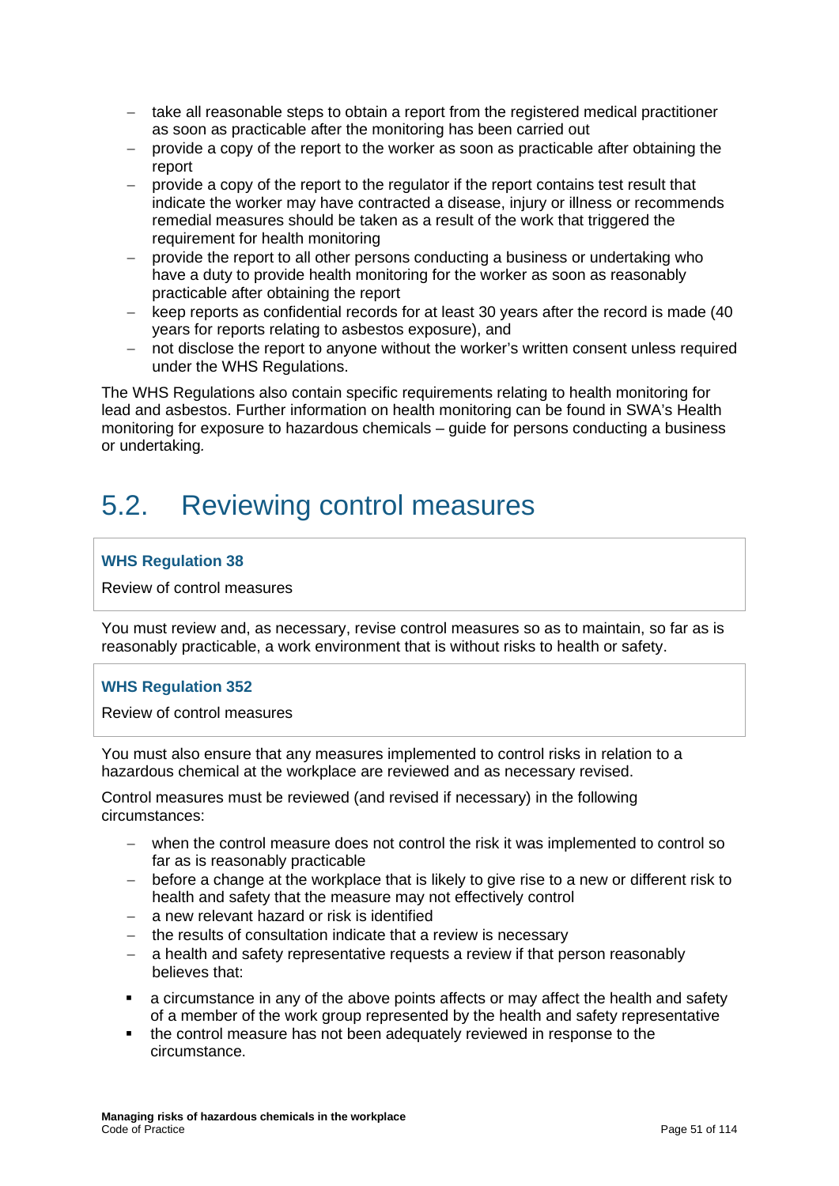- take all reasonable steps to obtain a report from the registered medical practitioner as soon as practicable after the monitoring has been carried out
- provide a copy of the report to the worker as soon as practicable after obtaining the report
- provide a copy of the report to the regulator if the report contains test result that indicate the worker may have contracted a disease, injury or illness or recommends remedial measures should be taken as a result of the work that triggered the requirement for health monitoring
- provide the report to all other persons conducting a business or undertaking who have a duty to provide health monitoring for the worker as soon as reasonably practicable after obtaining the report
- keep reports as confidential records for at least 30 years after the record is made (40 years for reports relating to asbestos exposure), and
- not disclose the report to anyone without the worker's written consent unless required under the WHS Regulations.

The WHS Regulations also contain specific requirements relating to health monitoring for lead and asbestos. Further information on health monitoring can be found in SWA's Health monitoring for exposure to hazardous chemicals – guide for persons conducting a business or undertaking.

## 5.2. Reviewing control measures

> **WHS Regulation 38**
>
> Review of control measures

You must review and, as necessary, revise control measures so as to maintain, so far as is reasonably practicable, a work environment that is without risks to health or safety.

> **WHS Regulation 352**
>
> Review of control measures

You must also ensure that any measures implemented to control risks in relation to a hazardous chemical at the workplace are reviewed and as necessary revised.

Control measures must be reviewed (and revised if necessary) in the following circumstances:

- when the control measure does not control the risk it was implemented to control so far as is reasonably practicable
- before a change at the workplace that is likely to give rise to a new or different risk to health and safety that the measure may not effectively control
- a new relevant hazard or risk is identified
- the results of consultation indicate that a review is necessary
- a health and safety representative requests a review if that person reasonably believes that:
  - a circumstance in any of the above points affects or may affect the health and safety of a member of the work group represented by the health and safety representative
  - the control measure has not been adequately reviewed in response to the circumstance.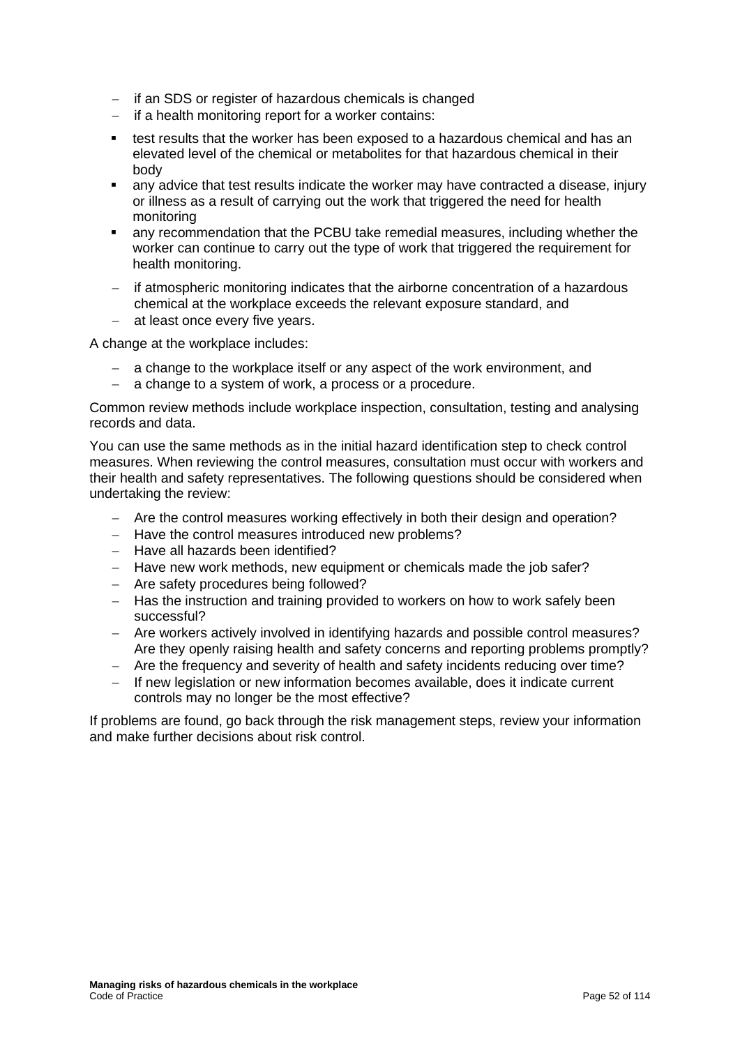- if an SDS or register of hazardous chemicals is changed
- if a health monitoring report for a worker contains:
  - test results that the worker has been exposed to a hazardous chemical and has an elevated level of the chemical or metabolites for that hazardous chemical in their body
  - any advice that test results indicate the worker may have contracted a disease, injury or illness as a result of carrying out the work that triggered the need for health monitoring
  - any recommendation that the PCBU take remedial measures, including whether the worker can continue to carry out the type of work that triggered the requirement for health monitoring.
- if atmospheric monitoring indicates that the airborne concentration of a hazardous chemical at the workplace exceeds the relevant exposure standard, and
- at least once every five years.

A change at the workplace includes:

- a change to the workplace itself or any aspect of the work environment, and
- a change to a system of work, a process or a procedure.

Common review methods include workplace inspection, consultation, testing and analysing records and data.

You can use the same methods as in the initial hazard identification step to check control measures. When reviewing the control measures, consultation must occur with workers and their health and safety representatives. The following questions should be considered when undertaking the review:

- Are the control measures working effectively in both their design and operation?
- Have the control measures introduced new problems?
- Have all hazards been identified?
- Have new work methods, new equipment or chemicals made the job safer?
- Are safety procedures being followed?
- Has the instruction and training provided to workers on how to work safely been successful?
- Are workers actively involved in identifying hazards and possible control measures? Are they openly raising health and safety concerns and reporting problems promptly?
- Are the frequency and severity of health and safety incidents reducing over time?
- If new legislation or new information becomes available, does it indicate current controls may no longer be the most effective?

If problems are found, go back through the risk management steps, review your information and make further decisions about risk control.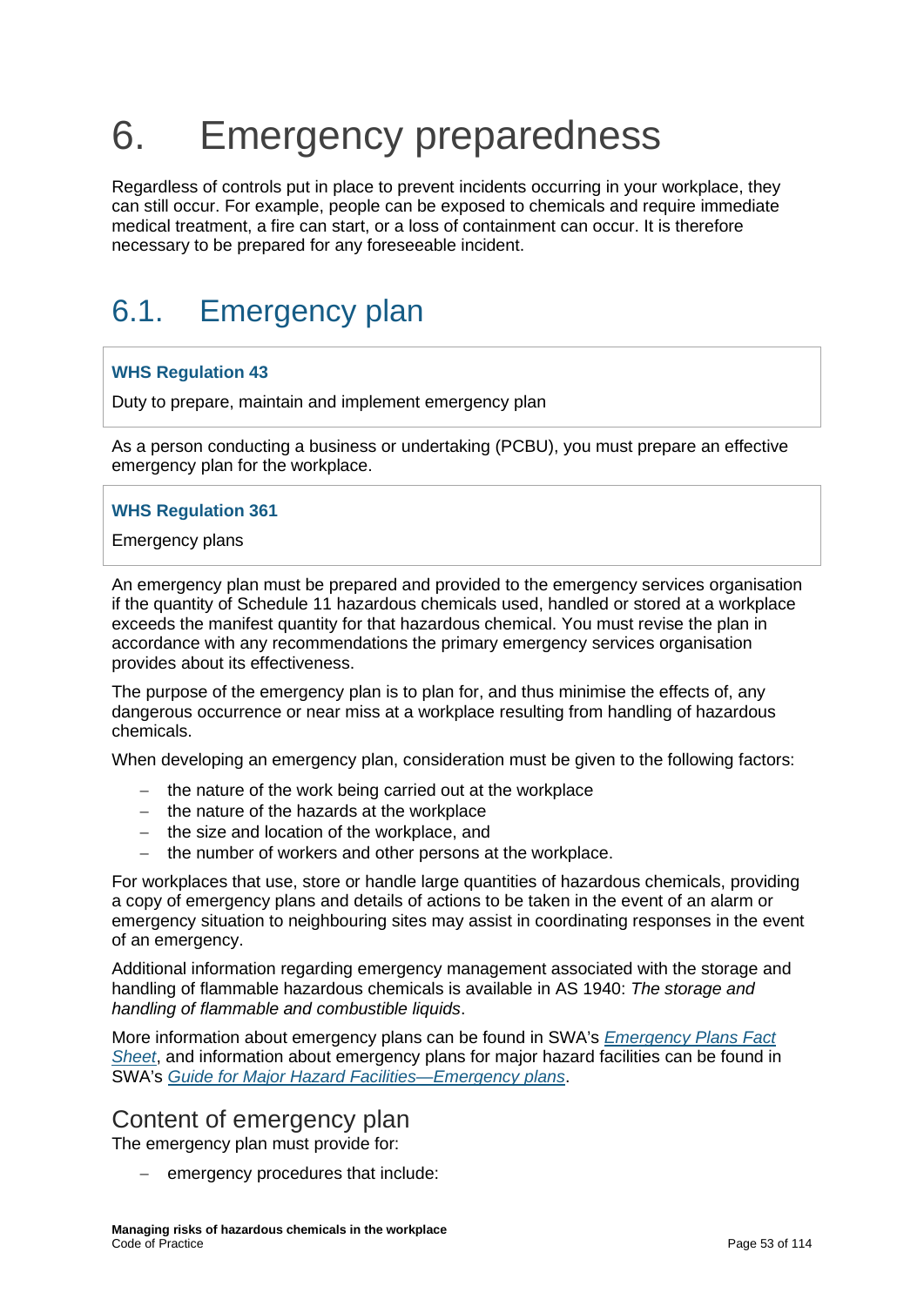# 6. Emergency preparedness

Regardless of controls put in place to prevent incidents occurring in your workplace, they can still occur. For example, people can be exposed to chemicals and require immediate medical treatment, a fire can start, or a loss of containment can occur. It is therefore necessary to be prepared for any foreseeable incident.

## 6.1. Emergency plan

> **WHS Regulation 43**
>
> Duty to prepare, maintain and implement emergency plan

As a person conducting a business or undertaking (PCBU), you must prepare an effective emergency plan for the workplace.

> **WHS Regulation 361**
>
> Emergency plans

An emergency plan must be prepared and provided to the emergency services organisation if the quantity of Schedule 11 hazardous chemicals used, handled or stored at a workplace exceeds the manifest quantity for that hazardous chemical. You must revise the plan in accordance with any recommendations the primary emergency services organisation provides about its effectiveness.

The purpose of the emergency plan is to plan for, and thus minimise the effects of, any dangerous occurrence or near miss at a workplace resulting from handling of hazardous chemicals.

When developing an emergency plan, consideration must be given to the following factors:

- the nature of the work being carried out at the workplace
- the nature of the hazards at the workplace
- the size and location of the workplace, and
- the number of workers and other persons at the workplace.

For workplaces that use, store or handle large quantities of hazardous chemicals, providing a copy of emergency plans and details of actions to be taken in the event of an alarm or emergency situation to neighbouring sites may assist in coordinating responses in the event of an emergency.

Additional information regarding emergency management associated with the storage and handling of flammable hazardous chemicals is available in AS 1940: *The storage and handling of flammable and combustible liquids*.

More information about emergency plans can be found in SWA's *Emergency Plans Fact Sheet*, and information about emergency plans for major hazard facilities can be found in SWA's *Guide for Major Hazard Facilities—Emergency plans*.

### Content of emergency plan

The emergency plan must provide for:

- emergency procedures that include: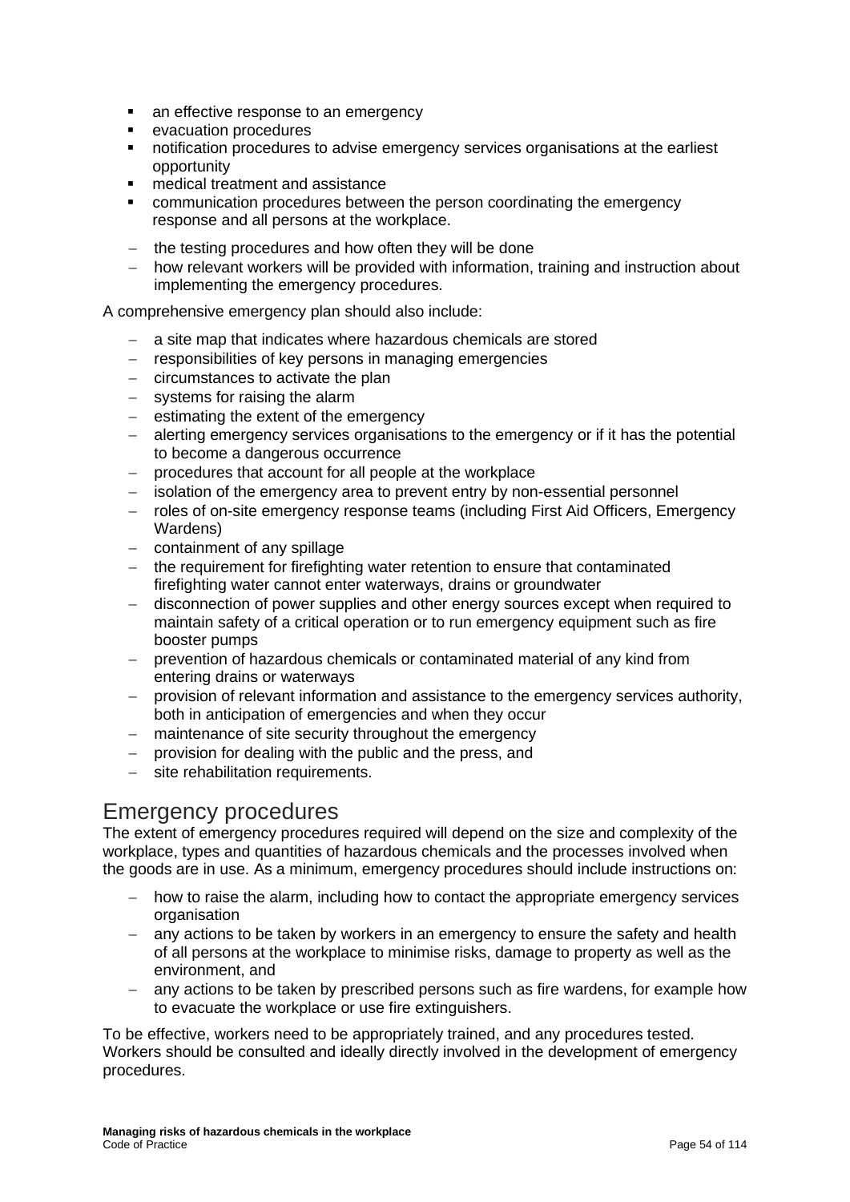- an effective response to an emergency
- evacuation procedures
- notification procedures to advise emergency services organisations at the earliest opportunity
- medical treatment and assistance
- communication procedures between the person coordinating the emergency response and all persons at the workplace.

- the testing procedures and how often they will be done
- how relevant workers will be provided with information, training and instruction about implementing the emergency procedures.

A comprehensive emergency plan should also include:

- a site map that indicates where hazardous chemicals are stored
- responsibilities of key persons in managing emergencies
- circumstances to activate the plan
- systems for raising the alarm
- estimating the extent of the emergency
- alerting emergency services organisations to the emergency or if it has the potential to become a dangerous occurrence
- procedures that account for all people at the workplace
- isolation of the emergency area to prevent entry by non-essential personnel
- roles of on-site emergency response teams (including First Aid Officers, Emergency Wardens)
- containment of any spillage
- the requirement for firefighting water retention to ensure that contaminated firefighting water cannot enter waterways, drains or groundwater
- disconnection of power supplies and other energy sources except when required to maintain safety of a critical operation or to run emergency equipment such as fire booster pumps
- prevention of hazardous chemicals or contaminated material of any kind from entering drains or waterways
- provision of relevant information and assistance to the emergency services authority, both in anticipation of emergencies and when they occur
- maintenance of site security throughout the emergency
- provision for dealing with the public and the press, and
- site rehabilitation requirements.

## Emergency procedures

The extent of emergency procedures required will depend on the size and complexity of the workplace, types and quantities of hazardous chemicals and the processes involved when the goods are in use. As a minimum, emergency procedures should include instructions on:

- how to raise the alarm, including how to contact the appropriate emergency services organisation
- any actions to be taken by workers in an emergency to ensure the safety and health of all persons at the workplace to minimise risks, damage to property as well as the environment, and
- any actions to be taken by prescribed persons such as fire wardens, for example how to evacuate the workplace or use fire extinguishers.

To be effective, workers need to be appropriately trained, and any procedures tested. Workers should be consulted and ideally directly involved in the development of emergency procedures.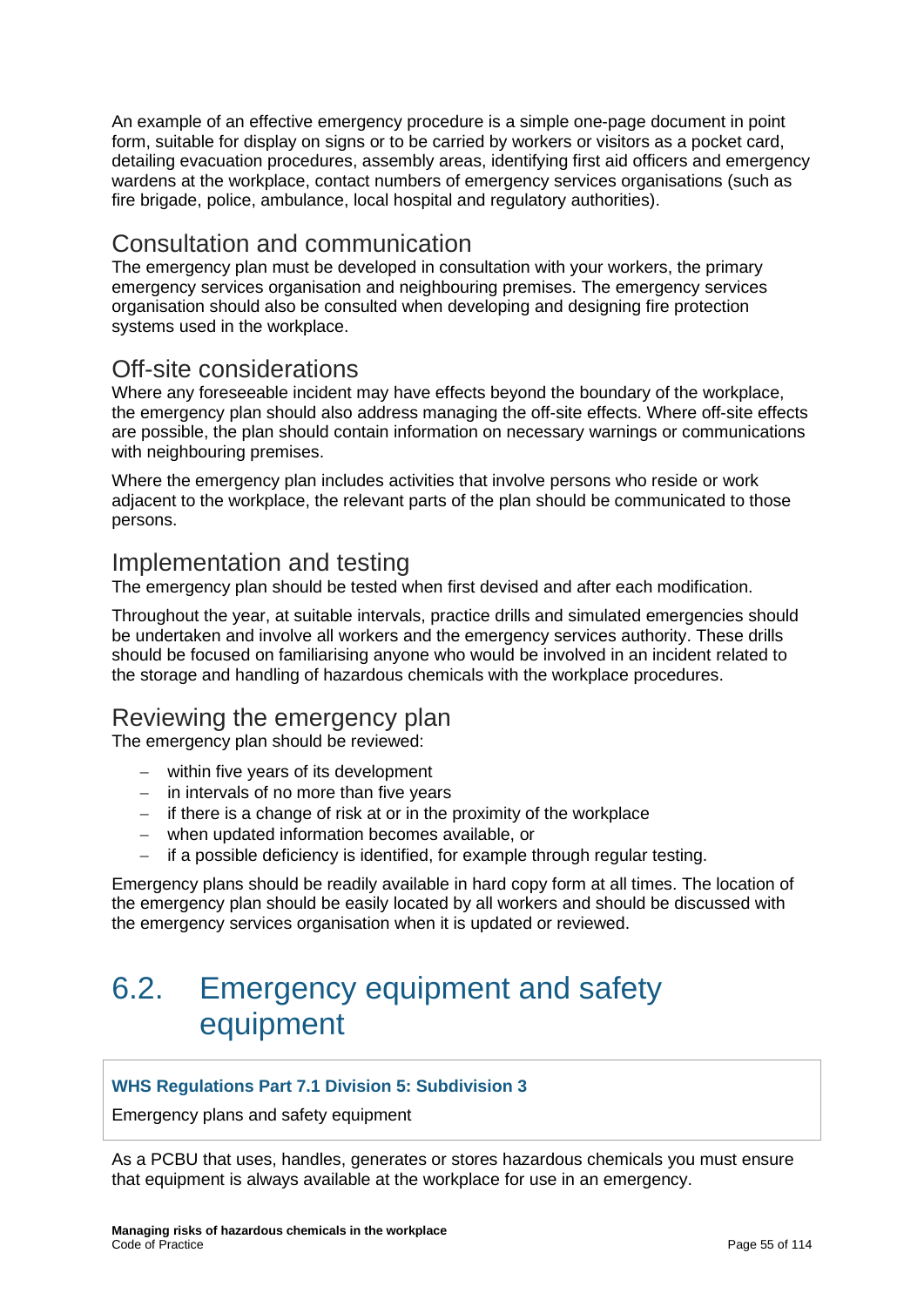An example of an effective emergency procedure is a simple one-page document in point form, suitable for display on signs or to be carried by workers or visitors as a pocket card, detailing evacuation procedures, assembly areas, identifying first aid officers and emergency wardens at the workplace, contact numbers of emergency services organisations (such as fire brigade, police, ambulance, local hospital and regulatory authorities).

### Consultation and communication

The emergency plan must be developed in consultation with your workers, the primary emergency services organisation and neighbouring premises. The emergency services organisation should also be consulted when developing and designing fire protection systems used in the workplace.

### Off-site considerations

Where any foreseeable incident may have effects beyond the boundary of the workplace, the emergency plan should also address managing the off-site effects. Where off-site effects are possible, the plan should contain information on necessary warnings or communications with neighbouring premises.

Where the emergency plan includes activities that involve persons who reside or work adjacent to the workplace, the relevant parts of the plan should be communicated to those persons.

### Implementation and testing

The emergency plan should be tested when first devised and after each modification.

Throughout the year, at suitable intervals, practice drills and simulated emergencies should be undertaken and involve all workers and the emergency services authority. These drills should be focused on familiarising anyone who would be involved in an incident related to the storage and handling of hazardous chemicals with the workplace procedures.

### Reviewing the emergency plan

The emergency plan should be reviewed:

- within five years of its development
- in intervals of no more than five years
- if there is a change of risk at or in the proximity of the workplace
- when updated information becomes available, or
- if a possible deficiency is identified, for example through regular testing.

Emergency plans should be readily available in hard copy form at all times. The location of the emergency plan should be easily located by all workers and should be discussed with the emergency services organisation when it is updated or reviewed.

## 6.2. Emergency equipment and safety equipment

> **WHS Regulations Part 7.1 Division 5: Subdivision 3**
>
> Emergency plans and safety equipment

As a PCBU that uses, handles, generates or stores hazardous chemicals you must ensure that equipment is always available at the workplace for use in an emergency.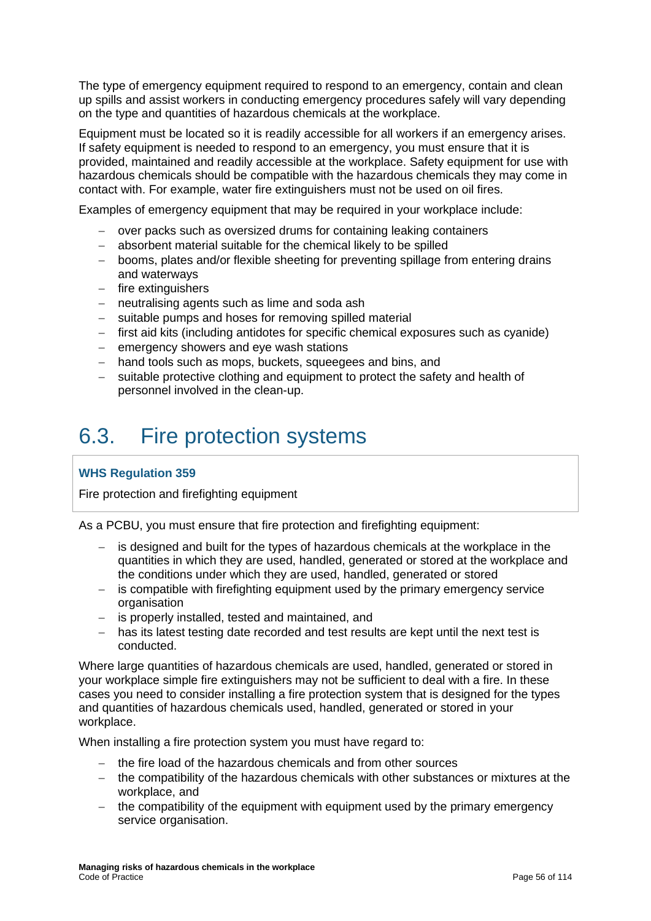The type of emergency equipment required to respond to an emergency, contain and clean up spills and assist workers in conducting emergency procedures safely will vary depending on the type and quantities of hazardous chemicals at the workplace.

Equipment must be located so it is readily accessible for all workers if an emergency arises. If safety equipment is needed to respond to an emergency, you must ensure that it is provided, maintained and readily accessible at the workplace. Safety equipment for use with hazardous chemicals should be compatible with the hazardous chemicals they may come in contact with. For example, water fire extinguishers must not be used on oil fires.

Examples of emergency equipment that may be required in your workplace include:

- over packs such as oversized drums for containing leaking containers
- absorbent material suitable for the chemical likely to be spilled
- booms, plates and/or flexible sheeting for preventing spillage from entering drains and waterways
- fire extinguishers
- neutralising agents such as lime and soda ash
- suitable pumps and hoses for removing spilled material
- first aid kits (including antidotes for specific chemical exposures such as cyanide)
- emergency showers and eye wash stations
- hand tools such as mops, buckets, squeegees and bins, and
- suitable protective clothing and equipment to protect the safety and health of personnel involved in the clean-up.

# 6.3. Fire protection systems

**WHS Regulation 359**

Fire protection and firefighting equipment

As a PCBU, you must ensure that fire protection and firefighting equipment:

- is designed and built for the types of hazardous chemicals at the workplace in the quantities in which they are used, handled, generated or stored at the workplace and the conditions under which they are used, handled, generated or stored
- is compatible with firefighting equipment used by the primary emergency service organisation
- is properly installed, tested and maintained, and
- has its latest testing date recorded and test results are kept until the next test is conducted.

Where large quantities of hazardous chemicals are used, handled, generated or stored in your workplace simple fire extinguishers may not be sufficient to deal with a fire. In these cases you need to consider installing a fire protection system that is designed for the types and quantities of hazardous chemicals used, handled, generated or stored in your workplace.

When installing a fire protection system you must have regard to:

- the fire load of the hazardous chemicals and from other sources
- the compatibility of the hazardous chemicals with other substances or mixtures at the workplace, and
- the compatibility of the equipment with equipment used by the primary emergency service organisation.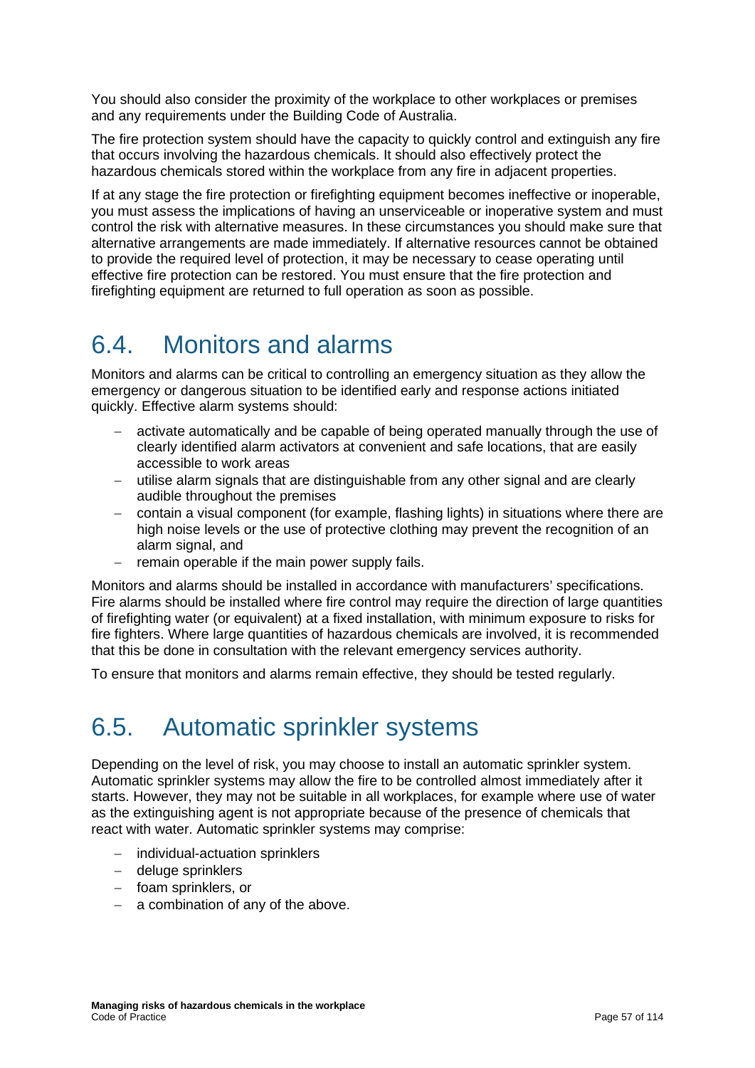You should also consider the proximity of the workplace to other workplaces or premises and any requirements under the Building Code of Australia.

The fire protection system should have the capacity to quickly control and extinguish any fire that occurs involving the hazardous chemicals. It should also effectively protect the hazardous chemicals stored within the workplace from any fire in adjacent properties.

If at any stage the fire protection or firefighting equipment becomes ineffective or inoperable, you must assess the implications of having an unserviceable or inoperative system and must control the risk with alternative measures. In these circumstances you should make sure that alternative arrangements are made immediately. If alternative resources cannot be obtained to provide the required level of protection, it may be necessary to cease operating until effective fire protection can be restored. You must ensure that the fire protection and firefighting equipment are returned to full operation as soon as possible.

## 6.4. Monitors and alarms

Monitors and alarms can be critical to controlling an emergency situation as they allow the emergency or dangerous situation to be identified early and response actions initiated quickly. Effective alarm systems should:

- activate automatically and be capable of being operated manually through the use of clearly identified alarm activators at convenient and safe locations, that are easily accessible to work areas
- utilise alarm signals that are distinguishable from any other signal and are clearly audible throughout the premises
- contain a visual component (for example, flashing lights) in situations where there are high noise levels or the use of protective clothing may prevent the recognition of an alarm signal, and
- remain operable if the main power supply fails.

Monitors and alarms should be installed in accordance with manufacturers' specifications. Fire alarms should be installed where fire control may require the direction of large quantities of firefighting water (or equivalent) at a fixed installation, with minimum exposure to risks for fire fighters. Where large quantities of hazardous chemicals are involved, it is recommended that this be done in consultation with the relevant emergency services authority.

To ensure that monitors and alarms remain effective, they should be tested regularly.

## 6.5. Automatic sprinkler systems

Depending on the level of risk, you may choose to install an automatic sprinkler system. Automatic sprinkler systems may allow the fire to be controlled almost immediately after it starts. However, they may not be suitable in all workplaces, for example where use of water as the extinguishing agent is not appropriate because of the presence of chemicals that react with water. Automatic sprinkler systems may comprise:

- individual-actuation sprinklers
- deluge sprinklers
- foam sprinklers, or
- a combination of any of the above.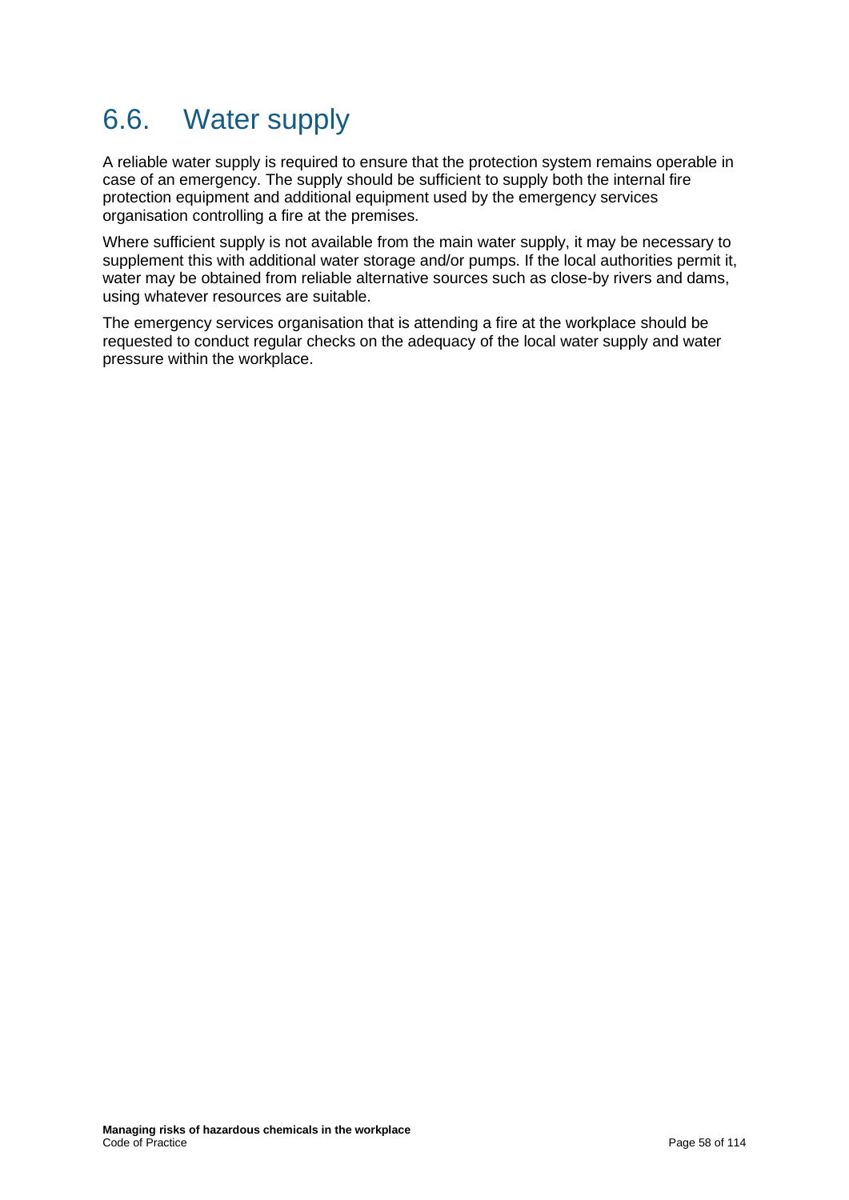## 6.6. Water supply

A reliable water supply is required to ensure that the protection system remains operable in case of an emergency. The supply should be sufficient to supply both the internal fire protection equipment and additional equipment used by the emergency services organisation controlling a fire at the premises.

Where sufficient supply is not available from the main water supply, it may be necessary to supplement this with additional water storage and/or pumps. If the local authorities permit it, water may be obtained from reliable alternative sources such as close-by rivers and dams, using whatever resources are suitable.

The emergency services organisation that is attending a fire at the workplace should be requested to conduct regular checks on the adequacy of the local water supply and water pressure within the workplace.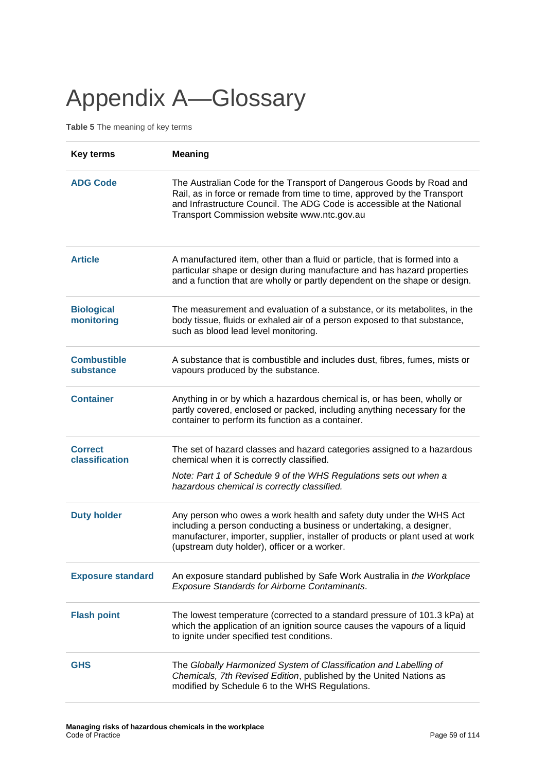# Appendix A—Glossary

**Table 5** The meaning of key terms

| Key terms | Meaning |
|---|---|
| **ADG Code** | The Australian Code for the Transport of Dangerous Goods by Road and Rail, as in force or remade from time to time, approved by the Transport and Infrastructure Council. The ADG Code is accessible at the National Transport Commission website www.ntc.gov.au |
| **Article** | A manufactured item, other than a fluid or particle, that is formed into a particular shape or design during manufacture and has hazard properties and a function that are wholly or partly dependent on the shape or design. |
| **Biological monitoring** | The measurement and evaluation of a substance, or its metabolites, in the body tissue, fluids or exhaled air of a person exposed to that substance, such as blood lead level monitoring. |
| **Combustible substance** | A substance that is combustible and includes dust, fibres, fumes, mists or vapours produced by the substance. |
| **Container** | Anything in or by which a hazardous chemical is, or has been, wholly or partly covered, enclosed or packed, including anything necessary for the container to perform its function as a container. |
| **Correct classification** | The set of hazard classes and hazard categories assigned to a hazardous chemical when it is correctly classified. *Note: Part 1 of Schedule 9 of the WHS Regulations sets out when a hazardous chemical is correctly classified.* |
| **Duty holder** | Any person who owes a work health and safety duty under the WHS Act including a person conducting a business or undertaking, a designer, manufacturer, importer, supplier, installer of products or plant used at work (upstream duty holder), officer or a worker. |
| **Exposure standard** | An exposure standard published by Safe Work Australia in *the Workplace Exposure Standards for Airborne Contaminants*. |
| **Flash point** | The lowest temperature (corrected to a standard pressure of 101.3 kPa) at which the application of an ignition source causes the vapours of a liquid to ignite under specified test conditions. |
| **GHS** | The *Globally Harmonized System of Classification and Labelling of Chemicals, 7th Revised Edition*, published by the United Nations as modified by Schedule 6 to the WHS Regulations. |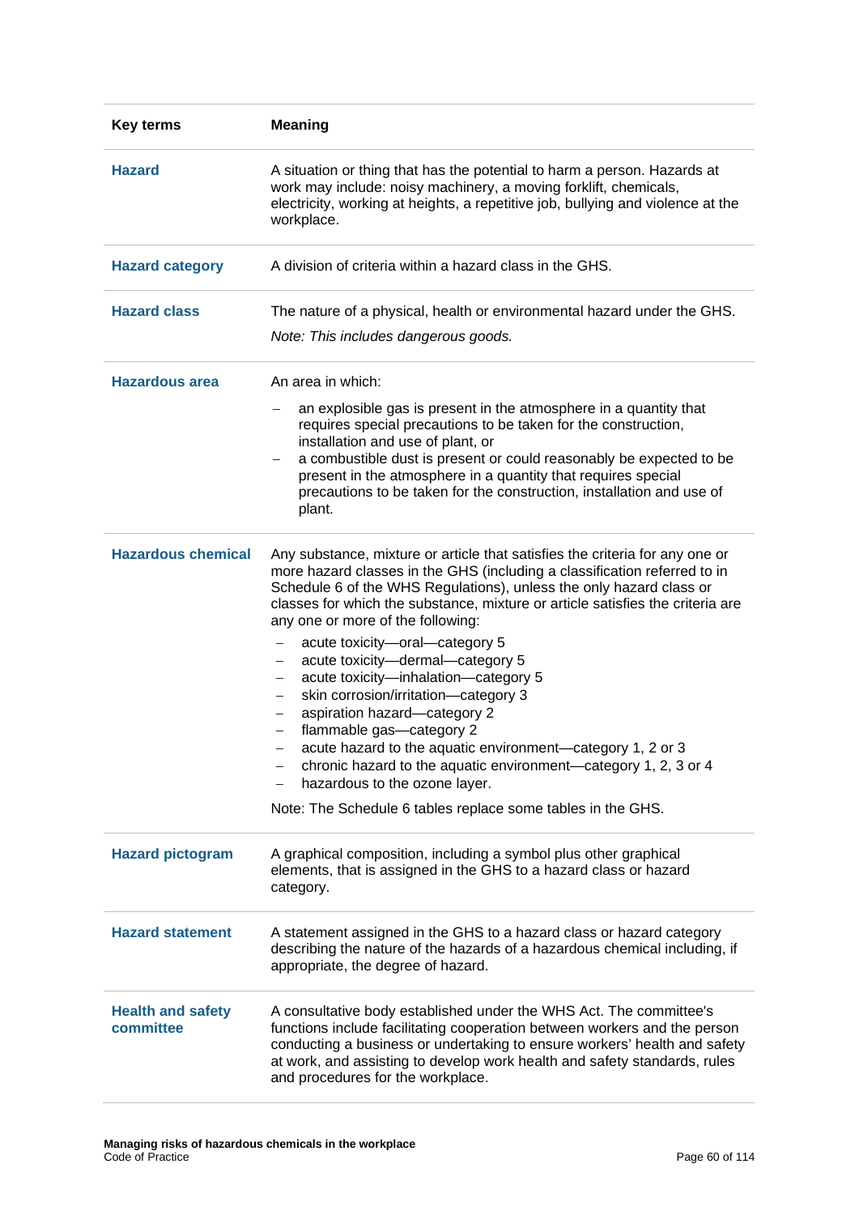| Key terms | Meaning |
|---|---|
| **Hazard** | A situation or thing that has the potential to harm a person. Hazards at work may include: noisy machinery, a moving forklift, chemicals, electricity, working at heights, a repetitive job, bullying and violence at the workplace. |
| **Hazard category** | A division of criteria within a hazard class in the GHS. |
| **Hazard class** | The nature of a physical, health or environmental hazard under the GHS. *Note: This includes dangerous goods.* |
| **Hazardous area** | An area in which: <br> – an explosible gas is present in the atmosphere in a quantity that requires special precautions to be taken for the construction, installation and use of plant, or <br> – a combustible dust is present or could reasonably be expected to be present in the atmosphere in a quantity that requires special precautions to be taken for the construction, installation and use of plant. |
| **Hazardous chemical** | Any substance, mixture or article that satisfies the criteria for any one or more hazard classes in the GHS (including a classification referred to in Schedule 6 of the WHS Regulations), unless the only hazard class or classes for which the substance, mixture or article satisfies the criteria are any one or more of the following: <br> – acute toxicity—oral—category 5 <br> – acute toxicity—dermal—category 5 <br> – acute toxicity—inhalation—category 5 <br> – skin corrosion/irritation—category 3 <br> – aspiration hazard—category 2 <br> – flammable gas—category 2 <br> – acute hazard to the aquatic environment—category 1, 2 or 3 <br> – chronic hazard to the aquatic environment—category 1, 2, 3 or 4 <br> – hazardous to the ozone layer. <br> Note: The Schedule 6 tables replace some tables in the GHS. |
| **Hazard pictogram** | A graphical composition, including a symbol plus other graphical elements, that is assigned in the GHS to a hazard class or hazard category. |
| **Hazard statement** | A statement assigned in the GHS to a hazard class or hazard category describing the nature of the hazards of a hazardous chemical including, if appropriate, the degree of hazard. |
| **Health and safety committee** | A consultative body established under the WHS Act. The committee's functions include facilitating cooperation between workers and the person conducting a business or undertaking to ensure workers' health and safety at work, and assisting to develop work health and safety standards, rules and procedures for the workplace. |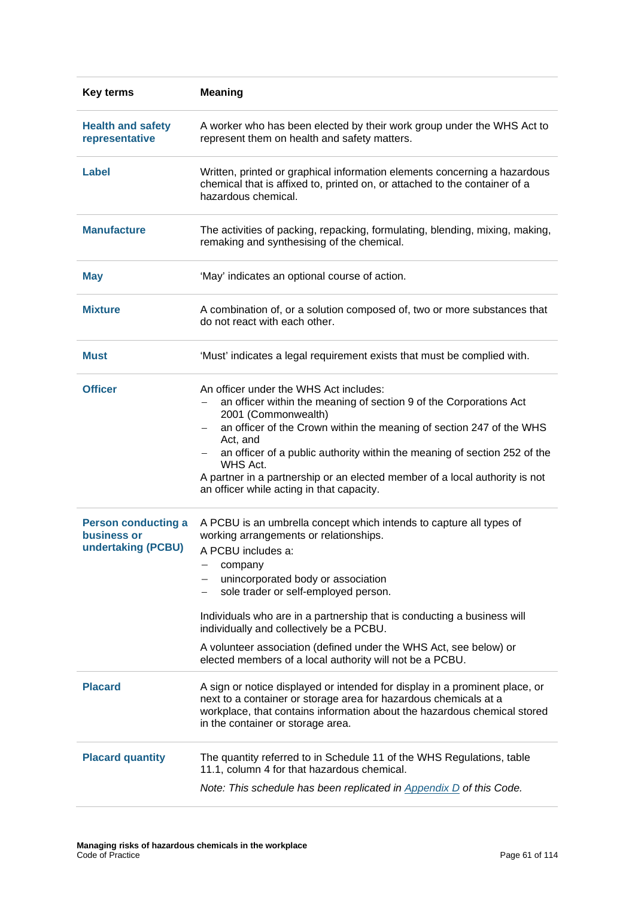| Key terms | Meaning |
|---|---|
| **Health and safety representative** | A worker who has been elected by their work group under the WHS Act to represent them on health and safety matters. |
| **Label** | Written, printed or graphical information elements concerning a hazardous chemical that is affixed to, printed on, or attached to the container of a hazardous chemical. |
| **Manufacture** | The activities of packing, repacking, formulating, blending, mixing, making, remaking and synthesising of the chemical. |
| **May** | 'May' indicates an optional course of action. |
| **Mixture** | A combination of, or a solution composed of, two or more substances that do not react with each other. |
| **Must** | 'Must' indicates a legal requirement exists that must be complied with. |
| **Officer** | An officer under the WHS Act includes:<br>– an officer within the meaning of section 9 of the Corporations Act 2001 (Commonwealth)<br>– an officer of the Crown within the meaning of section 247 of the WHS Act, and<br>– an officer of a public authority within the meaning of section 252 of the WHS Act.<br>A partner in a partnership or an elected member of a local authority is not an officer while acting in that capacity. |
| **Person conducting a business or undertaking (PCBU)** | A PCBU is an umbrella concept which intends to capture all types of working arrangements or relationships.<br>A PCBU includes a:<br>– company<br>– unincorporated body or association<br>– sole trader or self-employed person.<br><br>Individuals who are in a partnership that is conducting a business will individually and collectively be a PCBU.<br><br>A volunteer association (defined under the WHS Act, see below) or elected members of a local authority will not be a PCBU. |
| **Placard** | A sign or notice displayed or intended for display in a prominent place, or next to a container or storage area for hazardous chemicals at a workplace, that contains information about the hazardous chemical stored in the container or storage area. |
| **Placard quantity** | The quantity referred to in Schedule 11 of the WHS Regulations, table 11.1, column 4 for that hazardous chemical.<br>*Note: This schedule has been replicated in Appendix D of this Code.* |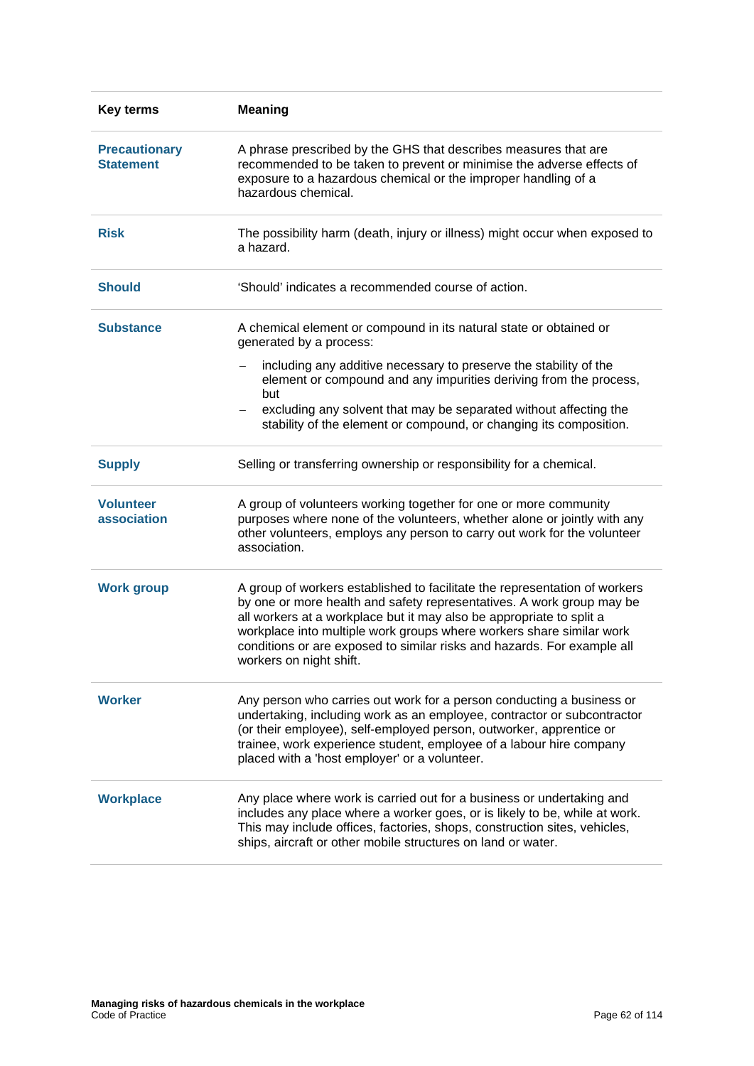| Key terms | Meaning |
|---|---|
| **Precautionary Statement** | A phrase prescribed by the GHS that describes measures that are recommended to be taken to prevent or minimise the adverse effects of exposure to a hazardous chemical or the improper handling of a hazardous chemical. |
| **Risk** | The possibility harm (death, injury or illness) might occur when exposed to a hazard. |
| **Should** | 'Should' indicates a recommended course of action. |
| **Substance** | A chemical element or compound in its natural state or obtained or generated by a process:<br>– including any additive necessary to preserve the stability of the element or compound and any impurities deriving from the process, but<br>– excluding any solvent that may be separated without affecting the stability of the element or compound, or changing its composition. |
| **Supply** | Selling or transferring ownership or responsibility for a chemical. |
| **Volunteer association** | A group of volunteers working together for one or more community purposes where none of the volunteers, whether alone or jointly with any other volunteers, employs any person to carry out work for the volunteer association. |
| **Work group** | A group of workers established to facilitate the representation of workers by one or more health and safety representatives. A work group may be all workers at a workplace but it may also be appropriate to split a workplace into multiple work groups where workers share similar work conditions or are exposed to similar risks and hazards. For example all workers on night shift. |
| **Worker** | Any person who carries out work for a person conducting a business or undertaking, including work as an employee, contractor or subcontractor (or their employee), self-employed person, outworker, apprentice or trainee, work experience student, employee of a labour hire company placed with a 'host employer' or a volunteer. |
| **Workplace** | Any place where work is carried out for a business or undertaking and includes any place where a worker goes, or is likely to be, while at work. This may include offices, factories, shops, construction sites, vehicles, ships, aircraft or other mobile structures on land or water. |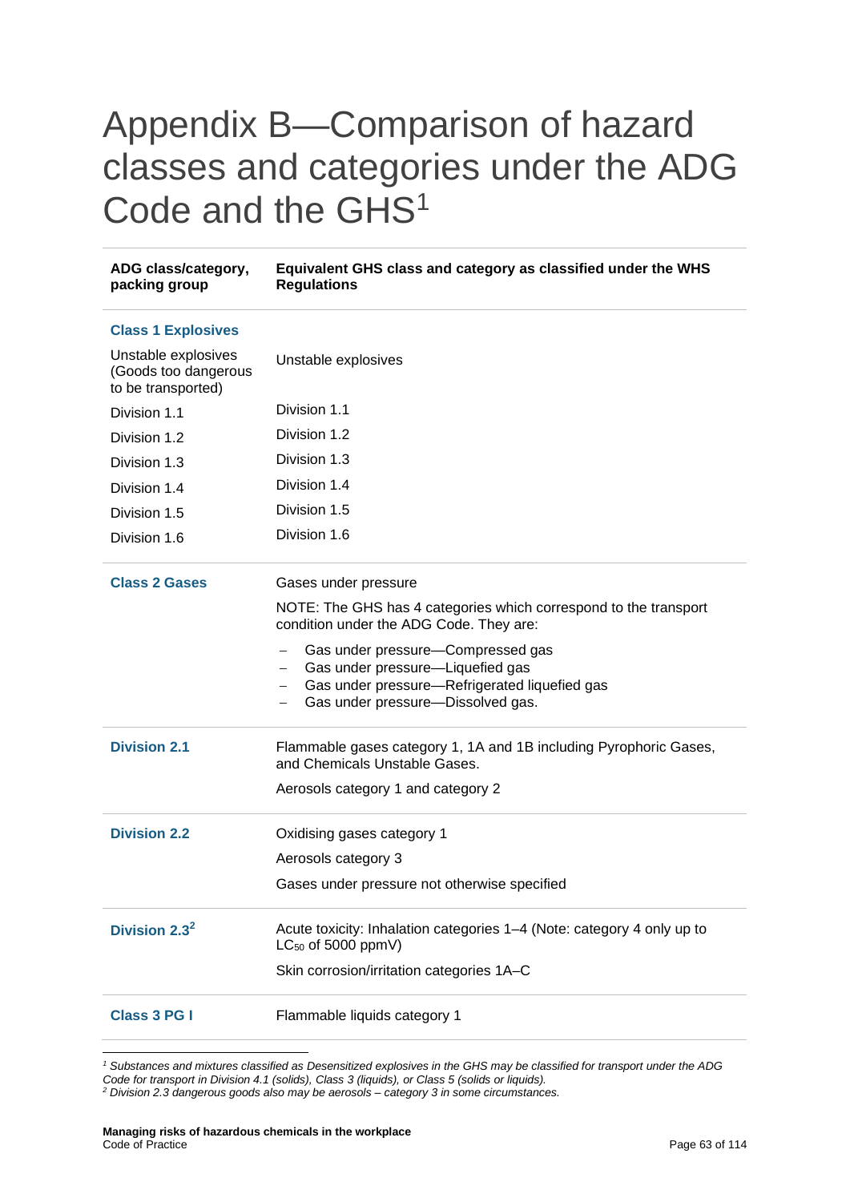# Appendix B—Comparison of hazard classes and categories under the ADG Code and the GHS[1]

| ADG class/category, packing group | Equivalent GHS class and category as classified under the WHS Regulations |
|---|---|
| **Class 1 Explosives** | |
| Unstable explosives (Goods too dangerous to be transported) | Unstable explosives |
| Division 1.1 | Division 1.1 |
| Division 1.2 | Division 1.2 |
| Division 1.3 | Division 1.3 |
| Division 1.4 | Division 1.4 |
| Division 1.5 | Division 1.5 |
| Division 1.6 | Division 1.6 |
| **Class 2 Gases** | Gases under pressure<br>NOTE: The GHS has 4 categories which correspond to the transport condition under the ADG Code. They are:<br>– Gas under pressure—Compressed gas<br>– Gas under pressure—Liquefied gas<br>– Gas under pressure—Refrigerated liquefied gas<br>– Gas under pressure—Dissolved gas. |
| **Division 2.1** | Flammable gases category 1, 1A and 1B including Pyrophoric Gases, and Chemicals Unstable Gases.<br>Aerosols category 1 and category 2 |
| **Division 2.2** | Oxidising gases category 1<br>Aerosols category 3<br>Gases under pressure not otherwise specified |
| **Division 2.3[2]** | Acute toxicity: Inhalation categories 1–4 (Note: category 4 only up to $LC_{50}$ of 5000 ppmV)<br>Skin corrosion/irritation categories 1A–C |
| **Class 3 PG I** | Flammable liquids category 1 |

*[1] Substances and mixtures classified as Desensitized explosives in the GHS may be classified for transport under the ADG Code for transport in Division 4.1 (solids), Class 3 (liquids), or Class 5 (solids or liquids).*
*[2] Division 2.3 dangerous goods also may be aerosols – category 3 in some circumstances.*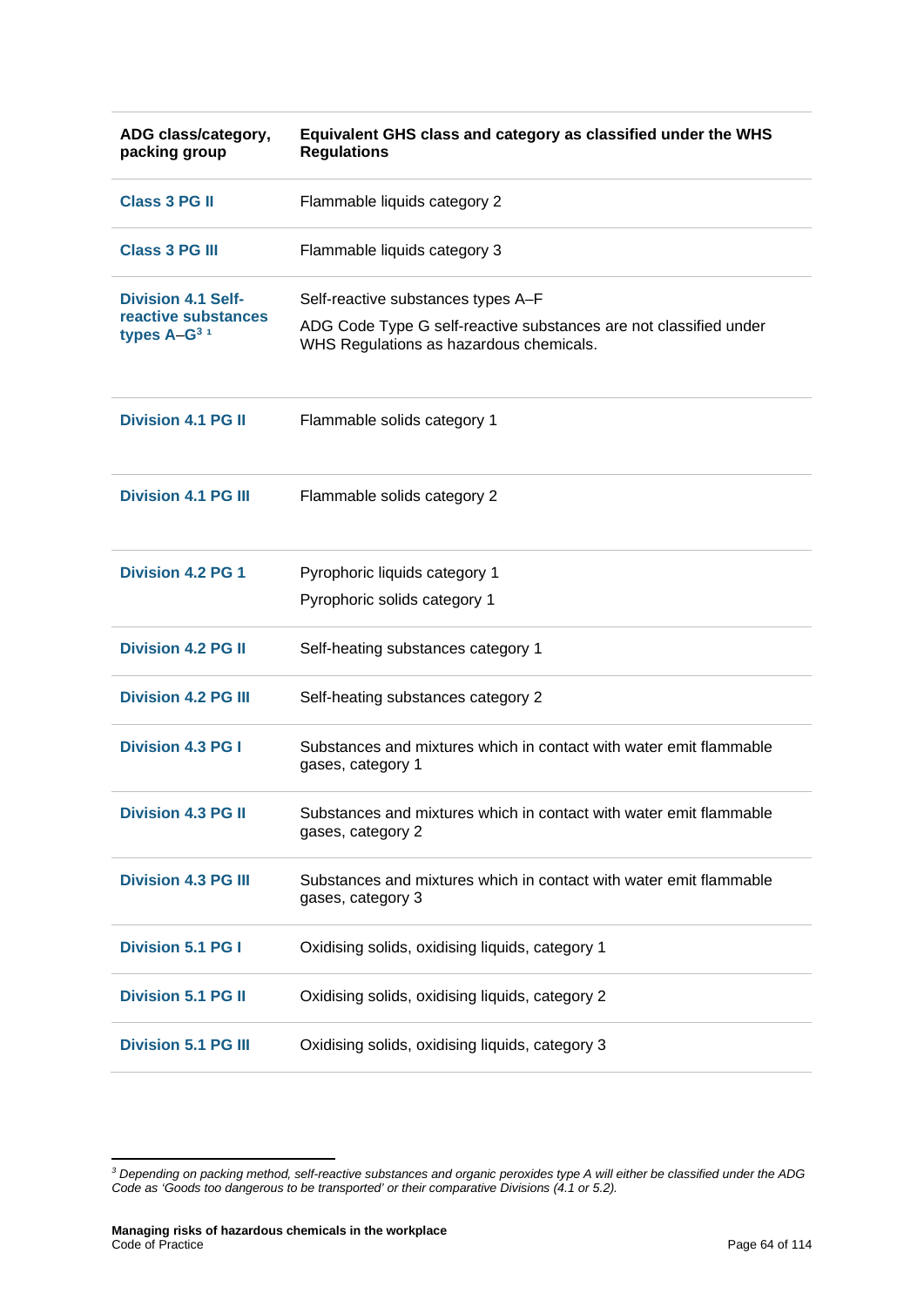| ADG class/category, packing group | Equivalent GHS class and category as classified under the WHS Regulations |
|---|---|
| Class 3 PG II | Flammable liquids category 2 |
| Class 3 PG III | Flammable liquids category 3 |
| Division 4.1 Self-reactive substances types A–G[3] [1] | Self-reactive substances types A–F<br>ADG Code Type G self-reactive substances are not classified under WHS Regulations as hazardous chemicals. |
| Division 4.1 PG II | Flammable solids category 1 |
| Division 4.1 PG III | Flammable solids category 2 |
| Division 4.2 PG 1 | Pyrophoric liquids category 1<br>Pyrophoric solids category 1 |
| Division 4.2 PG II | Self-heating substances category 1 |
| Division 4.2 PG III | Self-heating substances category 2 |
| Division 4.3 PG I | Substances and mixtures which in contact with water emit flammable gases, category 1 |
| Division 4.3 PG II | Substances and mixtures which in contact with water emit flammable gases, category 2 |
| Division 4.3 PG III | Substances and mixtures which in contact with water emit flammable gases, category 3 |
| Division 5.1 PG I | Oxidising solids, oxidising liquids, category 1 |
| Division 5.1 PG II | Oxidising solids, oxidising liquids, category 2 |
| Division 5.1 PG III | Oxidising solids, oxidising liquids, category 3 |

[3] *Depending on packing method, self-reactive substances and organic peroxides type A will either be classified under the ADG Code as 'Goods too dangerous to be transported' or their comparative Divisions (4.1 or 5.2).*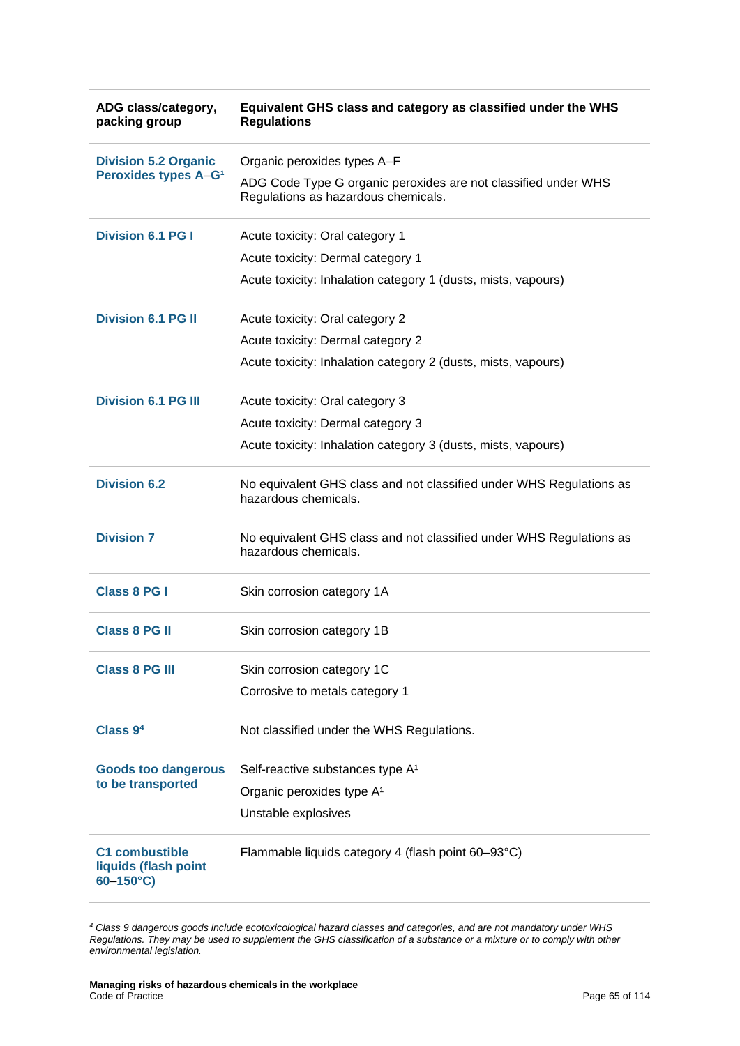| ADG class/category, packing group | Equivalent GHS class and category as classified under the WHS Regulations |
|---|---|
| **Division 5.2 Organic Peroxides types A–G**[1] | Organic peroxides types A–F<br>ADG Code Type G organic peroxides are not classified under WHS Regulations as hazardous chemicals. |
| **Division 6.1 PG I** | Acute toxicity: Oral category 1<br>Acute toxicity: Dermal category 1<br>Acute toxicity: Inhalation category 1 (dusts, mists, vapours) |
| **Division 6.1 PG II** | Acute toxicity: Oral category 2<br>Acute toxicity: Dermal category 2<br>Acute toxicity: Inhalation category 2 (dusts, mists, vapours) |
| **Division 6.1 PG III** | Acute toxicity: Oral category 3<br>Acute toxicity: Dermal category 3<br>Acute toxicity: Inhalation category 3 (dusts, mists, vapours) |
| **Division 6.2** | No equivalent GHS class and not classified under WHS Regulations as hazardous chemicals. |
| **Division 7** | No equivalent GHS class and not classified under WHS Regulations as hazardous chemicals. |
| **Class 8 PG I** | Skin corrosion category 1A |
| **Class 8 PG II** | Skin corrosion category 1B |
| **Class 8 PG III** | Skin corrosion category 1C<br>Corrosive to metals category 1 |
| **Class 9**[4] | Not classified under the WHS Regulations. |
| **Goods too dangerous to be transported** | Self-reactive substances type A[1]<br>Organic peroxides type A[1]<br>Unstable explosives |
| **C1 combustible liquids (flash point 60–150°C)** | Flammable liquids category 4 (flash point 60–93°C) |

*[4] Class 9 dangerous goods include ecotoxicological hazard classes and categories, and are not mandatory under WHS Regulations. They may be used to supplement the GHS classification of a substance or a mixture or to comply with other environmental legislation.*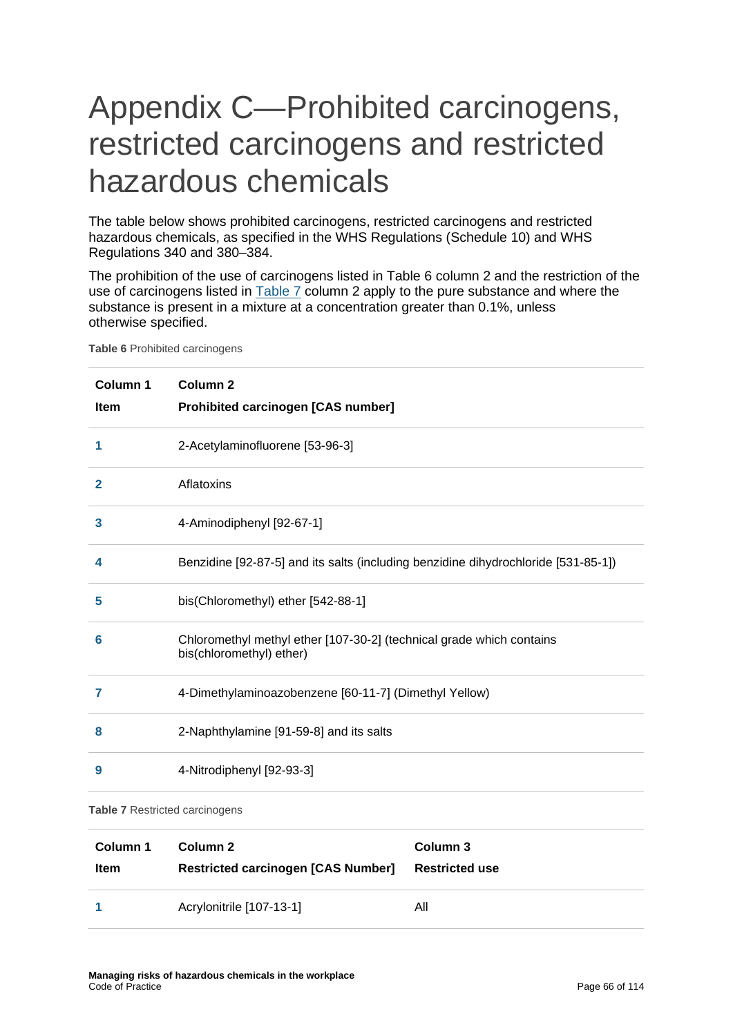# Appendix C—Prohibited carcinogens, restricted carcinogens and restricted hazardous chemicals

The table below shows prohibited carcinogens, restricted carcinogens and restricted hazardous chemicals, as specified in the WHS Regulations (Schedule 10) and WHS Regulations 340 and 380–384.

The prohibition of the use of carcinogens listed in Table 6 column 2 and the restriction of the use of carcinogens listed in Table 7 column 2 apply to the pure substance and where the substance is present in a mixture at a concentration greater than 0.1%, unless otherwise specified.

**Table 6** Prohibited carcinogens

| Column 1<br>Item | Column 2<br>Prohibited carcinogen [CAS number] |
|---|---|
| 1 | 2-Acetylaminofluorene [53-96-3] |
| 2 | Aflatoxins |
| 3 | 4-Aminodiphenyl [92-67-1] |
| 4 | Benzidine [92-87-5] and its salts (including benzidine dihydrochloride [531-85-1]) |
| 5 | bis(Chloromethyl) ether [542-88-1] |
| 6 | Chloromethyl methyl ether [107-30-2] (technical grade which contains bis(chloromethyl) ether) |
| 7 | 4-Dimethylaminoazobenzene [60-11-7] (Dimethyl Yellow) |
| 8 | 2-Naphthylamine [91-59-8] and its salts |
| 9 | 4-Nitrodiphenyl [92-93-3] |

**Table 7** Restricted carcinogens

| Column 1<br>Item | Column 2<br>Restricted carcinogen [CAS Number] | Column 3<br>Restricted use |
|---|---|---|
| 1 | Acrylonitrile [107-13-1] | All |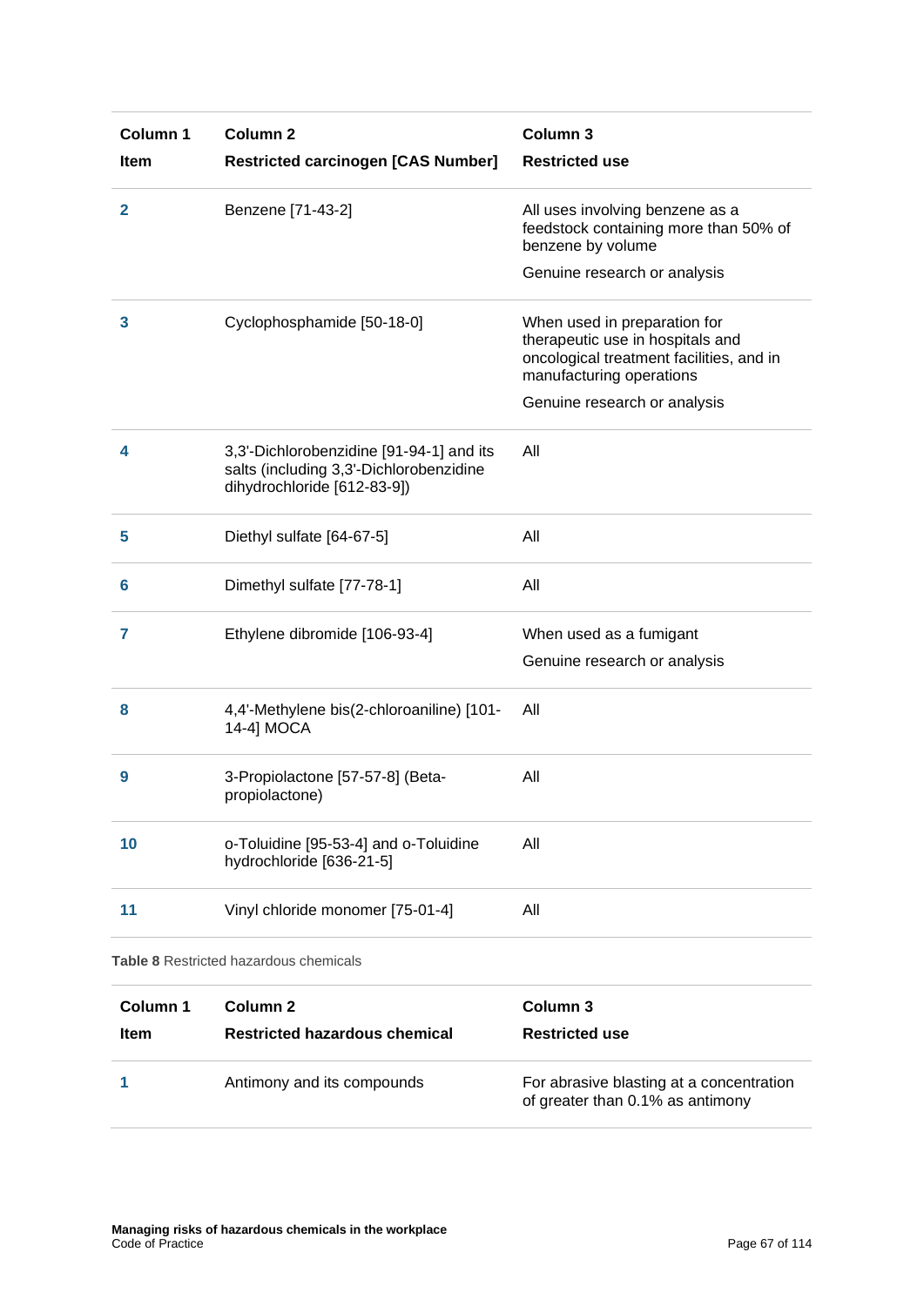| Column 1<br>Item | Column 2<br>Restricted carcinogen [CAS Number] | Column 3<br>Restricted use |
|---|---|---|
| 2 | Benzene [71-43-2] | All uses involving benzene as a feedstock containing more than 50% of benzene by volume<br><br>Genuine research or analysis |
| 3 | Cyclophosphamide [50-18-0] | When used in preparation for therapeutic use in hospitals and oncological treatment facilities, and in manufacturing operations<br><br>Genuine research or analysis |
| 4 | 3,3'-Dichlorobenzidine [91-94-1] and its salts (including 3,3'-Dichlorobenzidine dihydrochloride [612-83-9]) | All |
| 5 | Diethyl sulfate [64-67-5] | All |
| 6 | Dimethyl sulfate [77-78-1] | All |
| 7 | Ethylene dibromide [106-93-4] | When used as a fumigant<br><br>Genuine research or analysis |
| 8 | 4,4'-Methylene bis(2-chloroaniline) [101-14-4] MOCA | All |
| 9 | 3-Propiolactone [57-57-8] (Beta-propiolactone) | All |
| 10 | o-Toluidine [95-53-4] and o-Toluidine hydrochloride [636-21-5] | All |
| 11 | Vinyl chloride monomer [75-01-4] | All |

**Table 8** Restricted hazardous chemicals

| Column 1<br>Item | Column 2<br>Restricted hazardous chemical | Column 3<br>Restricted use |
|---|---|---|
| 1 | Antimony and its compounds | For abrasive blasting at a concentration of greater than 0.1% as antimony |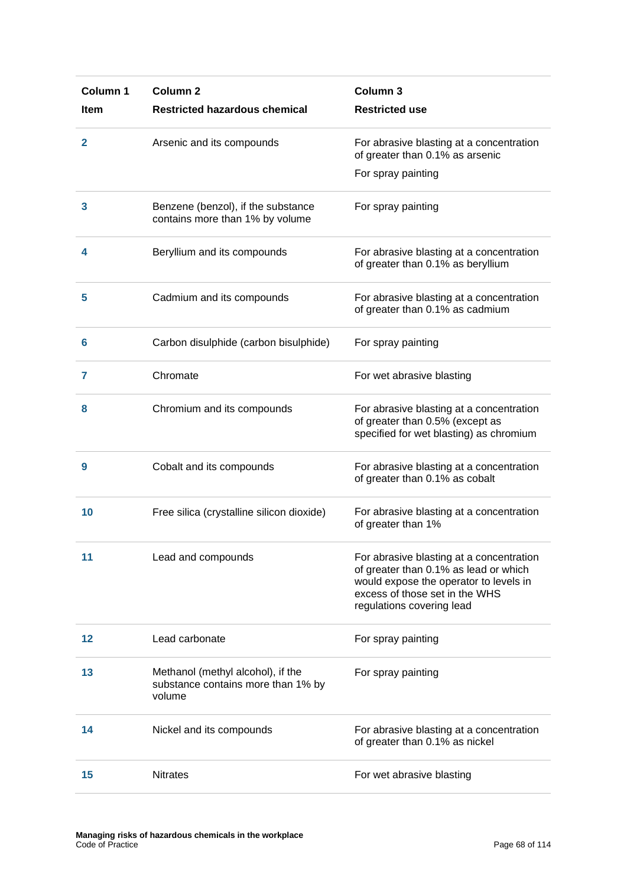| Column 1<br>Item | Column 2<br>Restricted hazardous chemical | Column 3<br>Restricted use |
|---|---|---|
| 2 | Arsenic and its compounds | For abrasive blasting at a concentration of greater than 0.1% as arsenic<br>For spray painting |
| 3 | Benzene (benzol), if the substance contains more than 1% by volume | For spray painting |
| 4 | Beryllium and its compounds | For abrasive blasting at a concentration of greater than 0.1% as beryllium |
| 5 | Cadmium and its compounds | For abrasive blasting at a concentration of greater than 0.1% as cadmium |
| 6 | Carbon disulphide (carbon bisulphide) | For spray painting |
| 7 | Chromate | For wet abrasive blasting |
| 8 | Chromium and its compounds | For abrasive blasting at a concentration of greater than 0.5% (except as specified for wet blasting) as chromium |
| 9 | Cobalt and its compounds | For abrasive blasting at a concentration of greater than 0.1% as cobalt |
| 10 | Free silica (crystalline silicon dioxide) | For abrasive blasting at a concentration of greater than 1% |
| 11 | Lead and compounds | For abrasive blasting at a concentration of greater than 0.1% as lead or which would expose the operator to levels in excess of those set in the WHS regulations covering lead |
| 12 | Lead carbonate | For spray painting |
| 13 | Methanol (methyl alcohol), if the substance contains more than 1% by volume | For spray painting |
| 14 | Nickel and its compounds | For abrasive blasting at a concentration of greater than 0.1% as nickel |
| 15 | Nitrates | For wet abrasive blasting |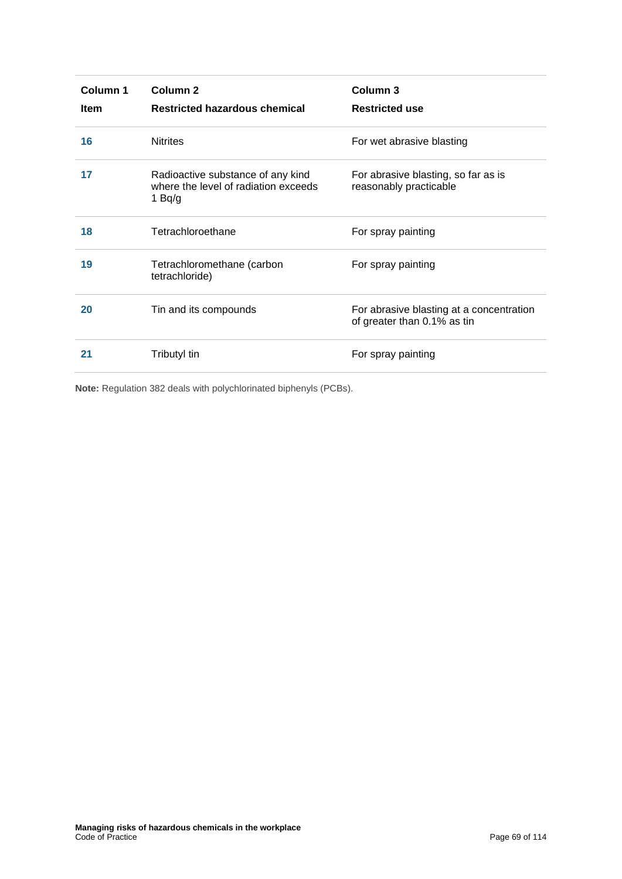| Column 1<br>Item | Column 2<br>Restricted hazardous chemical | Column 3<br>Restricted use |
|---|---|---|
| 16 | Nitrites | For wet abrasive blasting |
| 17 | Radioactive substance of any kind where the level of radiation exceeds 1 Bq/g | For abrasive blasting, so far as is reasonably practicable |
| 18 | Tetrachloroethane | For spray painting |
| 19 | Tetrachloromethane (carbon tetrachloride) | For spray painting |
| 20 | Tin and its compounds | For abrasive blasting at a concentration of greater than 0.1% as tin |
| 21 | Tributyl tin | For spray painting |

**Note:** Regulation 382 deals with polychlorinated biphenyls (PCBs).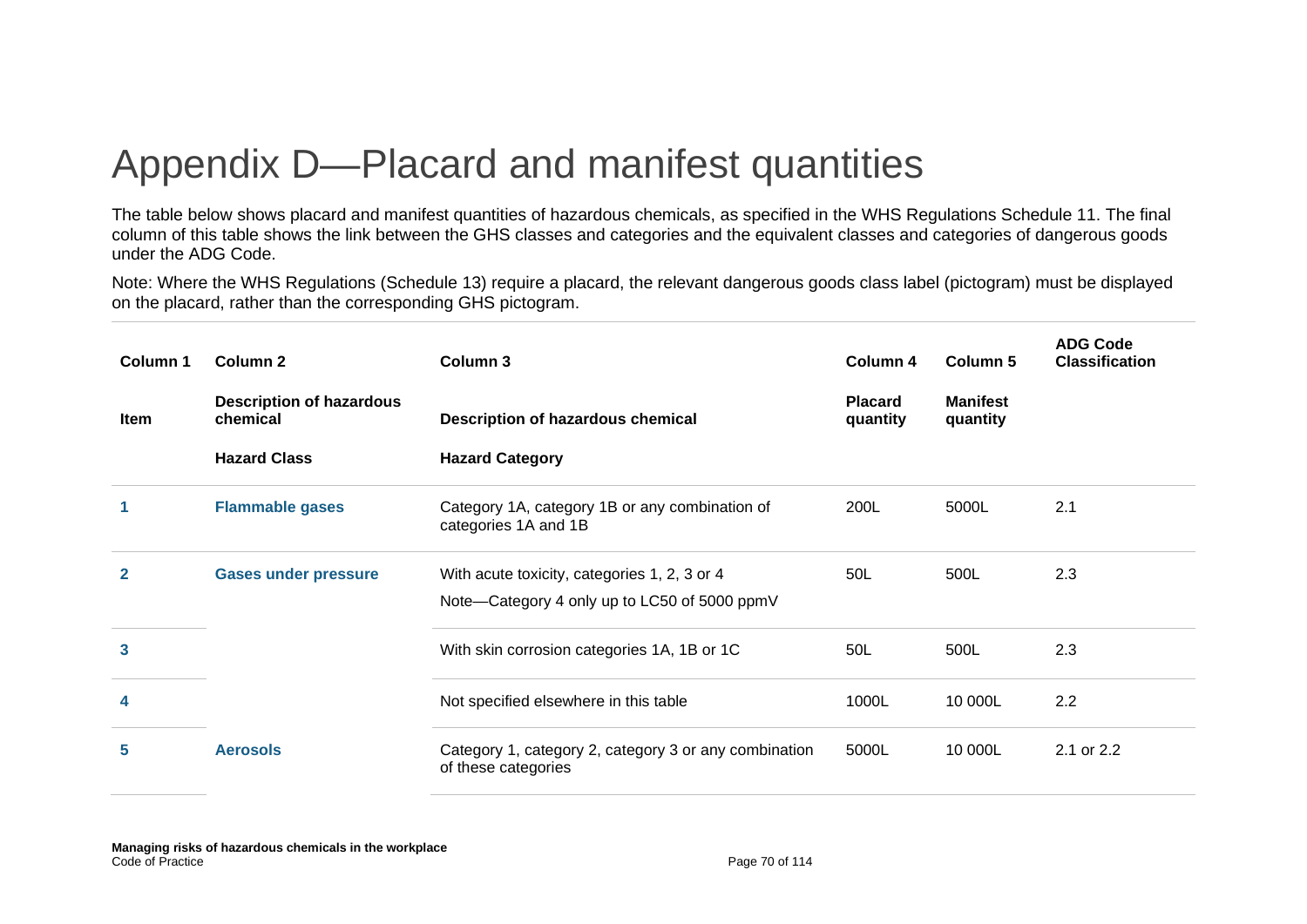# Appendix D—Placard and manifest quantities

The table below shows placard and manifest quantities of hazardous chemicals, as specified in the WHS Regulations Schedule 11. The final column of this table shows the link between the GHS classes and categories and the equivalent classes and categories of dangerous goods under the ADG Code.

Note: Where the WHS Regulations (Schedule 13) require a placard, the relevant dangerous goods class label (pictogram) must be displayed on the placard, rather than the corresponding GHS pictogram.

| Column 1 Item | Column 2 Description of hazardous chemical Hazard Class | Column 3 Description of hazardous chemical Hazard Category | Column 4 Placard quantity | Column 5 Manifest quantity | ADG Code Classification |
|---|---|---|---|---|---|
| 1 | Flammable gases | Category 1A, category 1B or any combination of categories 1A and 1B | 200L | 5000L | 2.1 |
| 2 | Gases under pressure | With acute toxicity, categories 1, 2, 3 or 4<br>Note—Category 4 only up to LC50 of 5000 ppmV | 50L | 500L | 2.3 |
| 3 | | With skin corrosion categories 1A, 1B or 1C | 50L | 500L | 2.3 |
| 4 | | Not specified elsewhere in this table | 1000L | 10 000L | 2.2 |
| 5 | Aerosols | Category 1, category 2, category 3 or any combination of these categories | 5000L | 10 000L | 2.1 or 2.2 |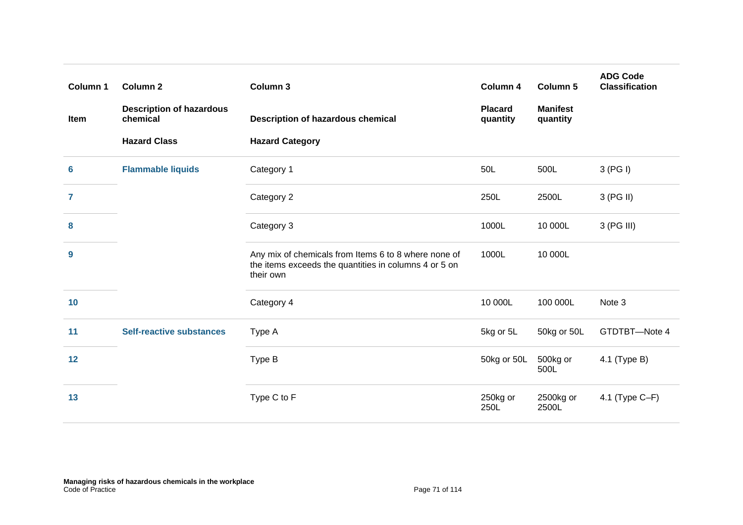| Column 1 | Column 2 | Column 3 | Column 4 | Column 5 | ADG Code Classification |
|---|---|---|---|---|---|
| **Item** | **Description of hazardous chemical** | **Description of hazardous chemical** | **Placard quantity** | **Manifest quantity** | |
| | **Hazard Class** | **Hazard Category** | | | |
| **6** | **Flammable liquids** | Category 1 | 50L | 500L | 3 (PG I) |
| **7** | | Category 2 | 250L | 2500L | 3 (PG II) |
| **8** | | Category 3 | 1000L | 10 000L | 3 (PG III) |
| **9** | | Any mix of chemicals from Items 6 to 8 where none of the items exceeds the quantities in columns 4 or 5 on their own | 1000L | 10 000L | |
| **10** | | Category 4 | 10 000L | 100 000L | Note 3 |
| **11** | **Self-reactive substances** | Type A | 5kg or 5L | 50kg or 50L | GTDTBT—Note 4 |
| **12** | | Type B | 50kg or 50L | 500kg or 500L | 4.1 (Type B) |
| **13** | | Type C to F | 250kg or 250L | 2500kg or 2500L | 4.1 (Type C–F) |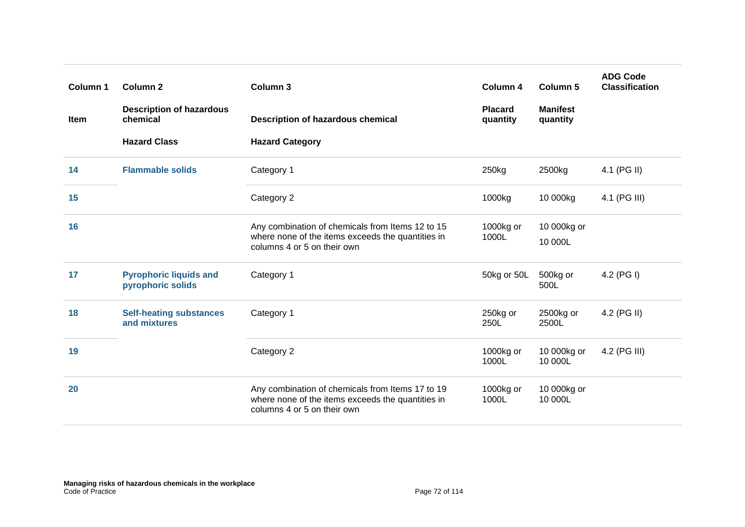| Column 1 | Column 2 | Column 3 | Column 4 | Column 5 | ADG Code Classification |
|---|---|---|---|---|---|
| Item | Description of hazardous chemical | Description of hazardous chemical | Placard quantity | Manifest quantity | |
| | Hazard Class | Hazard Category | | | |
| **14** | **Flammable solids** | Category 1 | 250kg | 2500kg | 4.1 (PG II) |
| **15** | | Category 2 | 1000kg | 10 000kg | 4.1 (PG III) |
| **16** | | Any combination of chemicals from Items 12 to 15 where none of the items exceeds the quantities in columns 4 or 5 on their own | 1000kg or 1000L | 10 000kg or 10 000L | |
| **17** | **Pyrophoric liquids and pyrophoric solids** | Category 1 | 50kg or 50L | 500kg or 500L | 4.2 (PG I) |
| **18** | **Self-heating substances and mixtures** | Category 1 | 250kg or 250L | 2500kg or 2500L | 4.2 (PG II) |
| **19** | | Category 2 | 1000kg or 1000L | 10 000kg or 10 000L | 4.2 (PG III) |
| **20** | | Any combination of chemicals from Items 17 to 19 where none of the items exceeds the quantities in columns 4 or 5 on their own | 1000kg or 1000L | 10 000kg or 10 000L | |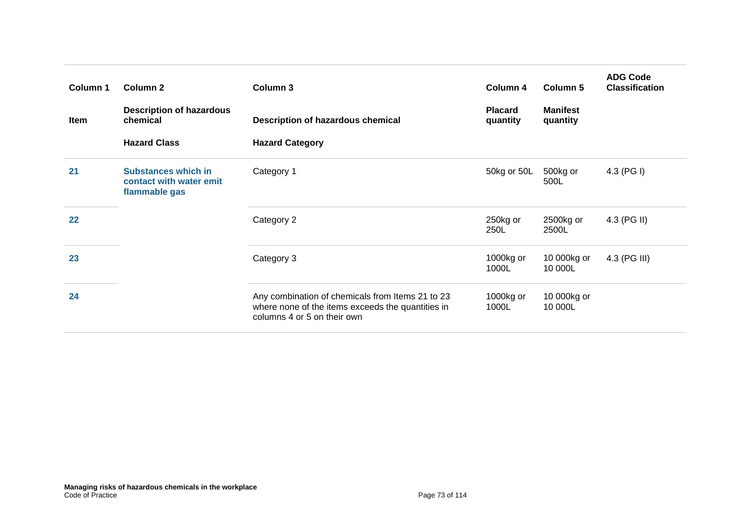| Column 1 | Column 2 | Column 3 | Column 4 | Column 5 | ADG Code Classification |
|---|---|---|---|---|---|
| Item | Description of hazardous chemical | Description of hazardous chemical | Placard quantity | Manifest quantity | |
| | Hazard Class | Hazard Category | | | |
| 21 | Substances which in contact with water emit flammable gas | Category 1 | 50kg or 50L | 500kg or 500L | 4.3 (PG I) |
| 22 | | Category 2 | 250kg or 250L | 2500kg or 2500L | 4.3 (PG II) |
| 23 | | Category 3 | 1000kg or 1000L | 10 000kg or 10 000L | 4.3 (PG III) |
| 24 | | Any combination of chemicals from Items 21 to 23 where none of the items exceeds the quantities in columns 4 or 5 on their own | 1000kg or 1000L | 10 000kg or 10 000L | |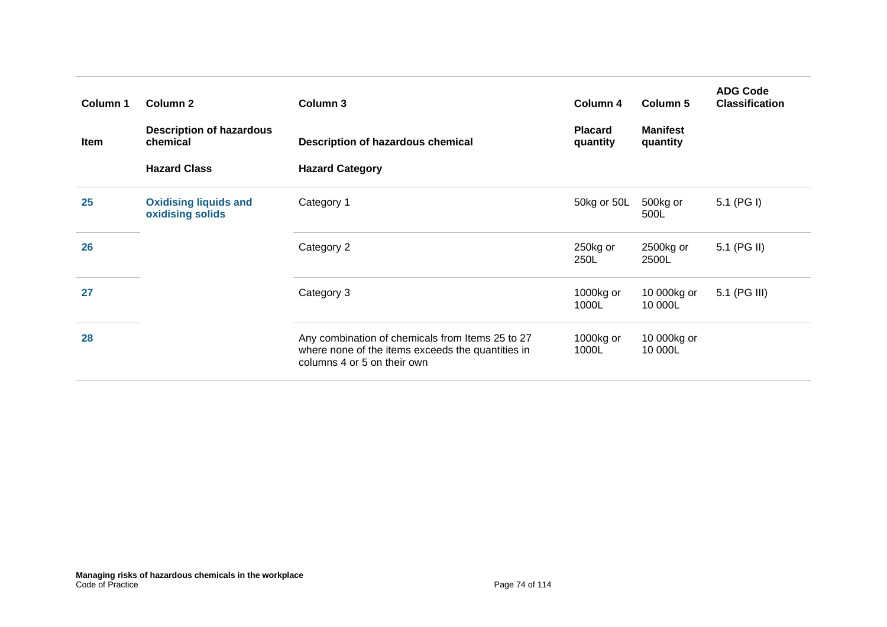| Column 1 | Column 2 | Column 3 | Column 4 | Column 5 | ADG Code Classification |
|---|---|---|---|---|---|
| Item | Description of hazardous chemical | Description of hazardous chemical | Placard quantity | Manifest quantity | |
| | Hazard Class | Hazard Category | | | |
| **25** | **Oxidising liquids and oxidising solids** | Category 1 | 50kg or 50L | 500kg or 500L | 5.1 (PG I) |
| **26** | | Category 2 | 250kg or 250L | 2500kg or 2500L | 5.1 (PG II) |
| **27** | | Category 3 | 1000kg or 1000L | 10 000kg or 10 000L | 5.1 (PG III) |
| **28** | | Any combination of chemicals from Items 25 to 27 where none of the items exceeds the quantities in columns 4 or 5 on their own | 1000kg or 1000L | 10 000kg or 10 000L | |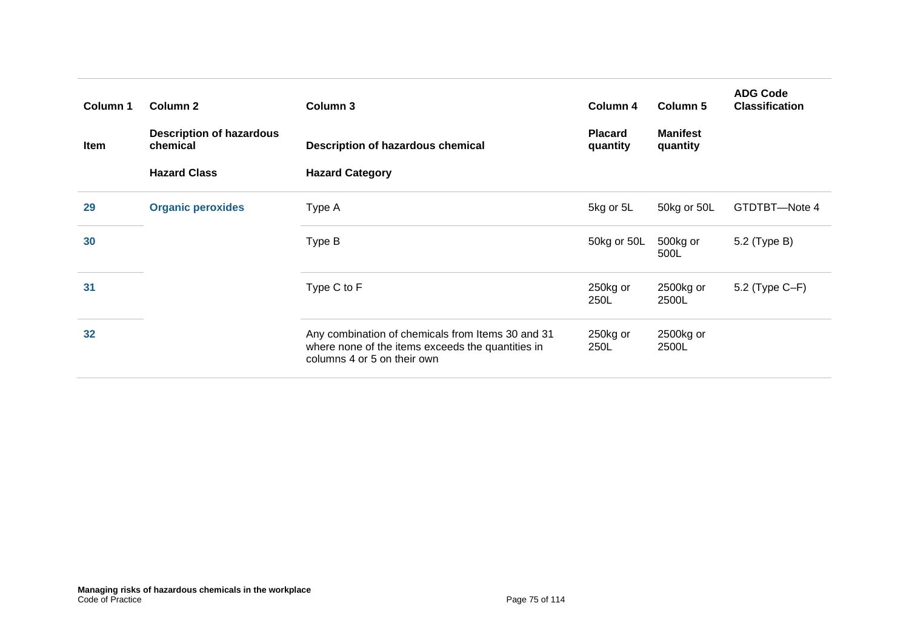| Column 1<br>Item | Column 2<br>Description of hazardous chemical<br>Hazard Class | Column 3<br>Description of hazardous chemical<br>Hazard Category | Column 4<br>Placard quantity | Column 5<br>Manifest quantity | ADG Code Classification |
|---|---|---|---|---|---|
| **29** | **Organic peroxides** | Type A | 5kg or 5L | 50kg or 50L | GTDTBT—Note 4 |
| **30** | | Type B | 50kg or 50L | 500kg or 500L | 5.2 (Type B) |
| **31** | | Type C to F | 250kg or 250L | 2500kg or 2500L | 5.2 (Type C–F) |
| **32** | | Any combination of chemicals from Items 30 and 31 where none of the items exceeds the quantities in columns 4 or 5 on their own | 250kg or 250L | 2500kg or 2500L | |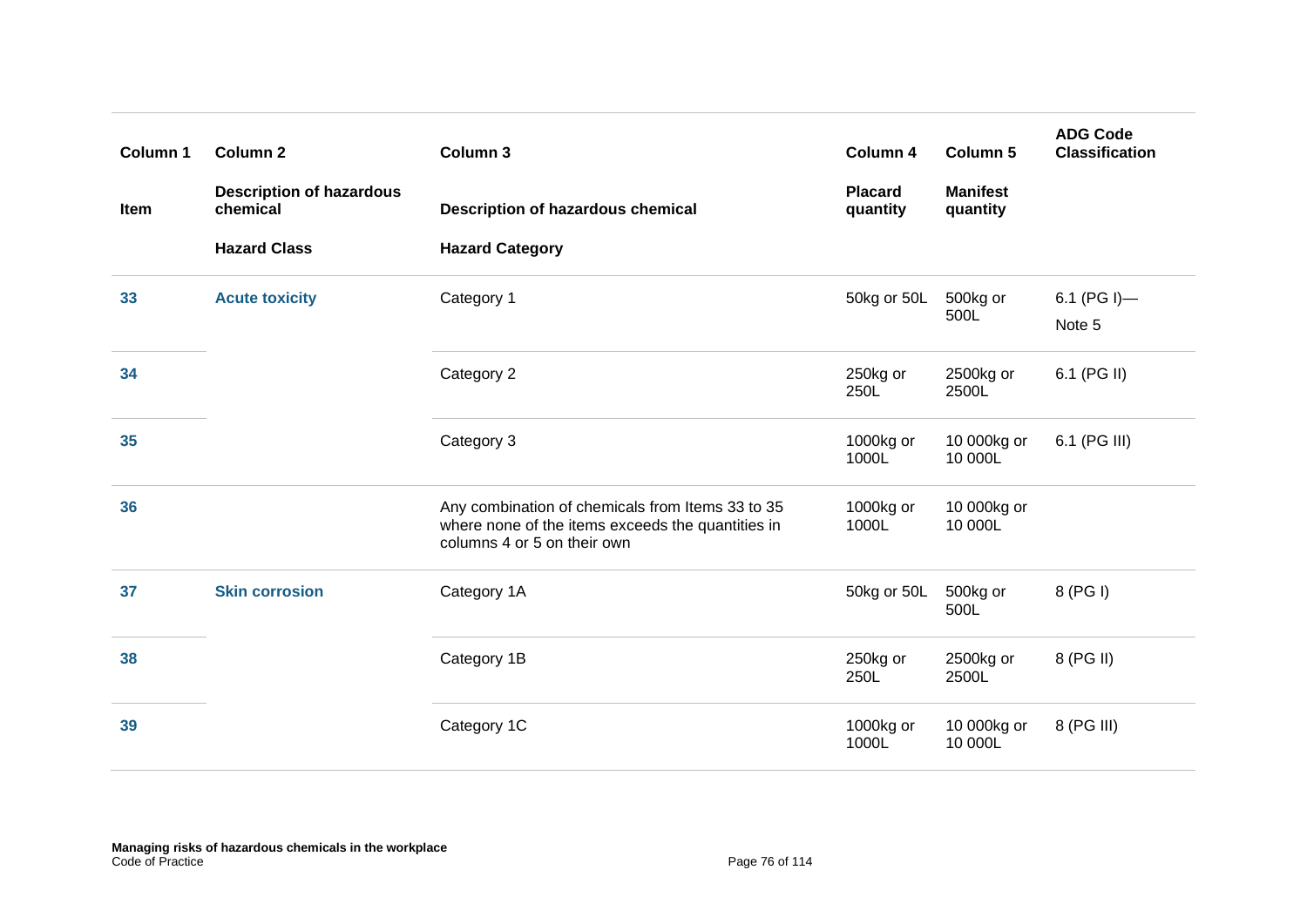| Column 1 | Column 2 | Column 3 | Column 4 | Column 5 | ADG Code Classification |
|---|---|---|---|---|---|
| Item | Description of hazardous chemical | Description of hazardous chemical | Placard quantity | Manifest quantity | |
| | Hazard Class | Hazard Category | | | |
| 33 | Acute toxicity | Category 1 | 50kg or 50L | 500kg or 500L | 6.1 (PG I)— Note 5 |
| 34 | | Category 2 | 250kg or 250L | 2500kg or 2500L | 6.1 (PG II) |
| 35 | | Category 3 | 1000kg or 1000L | 10 000kg or 10 000L | 6.1 (PG III) |
| 36 | | Any combination of chemicals from Items 33 to 35 where none of the items exceeds the quantities in columns 4 or 5 on their own | 1000kg or 1000L | 10 000kg or 10 000L | |
| 37 | Skin corrosion | Category 1A | 50kg or 50L | 500kg or 500L | 8 (PG I) |
| 38 | | Category 1B | 250kg or 250L | 2500kg or 2500L | 8 (PG II) |
| 39 | | Category 1C | 1000kg or 1000L | 10 000kg or 10 000L | 8 (PG III) |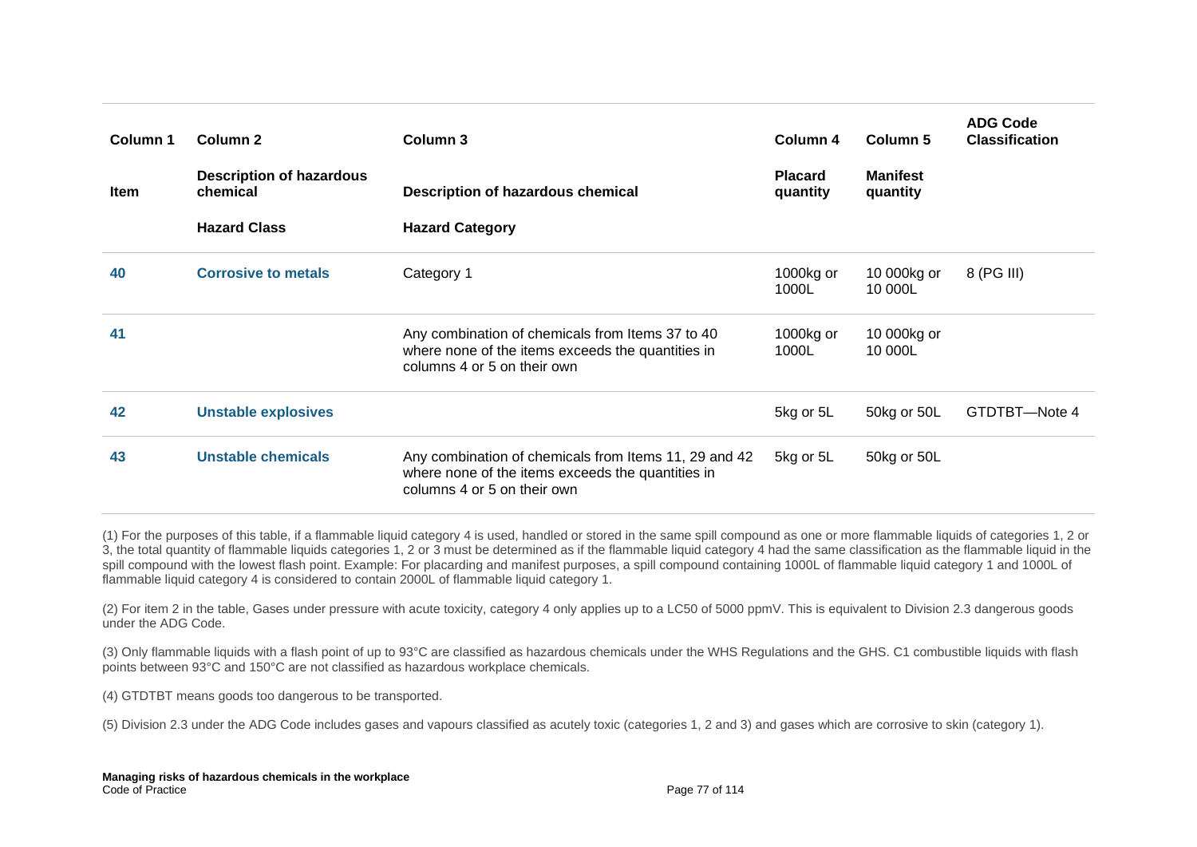| Column 1 | Column 2 | Column 3 | Column 4 | Column 5 | ADG Code Classification |
|---|---|---|---|---|---|
| Item | Description of hazardous chemical | Description of hazardous chemical | Placard quantity | Manifest quantity | |
| | Hazard Class | Hazard Category | | | |
| 40 | Corrosive to metals | Category 1 | 1000kg or 1000L | 10 000kg or 10 000L | 8 (PG III) |
| 41 | | Any combination of chemicals from Items 37 to 40 where none of the items exceeds the quantities in columns 4 or 5 on their own | 1000kg or 1000L | 10 000kg or 10 000L | |
| 42 | Unstable explosives | | 5kg or 5L | 50kg or 50L | GTDTBT—Note 4 |
| 43 | Unstable chemicals | Any combination of chemicals from Items 11, 29 and 42 where none of the items exceeds the quantities in columns 4 or 5 on their own | 5kg or 5L | 50kg or 50L | |

(1) For the purposes of this table, if a flammable liquid category 4 is used, handled or stored in the same spill compound as one or more flammable liquids of categories 1, 2 or 3, the total quantity of flammable liquids categories 1, 2 or 3 must be determined as if the flammable liquid category 4 had the same classification as the flammable liquid in the spill compound with the lowest flash point. Example: For placarding and manifest purposes, a spill compound containing 1000L of flammable liquid category 1 and 1000L of flammable liquid category 4 is considered to contain 2000L of flammable liquid category 1.

(2) For item 2 in the table, Gases under pressure with acute toxicity, category 4 only applies up to a LC50 of 5000 ppmV. This is equivalent to Division 2.3 dangerous goods under the ADG Code.

(3) Only flammable liquids with a flash point of up to 93°C are classified as hazardous chemicals under the WHS Regulations and the GHS. C1 combustible liquids with flash points between 93°C and 150°C are not classified as hazardous workplace chemicals.

(4) GTDTBT means goods too dangerous to be transported.

(5) Division 2.3 under the ADG Code includes gases and vapours classified as acutely toxic (categories 1, 2 and 3) and gases which are corrosive to skin (category 1).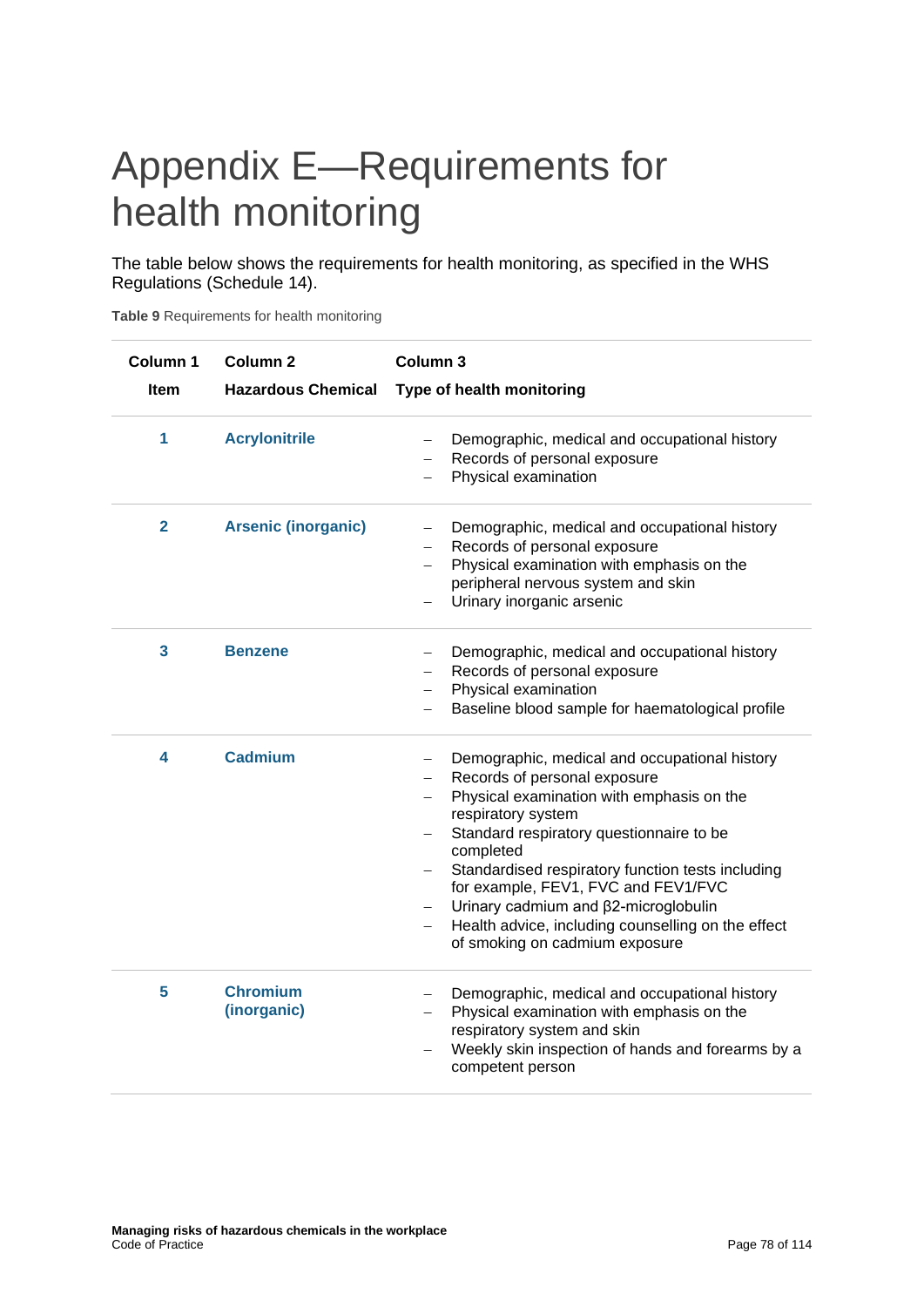# Appendix E—Requirements for health monitoring

The table below shows the requirements for health monitoring, as specified in the WHS Regulations (Schedule 14).

**Table 9** Requirements for health monitoring

| Column 1<br>Item | Column 2<br>Hazardous Chemical | Column 3<br>Type of health monitoring |
|---|---|---|
| **1** | **Acrylonitrile** | – Demographic, medical and occupational history<br>– Records of personal exposure<br>– Physical examination |
| **2** | **Arsenic (inorganic)** | – Demographic, medical and occupational history<br>– Records of personal exposure<br>– Physical examination with emphasis on the peripheral nervous system and skin<br>– Urinary inorganic arsenic |
| **3** | **Benzene** | – Demographic, medical and occupational history<br>– Records of personal exposure<br>– Physical examination<br>– Baseline blood sample for haematological profile |
| **4** | **Cadmium** | – Demographic, medical and occupational history<br>– Records of personal exposure<br>– Physical examination with emphasis on the respiratory system<br>– Standard respiratory questionnaire to be completed<br>– Standardised respiratory function tests including for example, FEV1, FVC and FEV1/FVC<br>– Urinary cadmium and β2-microglobulin<br>– Health advice, including counselling on the effect of smoking on cadmium exposure |
| **5** | **Chromium (inorganic)** | – Demographic, medical and occupational history<br>– Physical examination with emphasis on the respiratory system and skin<br>– Weekly skin inspection of hands and forearms by a competent person |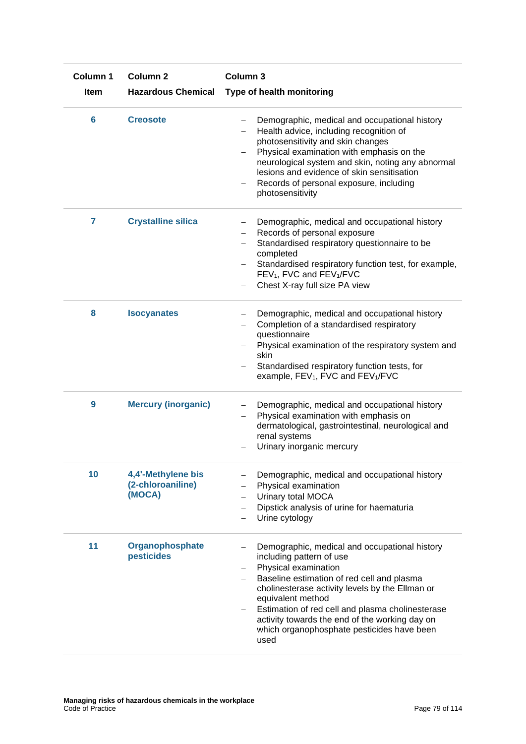| Column 1<br>Item | Column 2<br>Hazardous Chemical | Column 3<br>Type of health monitoring |
|---|---|---|
| 6 | **Creosote** | – Demographic, medical and occupational history<br>– Health advice, including recognition of photosensitivity and skin changes<br>– Physical examination with emphasis on the neurological system and skin, noting any abnormal lesions and evidence of skin sensitisation<br>– Records of personal exposure, including photosensitivity |
| 7 | **Crystalline silica** | – Demographic, medical and occupational history<br>– Records of personal exposure<br>– Standardised respiratory questionnaire to be completed<br>– Standardised respiratory function test, for example, $FEV_1$, FVC and $FEV_1$/FVC<br>– Chest X-ray full size PA view |
| 8 | **Isocyanates** | – Demographic, medical and occupational history<br>– Completion of a standardised respiratory questionnaire<br>– Physical examination of the respiratory system and skin<br>– Standardised respiratory function tests, for example, $FEV_1$, FVC and $FEV_1$/FVC |
| 9 | **Mercury (inorganic)** | – Demographic, medical and occupational history<br>– Physical examination with emphasis on dermatological, gastrointestinal, neurological and renal systems<br>– Urinary inorganic mercury |
| 10 | **4,4'-Methylene bis (2-chloroaniline) (MOCA)** | – Demographic, medical and occupational history<br>– Physical examination<br>– Urinary total MOCA<br>– Dipstick analysis of urine for haematuria<br>– Urine cytology |
| 11 | **Organophosphate pesticides** | – Demographic, medical and occupational history including pattern of use<br>– Physical examination<br>– Baseline estimation of red cell and plasma cholinesterase activity levels by the Ellman or equivalent method<br>– Estimation of red cell and plasma cholinesterase activity towards the end of the working day on which organophosphate pesticides have been used |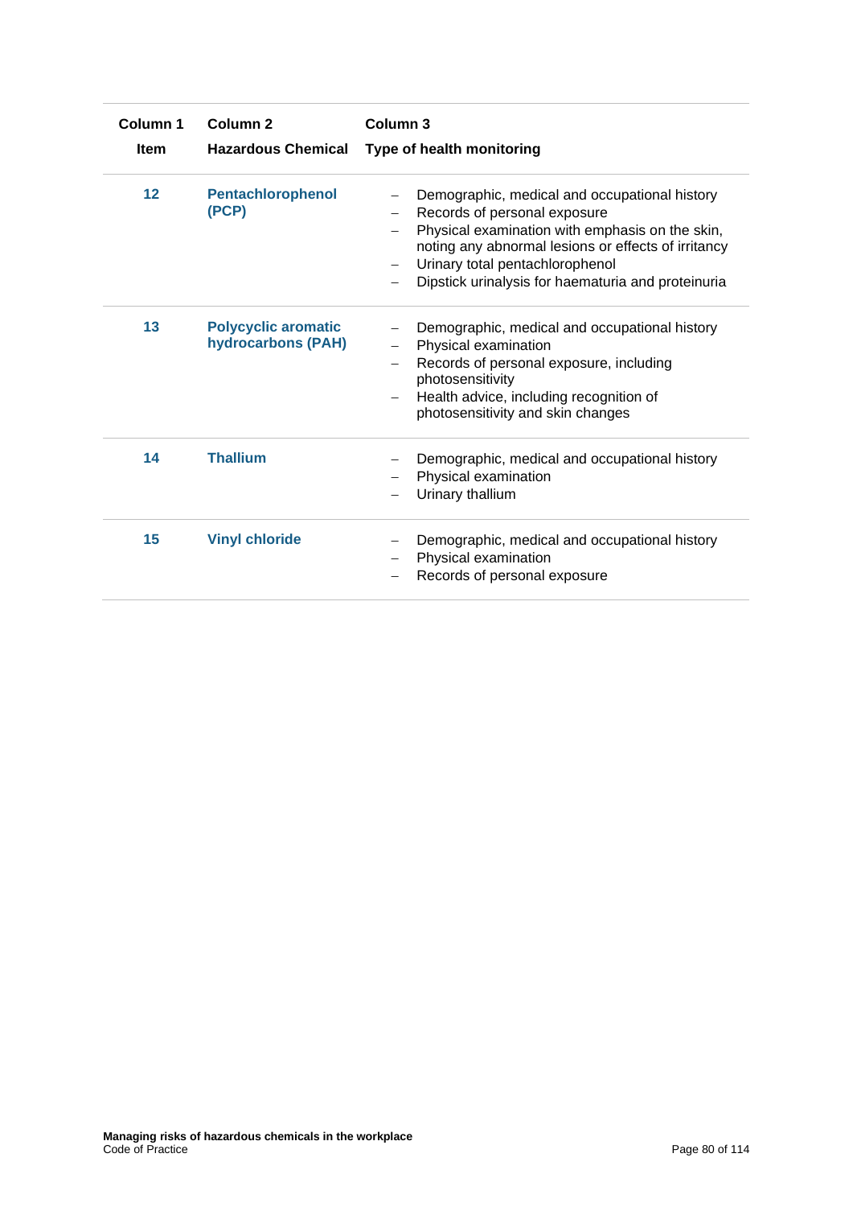| Column 1<br>Item | Column 2<br>Hazardous Chemical | Column 3<br>Type of health monitoring |
|---|---|---|
| **12** | **Pentachlorophenol (PCP)** | – Demographic, medical and occupational history<br>– Records of personal exposure<br>– Physical examination with emphasis on the skin, noting any abnormal lesions or effects of irritancy<br>– Urinary total pentachlorophenol<br>– Dipstick urinalysis for haematuria and proteinuria |
| **13** | **Polycyclic aromatic hydrocarbons (PAH)** | – Demographic, medical and occupational history<br>– Physical examination<br>– Records of personal exposure, including photosensitivity<br>– Health advice, including recognition of photosensitivity and skin changes |
| **14** | **Thallium** | – Demographic, medical and occupational history<br>– Physical examination<br>– Urinary thallium |
| **15** | **Vinyl chloride** | – Demographic, medical and occupational history<br>– Physical examination<br>– Records of personal exposure |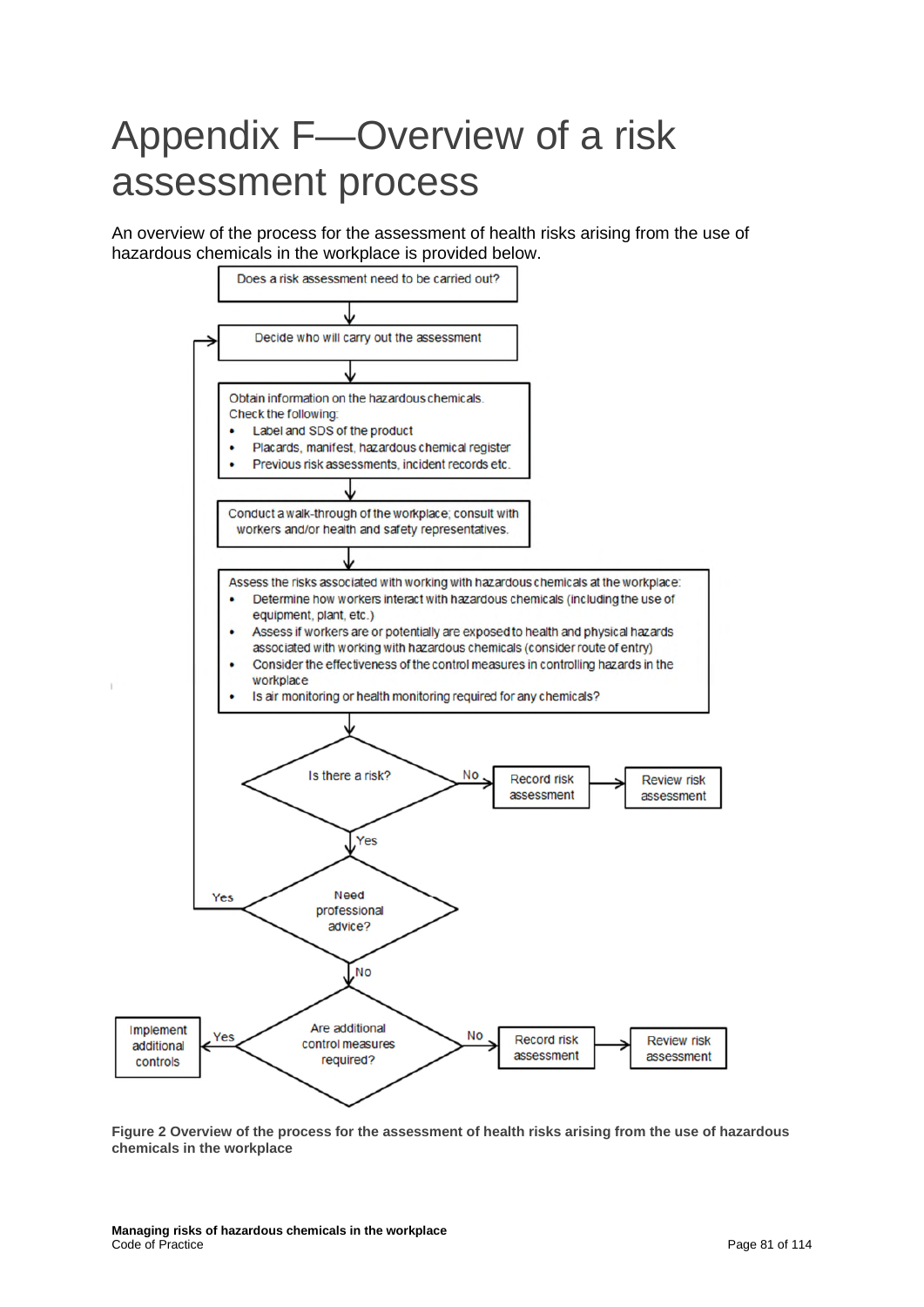# Appendix F—Overview of a risk assessment process

An overview of the process for the assessment of health risks arising from the use of hazardous chemicals in the workplace is provided below.

Does a risk assessment need to be carried out?

Decide who will carry out the assessment

Obtain information on the hazardous chemicals. Check the following:

- Label and SDS of the product
- Placards, manifest, hazardous chemical register
- Previous risk assessments, incident records etc.

Conduct a walk-through of the workplace; consult with workers and/or health and safety representatives.

Assess the risks associated with working with hazardous chemicals at the workplace:

- Determine how workers interact with hazardous chemicals (including the use of equipment, plant, etc.)
- Assess if workers are or potentially are exposed to health and physical hazards associated with working with hazardous chemicals (consider route of entry)
- Consider the effectiveness of the control measures in controlling hazards in the workplace
- Is air monitoring or health monitoring required for any chemicals?

Is there a risk?

- No → Record risk assessment → Review risk assessment
- Yes → Need professional advice?

Need professional advice?

- Yes → Decide who will carry out the assessment
- No → Are additional control measures required?

Are additional control measures required?

- Yes → Implement additional controls
- No → Record risk assessment → Review risk assessment

**Figure 2 Overview of the process for the assessment of health risks arising from the use of hazardous chemicals in the workplace**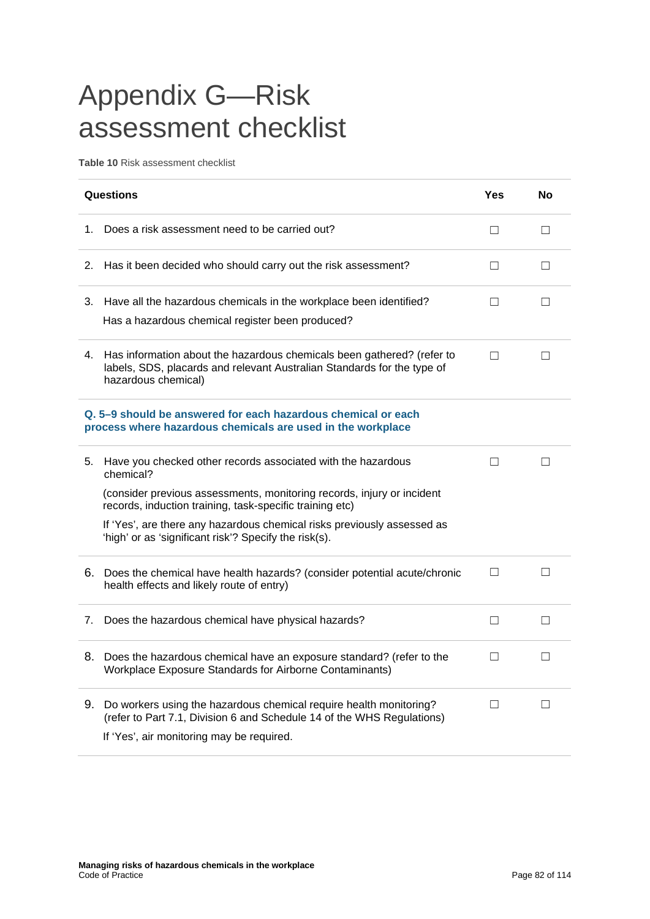# Appendix G—Risk assessment checklist

**Table 10** Risk assessment checklist

| Questions | Yes | No |
|---|---|---|
| 1. Does a risk assessment need to be carried out? | ☐ | ☐ |
| 2. Has it been decided who should carry out the risk assessment? | ☐ | ☐ |
| 3. Have all the hazardous chemicals in the workplace been identified?<br>Has a hazardous chemical register been produced? | ☐ | ☐ |
| 4. Has information about the hazardous chemicals been gathered? (refer to labels, SDS, placards and relevant Australian Standards for the type of hazardous chemical) | ☐ | ☐ |
| **Q. 5–9 should be answered for each hazardous chemical or each process where hazardous chemicals are used in the workplace** | | |
| 5. Have you checked other records associated with the hazardous chemical?<br>(consider previous assessments, monitoring records, injury or incident records, induction training, task-specific training etc)<br>If 'Yes', are there any hazardous chemical risks previously assessed as 'high' or as 'significant risk'? Specify the risk(s). | ☐ | ☐ |
| 6. Does the chemical have health hazards? (consider potential acute/chronic health effects and likely route of entry) | ☐ | ☐ |
| 7. Does the hazardous chemical have physical hazards? | ☐ | ☐ |
| 8. Does the hazardous chemical have an exposure standard? (refer to the Workplace Exposure Standards for Airborne Contaminants) | ☐ | ☐ |
| 9. Do workers using the hazardous chemical require health monitoring? (refer to Part 7.1, Division 6 and Schedule 14 of the WHS Regulations)<br>If 'Yes', air monitoring may be required. | ☐ | ☐ |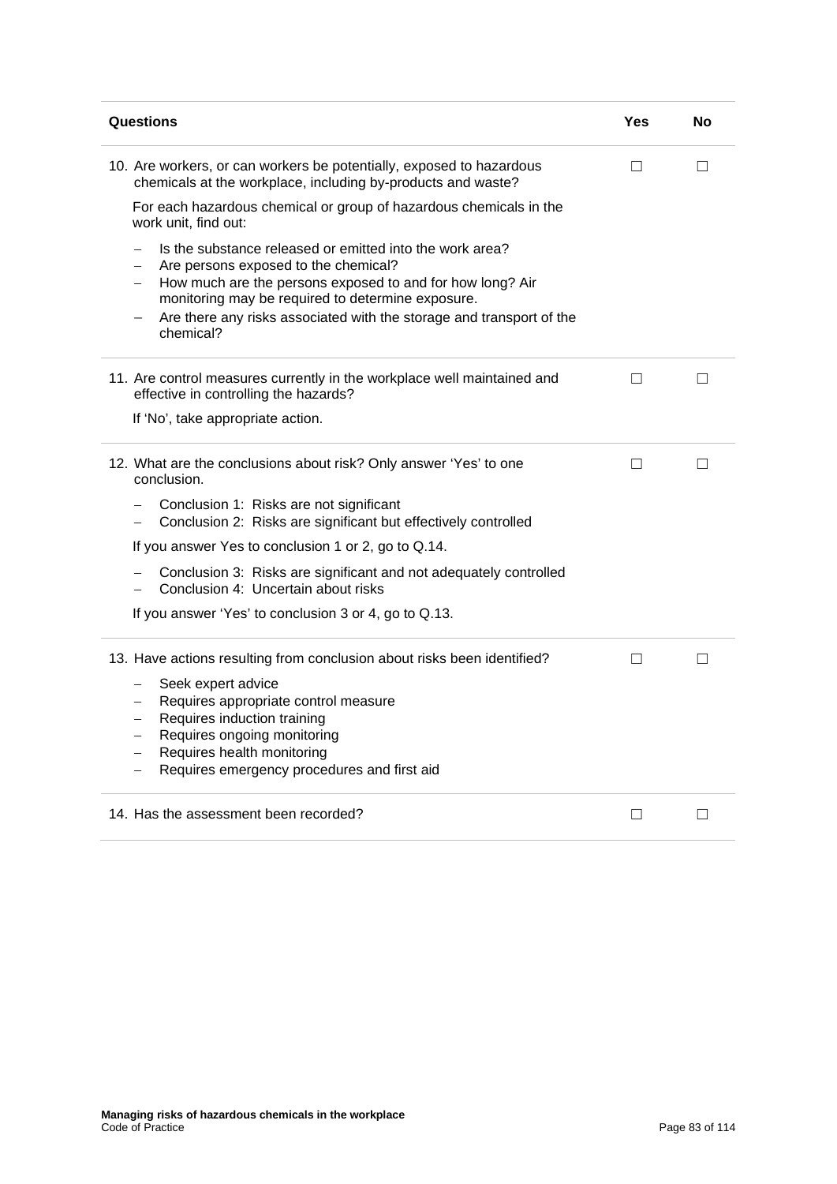| Questions | Yes | No |
|---|---|---|
| 10. Are workers, or can workers be potentially, exposed to hazardous chemicals at the workplace, including by-products and waste?<br><br>For each hazardous chemical or group of hazardous chemicals in the work unit, find out:<br><br>– Is the substance released or emitted into the work area?<br>– Are persons exposed to the chemical?<br>– How much are the persons exposed to and for how long? Air monitoring may be required to determine exposure.<br>– Are there any risks associated with the storage and transport of the chemical? | ☐ | ☐ |
| 11. Are control measures currently in the workplace well maintained and effective in controlling the hazards?<br><br>If 'No', take appropriate action. | ☐ | ☐ |
| 12. What are the conclusions about risk? Only answer 'Yes' to one conclusion.<br><br>– Conclusion 1: Risks are not significant<br>– Conclusion 2: Risks are significant but effectively controlled<br><br>If you answer Yes to conclusion 1 or 2, go to Q.14.<br><br>– Conclusion 3: Risks are significant and not adequately controlled<br>– Conclusion 4: Uncertain about risks<br><br>If you answer 'Yes' to conclusion 3 or 4, go to Q.13. | ☐ | ☐ |
| 13. Have actions resulting from conclusion about risks been identified?<br><br>– Seek expert advice<br>– Requires appropriate control measure<br>– Requires induction training<br>– Requires ongoing monitoring<br>– Requires health monitoring<br>– Requires emergency procedures and first aid | ☐ | ☐ |
| 14. Has the assessment been recorded? | ☐ | ☐ |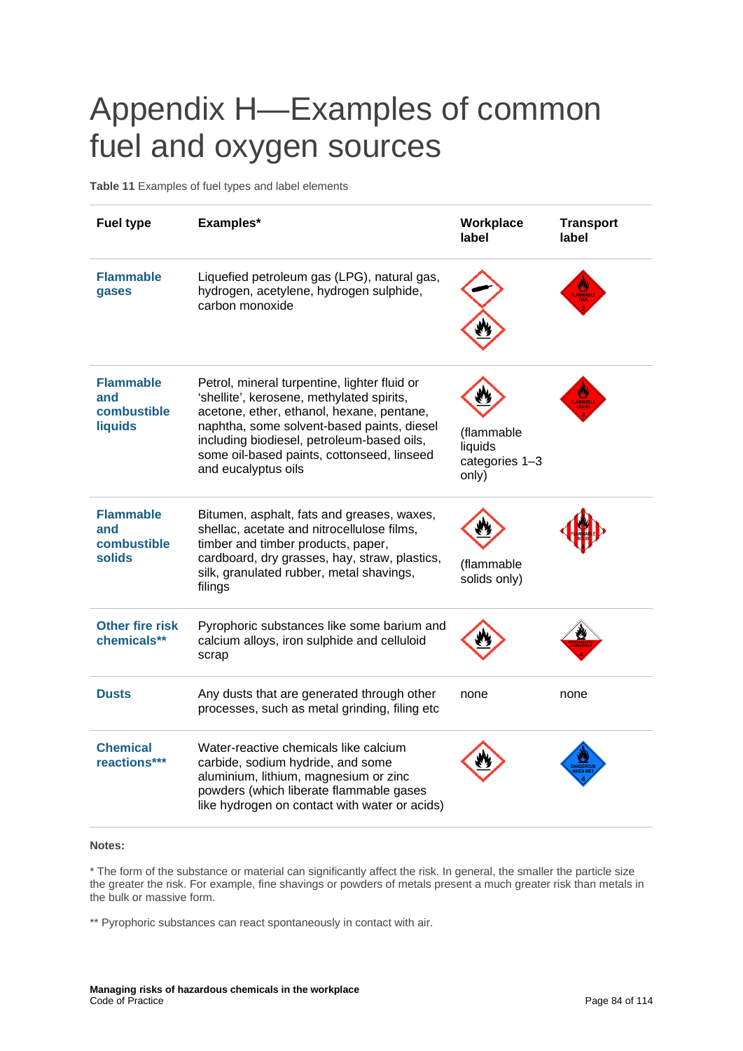# Appendix H—Examples of common fuel and oxygen sources

**Table 11** Examples of fuel types and label elements

| Fuel type | Examples* | Workplace label | Transport label |
|---|---|---|---|
| **Flammable gases** | Liquefied petroleum gas (LPG), natural gas, hydrogen, acetylene, hydrogen sulphide, carbon monoxide | | |
| **Flammable and combustible liquids** | Petrol, mineral turpentine, lighter fluid or 'shellite', kerosene, methylated spirits, acetone, ether, ethanol, hexane, pentane, naphtha, some solvent-based paints, diesel including biodiesel, petroleum-based oils, some oil-based paints, cottonseed, linseed and eucalyptus oils | (flammable liquids categories 1–3 only) | |
| **Flammable and combustible solids** | Bitumen, asphalt, fats and greases, waxes, shellac, acetate and nitrocellulose films, timber and timber products, paper, cardboard, dry grasses, hay, straw, plastics, silk, granulated rubber, metal shavings, filings | (flammable solids only) | |
| **Other fire risk chemicals**** | Pyrophoric substances like some barium and calcium alloys, iron sulphide and celluloid scrap | | |
| **Dusts** | Any dusts that are generated through other processes, such as metal grinding, filing etc | none | none |
| **Chemical reactions***** | Water-reactive chemicals like calcium carbide, sodium hydride, and some aluminium, lithium, magnesium or zinc powders (which liberate flammable gases like hydrogen on contact with water or acids) | | |

**Notes:**

* The form of the substance or material can significantly affect the risk. In general, the smaller the particle size the greater the risk. For example, fine shavings or powders of metals present a much greater risk than metals in the bulk or massive form.

** Pyrophoric substances can react spontaneously in contact with air.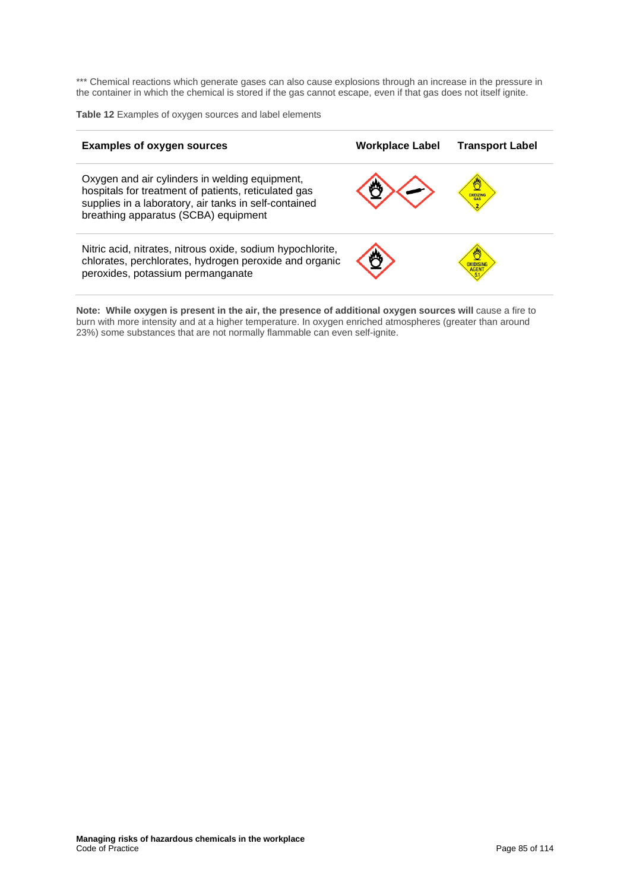*** Chemical reactions which generate gases can also cause explosions through an increase in the pressure in the container in which the chemical is stored if the gas cannot escape, even if that gas does not itself ignite.

**Table 12** Examples of oxygen sources and label elements

| Examples of oxygen sources | Workplace Label | Transport Label |
| --- | --- | --- |
| Oxygen and air cylinders in welding equipment, hospitals for treatment of patients, reticulated gas supplies in a laboratory, air tanks in self-contained breathing apparatus (SCBA) equipment | | OXIDIZING GAS 2 |
| Nitric acid, nitrates, nitrous oxide, sodium hypochlorite, chlorates, perchlorates, hydrogen peroxide and organic peroxides, potassium permanganate | | OXIDISING AGENT 5.1 |

**Note: While oxygen is present in the air, the presence of additional oxygen sources will** cause a fire to burn with more intensity and at a higher temperature. In oxygen enriched atmospheres (greater than around 23%) some substances that are not normally flammable can even self-ignite.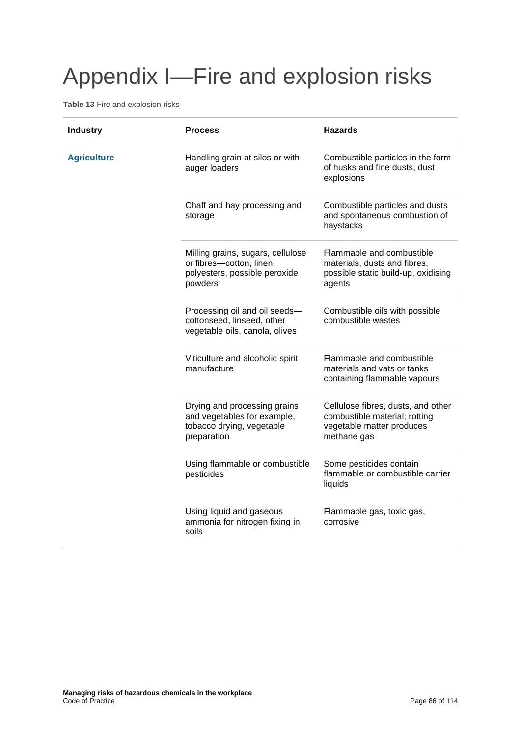# Appendix I—Fire and explosion risks

**Table 13** Fire and explosion risks

| Industry | Process | Hazards |
| --- | --- | --- |
| **Agriculture** | Handling grain at silos or with auger loaders | Combustible particles in the form of husks and fine dusts, dust explosions |
| | Chaff and hay processing and storage | Combustible particles and dusts and spontaneous combustion of haystacks |
| | Milling grains, sugars, cellulose or fibres—cotton, linen, polyesters, possible peroxide powders | Flammable and combustible materials, dusts and fibres, possible static build-up, oxidising agents |
| | Processing oil and oil seeds—cottonseed, linseed, other vegetable oils, canola, olives | Combustible oils with possible combustible wastes |
| | Viticulture and alcoholic spirit manufacture | Flammable and combustible materials and vats or tanks containing flammable vapours |
| | Drying and processing grains and vegetables for example, tobacco drying, vegetable preparation | Cellulose fibres, dusts, and other combustible material; rotting vegetable matter produces methane gas |
| | Using flammable or combustible pesticides | Some pesticides contain flammable or combustible carrier liquids |
| | Using liquid and gaseous ammonia for nitrogen fixing in soils | Flammable gas, toxic gas, corrosive |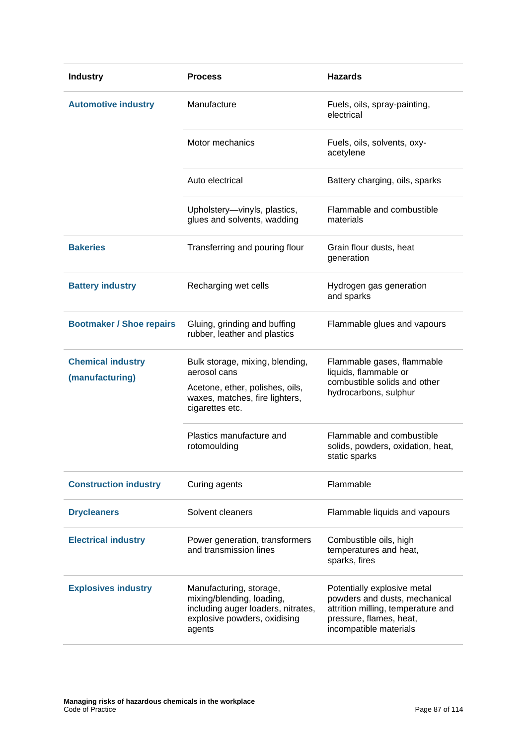| Industry | Process | Hazards |
|---|---|---|
| **Automotive industry** | Manufacture | Fuels, oils, spray-painting, electrical |
| | Motor mechanics | Fuels, oils, solvents, oxy-acetylene |
| | Auto electrical | Battery charging, oils, sparks |
| | Upholstery—vinyls, plastics, glues and solvents, wadding | Flammable and combustible materials |
| **Bakeries** | Transferring and pouring flour | Grain flour dusts, heat generation |
| **Battery industry** | Recharging wet cells | Hydrogen gas generation and sparks |
| **Bootmaker / Shoe repairs** | Gluing, grinding and buffing rubber, leather and plastics | Flammable glues and vapours |
| **Chemical industry (manufacturing)** | Bulk storage, mixing, blending, aerosol cans<br>Acetone, ether, polishes, oils, waxes, matches, fire lighters, cigarettes etc. | Flammable gases, flammable liquids, flammable or combustible solids and other hydrocarbons, sulphur |
| | Plastics manufacture and rotomoulding | Flammable and combustible solids, powders, oxidation, heat, static sparks |
| **Construction industry** | Curing agents | Flammable |
| **Drycleaners** | Solvent cleaners | Flammable liquids and vapours |
| **Electrical industry** | Power generation, transformers and transmission lines | Combustible oils, high temperatures and heat, sparks, fires |
| **Explosives industry** | Manufacturing, storage, mixing/blending, loading, including auger loaders, nitrates, explosive powders, oxidising agents | Potentially explosive metal powders and dusts, mechanical attrition milling, temperature and pressure, flames, heat, incompatible materials |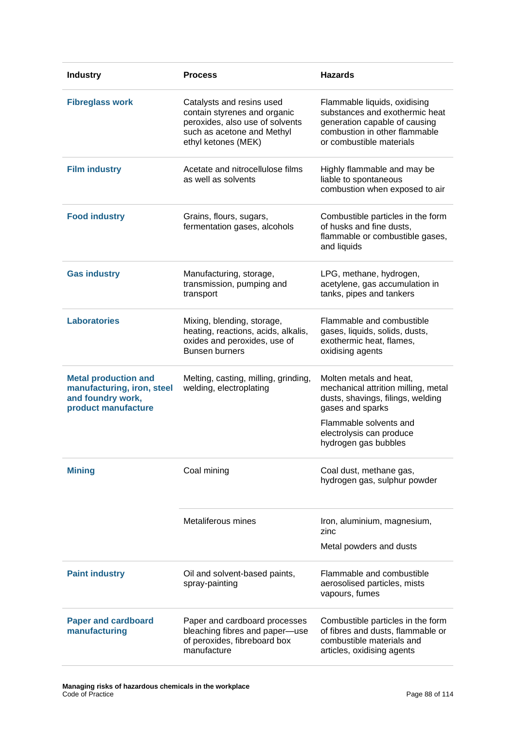| Industry | Process | Hazards |
|---|---|---|
| **Fibreglass work** | Catalysts and resins used contain styrenes and organic peroxides, also use of solvents such as acetone and Methyl ethyl ketones (MEK) | Flammable liquids, oxidising substances and exothermic heat generation capable of causing combustion in other flammable or combustible materials |
| **Film industry** | Acetate and nitrocellulose films as well as solvents | Highly flammable and may be liable to spontaneous combustion when exposed to air |
| **Food industry** | Grains, flours, sugars, fermentation gases, alcohols | Combustible particles in the form of husks and fine dusts, flammable or combustible gases, and liquids |
| **Gas industry** | Manufacturing, storage, transmission, pumping and transport | LPG, methane, hydrogen, acetylene, gas accumulation in tanks, pipes and tankers |
| **Laboratories** | Mixing, blending, storage, heating, reactions, acids, alkalis, oxides and peroxides, use of Bunsen burners | Flammable and combustible gases, liquids, solids, dusts, exothermic heat, flames, oxidising agents |
| **Metal production and manufacturing, iron, steel and foundry work, product manufacture** | Melting, casting, milling, grinding, welding, electroplating | Molten metals and heat, mechanical attrition milling, metal dusts, shavings, filings, welding gases and sparks<br><br>Flammable solvents and electrolysis can produce hydrogen gas bubbles |
| **Mining** | Coal mining | Coal dust, methane gas, hydrogen gas, sulphur powder |
| | Metaliferous mines | Iron, aluminium, magnesium, zinc<br><br>Metal powders and dusts |
| **Paint industry** | Oil and solvent-based paints, spray-painting | Flammable and combustible aerosolised particles, mists vapours, fumes |
| **Paper and cardboard manufacturing** | Paper and cardboard processes bleaching fibres and paper—use of peroxides, fibreboard box manufacture | Combustible particles in the form of fibres and dusts, flammable or combustible materials and articles, oxidising agents |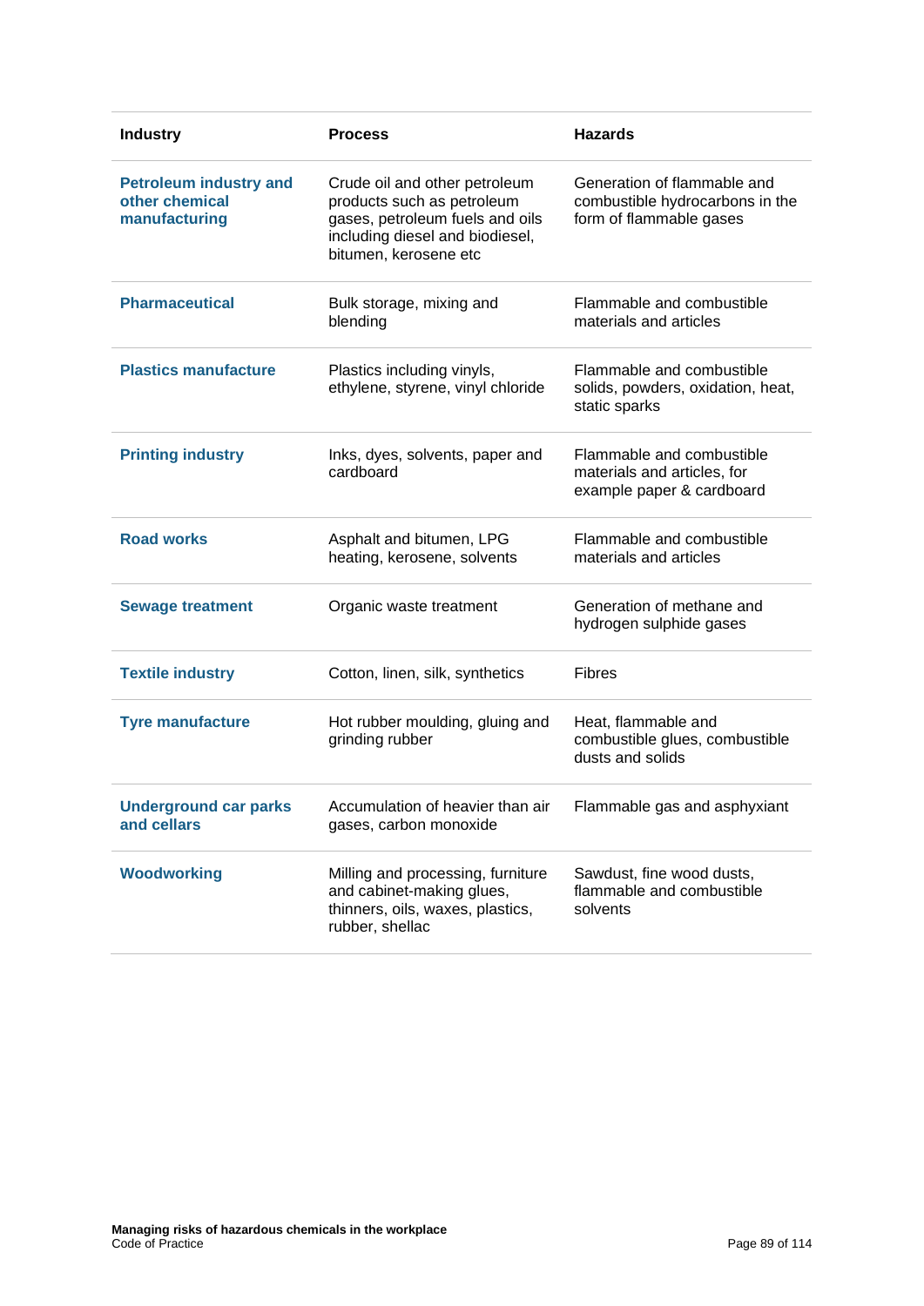| Industry | Process | Hazards |
|---|---|---|
| **Petroleum industry and other chemical manufacturing** | Crude oil and other petroleum products such as petroleum gases, petroleum fuels and oils including diesel and biodiesel, bitumen, kerosene etc | Generation of flammable and combustible hydrocarbons in the form of flammable gases |
| **Pharmaceutical** | Bulk storage, mixing and blending | Flammable and combustible materials and articles |
| **Plastics manufacture** | Plastics including vinyls, ethylene, styrene, vinyl chloride | Flammable and combustible solids, powders, oxidation, heat, static sparks |
| **Printing industry** | Inks, dyes, solvents, paper and cardboard | Flammable and combustible materials and articles, for example paper & cardboard |
| **Road works** | Asphalt and bitumen, LPG heating, kerosene, solvents | Flammable and combustible materials and articles |
| **Sewage treatment** | Organic waste treatment | Generation of methane and hydrogen sulphide gases |
| **Textile industry** | Cotton, linen, silk, synthetics | Fibres |
| **Tyre manufacture** | Hot rubber moulding, gluing and grinding rubber | Heat, flammable and combustible glues, combustible dusts and solids |
| **Underground car parks and cellars** | Accumulation of heavier than air gases, carbon monoxide | Flammable gas and asphyxiant |
| **Woodworking** | Milling and processing, furniture and cabinet-making glues, thinners, oils, waxes, plastics, rubber, shellac | Sawdust, fine wood dusts, flammable and combustible solvents |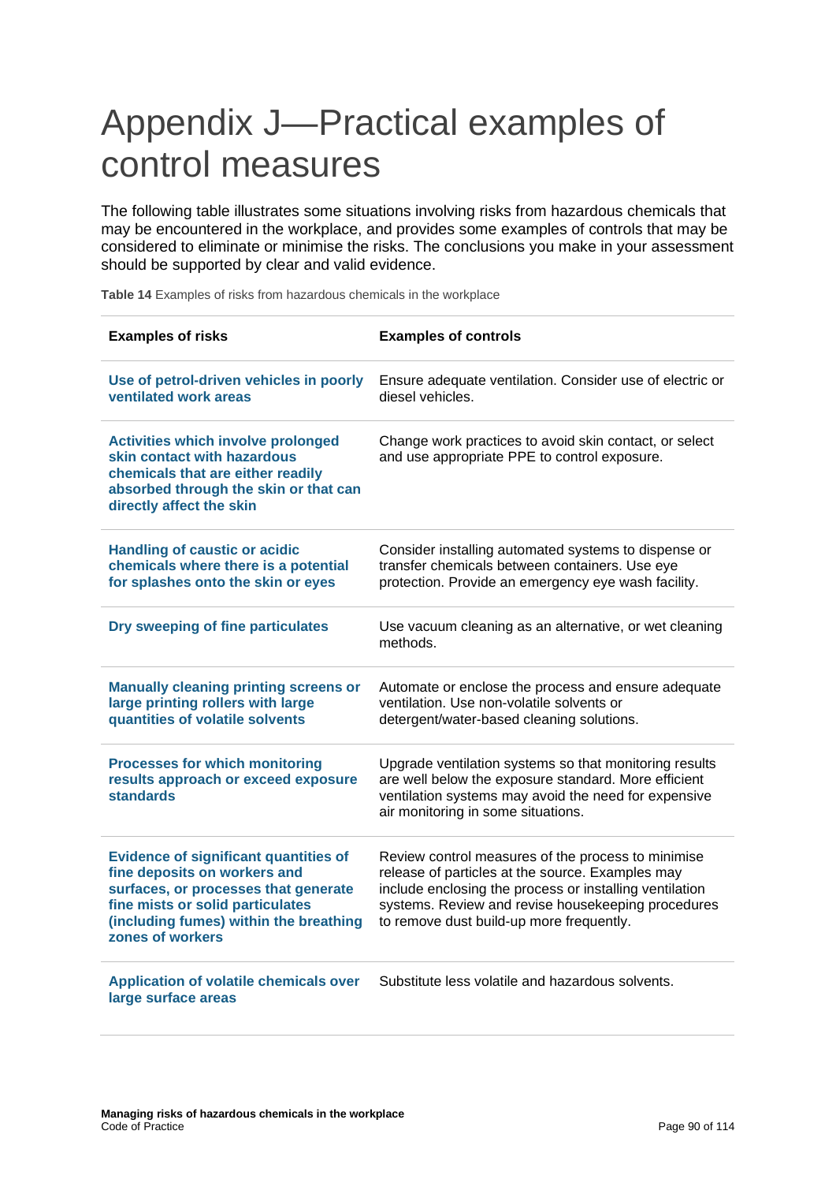# Appendix J—Practical examples of control measures

The following table illustrates some situations involving risks from hazardous chemicals that may be encountered in the workplace, and provides some examples of controls that may be considered to eliminate or minimise the risks. The conclusions you make in your assessment should be supported by clear and valid evidence.

**Table 14** Examples of risks from hazardous chemicals in the workplace

| Examples of risks | Examples of controls |
|---|---|
| **Use of petrol-driven vehicles in poorly ventilated work areas** | Ensure adequate ventilation. Consider use of electric or diesel vehicles. |
| **Activities which involve prolonged skin contact with hazardous chemicals that are either readily absorbed through the skin or that can directly affect the skin** | Change work practices to avoid skin contact, or select and use appropriate PPE to control exposure. |
| **Handling of caustic or acidic chemicals where there is a potential for splashes onto the skin or eyes** | Consider installing automated systems to dispense or transfer chemicals between containers. Use eye protection. Provide an emergency eye wash facility. |
| **Dry sweeping of fine particulates** | Use vacuum cleaning as an alternative, or wet cleaning methods. |
| **Manually cleaning printing screens or large printing rollers with large quantities of volatile solvents** | Automate or enclose the process and ensure adequate ventilation. Use non-volatile solvents or detergent/water-based cleaning solutions. |
| **Processes for which monitoring results approach or exceed exposure standards** | Upgrade ventilation systems so that monitoring results are well below the exposure standard. More efficient ventilation systems may avoid the need for expensive air monitoring in some situations. |
| **Evidence of significant quantities of fine deposits on workers and surfaces, or processes that generate fine mists or solid particulates (including fumes) within the breathing zones of workers** | Review control measures of the process to minimise release of particles at the source. Examples may include enclosing the process or installing ventilation systems. Review and revise housekeeping procedures to remove dust build-up more frequently. |
| **Application of volatile chemicals over large surface areas** | Substitute less volatile and hazardous solvents. |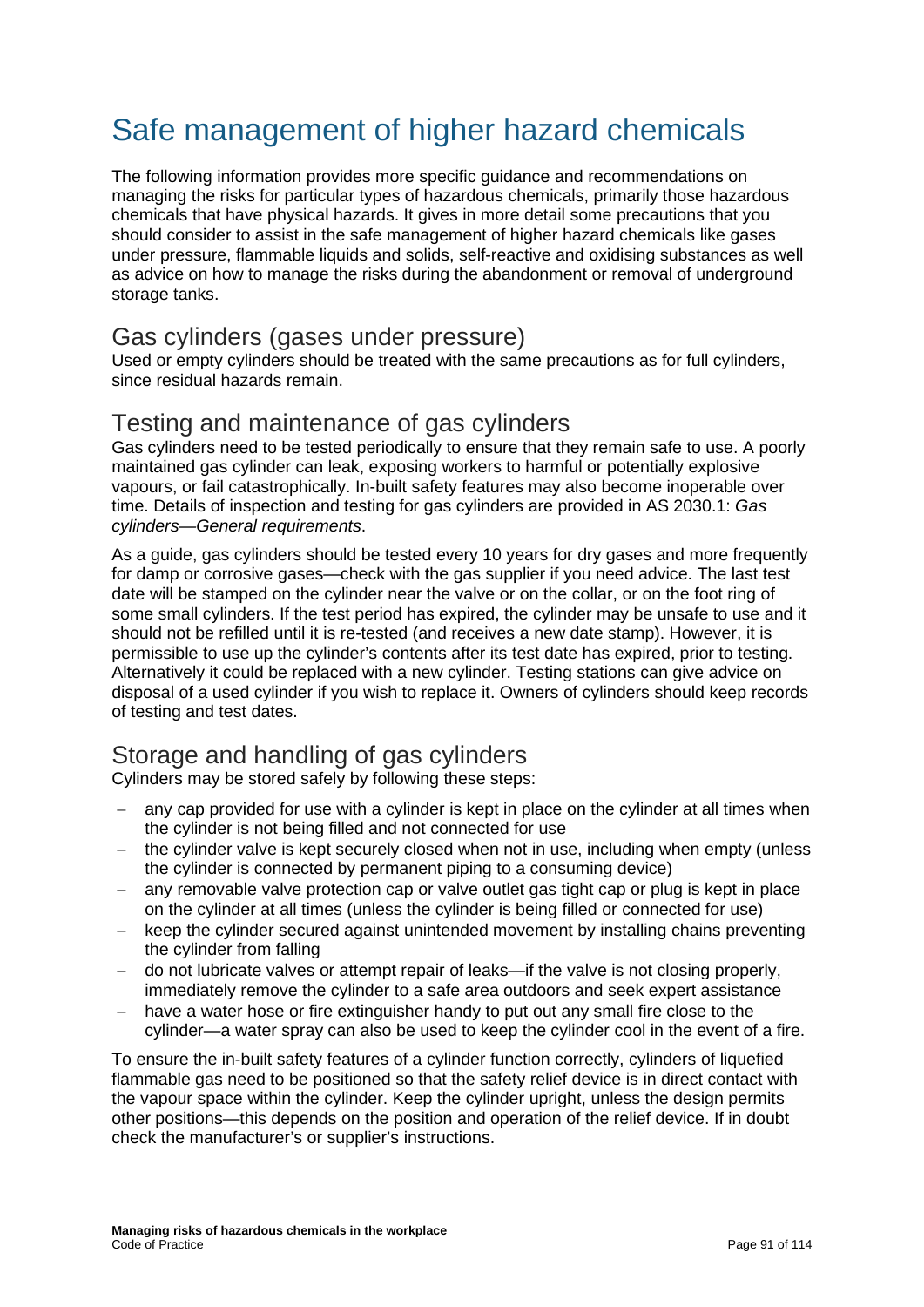# Safe management of higher hazard chemicals

The following information provides more specific guidance and recommendations on managing the risks for particular types of hazardous chemicals, primarily those hazardous chemicals that have physical hazards. It gives in more detail some precautions that you should consider to assist in the safe management of higher hazard chemicals like gases under pressure, flammable liquids and solids, self-reactive and oxidising substances as well as advice on how to manage the risks during the abandonment or removal of underground storage tanks.

## Gas cylinders (gases under pressure)

Used or empty cylinders should be treated with the same precautions as for full cylinders, since residual hazards remain.

## Testing and maintenance of gas cylinders

Gas cylinders need to be tested periodically to ensure that they remain safe to use. A poorly maintained gas cylinder can leak, exposing workers to harmful or potentially explosive vapours, or fail catastrophically. In-built safety features may also become inoperable over time. Details of inspection and testing for gas cylinders are provided in AS 2030.1: *Gas cylinders—General requirements*.

As a guide, gas cylinders should be tested every 10 years for dry gases and more frequently for damp or corrosive gases—check with the gas supplier if you need advice. The last test date will be stamped on the cylinder near the valve or on the collar, or on the foot ring of some small cylinders. If the test period has expired, the cylinder may be unsafe to use and it should not be refilled until it is re-tested (and receives a new date stamp). However, it is permissible to use up the cylinder's contents after its test date has expired, prior to testing. Alternatively it could be replaced with a new cylinder. Testing stations can give advice on disposal of a used cylinder if you wish to replace it. Owners of cylinders should keep records of testing and test dates.

## Storage and handling of gas cylinders

Cylinders may be stored safely by following these steps:

- any cap provided for use with a cylinder is kept in place on the cylinder at all times when the cylinder is not being filled and not connected for use
- the cylinder valve is kept securely closed when not in use, including when empty (unless the cylinder is connected by permanent piping to a consuming device)
- any removable valve protection cap or valve outlet gas tight cap or plug is kept in place on the cylinder at all times (unless the cylinder is being filled or connected for use)
- keep the cylinder secured against unintended movement by installing chains preventing the cylinder from falling
- do not lubricate valves or attempt repair of leaks—if the valve is not closing properly, immediately remove the cylinder to a safe area outdoors and seek expert assistance
- have a water hose or fire extinguisher handy to put out any small fire close to the cylinder—a water spray can also be used to keep the cylinder cool in the event of a fire.

To ensure the in-built safety features of a cylinder function correctly, cylinders of liquefied flammable gas need to be positioned so that the safety relief device is in direct contact with the vapour space within the cylinder. Keep the cylinder upright, unless the design permits other positions—this depends on the position and operation of the relief device. If in doubt check the manufacturer's or supplier's instructions.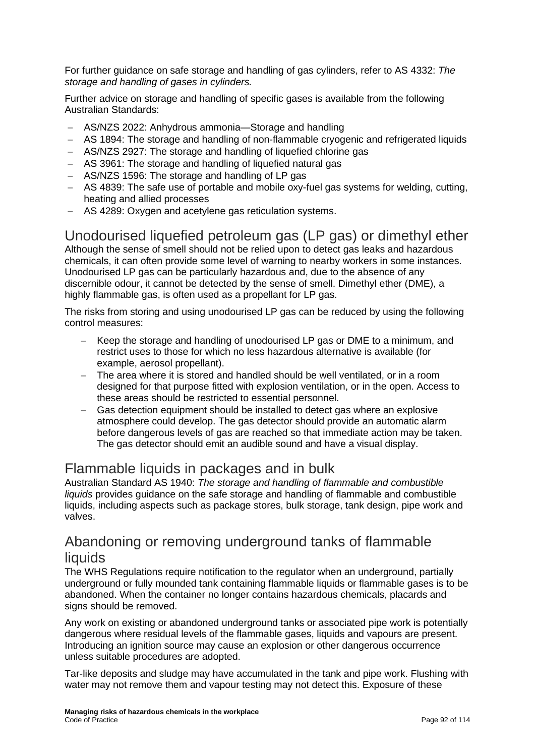For further guidance on safe storage and handling of gas cylinders, refer to AS 4332: *The storage and handling of gases in cylinders.*

Further advice on storage and handling of specific gases is available from the following Australian Standards:

- AS/NZS 2022: Anhydrous ammonia—Storage and handling
- AS 1894: The storage and handling of non-flammable cryogenic and refrigerated liquids
- AS/NZS 2927: The storage and handling of liquefied chlorine gas
- AS 3961: The storage and handling of liquefied natural gas
- AS/NZS 1596: The storage and handling of LP gas
- AS 4839: The safe use of portable and mobile oxy-fuel gas systems for welding, cutting, heating and allied processes
- AS 4289: Oxygen and acetylene gas reticulation systems.

## Unodourised liquefied petroleum gas (LP gas) or dimethyl ether

Although the sense of smell should not be relied upon to detect gas leaks and hazardous chemicals, it can often provide some level of warning to nearby workers in some instances. Unodourised LP gas can be particularly hazardous and, due to the absence of any discernible odour, it cannot be detected by the sense of smell. Dimethyl ether (DME), a highly flammable gas, is often used as a propellant for LP gas.

The risks from storing and using unodourised LP gas can be reduced by using the following control measures:

- Keep the storage and handling of unodourised LP gas or DME to a minimum, and restrict uses to those for which no less hazardous alternative is available (for example, aerosol propellant).
- The area where it is stored and handled should be well ventilated, or in a room designed for that purpose fitted with explosion ventilation, or in the open. Access to these areas should be restricted to essential personnel.
- Gas detection equipment should be installed to detect gas where an explosive atmosphere could develop. The gas detector should provide an automatic alarm before dangerous levels of gas are reached so that immediate action may be taken. The gas detector should emit an audible sound and have a visual display.

## Flammable liquids in packages and in bulk

Australian Standard AS 1940: *The storage and handling of flammable and combustible liquids* provides guidance on the safe storage and handling of flammable and combustible liquids, including aspects such as package stores, bulk storage, tank design, pipe work and valves.

## Abandoning or removing underground tanks of flammable liquids

The WHS Regulations require notification to the regulator when an underground, partially underground or fully mounded tank containing flammable liquids or flammable gases is to be abandoned. When the container no longer contains hazardous chemicals, placards and signs should be removed.

Any work on existing or abandoned underground tanks or associated pipe work is potentially dangerous where residual levels of the flammable gases, liquids and vapours are present. Introducing an ignition source may cause an explosion or other dangerous occurrence unless suitable procedures are adopted.

Tar-like deposits and sludge may have accumulated in the tank and pipe work. Flushing with water may not remove them and vapour testing may not detect this. Exposure of these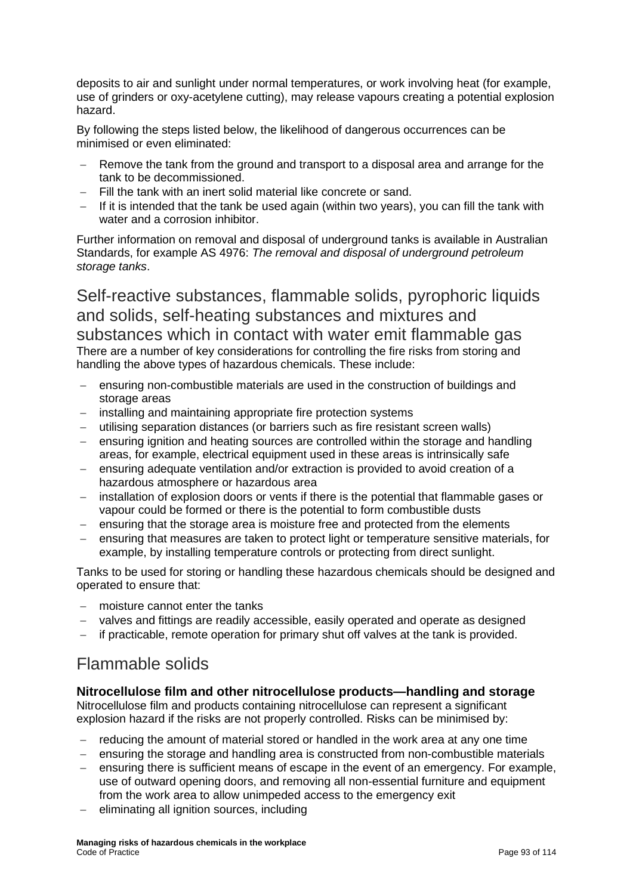deposits to air and sunlight under normal temperatures, or work involving heat (for example, use of grinders or oxy-acetylene cutting), may release vapours creating a potential explosion hazard.

By following the steps listed below, the likelihood of dangerous occurrences can be minimised or even eliminated:

- Remove the tank from the ground and transport to a disposal area and arrange for the tank to be decommissioned.
- Fill the tank with an inert solid material like concrete or sand.
- If it is intended that the tank be used again (within two years), you can fill the tank with water and a corrosion inhibitor.

Further information on removal and disposal of underground tanks is available in Australian Standards, for example AS 4976: *The removal and disposal of underground petroleum storage tanks*.

## Self-reactive substances, flammable solids, pyrophoric liquids and solids, self-heating substances and mixtures and substances which in contact with water emit flammable gas

There are a number of key considerations for controlling the fire risks from storing and handling the above types of hazardous chemicals. These include:

- ensuring non-combustible materials are used in the construction of buildings and storage areas
- installing and maintaining appropriate fire protection systems
- utilising separation distances (or barriers such as fire resistant screen walls)
- ensuring ignition and heating sources are controlled within the storage and handling areas, for example, electrical equipment used in these areas is intrinsically safe
- ensuring adequate ventilation and/or extraction is provided to avoid creation of a hazardous atmosphere or hazardous area
- installation of explosion doors or vents if there is the potential that flammable gases or vapour could be formed or there is the potential to form combustible dusts
- ensuring that the storage area is moisture free and protected from the elements
- ensuring that measures are taken to protect light or temperature sensitive materials, for example, by installing temperature controls or protecting from direct sunlight.

Tanks to be used for storing or handling these hazardous chemicals should be designed and operated to ensure that:

- moisture cannot enter the tanks
- valves and fittings are readily accessible, easily operated and operate as designed
- if practicable, remote operation for primary shut off valves at the tank is provided.

## Flammable solids

### Nitrocellulose film and other nitrocellulose products—handling and storage

Nitrocellulose film and products containing nitrocellulose can represent a significant explosion hazard if the risks are not properly controlled. Risks can be minimised by:

- reducing the amount of material stored or handled in the work area at any one time
- ensuring the storage and handling area is constructed from non-combustible materials
- ensuring there is sufficient means of escape in the event of an emergency. For example, use of outward opening doors, and removing all non-essential furniture and equipment from the work area to allow unimpeded access to the emergency exit
- eliminating all ignition sources, including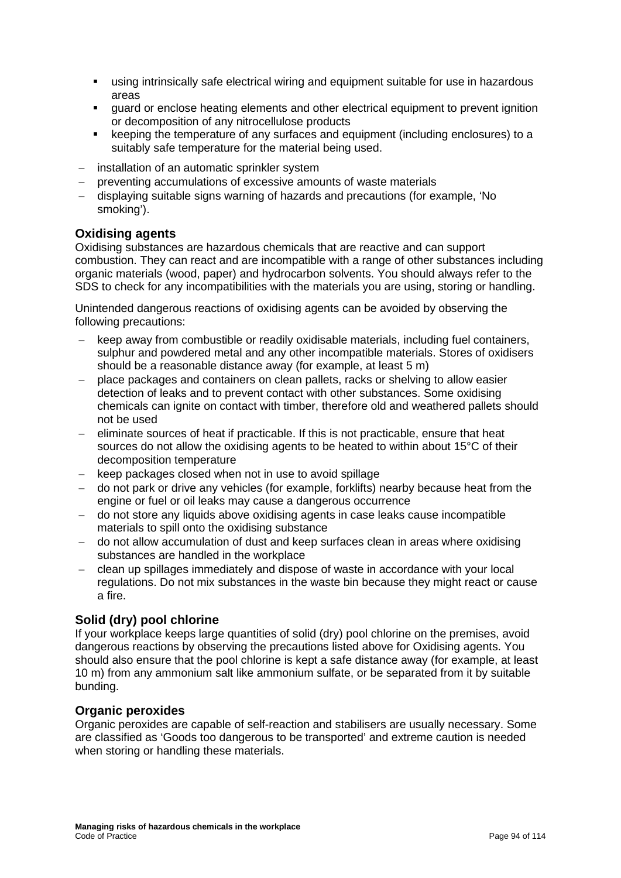- using intrinsically safe electrical wiring and equipment suitable for use in hazardous areas
    - guard or enclose heating elements and other electrical equipment to prevent ignition or decomposition of any nitrocellulose products
    - keeping the temperature of any surfaces and equipment (including enclosures) to a suitably safe temperature for the material being used.
- installation of an automatic sprinkler system
- preventing accumulations of excessive amounts of waste materials
- displaying suitable signs warning of hazards and precautions (for example, 'No smoking').

### Oxidising agents

Oxidising substances are hazardous chemicals that are reactive and can support combustion. They can react and are incompatible with a range of other substances including organic materials (wood, paper) and hydrocarbon solvents. You should always refer to the SDS to check for any incompatibilities with the materials you are using, storing or handling.

Unintended dangerous reactions of oxidising agents can be avoided by observing the following precautions:

- keep away from combustible or readily oxidisable materials, including fuel containers, sulphur and powdered metal and any other incompatible materials. Stores of oxidisers should be a reasonable distance away (for example, at least 5 m)
- place packages and containers on clean pallets, racks or shelving to allow easier detection of leaks and to prevent contact with other substances. Some oxidising chemicals can ignite on contact with timber, therefore old and weathered pallets should not be used
- eliminate sources of heat if practicable. If this is not practicable, ensure that heat sources do not allow the oxidising agents to be heated to within about 15°C of their decomposition temperature
- keep packages closed when not in use to avoid spillage
- do not park or drive any vehicles (for example, forklifts) nearby because heat from the engine or fuel or oil leaks may cause a dangerous occurrence
- do not store any liquids above oxidising agents in case leaks cause incompatible materials to spill onto the oxidising substance
- do not allow accumulation of dust and keep surfaces clean in areas where oxidising substances are handled in the workplace
- clean up spillages immediately and dispose of waste in accordance with your local regulations. Do not mix substances in the waste bin because they might react or cause a fire.

### Solid (dry) pool chlorine

If your workplace keeps large quantities of solid (dry) pool chlorine on the premises, avoid dangerous reactions by observing the precautions listed above for Oxidising agents. You should also ensure that the pool chlorine is kept a safe distance away (for example, at least 10 m) from any ammonium salt like ammonium sulfate, or be separated from it by suitable bunding.

### Organic peroxides

Organic peroxides are capable of self-reaction and stabilisers are usually necessary. Some are classified as 'Goods too dangerous to be transported' and extreme caution is needed when storing or handling these materials.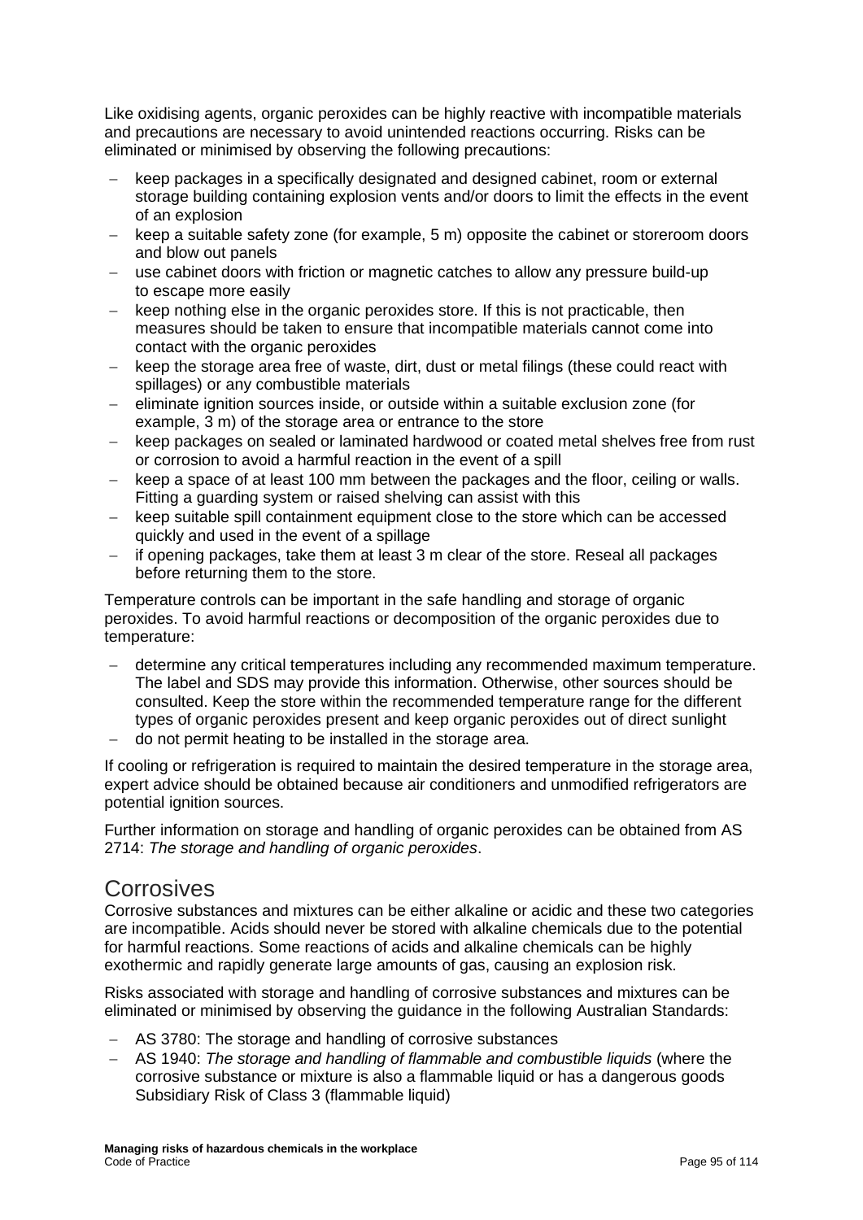Like oxidising agents, organic peroxides can be highly reactive with incompatible materials and precautions are necessary to avoid unintended reactions occurring. Risks can be eliminated or minimised by observing the following precautions:

- keep packages in a specifically designated and designed cabinet, room or external storage building containing explosion vents and/or doors to limit the effects in the event of an explosion
- keep a suitable safety zone (for example, 5 m) opposite the cabinet or storeroom doors and blow out panels
- use cabinet doors with friction or magnetic catches to allow any pressure build-up to escape more easily
- keep nothing else in the organic peroxides store. If this is not practicable, then measures should be taken to ensure that incompatible materials cannot come into contact with the organic peroxides
- keep the storage area free of waste, dirt, dust or metal filings (these could react with spillages) or any combustible materials
- eliminate ignition sources inside, or outside within a suitable exclusion zone (for example, 3 m) of the storage area or entrance to the store
- keep packages on sealed or laminated hardwood or coated metal shelves free from rust or corrosion to avoid a harmful reaction in the event of a spill
- keep a space of at least 100 mm between the packages and the floor, ceiling or walls. Fitting a guarding system or raised shelving can assist with this
- keep suitable spill containment equipment close to the store which can be accessed quickly and used in the event of a spillage
- if opening packages, take them at least 3 m clear of the store. Reseal all packages before returning them to the store.

Temperature controls can be important in the safe handling and storage of organic peroxides. To avoid harmful reactions or decomposition of the organic peroxides due to temperature:

- determine any critical temperatures including any recommended maximum temperature. The label and SDS may provide this information. Otherwise, other sources should be consulted. Keep the store within the recommended temperature range for the different types of organic peroxides present and keep organic peroxides out of direct sunlight
- do not permit heating to be installed in the storage area.

If cooling or refrigeration is required to maintain the desired temperature in the storage area, expert advice should be obtained because air conditioners and unmodified refrigerators are potential ignition sources.

Further information on storage and handling of organic peroxides can be obtained from AS 2714: *The storage and handling of organic peroxides*.

## Corrosives

Corrosive substances and mixtures can be either alkaline or acidic and these two categories are incompatible. Acids should never be stored with alkaline chemicals due to the potential for harmful reactions. Some reactions of acids and alkaline chemicals can be highly exothermic and rapidly generate large amounts of gas, causing an explosion risk.

Risks associated with storage and handling of corrosive substances and mixtures can be eliminated or minimised by observing the guidance in the following Australian Standards:

- AS 3780: The storage and handling of corrosive substances
- AS 1940: *The storage and handling of flammable and combustible liquids* (where the corrosive substance or mixture is also a flammable liquid or has a dangerous goods Subsidiary Risk of Class 3 (flammable liquid)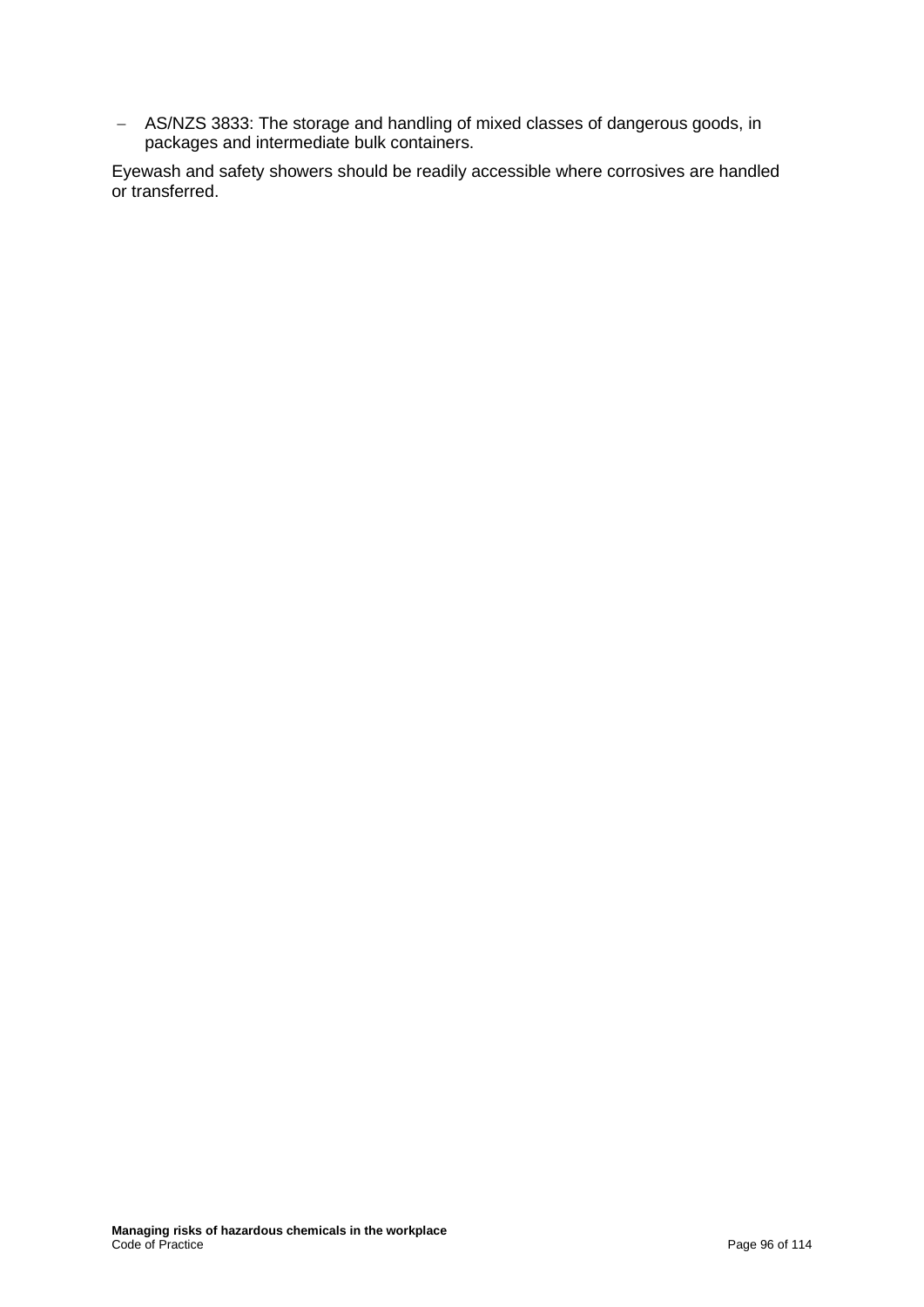- AS/NZS 3833: The storage and handling of mixed classes of dangerous goods, in packages and intermediate bulk containers.

Eyewash and safety showers should be readily accessible where corrosives are handled or transferred.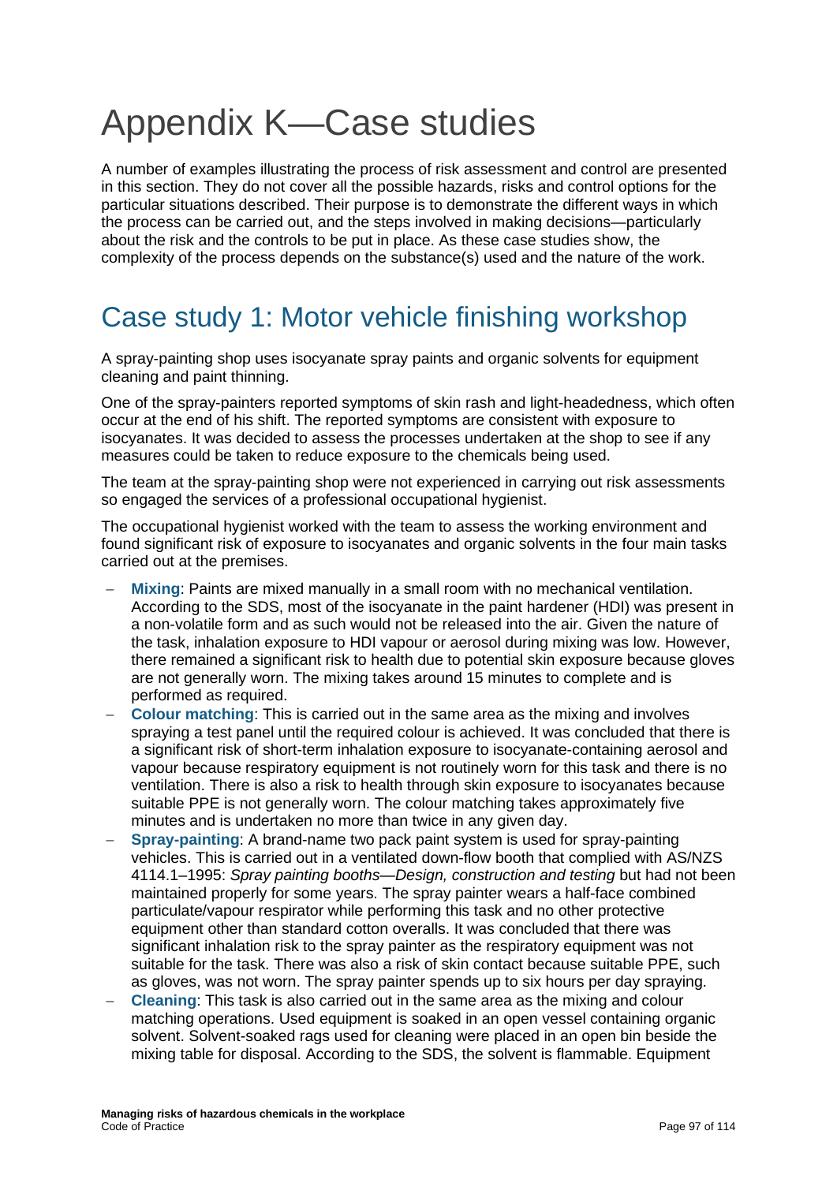# Appendix K—Case studies

A number of examples illustrating the process of risk assessment and control are presented in this section. They do not cover all the possible hazards, risks and control options for the particular situations described. Their purpose is to demonstrate the different ways in which the process can be carried out, and the steps involved in making decisions—particularly about the risk and the controls to be put in place. As these case studies show, the complexity of the process depends on the substance(s) used and the nature of the work.

## Case study 1: Motor vehicle finishing workshop

A spray-painting shop uses isocyanate spray paints and organic solvents for equipment cleaning and paint thinning.

One of the spray-painters reported symptoms of skin rash and light-headedness, which often occur at the end of his shift. The reported symptoms are consistent with exposure to isocyanates. It was decided to assess the processes undertaken at the shop to see if any measures could be taken to reduce exposure to the chemicals being used.

The team at the spray-painting shop were not experienced in carrying out risk assessments so engaged the services of a professional occupational hygienist.

The occupational hygienist worked with the team to assess the working environment and found significant risk of exposure to isocyanates and organic solvents in the four main tasks carried out at the premises.

- **Mixing**: Paints are mixed manually in a small room with no mechanical ventilation. According to the SDS, most of the isocyanate in the paint hardener (HDI) was present in a non-volatile form and as such would not be released into the air. Given the nature of the task, inhalation exposure to HDI vapour or aerosol during mixing was low. However, there remained a significant risk to health due to potential skin exposure because gloves are not generally worn. The mixing takes around 15 minutes to complete and is performed as required.
- **Colour matching**: This is carried out in the same area as the mixing and involves spraying a test panel until the required colour is achieved. It was concluded that there is a significant risk of short-term inhalation exposure to isocyanate-containing aerosol and vapour because respiratory equipment is not routinely worn for this task and there is no ventilation. There is also a risk to health through skin exposure to isocyanates because suitable PPE is not generally worn. The colour matching takes approximately five minutes and is undertaken no more than twice in any given day.
- **Spray-painting**: A brand-name two pack paint system is used for spray-painting vehicles. This is carried out in a ventilated down-flow booth that complied with AS/NZS 4114.1–1995: *Spray painting booths—Design, construction and testing* but had not been maintained properly for some years. The spray painter wears a half-face combined particulate/vapour respirator while performing this task and no other protective equipment other than standard cotton overalls. It was concluded that there was significant inhalation risk to the spray painter as the respiratory equipment was not suitable for the task. There was also a risk of skin contact because suitable PPE, such as gloves, was not worn. The spray painter spends up to six hours per day spraying.
- **Cleaning**: This task is also carried out in the same area as the mixing and colour matching operations. Used equipment is soaked in an open vessel containing organic solvent. Solvent-soaked rags used for cleaning were placed in an open bin beside the mixing table for disposal. According to the SDS, the solvent is flammable. Equipment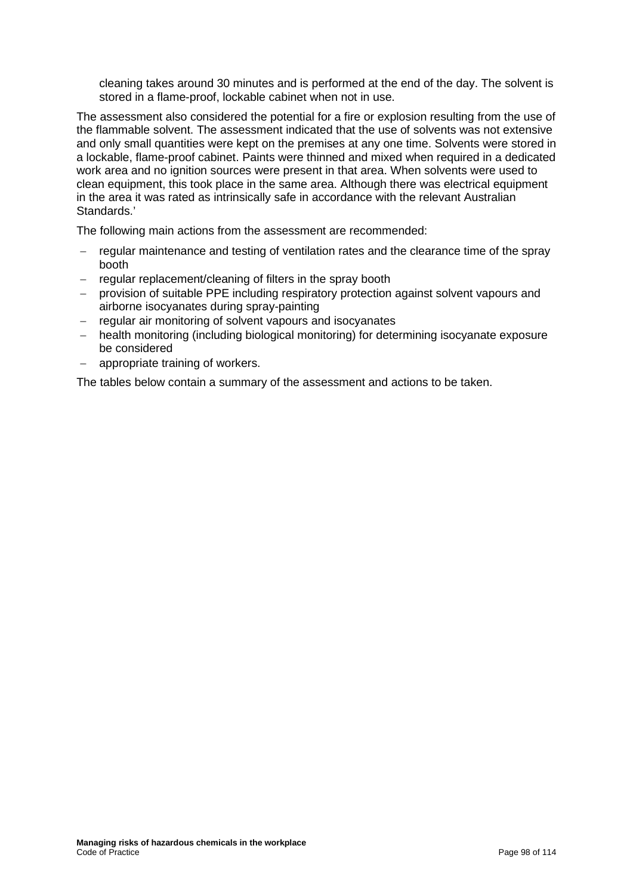cleaning takes around 30 minutes and is performed at the end of the day. The solvent is stored in a flame-proof, lockable cabinet when not in use.

The assessment also considered the potential for a fire or explosion resulting from the use of the flammable solvent. The assessment indicated that the use of solvents was not extensive and only small quantities were kept on the premises at any one time. Solvents were stored in a lockable, flame-proof cabinet. Paints were thinned and mixed when required in a dedicated work area and no ignition sources were present in that area. When solvents were used to clean equipment, this took place in the same area. Although there was electrical equipment in the area it was rated as intrinsically safe in accordance with the relevant Australian Standards.'

The following main actions from the assessment are recommended:

- regular maintenance and testing of ventilation rates and the clearance time of the spray booth
- regular replacement/cleaning of filters in the spray booth
- provision of suitable PPE including respiratory protection against solvent vapours and airborne isocyanates during spray-painting
- regular air monitoring of solvent vapours and isocyanates
- health monitoring (including biological monitoring) for determining isocyanate exposure be considered
- appropriate training of workers.

The tables below contain a summary of the assessment and actions to be taken.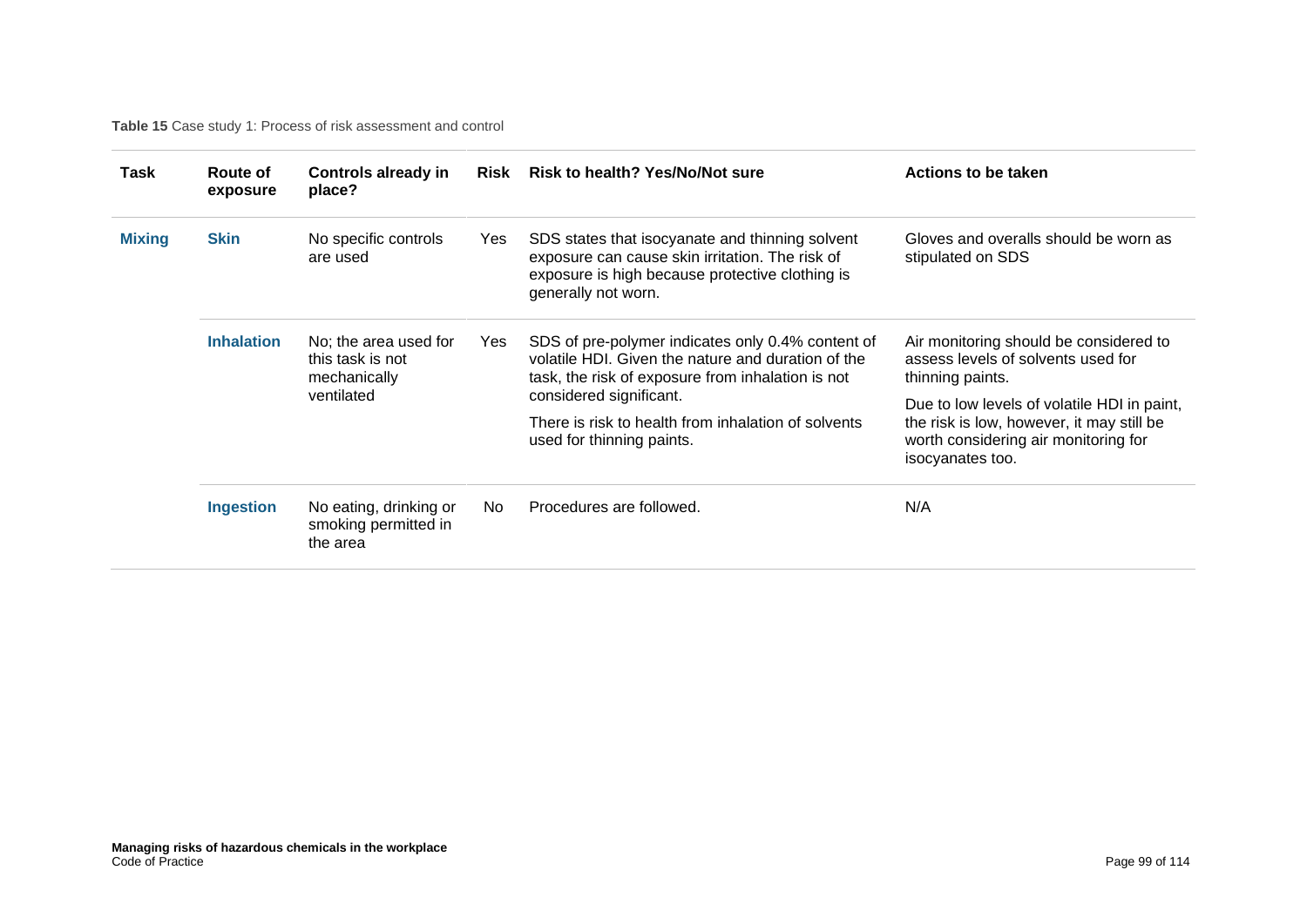**Table 15** Case study 1: Process of risk assessment and control

| Task | Route of exposure | Controls already in place? | Risk | Risk to health? Yes/No/Not sure | Actions to be taken |
|---|---|---|---|---|---|
| **Mixing** | **Skin** | No specific controls are used | Yes | SDS states that isocyanate and thinning solvent exposure can cause skin irritation. The risk of exposure is high because protective clothing is generally not worn. | Gloves and overalls should be worn as stipulated on SDS |
| | **Inhalation** | No; the area used for this task is not mechanically ventilated | Yes | SDS of pre-polymer indicates only 0.4% content of volatile HDI. Given the nature and duration of the task, the risk of exposure from inhalation is not considered significant. There is risk to health from inhalation of solvents used for thinning paints. | Air monitoring should be considered to assess levels of solvents used for thinning paints. Due to low levels of volatile HDI in paint, the risk is low, however, it may still be worth considering air monitoring for isocyanates too. |
| | **Ingestion** | No eating, drinking or smoking permitted in the area | No | Procedures are followed. | N/A |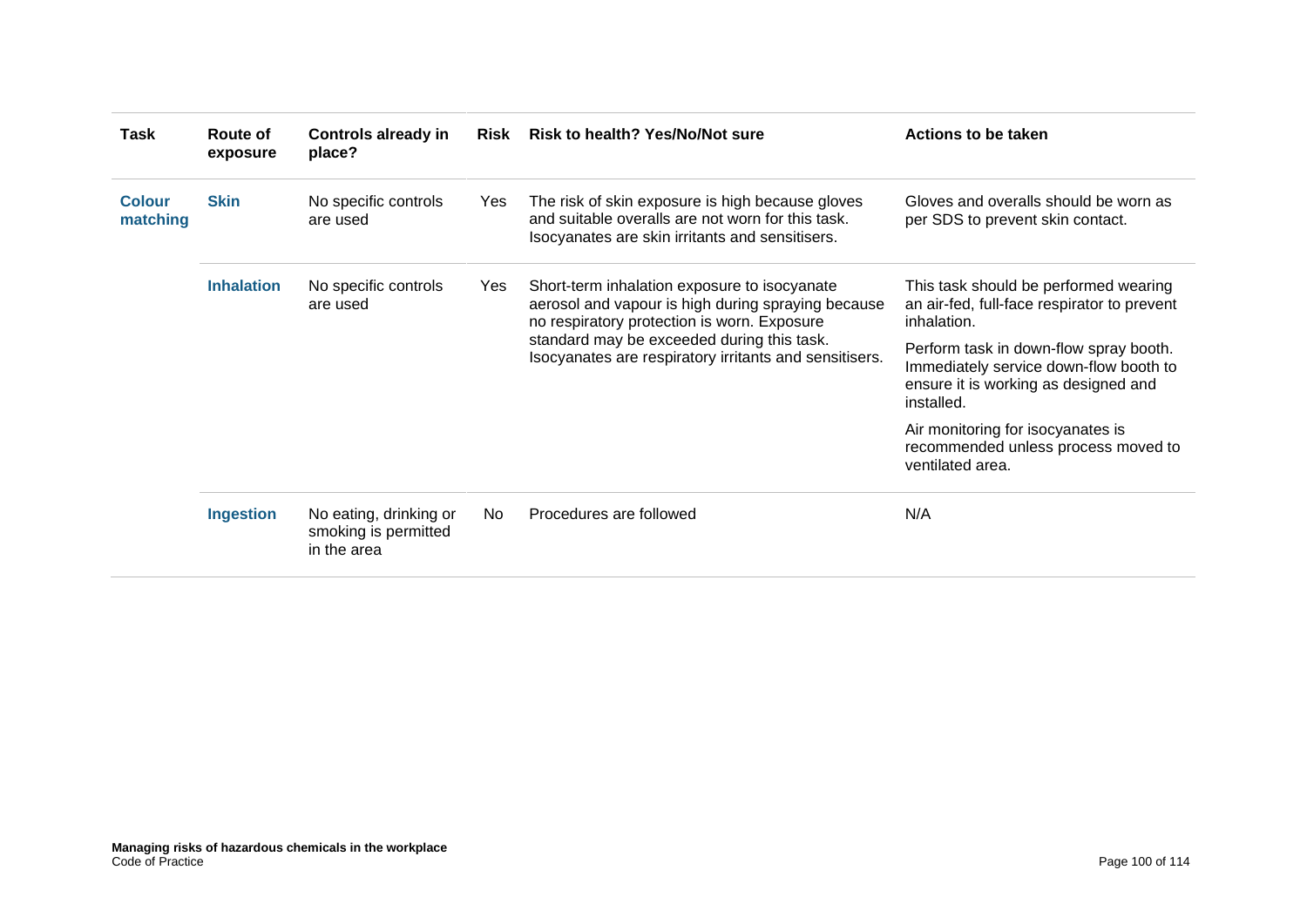| Task | Route of exposure | Controls already in place? | Risk | Risk to health? Yes/No/Not sure | Actions to be taken |
|---|---|---|---|---|---|
| **Colour matching** | **Skin** | No specific controls are used | Yes | The risk of skin exposure is high because gloves and suitable overalls are not worn for this task. Isocyanates are skin irritants and sensitisers. | Gloves and overalls should be worn as per SDS to prevent skin contact. |
| | **Inhalation** | No specific controls are used | Yes | Short-term inhalation exposure to isocyanate aerosol and vapour is high during spraying because no respiratory protection is worn. Exposure standard may be exceeded during this task. Isocyanates are respiratory irritants and sensitisers. | This task should be performed wearing an air-fed, full-face respirator to prevent inhalation.<br><br>Perform task in down-flow spray booth. Immediately service down-flow booth to ensure it is working as designed and installed.<br><br>Air monitoring for isocyanates is recommended unless process moved to ventilated area. |
| | **Ingestion** | No eating, drinking or smoking is permitted in the area | No | Procedures are followed | N/A |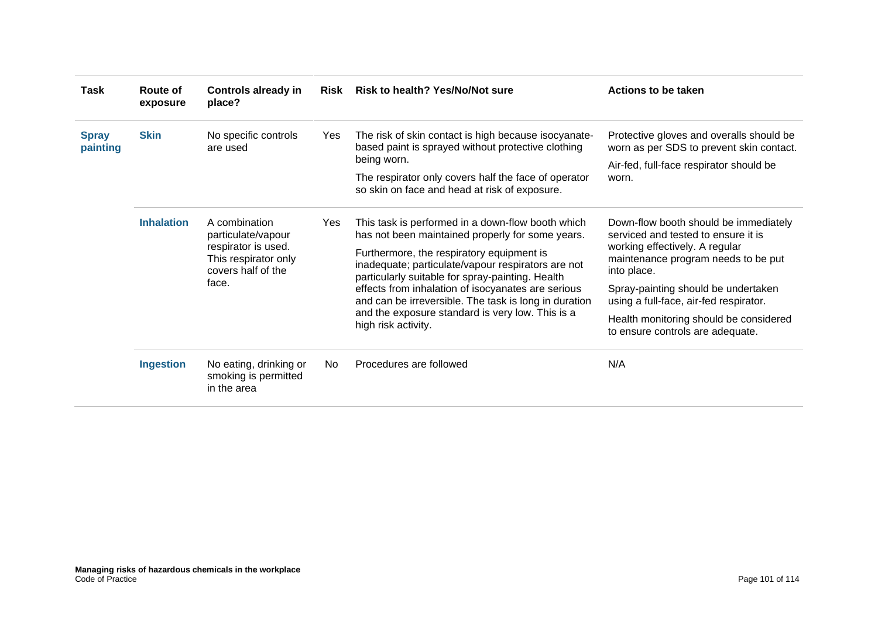| Task | Route of exposure | Controls already in place? | Risk | Risk to health? Yes/No/Not sure | Actions to be taken |
| --- | --- | --- | --- | --- | --- |
| **Spray painting** | **Skin** | No specific controls are used | Yes | The risk of skin contact is high because isocyanate-based paint is sprayed without protective clothing being worn.<br><br>The respirator only covers half the face of operator so skin on face and head at risk of exposure. | Protective gloves and overalls should be worn as per SDS to prevent skin contact.<br><br>Air-fed, full-face respirator should be worn. |
| | **Inhalation** | A combination particulate/vapour respirator is used. This respirator only covers half of the face. | Yes | This task is performed in a down-flow booth which has not been maintained properly for some years.<br><br>Furthermore, the respiratory equipment is inadequate; particulate/vapour respirators are not particularly suitable for spray-painting. Health effects from inhalation of isocyanates are serious and can be irreversible. The task is long in duration and the exposure standard is very low. This is a high risk activity. | Down-flow booth should be immediately serviced and tested to ensure it is working effectively. A regular maintenance program needs to be put into place.<br><br>Spray-painting should be undertaken using a full-face, air-fed respirator.<br><br>Health monitoring should be considered to ensure controls are adequate. |
| | **Ingestion** | No eating, drinking or smoking is permitted in the area | No | Procedures are followed | N/A |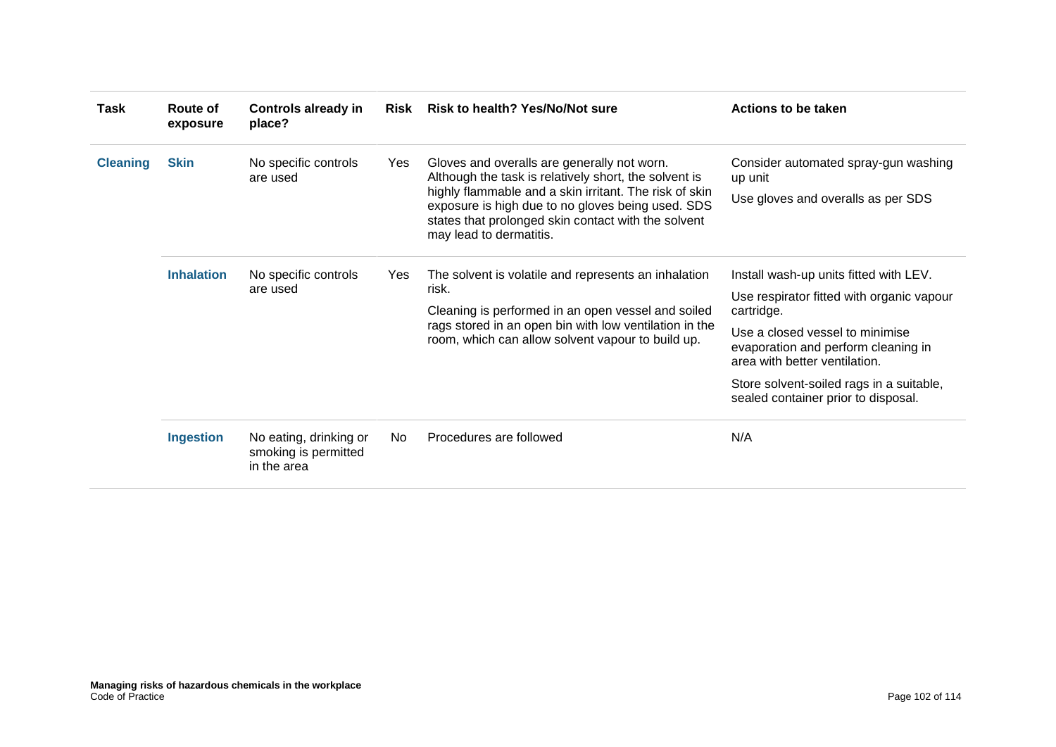| Task | Route of exposure | Controls already in place? | Risk | Risk to health? Yes/No/Not sure | Actions to be taken |
|---|---|---|---|---|---|
| **Cleaning** | **Skin** | No specific controls are used | Yes | Gloves and overalls are generally not worn. Although the task is relatively short, the solvent is highly flammable and a skin irritant. The risk of skin exposure is high due to no gloves being used. SDS states that prolonged skin contact with the solvent may lead to dermatitis. | Consider automated spray-gun washing up unit<br><br>Use gloves and overalls as per SDS |
| | **Inhalation** | No specific controls are used | Yes | The solvent is volatile and represents an inhalation risk.<br><br>Cleaning is performed in an open vessel and soiled rags stored in an open bin with low ventilation in the room, which can allow solvent vapour to build up. | Install wash-up units fitted with LEV.<br><br>Use respirator fitted with organic vapour cartridge.<br><br>Use a closed vessel to minimise evaporation and perform cleaning in area with better ventilation.<br><br>Store solvent-soiled rags in a suitable, sealed container prior to disposal. |
| | **Ingestion** | No eating, drinking or smoking is permitted in the area | No | Procedures are followed | N/A |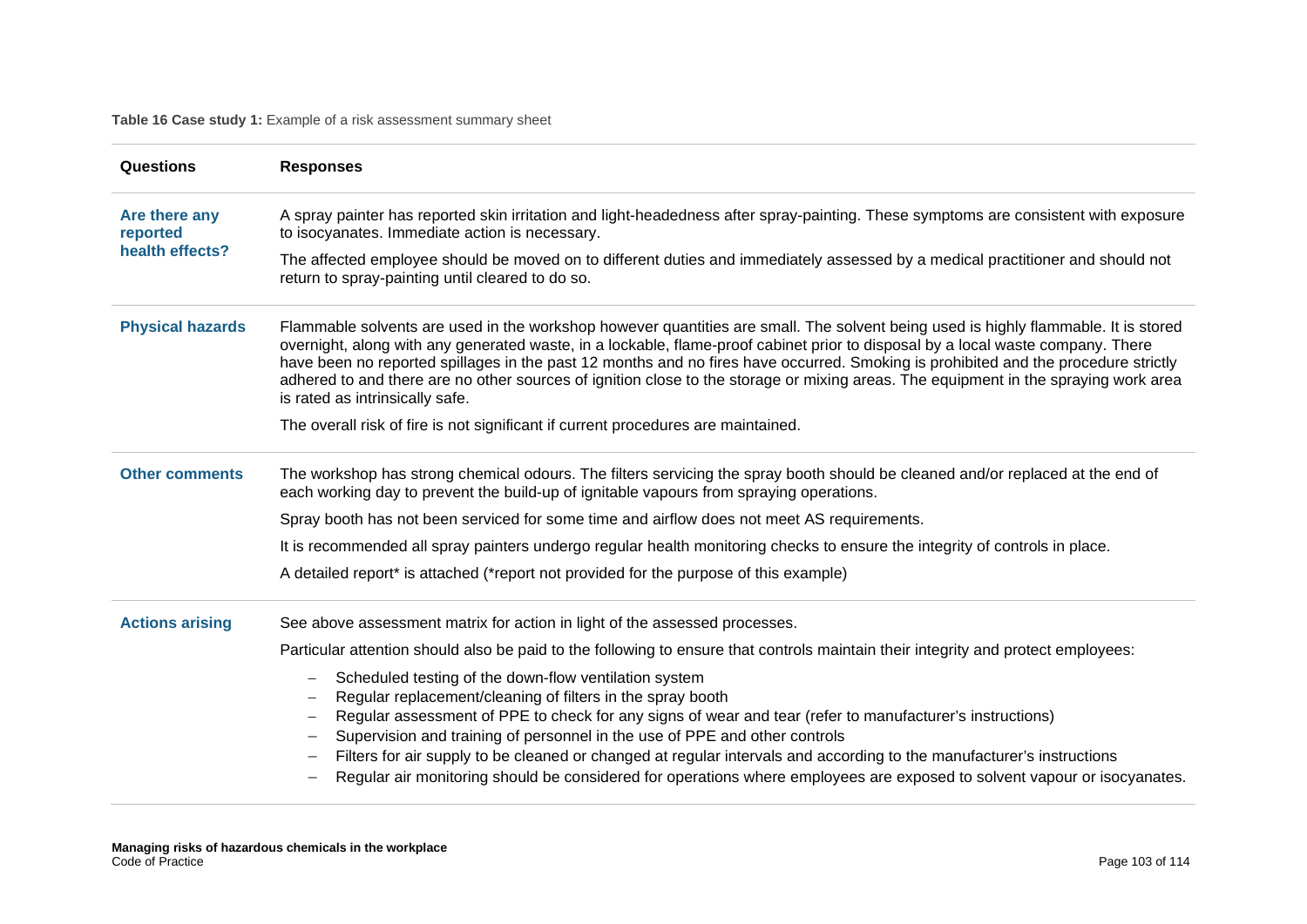**Table 16 Case study 1:** Example of a risk assessment summary sheet

| Questions | Responses |
|---|---|
| **Are there any reported health effects?** | A spray painter has reported skin irritation and light-headedness after spray-painting. These symptoms are consistent with exposure to isocyanates. Immediate action is necessary.<br><br>The affected employee should be moved on to different duties and immediately assessed by a medical practitioner and should not return to spray-painting until cleared to do so. |
| **Physical hazards** | Flammable solvents are used in the workshop however quantities are small. The solvent being used is highly flammable. It is stored overnight, along with any generated waste, in a lockable, flame-proof cabinet prior to disposal by a local waste company. There have been no reported spillages in the past 12 months and no fires have occurred. Smoking is prohibited and the procedure strictly adhered to and there are no other sources of ignition close to the storage or mixing areas. The equipment in the spraying work area is rated as intrinsically safe.<br><br>The overall risk of fire is not significant if current procedures are maintained. |
| **Other comments** | The workshop has strong chemical odours. The filters servicing the spray booth should be cleaned and/or replaced at the end of each working day to prevent the build-up of ignitable vapours from spraying operations.<br><br>Spray booth has not been serviced for some time and airflow does not meet AS requirements.<br><br>It is recommended all spray painters undergo regular health monitoring checks to ensure the integrity of controls in place.<br><br>A detailed report* is attached (*report not provided for the purpose of this example) |
| **Actions arising** | See above assessment matrix for action in light of the assessed processes.<br><br>Particular attention should also be paid to the following to ensure that controls maintain their integrity and protect employees:<br><br>– Scheduled testing of the down-flow ventilation system<br>– Regular replacement/cleaning of filters in the spray booth<br>– Regular assessment of PPE to check for any signs of wear and tear (refer to manufacturer's instructions)<br>– Supervision and training of personnel in the use of PPE and other controls<br>– Filters for air supply to be cleaned or changed at regular intervals and according to the manufacturer's instructions<br>– Regular air monitoring should be considered for operations where employees are exposed to solvent vapour or isocyanates. |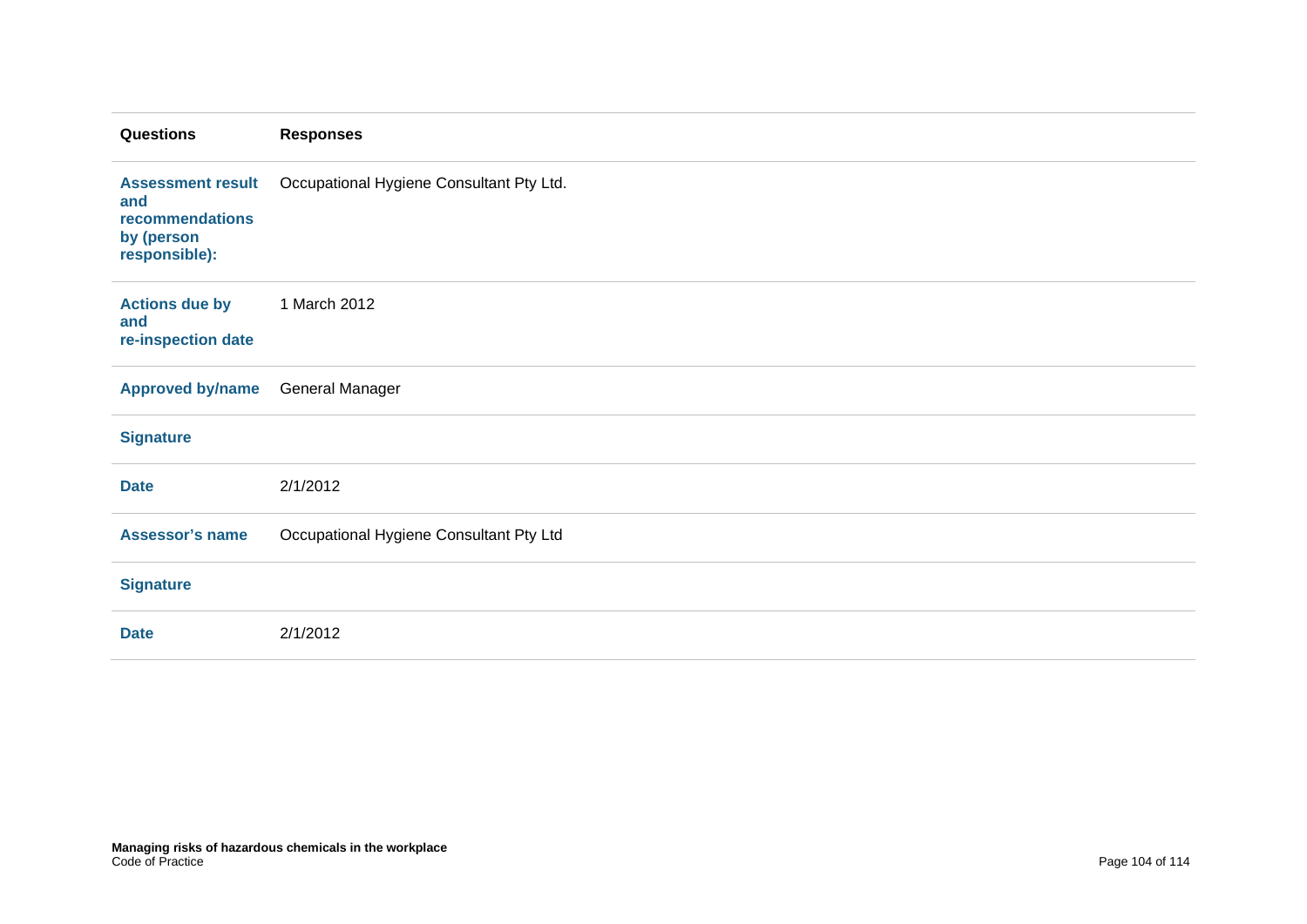| Questions | Responses |
|---|---|
| **Assessment result and recommendations by (person responsible):** | Occupational Hygiene Consultant Pty Ltd. |
| **Actions due by and re-inspection date** | 1 March 2012 |
| **Approved by/name** | General Manager |
| **Signature** | |
| **Date** | 2/1/2012 |
| **Assessor's name** | Occupational Hygiene Consultant Pty Ltd |
| **Signature** | |
| **Date** | 2/1/2012 |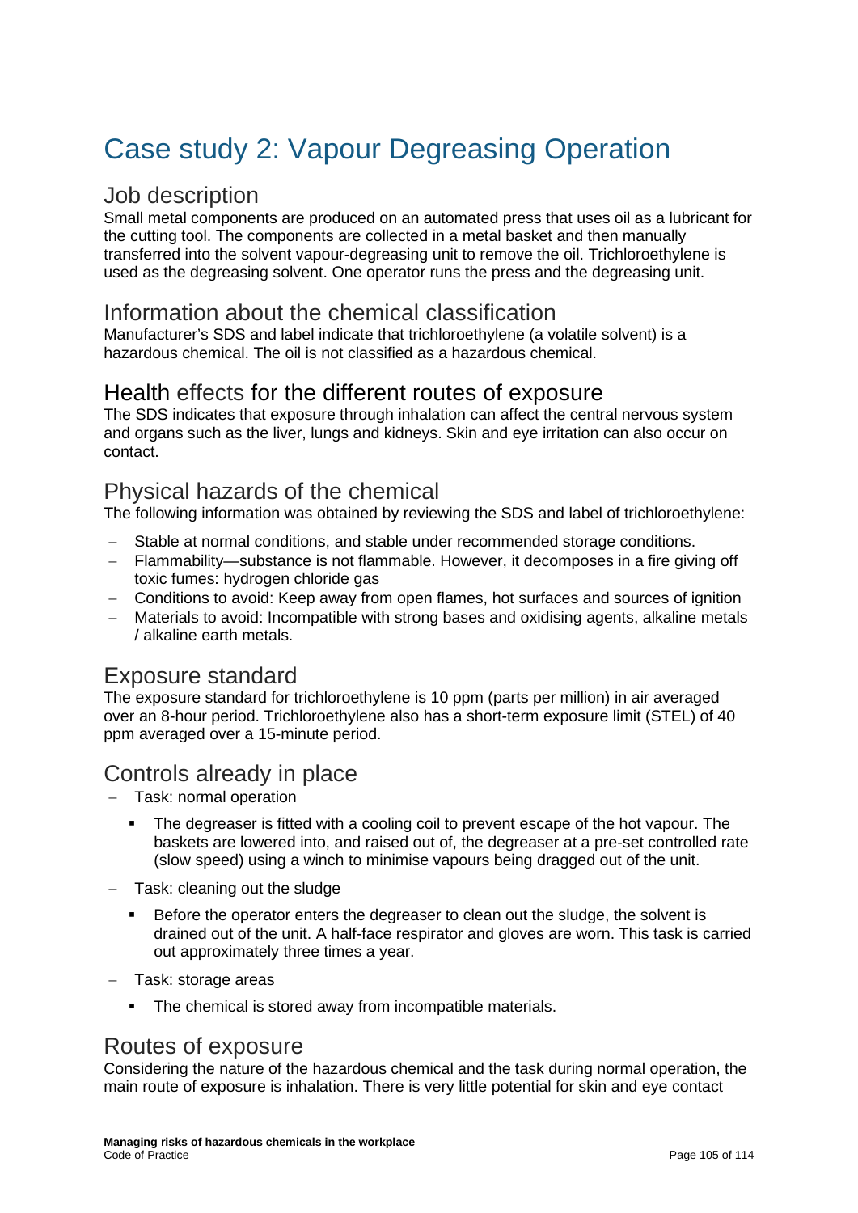# Case study 2: Vapour Degreasing Operation

## Job description

Small metal components are produced on an automated press that uses oil as a lubricant for the cutting tool. The components are collected in a metal basket and then manually transferred into the solvent vapour-degreasing unit to remove the oil. Trichloroethylene is used as the degreasing solvent. One operator runs the press and the degreasing unit.

## Information about the chemical classification

Manufacturer's SDS and label indicate that trichloroethylene (a volatile solvent) is a hazardous chemical. The oil is not classified as a hazardous chemical.

## Health effects for the different routes of exposure

The SDS indicates that exposure through inhalation can affect the central nervous system and organs such as the liver, lungs and kidneys. Skin and eye irritation can also occur on contact.

## Physical hazards of the chemical

The following information was obtained by reviewing the SDS and label of trichloroethylene:

- Stable at normal conditions, and stable under recommended storage conditions.
- Flammability—substance is not flammable. However, it decomposes in a fire giving off toxic fumes: hydrogen chloride gas
- Conditions to avoid: Keep away from open flames, hot surfaces and sources of ignition
- Materials to avoid: Incompatible with strong bases and oxidising agents, alkaline metals / alkaline earth metals.

## Exposure standard

The exposure standard for trichloroethylene is 10 ppm (parts per million) in air averaged over an 8-hour period. Trichloroethylene also has a short-term exposure limit (STEL) of 40 ppm averaged over a 15-minute period.

## Controls already in place

- Task: normal operation
  - The degreaser is fitted with a cooling coil to prevent escape of the hot vapour. The baskets are lowered into, and raised out of, the degreaser at a pre-set controlled rate (slow speed) using a winch to minimise vapours being dragged out of the unit.
- Task: cleaning out the sludge
  - Before the operator enters the degreaser to clean out the sludge, the solvent is drained out of the unit. A half-face respirator and gloves are worn. This task is carried out approximately three times a year.
- Task: storage areas
  - The chemical is stored away from incompatible materials.

## Routes of exposure

Considering the nature of the hazardous chemical and the task during normal operation, the main route of exposure is inhalation. There is very little potential for skin and eye contact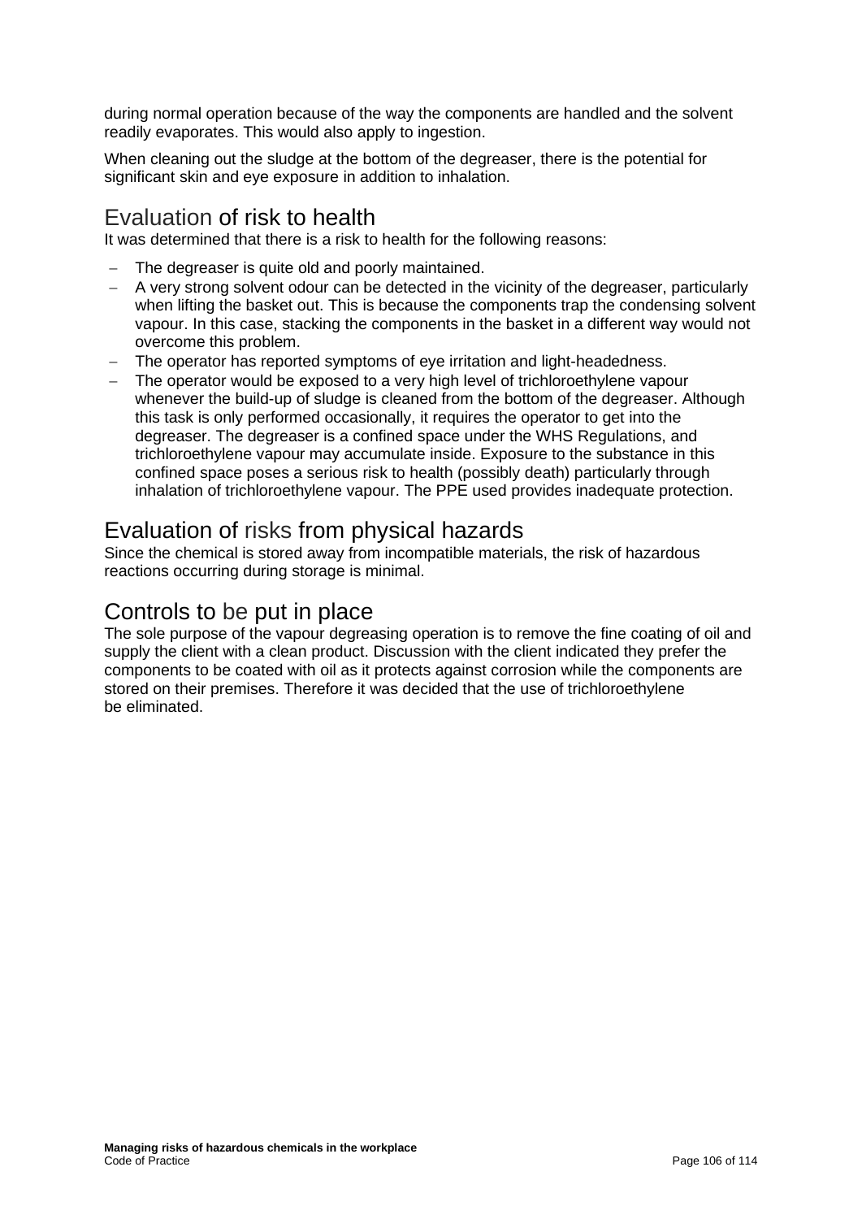during normal operation because of the way the components are handled and the solvent readily evaporates. This would also apply to ingestion.

When cleaning out the sludge at the bottom of the degreaser, there is the potential for significant skin and eye exposure in addition to inhalation.

## Evaluation of risk to health

It was determined that there is a risk to health for the following reasons:

- The degreaser is quite old and poorly maintained.
- A very strong solvent odour can be detected in the vicinity of the degreaser, particularly when lifting the basket out. This is because the components trap the condensing solvent vapour. In this case, stacking the components in the basket in a different way would not overcome this problem.
- The operator has reported symptoms of eye irritation and light-headedness.
- The operator would be exposed to a very high level of trichloroethylene vapour whenever the build-up of sludge is cleaned from the bottom of the degreaser. Although this task is only performed occasionally, it requires the operator to get into the degreaser. The degreaser is a confined space under the WHS Regulations, and trichloroethylene vapour may accumulate inside. Exposure to the substance in this confined space poses a serious risk to health (possibly death) particularly through inhalation of trichloroethylene vapour. The PPE used provides inadequate protection.

## Evaluation of risks from physical hazards

Since the chemical is stored away from incompatible materials, the risk of hazardous reactions occurring during storage is minimal.

## Controls to be put in place

The sole purpose of the vapour degreasing operation is to remove the fine coating of oil and supply the client with a clean product. Discussion with the client indicated they prefer the components to be coated with oil as it protects against corrosion while the components are stored on their premises. Therefore it was decided that the use of trichloroethylene be eliminated.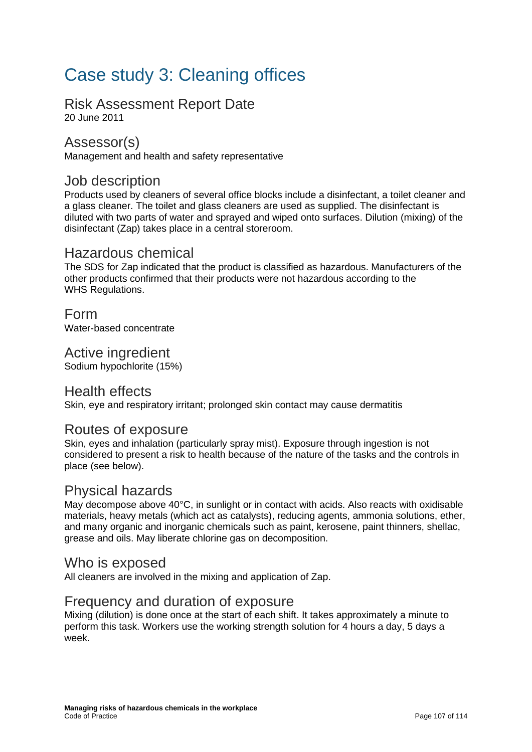# Case study 3: Cleaning offices

## Risk Assessment Report Date

20 June 2011

## Assessor(s)

Management and health and safety representative

## Job description

Products used by cleaners of several office blocks include a disinfectant, a toilet cleaner and a glass cleaner. The toilet and glass cleaners are used as supplied. The disinfectant is diluted with two parts of water and sprayed and wiped onto surfaces. Dilution (mixing) of the disinfectant (Zap) takes place in a central storeroom.

## Hazardous chemical

The SDS for Zap indicated that the product is classified as hazardous. Manufacturers of the other products confirmed that their products were not hazardous according to the WHS Regulations.

## Form

Water-based concentrate

## Active ingredient

Sodium hypochlorite (15%)

## Health effects

Skin, eye and respiratory irritant; prolonged skin contact may cause dermatitis

## Routes of exposure

Skin, eyes and inhalation (particularly spray mist). Exposure through ingestion is not considered to present a risk to health because of the nature of the tasks and the controls in place (see below).

## Physical hazards

May decompose above 40°C, in sunlight or in contact with acids. Also reacts with oxidisable materials, heavy metals (which act as catalysts), reducing agents, ammonia solutions, ether, and many organic and inorganic chemicals such as paint, kerosene, paint thinners, shellac, grease and oils. May liberate chlorine gas on decomposition.

## Who is exposed

All cleaners are involved in the mixing and application of Zap.

## Frequency and duration of exposure

Mixing (dilution) is done once at the start of each shift. It takes approximately a minute to perform this task. Workers use the working strength solution for 4 hours a day, 5 days a week.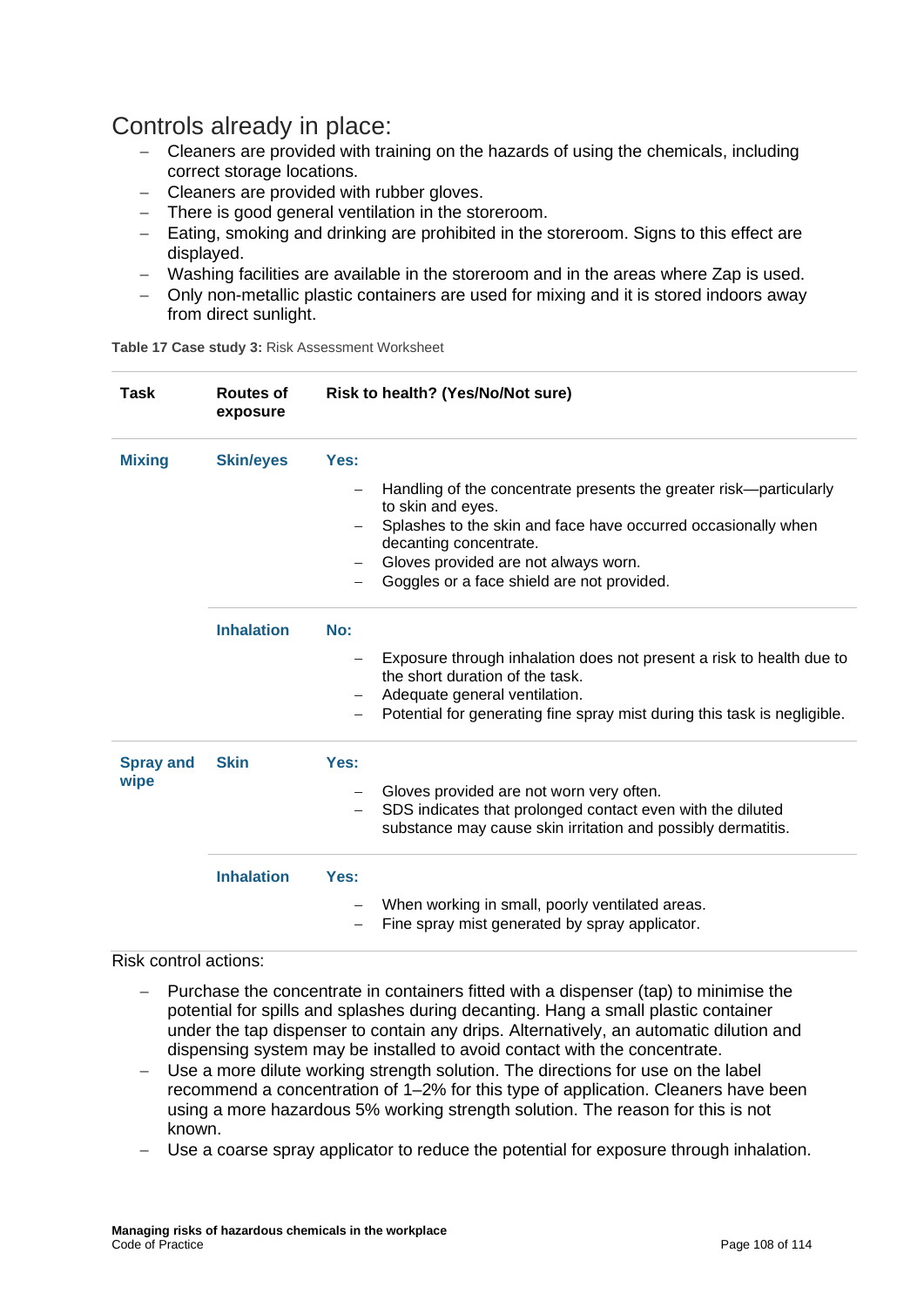## Controls already in place:

- Cleaners are provided with training on the hazards of using the chemicals, including correct storage locations.
- Cleaners are provided with rubber gloves.
- There is good general ventilation in the storeroom.
- Eating, smoking and drinking are prohibited in the storeroom. Signs to this effect are displayed.
- Washing facilities are available in the storeroom and in the areas where Zap is used.
- Only non-metallic plastic containers are used for mixing and it is stored indoors away from direct sunlight.

**Table 17 Case study 3:** Risk Assessment Worksheet

| Task | Routes of exposure | Risk to health? (Yes/No/Not sure) |
|---|---|---|
| **Mixing** | **Skin/eyes** | **Yes:**<br>– Handling of the concentrate presents the greater risk—particularly to skin and eyes.<br>– Splashes to the skin and face have occurred occasionally when decanting concentrate.<br>– Gloves provided are not always worn.<br>– Goggles or a face shield are not provided. |
| | **Inhalation** | **No:**<br>– Exposure through inhalation does not present a risk to health due to the short duration of the task.<br>– Adequate general ventilation.<br>– Potential for generating fine spray mist during this task is negligible. |
| **Spray and wipe** | **Skin** | **Yes:**<br>– Gloves provided are not worn very often.<br>– SDS indicates that prolonged contact even with the diluted substance may cause skin irritation and possibly dermatitis. |
| | **Inhalation** | **Yes:**<br>– When working in small, poorly ventilated areas.<br>– Fine spray mist generated by spray applicator. |

Risk control actions:

- Purchase the concentrate in containers fitted with a dispenser (tap) to minimise the potential for spills and splashes during decanting. Hang a small plastic container under the tap dispenser to contain any drips. Alternatively, an automatic dilution and dispensing system may be installed to avoid contact with the concentrate.
- Use a more dilute working strength solution. The directions for use on the label recommend a concentration of 1–2% for this type of application. Cleaners have been using a more hazardous 5% working strength solution. The reason for this is not known.
- Use a coarse spray applicator to reduce the potential for exposure through inhalation.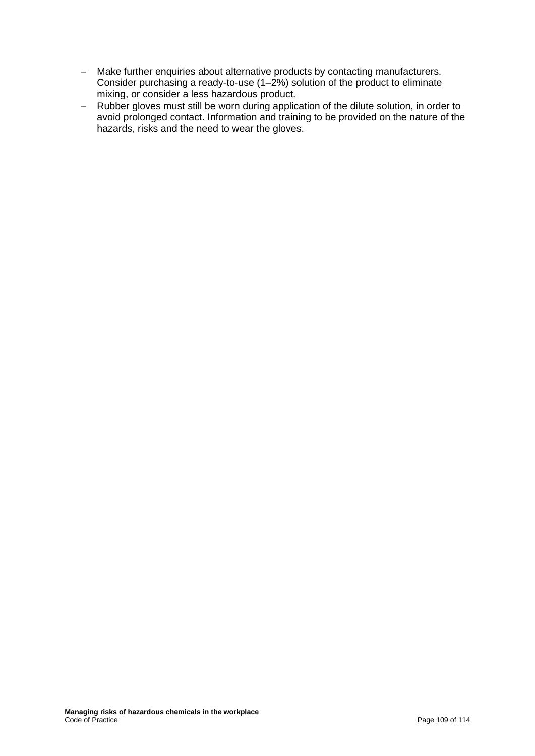- Make further enquiries about alternative products by contacting manufacturers. Consider purchasing a ready-to-use (1–2%) solution of the product to eliminate mixing, or consider a less hazardous product.
- Rubber gloves must still be worn during application of the dilute solution, in order to avoid prolonged contact. Information and training to be provided on the nature of the hazards, risks and the need to wear the gloves.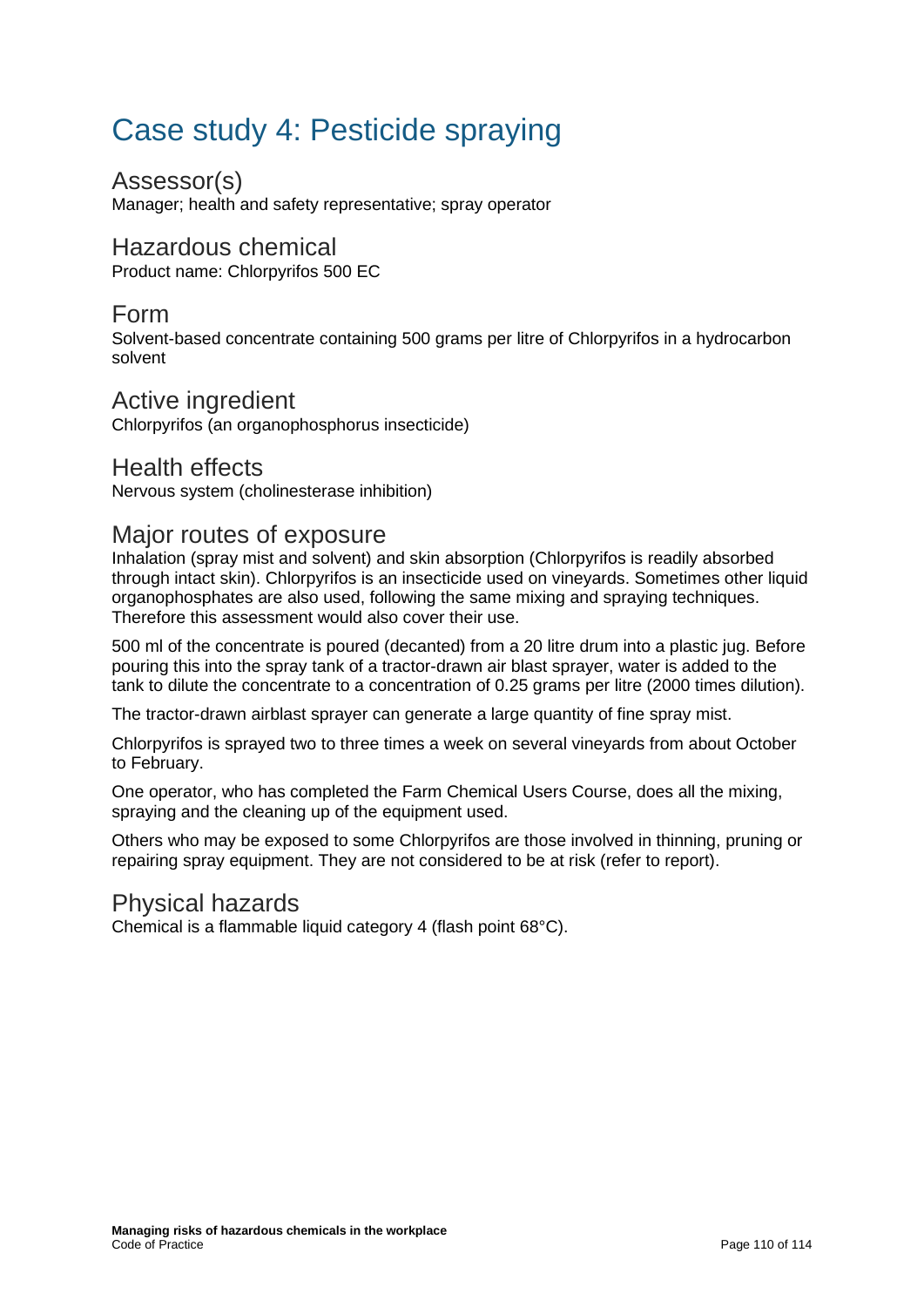# Case study 4: Pesticide spraying

## Assessor(s)

Manager; health and safety representative; spray operator

## Hazardous chemical

Product name: Chlorpyrifos 500 EC

## Form

Solvent-based concentrate containing 500 grams per litre of Chlorpyrifos in a hydrocarbon solvent

## Active ingredient

Chlorpyrifos (an organophosphorus insecticide)

## Health effects

Nervous system (cholinesterase inhibition)

## Major routes of exposure

Inhalation (spray mist and solvent) and skin absorption (Chlorpyrifos is readily absorbed through intact skin). Chlorpyrifos is an insecticide used on vineyards. Sometimes other liquid organophosphates are also used, following the same mixing and spraying techniques. Therefore this assessment would also cover their use.

500 ml of the concentrate is poured (decanted) from a 20 litre drum into a plastic jug. Before pouring this into the spray tank of a tractor-drawn air blast sprayer, water is added to the tank to dilute the concentrate to a concentration of 0.25 grams per litre (2000 times dilution).

The tractor-drawn airblast sprayer can generate a large quantity of fine spray mist.

Chlorpyrifos is sprayed two to three times a week on several vineyards from about October to February.

One operator, who has completed the Farm Chemical Users Course, does all the mixing, spraying and the cleaning up of the equipment used.

Others who may be exposed to some Chlorpyrifos are those involved in thinning, pruning or repairing spray equipment. They are not considered to be at risk (refer to report).

## Physical hazards

Chemical is a flammable liquid category 4 (flash point 68°C).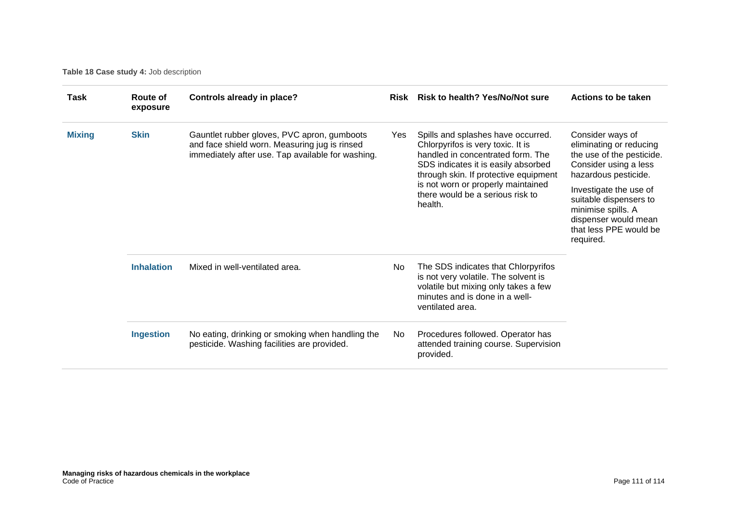**Table 18 Case study 4:** Job description

| Task | Route of exposure | Controls already in place? | Risk | Risk to health? Yes/No/Not sure | Actions to be taken |
|---|---|---|---|---|---|
| **Mixing** | **Skin** | Gauntlet rubber gloves, PVC apron, gumboots and face shield worn. Measuring jug is rinsed immediately after use. Tap available for washing. | Yes | Spills and splashes have occurred. Chlorpyrifos is very toxic. It is handled in concentrated form. The SDS indicates it is easily absorbed through skin. If protective equipment is not worn or properly maintained there would be a serious risk to health. | Consider ways of eliminating or reducing the use of the pesticide. Consider using a less hazardous pesticide. Investigate the use of suitable dispensers to minimise spills. A dispenser would mean that less PPE would be required. |
| | **Inhalation** | Mixed in well-ventilated area. | No | The SDS indicates that Chlorpyrifos is not very volatile. The solvent is volatile but mixing only takes a few minutes and is done in a well-ventilated area. | |
| | **Ingestion** | No eating, drinking or smoking when handling the pesticide. Washing facilities are provided. | No | Procedures followed. Operator has attended training course. Supervision provided. | |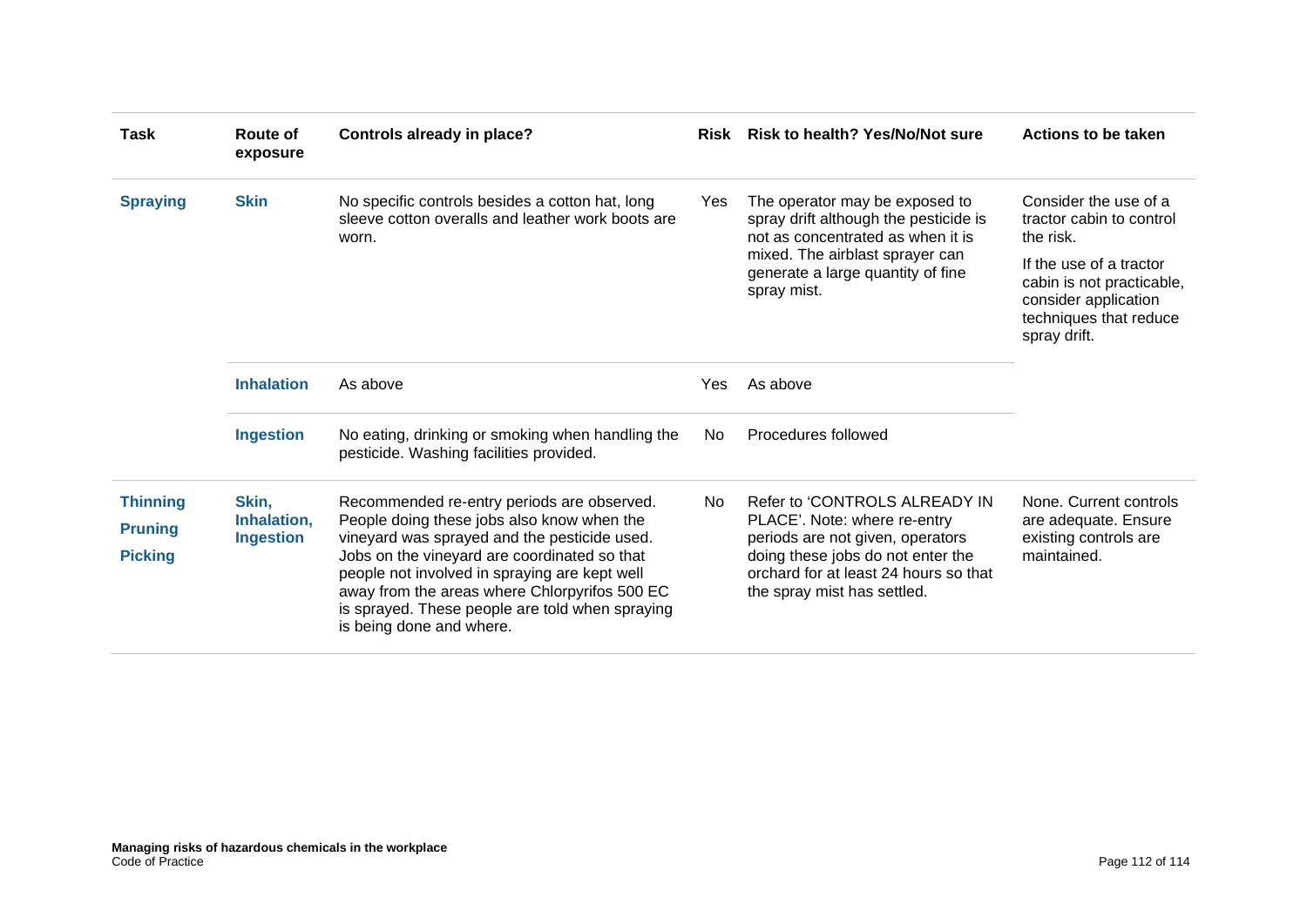| Task | Route of exposure | Controls already in place? | Risk | Risk to health? Yes/No/Not sure | Actions to be taken |
|---|---|---|---|---|---|
| **Spraying** | **Skin** | No specific controls besides a cotton hat, long sleeve cotton overalls and leather work boots are worn. | Yes | The operator may be exposed to spray drift although the pesticide is not as concentrated as when it is mixed. The airblast sprayer can generate a large quantity of fine spray mist. | Consider the use of a tractor cabin to control the risk. If the use of a tractor cabin is not practicable, consider application techniques that reduce spray drift. |
| | **Inhalation** | As above | Yes | As above | |
| | **Ingestion** | No eating, drinking or smoking when handling the pesticide. Washing facilities provided. | No | Procedures followed | |
| **Thinning** **Pruning** **Picking** | **Skin, Inhalation, Ingestion** | Recommended re-entry periods are observed. People doing these jobs also know when the vineyard was sprayed and the pesticide used. Jobs on the vineyard are coordinated so that people not involved in spraying are kept well away from the areas where Chlorpyrifos 500 EC is sprayed. These people are told when spraying is being done and where. | No | Refer to 'CONTROLS ALREADY IN PLACE'. Note: where re-entry periods are not given, operators doing these jobs do not enter the orchard for at least 24 hours so that the spray mist has settled. | None. Current controls are adequate. Ensure existing controls are maintained. |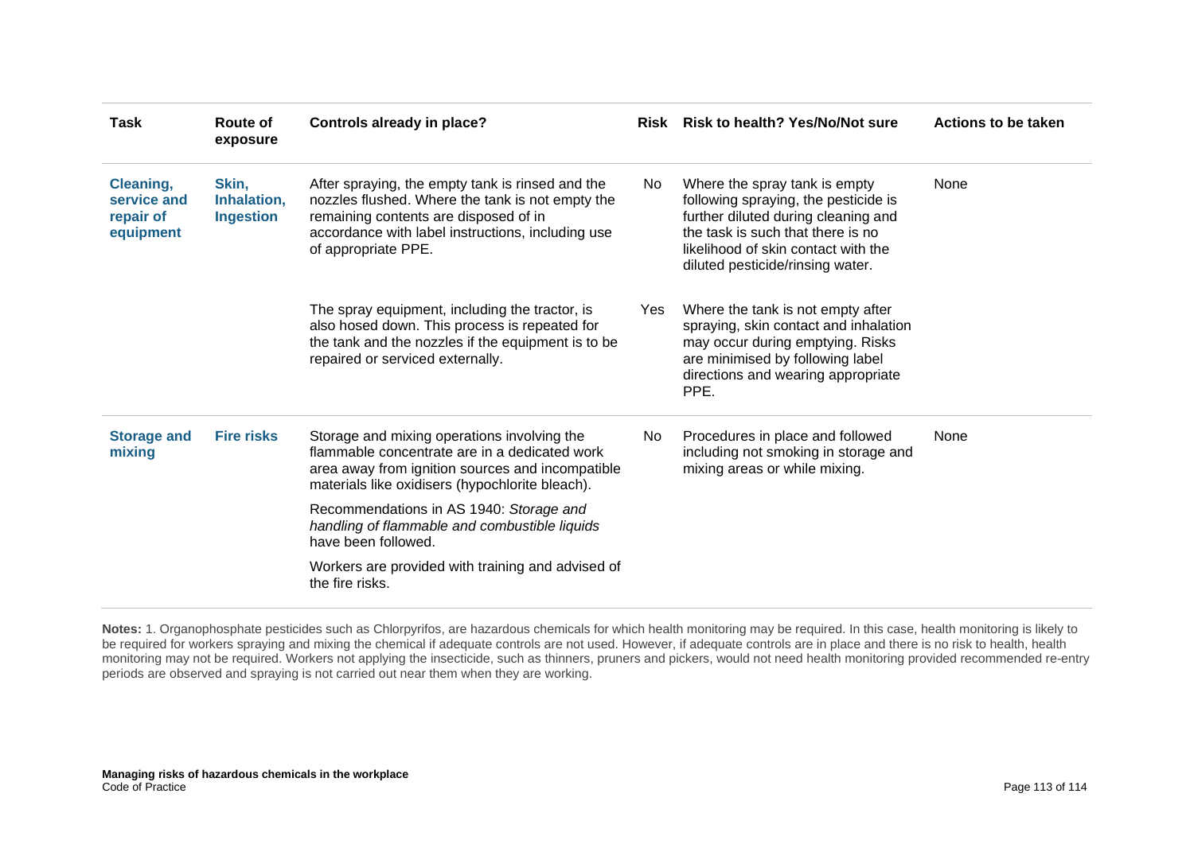| Task | Route of exposure | Controls already in place? | Risk | Risk to health? Yes/No/Not sure | Actions to be taken |
|---|---|---|---|---|---|
| **Cleaning, service and repair of equipment** | **Skin, Inhalation, Ingestion** | After spraying, the empty tank is rinsed and the nozzles flushed. Where the tank is not empty the remaining contents are disposed of in accordance with label instructions, including use of appropriate PPE. | No | Where the spray tank is empty following spraying, the pesticide is further diluted during cleaning and the task is such that there is no likelihood of skin contact with the diluted pesticide/rinsing water. | None |
| | | The spray equipment, including the tractor, is also hosed down. This process is repeated for the tank and the nozzles if the equipment is to be repaired or serviced externally. | Yes | Where the tank is not empty after spraying, skin contact and inhalation may occur during emptying. Risks are minimised by following label directions and wearing appropriate PPE. | |
| **Storage and mixing** | **Fire risks** | Storage and mixing operations involving the flammable concentrate are in a dedicated work area away from ignition sources and incompatible materials like oxidisers (hypochlorite bleach).<br><br>Recommendations in AS 1940: *Storage and handling of flammable and combustible liquids* have been followed.<br><br>Workers are provided with training and advised of the fire risks. | No | Procedures in place and followed including not smoking in storage and mixing areas or while mixing. | None |

**Notes:** 1. Organophosphate pesticides such as Chlorpyrifos, are hazardous chemicals for which health monitoring may be required. In this case, health monitoring is likely to be required for workers spraying and mixing the chemical if adequate controls are not used. However, if adequate controls are in place and there is no risk to health, health monitoring may not be required. Workers not applying the insecticide, such as thinners, pruners and pickers, would not need health monitoring provided recommended re-entry periods are observed and spraying is not carried out near them when they are working.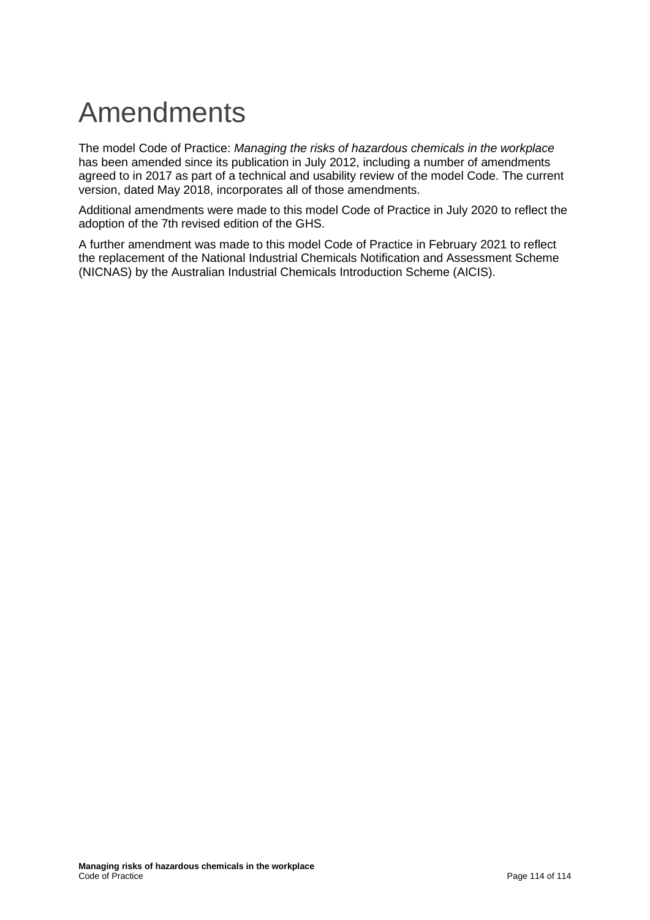# Amendments

The model Code of Practice: *Managing the risks of hazardous chemicals in the workplace* has been amended since its publication in July 2012, including a number of amendments agreed to in 2017 as part of a technical and usability review of the model Code. The current version, dated May 2018, incorporates all of those amendments.

Additional amendments were made to this model Code of Practice in July 2020 to reflect the adoption of the 7th revised edition of the GHS.

A further amendment was made to this model Code of Practice in February 2021 to reflect the replacement of the National Industrial Chemicals Notification and Assessment Scheme (NICNAS) by the Australian Industrial Chemicals Introduction Scheme (AICIS).